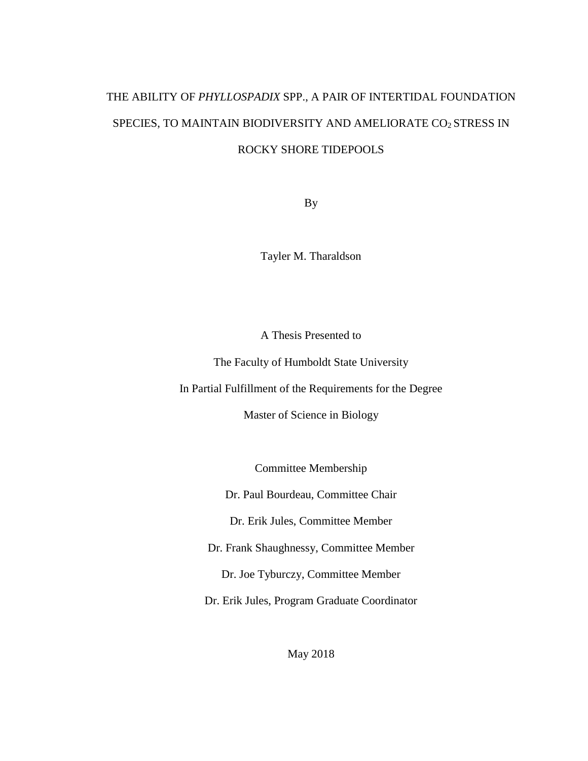# THE ABILITY OF *PHYLLOSPADIX* SPP., A PAIR OF INTERTIDAL FOUNDATION SPECIES, TO MAINTAIN BIODIVERSITY AND AMELIORATE $CO_2$ STRESS IN ROCKY SHORE TIDEPOOLS

By

Tayler M. Tharaldson

A Thesis Presented to

The Faculty of Humboldt State University

In Partial Fulfillment of the Requirements for the Degree

Master of Science in Biology

Committee Membership

Dr. Paul Bourdeau, Committee Chair

Dr. Erik Jules, Committee Member

Dr. Frank Shaughnessy, Committee Member

Dr. Joe Tyburczy, Committee Member

Dr. Erik Jules, Program Graduate Coordinator

May 2018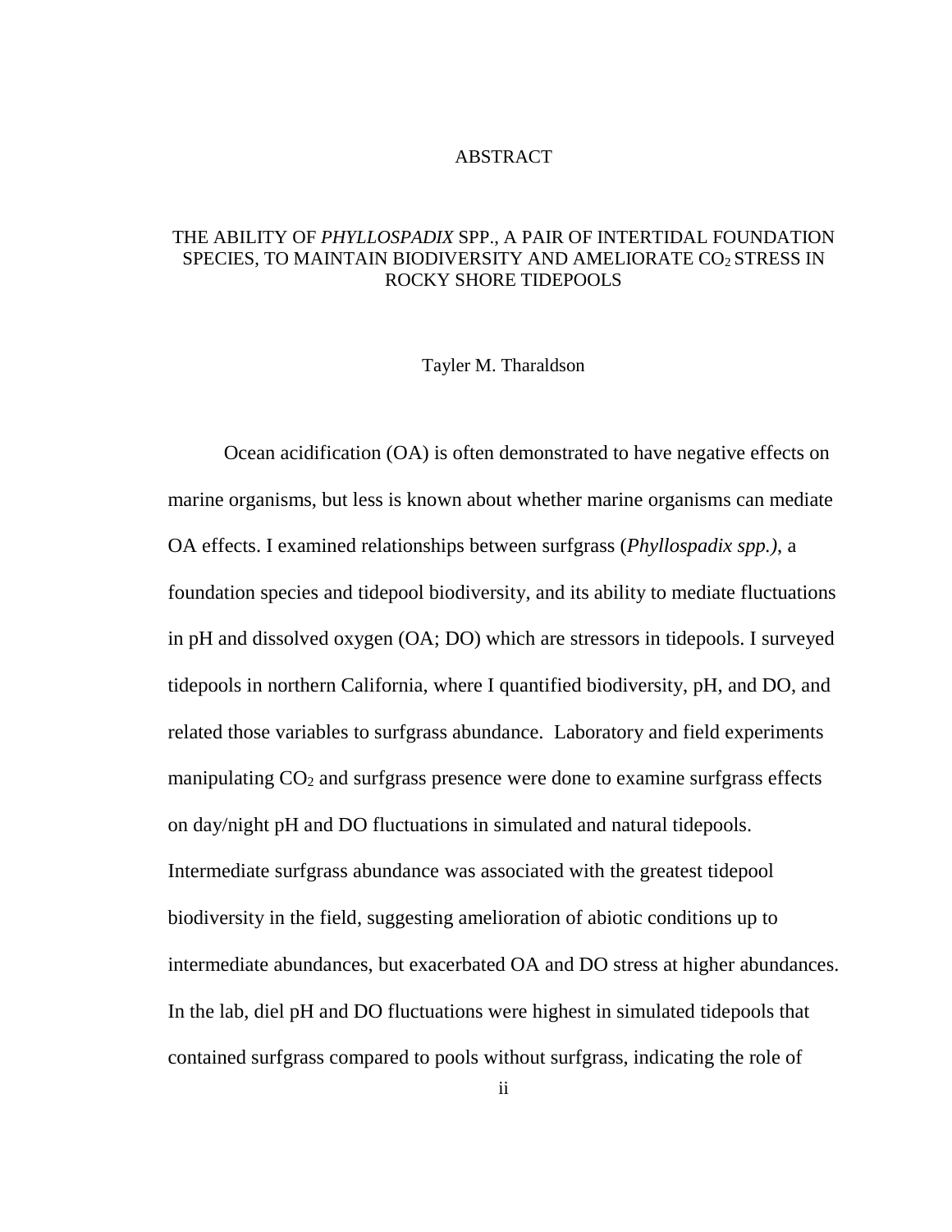# ABSTRACT

## THE ABILITY OF *PHYLLOSPADIX* SPP., A PAIR OF INTERTIDAL FOUNDATION SPECIES, TO MAINTAIN BIODIVERSITY AND AMELIORATE $CO_2$ STRESS IN ROCKY SHORE TIDEPOOLS

Tayler M. Tharaldson

Ocean acidification (OA) is often demonstrated to have negative effects on marine organisms, but less is known about whether marine organisms can mediate OA effects. I examined relationships between surfgrass (*Phyllospadix spp.)*, a foundation species and tidepool biodiversity, and its ability to mediate fluctuations in pH and dissolved oxygen (OA; DO) which are stressors in tidepools. I surveyed tidepools in northern California, where I quantified biodiversity, pH, and DO, and related those variables to surfgrass abundance. Laboratory and field experiments manipulating $CO_2$ and surfgrass presence were done to examine surfgrass effects on day/night pH and DO fluctuations in simulated and natural tidepools. Intermediate surfgrass abundance was associated with the greatest tidepool biodiversity in the field, suggesting amelioration of abiotic conditions up to intermediate abundances, but exacerbated OA and DO stress at higher abundances. In the lab, diel pH and DO fluctuations were highest in simulated tidepools that contained surfgrass compared to pools without surfgrass, indicating the role of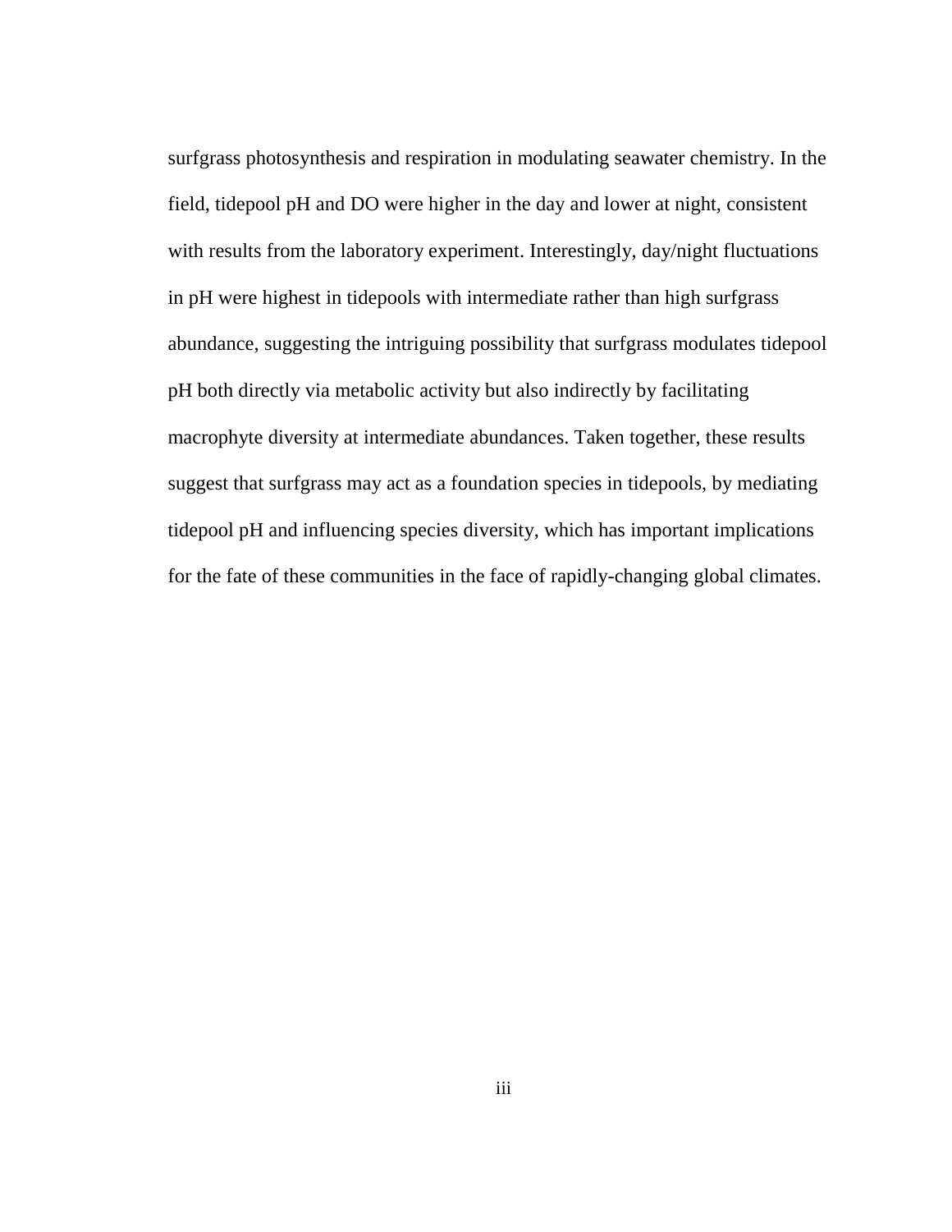surfgrass photosynthesis and respiration in modulating seawater chemistry. In the field, tidepool pH and DO were higher in the day and lower at night, consistent with results from the laboratory experiment. Interestingly, day/night fluctuations in pH were highest in tidepools with intermediate rather than high surfgrass abundance, suggesting the intriguing possibility that surfgrass modulates tidepool pH both directly via metabolic activity but also indirectly by facilitating macrophyte diversity at intermediate abundances. Taken together, these results suggest that surfgrass may act as a foundation species in tidepools, by mediating tidepool pH and influencing species diversity, which has important implications for the fate of these communities in the face of rapidly-changing global climates.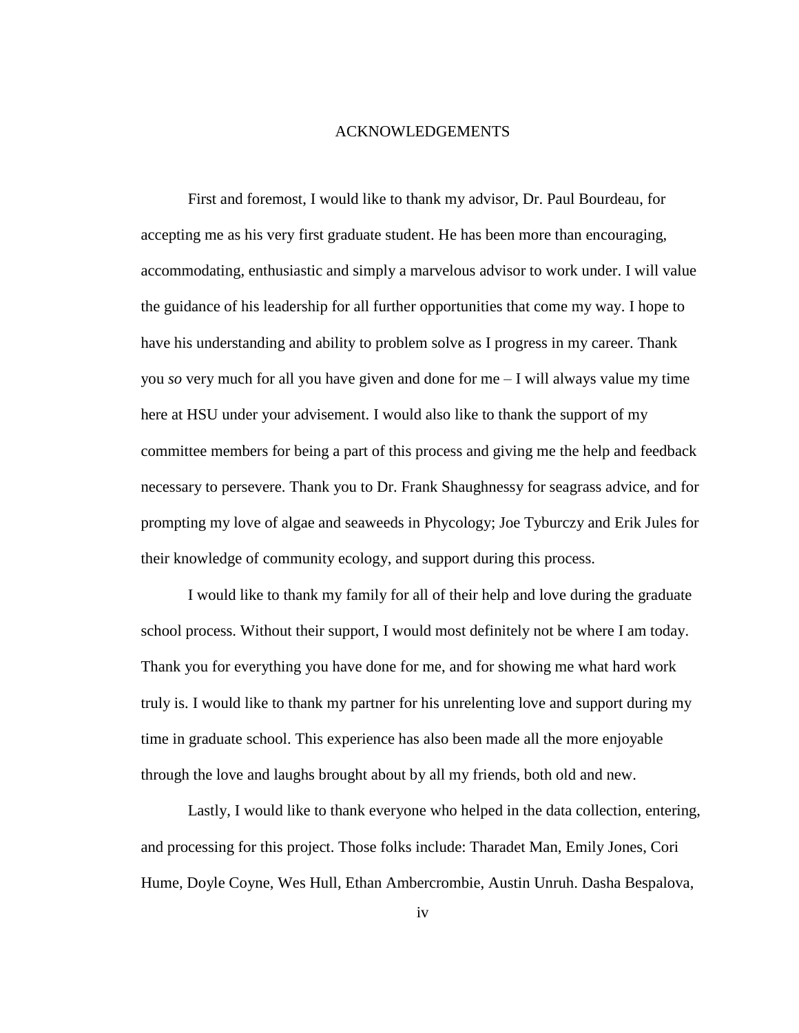# ACKNOWLEDGEMENTS

First and foremost, I would like to thank my advisor, Dr. Paul Bourdeau, for accepting me as his very first graduate student. He has been more than encouraging, accommodating, enthusiastic and simply a marvelous advisor to work under. I will value the guidance of his leadership for all further opportunities that come my way. I hope to have his understanding and ability to problem solve as I progress in my career. Thank you *so* very much for all you have given and done for me – I will always value my time here at HSU under your advisement. I would also like to thank the support of my committee members for being a part of this process and giving me the help and feedback necessary to persevere. Thank you to Dr. Frank Shaughnessy for seagrass advice, and for prompting my love of algae and seaweeds in Phycology; Joe Tyburczy and Erik Jules for their knowledge of community ecology, and support during this process.

I would like to thank my family for all of their help and love during the graduate school process. Without their support, I would most definitely not be where I am today. Thank you for everything you have done for me, and for showing me what hard work truly is. I would like to thank my partner for his unrelenting love and support during my time in graduate school. This experience has also been made all the more enjoyable through the love and laughs brought about by all my friends, both old and new.

Lastly, I would like to thank everyone who helped in the data collection, entering, and processing for this project. Those folks include: Tharadet Man, Emily Jones, Cori Hume, Doyle Coyne, Wes Hull, Ethan Ambercrombie, Austin Unruh. Dasha Bespalova,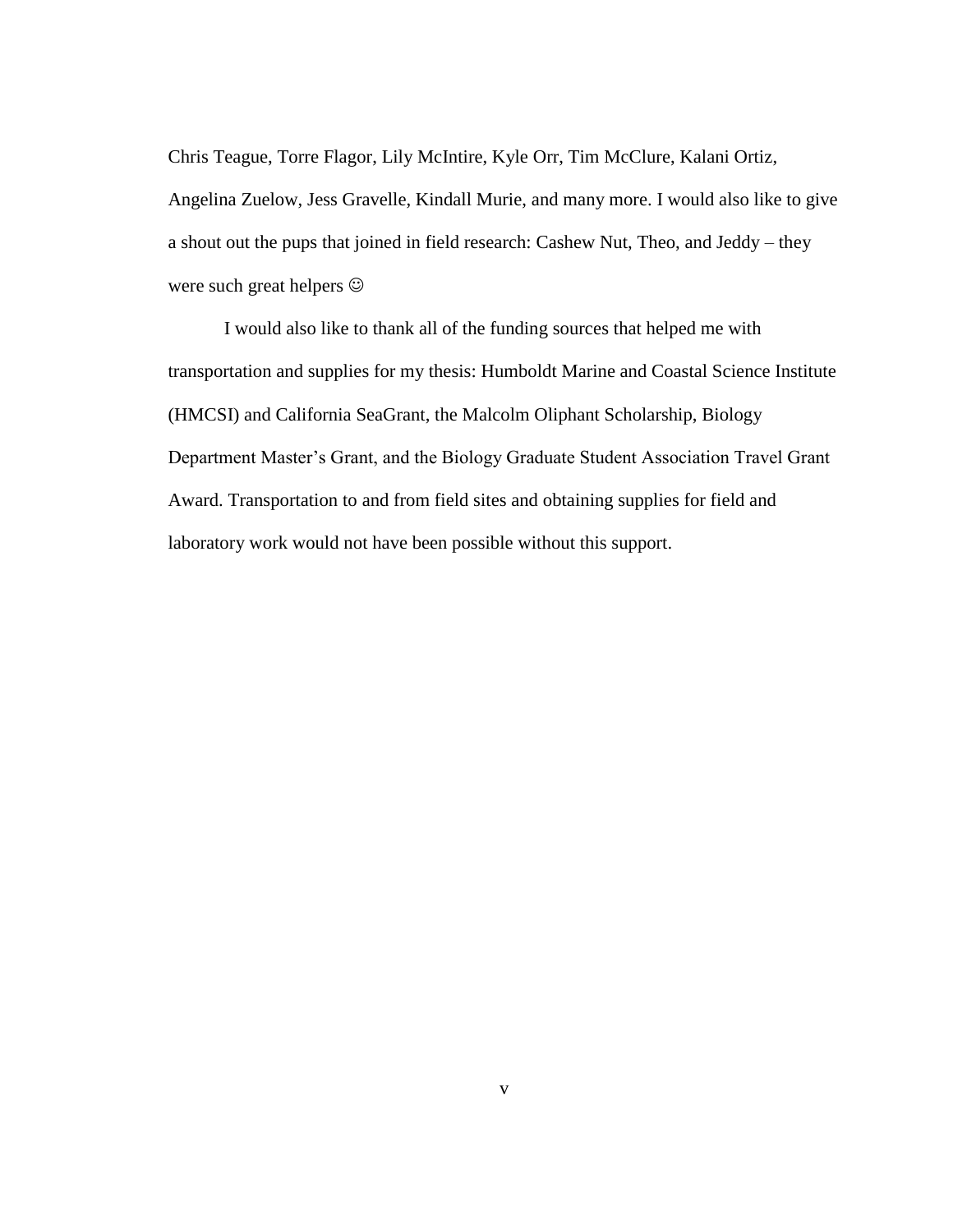Chris Teague, Torre Flagor, Lily McIntire, Kyle Orr, Tim McClure, Kalani Ortiz, Angelina Zuelow, Jess Gravelle, Kindall Murie, and many more. I would also like to give a shout out the pups that joined in field research: Cashew Nut, Theo, and Jeddy – they were such great helpers ☺

I would also like to thank all of the funding sources that helped me with transportation and supplies for my thesis: Humboldt Marine and Coastal Science Institute (HMCSI) and California SeaGrant, the Malcolm Oliphant Scholarship, Biology Department Master's Grant, and the Biology Graduate Student Association Travel Grant Award. Transportation to and from field sites and obtaining supplies for field and laboratory work would not have been possible without this support.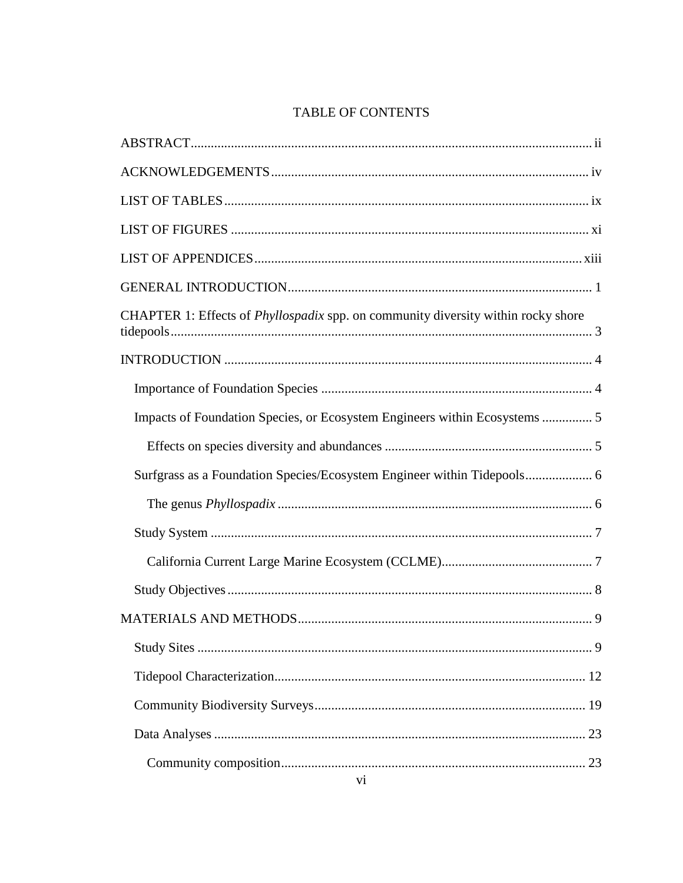# TABLE OF CONTENTS

ABSTRACT .... ii

ACKNOWLEDGEMENTS .... iv

LIST OF TABLES .... ix

LIST OF FIGURES .... xi

LIST OF APPENDICES .... xiii

GENERAL INTRODUCTION .... 1

CHAPTER 1: Effects of *Phyllospadix* spp. on community diversity within rocky shore tidepools .... 3

INTRODUCTION .... 4

- Importance of Foundation Species .... 4
- Impacts of Foundation Species, or Ecosystem Engineers within Ecosystems .... 5
  - Effects on species diversity and abundances .... 5
- Surfgrass as a Foundation Species/Ecosystem Engineer within Tidepools .... 6
  - The genus *Phyllospadix* .... 6
- Study System .... 7
  - California Current Large Marine Ecosystem (CCLME) .... 7
- Study Objectives .... 8

MATERIALS AND METHODS .... 9

- Study Sites .... 9
- Tidepool Characterization .... 12
- Community Biodiversity Surveys .... 19
- Data Analyses .... 23
  - Community composition .... 23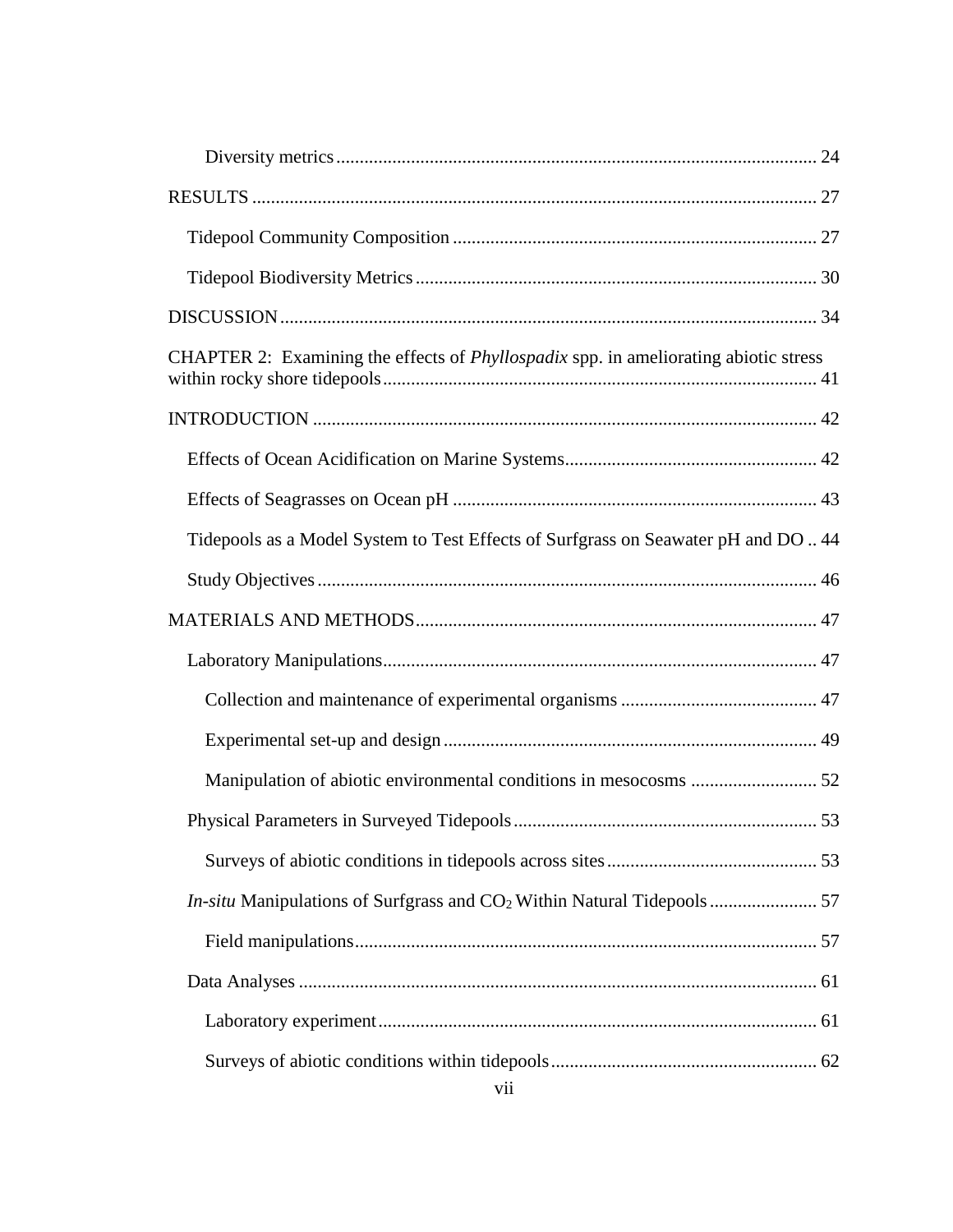Diversity metrics ........................................................................................ 24

RESULTS ........................................................................................................ 27

Tidepool Community Composition ............................................................... 27

Tidepool Biodiversity Metrics ...................................................................... 30

DISCUSSION .................................................................................................. 34

CHAPTER 2: Examining the effects of *Phyllospadix* spp. in ameliorating abiotic stress within rocky shore tidepools ............................................................................................ 41

INTRODUCTION ........................................................................................... 42

Effects of Ocean Acidification on Marine Systems ...................................................... 42

Effects of Seagrasses on Ocean pH ............................................................................. 43

Tidepools as a Model System to Test Effects of Surfgrass on Seawater pH and DO .. 44

Study Objectives .......................................................................................... 46

MATERIALS AND METHODS ..................................................................... 47

Laboratory Manipulations ............................................................................ 47

Collection and maintenance of experimental organisms .......................................... 47

Experimental set-up and design ............................................................................... 49

Manipulation of abiotic environmental conditions in mesocosms ........................... 52

Physical Parameters in Surveyed Tidepools ................................................................ 53

Surveys of abiotic conditions in tidepools across sites ............................................. 53

*In-situ* Manipulations of Surfgrass and $CO_2$ Within Natural Tidepools ....................... 57

Field manipulations .................................................................................. 57

Data Analyses ............................................................................................. 61

Laboratory experiment ............................................................................. 61

Surveys of abiotic conditions within tidepools ......................................................... 62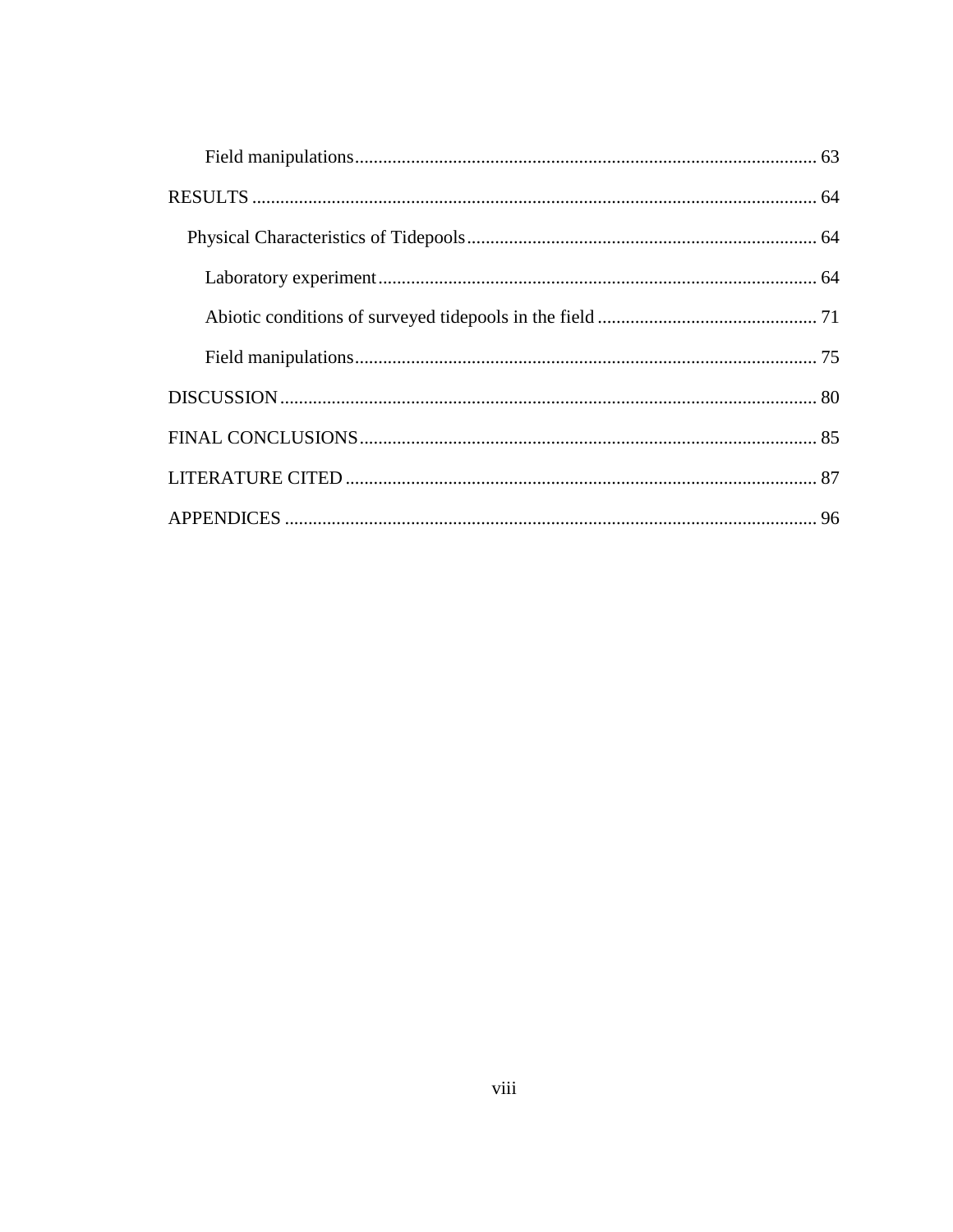Field manipulations .................................................................................................. 63

RESULTS ........................................................................................................................ 64

Physical Characteristics of Tidepools .......................................................................... 64

Laboratory experiment ............................................................................................. 64

Abiotic conditions of surveyed tidepools in the field ............................................... 71

Field manipulations .................................................................................................. 75

DISCUSSION .................................................................................................................. 80

FINAL CONCLUSIONS ................................................................................................. 85

LITERATURE CITED .................................................................................................... 87

APPENDICES ................................................................................................................. 96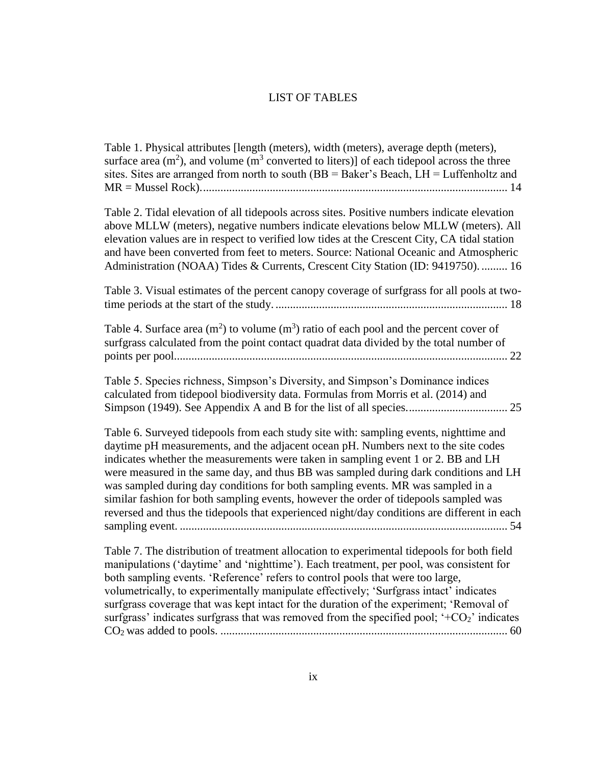# LIST OF TABLES

Table 1. Physical attributes [length (meters), width (meters), average depth (meters), surface area ($m^2$), and volume ($m^3$ converted to liters)] of each tidepool across the three sites. Sites are arranged from north to south (BB = Baker's Beach, LH = Luffenholtz and MR = Mussel Rock). .......... 14

Table 2. Tidal elevation of all tidepools across sites. Positive numbers indicate elevation above MLLW (meters), negative numbers indicate elevations below MLLW (meters). All elevation values are in respect to verified low tides at the Crescent City, CA tidal station and have been converted from feet to meters. Source: National Oceanic and Atmospheric Administration (NOAA) Tides & Currents, Crescent City Station (ID: 9419750). .......... 16

Table 3. Visual estimates of the percent canopy coverage of surfgrass for all pools at two-time periods at the start of the study. .......... 18

Table 4. Surface area ($m^2$) to volume ($m^3$) ratio of each pool and the percent cover of surfgrass calculated from the point contact quadrat data divided by the total number of points per pool. .......... 22

Table 5. Species richness, Simpson's Diversity, and Simpson's Dominance indices calculated from tidepool biodiversity data. Formulas from Morris et al. (2014) and Simpson (1949). See Appendix A and B for the list of all species. .......... 25

Table 6. Surveyed tidepools from each study site with: sampling events, nighttime and daytime pH measurements, and the adjacent ocean pH. Numbers next to the site codes indicates whether the measurements were taken in sampling event 1 or 2. BB and LH were measured in the same day, and thus BB was sampled during dark conditions and LH was sampled during day conditions for both sampling events. MR was sampled in a similar fashion for both sampling events, however the order of tidepools sampled was reversed and thus the tidepools that experienced night/day conditions are different in each sampling event. .......... 54

Table 7. The distribution of treatment allocation to experimental tidepools for both field manipulations ('daytime' and 'nighttime'). Each treatment, per pool, was consistent for both sampling events. 'Reference' refers to control pools that were too large, volumetrically, to experimentally manipulate effectively; 'Surfgrass intact' indicates surfgrass coverage that was kept intact for the duration of the experiment; 'Removal of surfgrass' indicates surfgrass that was removed from the specified pool; '+$CO_2$' indicates $CO_2$ was added to pools. .......... 60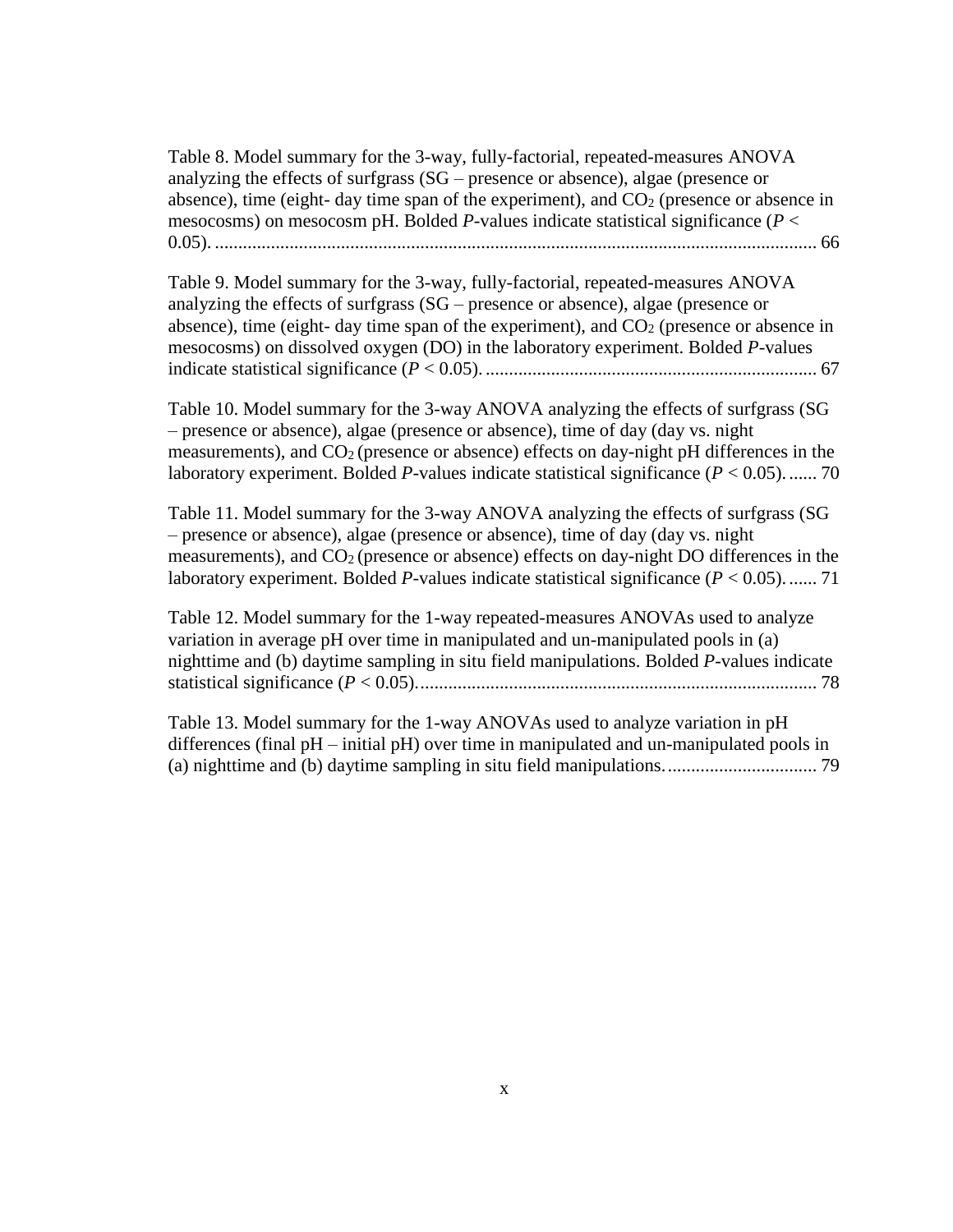Table 8. Model summary for the 3-way, fully-factorial, repeated-measures ANOVA analyzing the effects of surfgrass (SG – presence or absence), algae (presence or absence), time (eight- day time span of the experiment), and $CO_2$ (presence or absence in mesocosms) on mesocosm pH. Bolded *P*-values indicate statistical significance ($P < 0.05$). ................................................................................................................................ 66

Table 9. Model summary for the 3-way, fully-factorial, repeated-measures ANOVA analyzing the effects of surfgrass (SG – presence or absence), algae (presence or absence), time (eight- day time span of the experiment), and $CO_2$ (presence or absence in mesocosms) on dissolved oxygen (DO) in the laboratory experiment. Bolded *P*-values indicate statistical significance ($P < 0.05$). ...................................................................... 67

Table 10. Model summary for the 3-way ANOVA analyzing the effects of surfgrass (SG – presence or absence), algae (presence or absence), time of day (day vs. night measurements), and $CO_2$ (presence or absence) effects on day-night pH differences in the laboratory experiment. Bolded *P*-values indicate statistical significance ($P < 0.05$). ...... 70

Table 11. Model summary for the 3-way ANOVA analyzing the effects of surfgrass (SG – presence or absence), algae (presence or absence), time of day (day vs. night measurements), and $CO_2$ (presence or absence) effects on day-night DO differences in the laboratory experiment. Bolded *P*-values indicate statistical significance ($P < 0.05$). ...... 71

Table 12. Model summary for the 1-way repeated-measures ANOVAs used to analyze variation in average pH over time in manipulated and un-manipulated pools in (a) nighttime and (b) daytime sampling in situ field manipulations. Bolded *P*-values indicate statistical significance ($P < 0.05$). ..................................................................................... 78

Table 13. Model summary for the 1-way ANOVAs used to analyze variation in pH differences (final pH – initial pH) over time in manipulated and un-manipulated pools in (a) nighttime and (b) daytime sampling in situ field manipulations. ................................ 79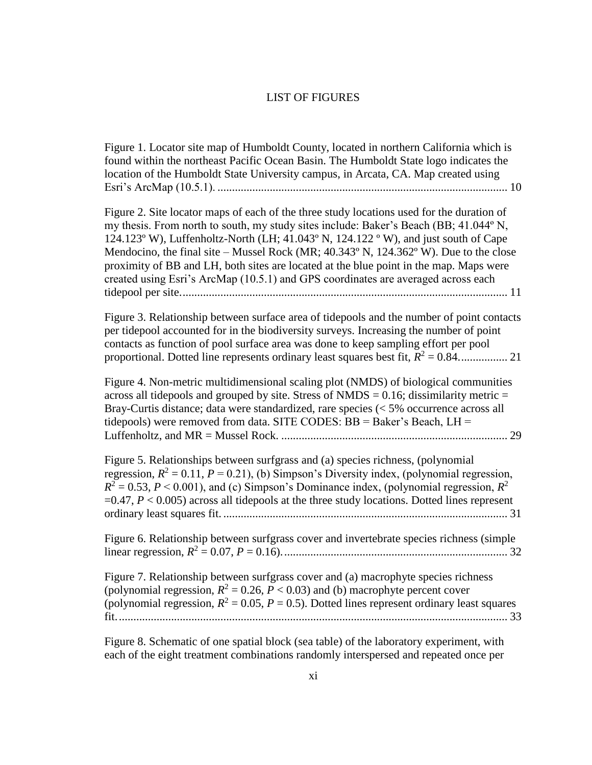# LIST OF FIGURES

Figure 1. Locator site map of Humboldt County, located in northern California which is found within the northeast Pacific Ocean Basin. The Humboldt State logo indicates the location of the Humboldt State University campus, in Arcata, CA. Map created using Esri's ArcMap (10.5.1). .................................................................................................... 10

Figure 2. Site locator maps of each of the three study locations used for the duration of my thesis. From north to south, my study sites include: Baker's Beach (BB; 41.044º N, 124.123º W), Luffenholtz-North (LH; 41.043º N, 124.122 º W), and just south of Cape Mendocino, the final site – Mussel Rock (MR; 40.343º N, 124.362º W). Due to the close proximity of BB and LH, both sites are located at the blue point in the map. Maps were created using Esri's ArcMap (10.5.1) and GPS coordinates are averaged across each tidepool per site. ................................................................................................................ 11

Figure 3. Relationship between surface area of tidepools and the number of point contacts per tidepool accounted for in the biodiversity surveys. Increasing the number of point contacts as function of pool surface area was done to keep sampling effort per pool proportional. Dotted line represents ordinary least squares best fit, $R^2 = 0.84$. ................ 21

Figure 4. Non-metric multidimensional scaling plot (NMDS) of biological communities across all tidepools and grouped by site. Stress of NMDS = 0.16; dissimilarity metric = Bray-Curtis distance; data were standardized, rare species (< 5% occurrence across all tidepools) were removed from data. SITE CODES: BB = Baker's Beach, LH = Luffenholtz, and MR = Mussel Rock. .............................................................................. 29

Figure 5. Relationships between surfgrass and (a) species richness, (polynomial regression, $R^2 = 0.11$, $P = 0.21$), (b) Simpson's Diversity index, (polynomial regression, $R^2 = 0.53$, $P < 0.001$), and (c) Simpson's Dominance index, (polynomial regression, $R^2 = 0.47$, $P < 0.005$) across all tidepools at the three study locations. Dotted lines represent ordinary least squares fit. .................................................................................................. 31

Figure 6. Relationship between surfgrass cover and invertebrate species richness (simple linear regression, $R^2 = 0.07$, $P = 0.16$). ............................................................................ 32

Figure 7. Relationship between surfgrass cover and (a) macrophyte species richness (polynomial regression, $R^2 = 0.26$, $P < 0.03$) and (b) macrophyte percent cover (polynomial regression, $R^2 = 0.05$, $P = 0.5$). Dotted lines represent ordinary least squares fit. ...................................................................................................................... 33

Figure 8. Schematic of one spatial block (sea table) of the laboratory experiment, with each of the eight treatment combinations randomly interspersed and repeated once per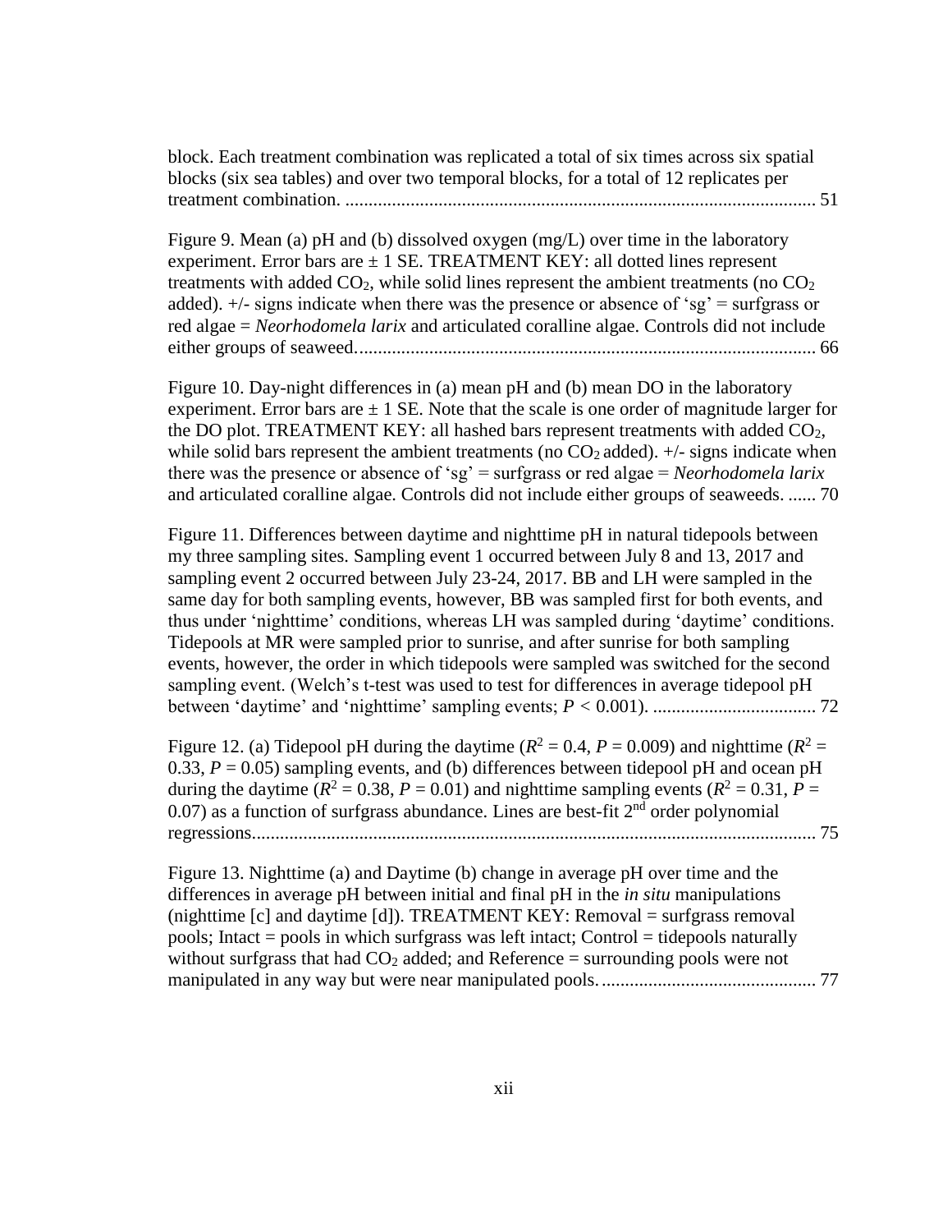block. Each treatment combination was replicated a total of six times across six spatial blocks (six sea tables) and over two temporal blocks, for a total of 12 replicates per treatment combination. ..................................................................................................... 51

Figure 9. Mean (a) pH and (b) dissolved oxygen (mg/L) over time in the laboratory experiment. Error bars are ± 1 SE. TREATMENT KEY: all dotted lines represent treatments with added $CO_2$, while solid lines represent the ambient treatments (no $CO_2$ added). +/- signs indicate when there was the presence or absence of 'sg' = surfgrass or red algae = *Neorhodomela larix* and articulated coralline algae. Controls did not include either groups of seaweed.................................................................................................. 66

Figure 10. Day-night differences in (a) mean pH and (b) mean DO in the laboratory experiment. Error bars are ± 1 SE. Note that the scale is one order of magnitude larger for the DO plot. TREATMENT KEY: all hashed bars represent treatments with added $CO_2$, while solid bars represent the ambient treatments (no $CO_2$ added). +/- signs indicate when there was the presence or absence of 'sg' = surfgrass or red algae = *Neorhodomela larix* and articulated coralline algae. Controls did not include either groups of seaweeds. ...... 70

Figure 11. Differences between daytime and nighttime pH in natural tidepools between my three sampling sites. Sampling event 1 occurred between July 8 and 13, 2017 and sampling event 2 occurred between July 23-24, 2017. BB and LH were sampled in the same day for both sampling events, however, BB was sampled first for both events, and thus under 'nighttime' conditions, whereas LH was sampled during 'daytime' conditions. Tidepools at MR were sampled prior to sunrise, and after sunrise for both sampling events, however, the order in which tidepools were sampled was switched for the second sampling event. (Welch's t-test was used to test for differences in average tidepool pH between 'daytime' and 'nighttime' sampling events; $P < 0.001$). .................................. 72

Figure 12. (a) Tidepool pH during the daytime ($R^2 = 0.4$, $P = 0.009$) and nighttime ($R^2 = 0.33$, $P = 0.05$) sampling events, and (b) differences between tidepool pH and ocean pH during the daytime ($R^2 = 0.38$, $P = 0.01$) and nighttime sampling events ($R^2 = 0.31$, $P = 0.07$) as a function of surfgrass abundance. Lines are best-fit 2$^{nd}$ order polynomial regressions......................................................................................................................... 75

Figure 13. Nighttime (a) and Daytime (b) change in average pH over time and the differences in average pH between initial and final pH in the *in situ* manipulations (nighttime [c] and daytime [d]). TREATMENT KEY: Removal = surfgrass removal pools; Intact = pools in which surfgrass was left intact; Control = tidepools naturally without surfgrass that had $CO_2$ added; and Reference = surrounding pools were not manipulated in any way but were near manipulated pools. ............................................. 77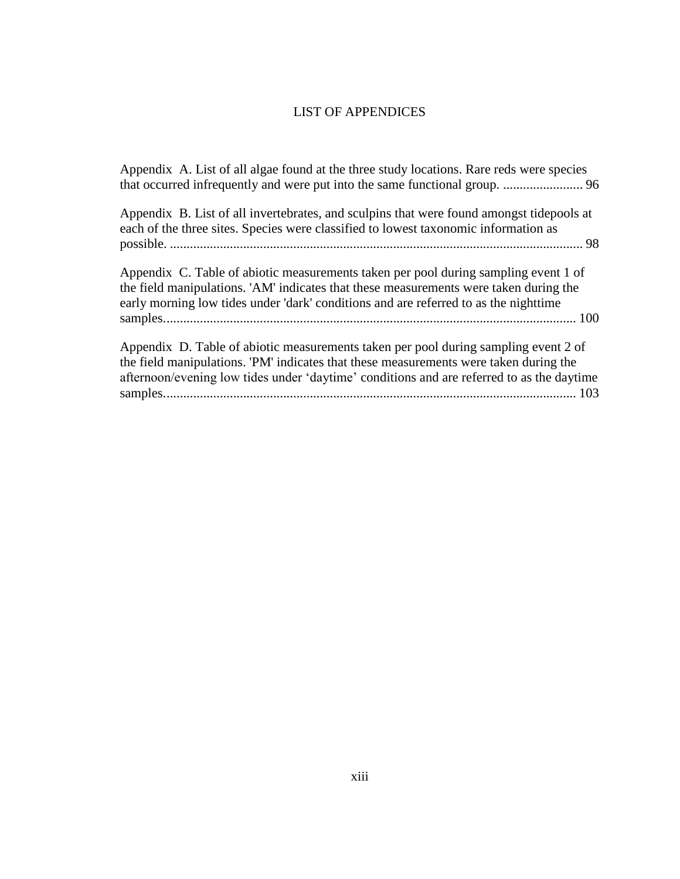# LIST OF APPENDICES

Appendix A. List of all algae found at the three study locations. Rare reds were species that occurred infrequently and were put into the same functional group. ........................ 96

Appendix B. List of all invertebrates, and sculpins that were found amongst tidepools at each of the three sites. Species were classified to lowest taxonomic information as possible. ........................................................................................................................ 98

Appendix C. Table of abiotic measurements taken per pool during sampling event 1 of the field manipulations. 'AM' indicates that these measurements were taken during the early morning low tides under 'dark' conditions and are referred to as the nighttime samples......................................................................................................................... 100

Appendix D. Table of abiotic measurements taken per pool during sampling event 2 of the field manipulations. 'PM' indicates that these measurements were taken during the afternoon/evening low tides under ‘daytime’ conditions and are referred to as the daytime samples......................................................................................................................... 103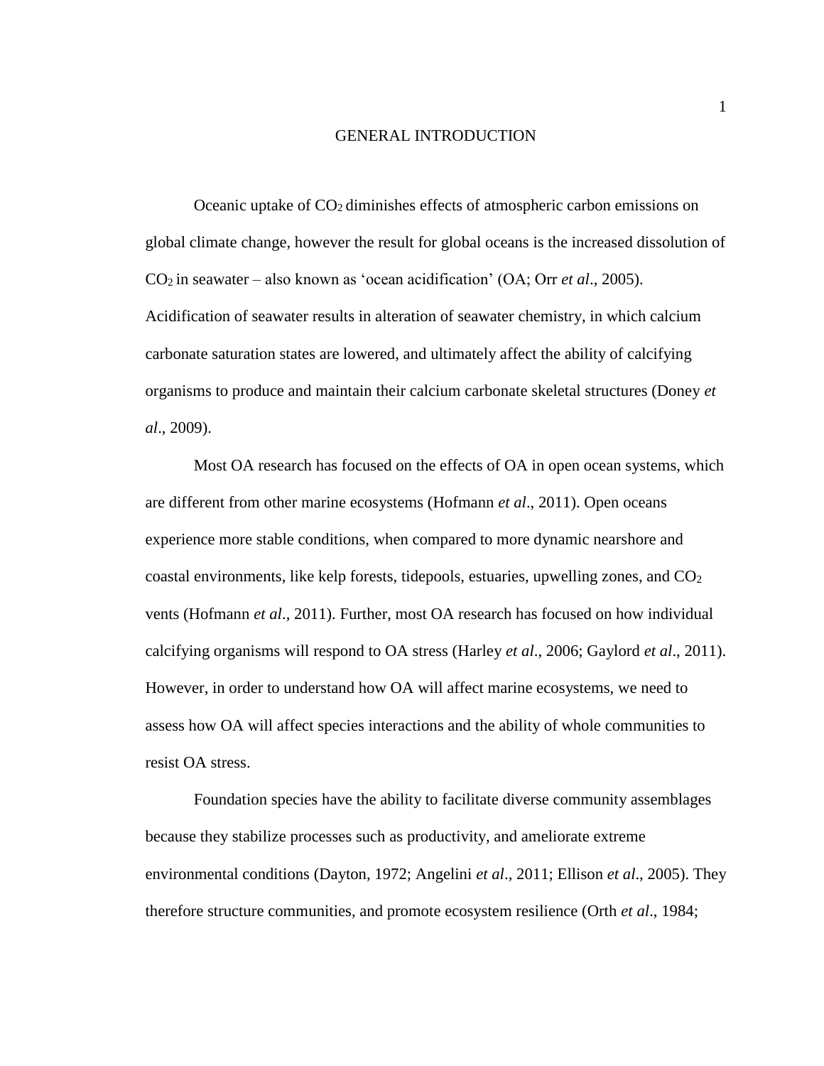# GENERAL INTRODUCTION

Oceanic uptake of $CO_2$ diminishes effects of atmospheric carbon emissions on global climate change, however the result for global oceans is the increased dissolution of $CO_2$ in seawater – also known as 'ocean acidification' (OA; Orr *et al*., 2005). Acidification of seawater results in alteration of seawater chemistry, in which calcium carbonate saturation states are lowered, and ultimately affect the ability of calcifying organisms to produce and maintain their calcium carbonate skeletal structures (Doney *et al*., 2009).

Most OA research has focused on the effects of OA in open ocean systems, which are different from other marine ecosystems (Hofmann *et al*., 2011). Open oceans experience more stable conditions, when compared to more dynamic nearshore and coastal environments, like kelp forests, tidepools, estuaries, upwelling zones, and $CO_2$ vents (Hofmann *et al*., 2011). Further, most OA research has focused on how individual calcifying organisms will respond to OA stress (Harley *et al*., 2006; Gaylord *et al*., 2011). However, in order to understand how OA will affect marine ecosystems, we need to assess how OA will affect species interactions and the ability of whole communities to resist OA stress.

Foundation species have the ability to facilitate diverse community assemblages because they stabilize processes such as productivity, and ameliorate extreme environmental conditions (Dayton, 1972; Angelini *et al*., 2011; Ellison *et al*., 2005). They therefore structure communities, and promote ecosystem resilience (Orth *et al*., 1984;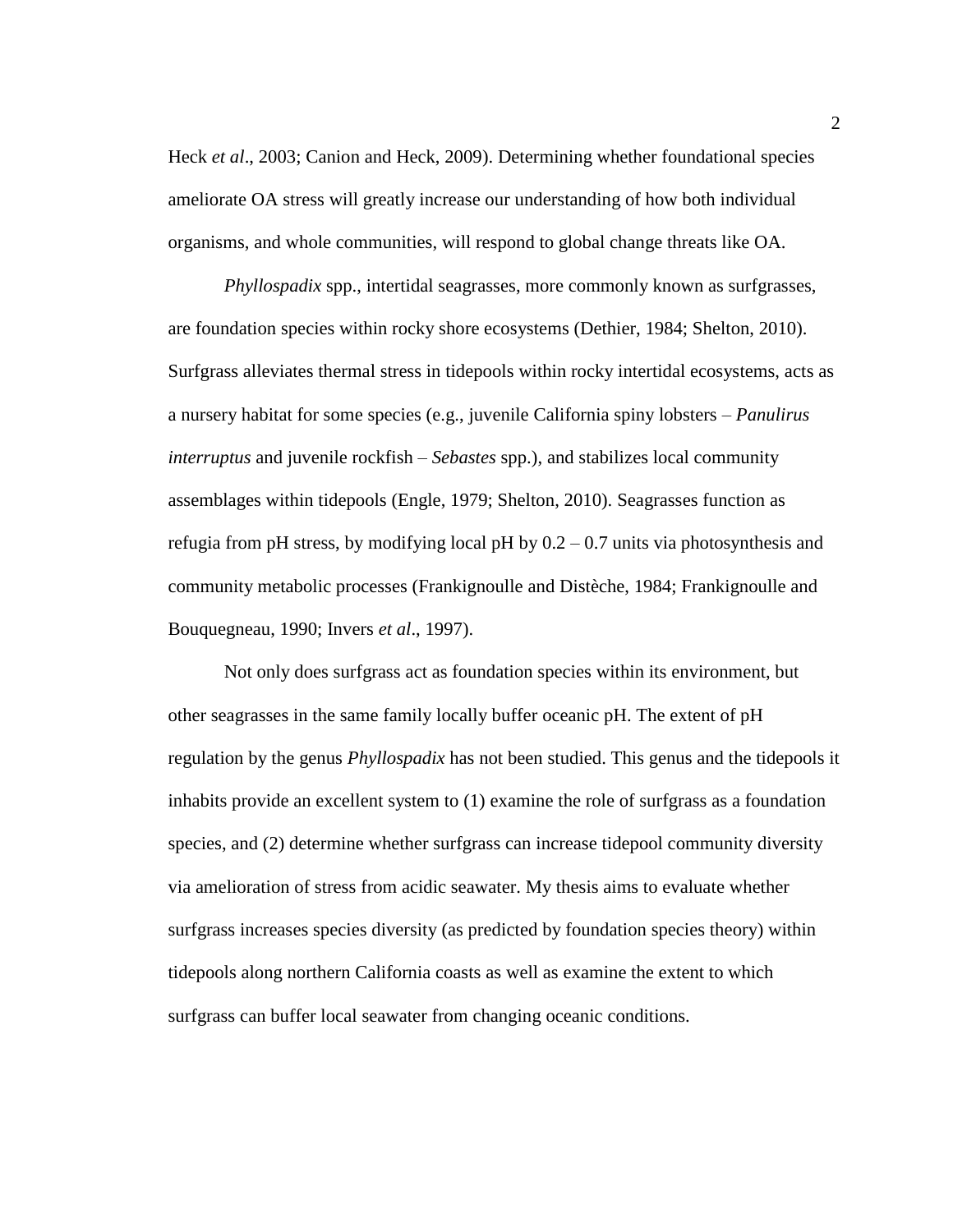Heck *et al*., 2003; Canion and Heck, 2009). Determining whether foundational species ameliorate OA stress will greatly increase our understanding of how both individual organisms, and whole communities, will respond to global change threats like OA.

*Phyllospadix* spp., intertidal seagrasses, more commonly known as surfgrasses, are foundation species within rocky shore ecosystems (Dethier, 1984; Shelton, 2010). Surfgrass alleviates thermal stress in tidepools within rocky intertidal ecosystems, acts as a nursery habitat for some species (e.g., juvenile California spiny lobsters – *Panulirus interruptus* and juvenile rockfish – *Sebastes* spp.), and stabilizes local community assemblages within tidepools (Engle, 1979; Shelton, 2010). Seagrasses function as refugia from pH stress, by modifying local pH by 0.2 – 0.7 units via photosynthesis and community metabolic processes (Frankignoulle and Distèche, 1984; Frankignoulle and Bouquegneau, 1990; Invers *et al*., 1997).

Not only does surfgrass act as foundation species within its environment, but other seagrasses in the same family locally buffer oceanic pH. The extent of pH regulation by the genus *Phyllospadix* has not been studied. This genus and the tidepools it inhabits provide an excellent system to (1) examine the role of surfgrass as a foundation species, and (2) determine whether surfgrass can increase tidepool community diversity via amelioration of stress from acidic seawater. My thesis aims to evaluate whether surfgrass increases species diversity (as predicted by foundation species theory) within tidepools along northern California coasts as well as examine the extent to which surfgrass can buffer local seawater from changing oceanic conditions.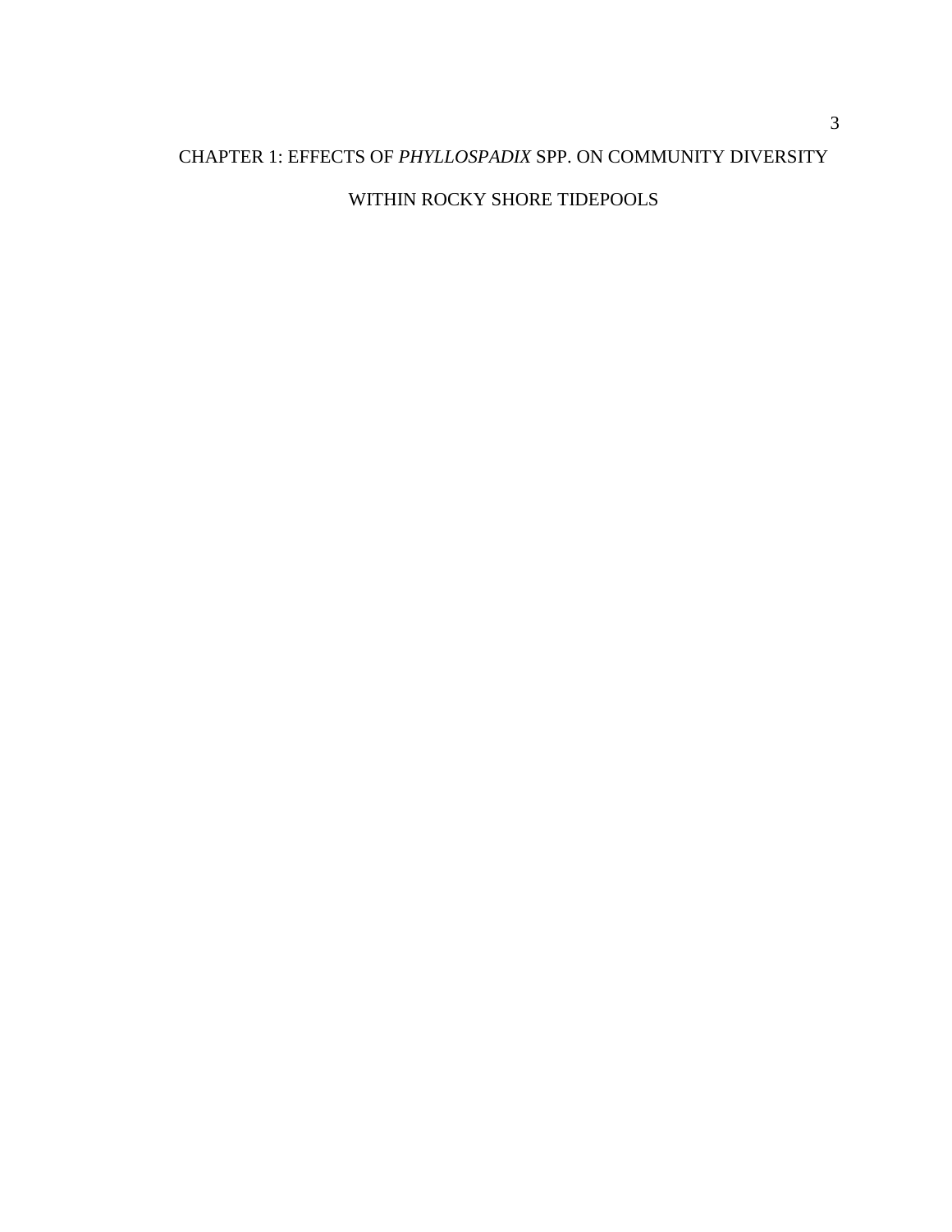# CHAPTER 1: EFFECTS OF *PHYLLOSPADIX* SPP. ON COMMUNITY DIVERSITY WITHIN ROCKY SHORE TIDEPOOLS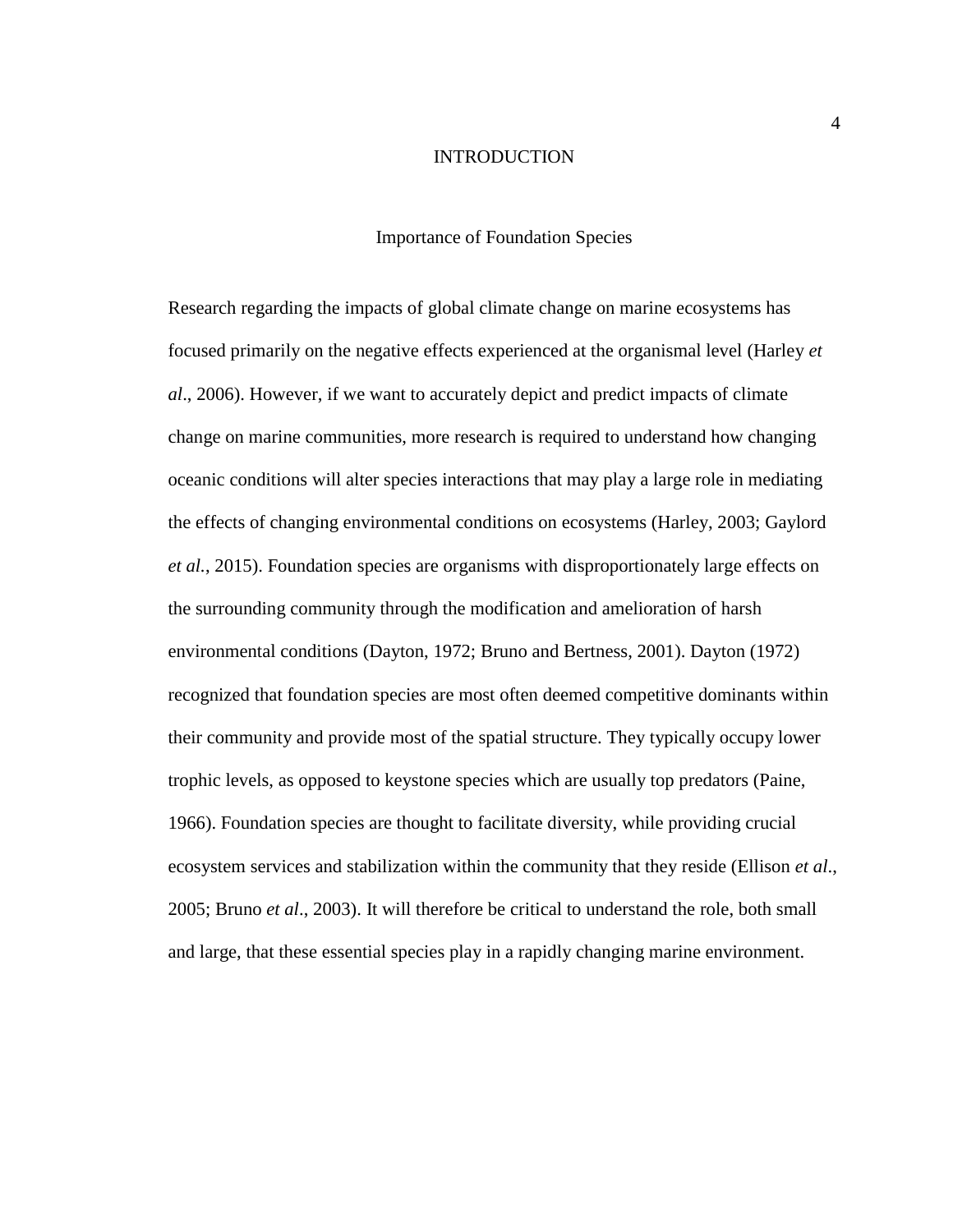# INTRODUCTION

## Importance of Foundation Species

Research regarding the impacts of global climate change on marine ecosystems has focused primarily on the negative effects experienced at the organismal level (Harley *et al*., 2006). However, if we want to accurately depict and predict impacts of climate change on marine communities, more research is required to understand how changing oceanic conditions will alter species interactions that may play a large role in mediating the effects of changing environmental conditions on ecosystems (Harley, 2003; Gaylord *et al.*, 2015). Foundation species are organisms with disproportionately large effects on the surrounding community through the modification and amelioration of harsh environmental conditions (Dayton, 1972; Bruno and Bertness, 2001). Dayton (1972) recognized that foundation species are most often deemed competitive dominants within their community and provide most of the spatial structure. They typically occupy lower trophic levels, as opposed to keystone species which are usually top predators (Paine, 1966). Foundation species are thought to facilitate diversity, while providing crucial ecosystem services and stabilization within the community that they reside (Ellison *et al*., 2005; Bruno *et al*., 2003). It will therefore be critical to understand the role, both small and large, that these essential species play in a rapidly changing marine environment.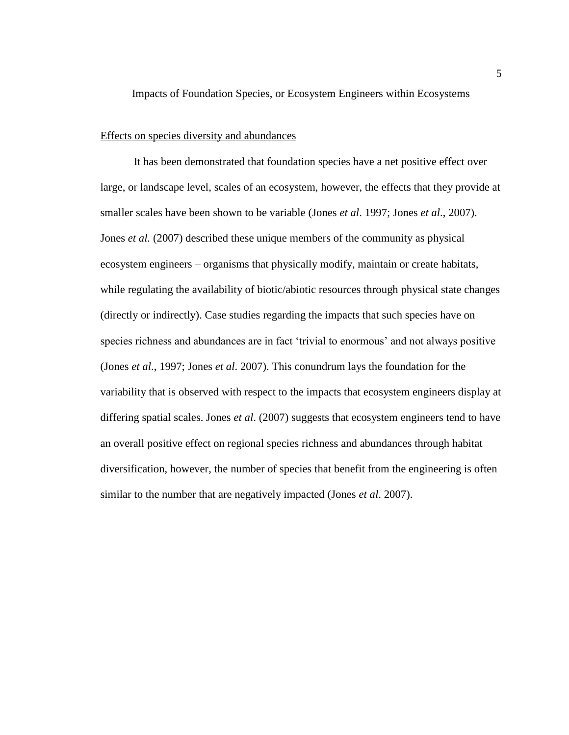# Impacts of Foundation Species, or Ecosystem Engineers within Ecosystems

## Effects on species diversity and abundances

It has been demonstrated that foundation species have a net positive effect over large, or landscape level, scales of an ecosystem, however, the effects that they provide at smaller scales have been shown to be variable (Jones *et al*. 1997; Jones *et al*., 2007). Jones *et al.* (2007) described these unique members of the community as physical ecosystem engineers – organisms that physically modify, maintain or create habitats, while regulating the availability of biotic/abiotic resources through physical state changes (directly or indirectly). Case studies regarding the impacts that such species have on species richness and abundances are in fact 'trivial to enormous' and not always positive (Jones *et al*., 1997; Jones *et al*. 2007). This conundrum lays the foundation for the variability that is observed with respect to the impacts that ecosystem engineers display at differing spatial scales. Jones *et al*. (2007) suggests that ecosystem engineers tend to have an overall positive effect on regional species richness and abundances through habitat diversification, however, the number of species that benefit from the engineering is often similar to the number that are negatively impacted (Jones *et al*. 2007).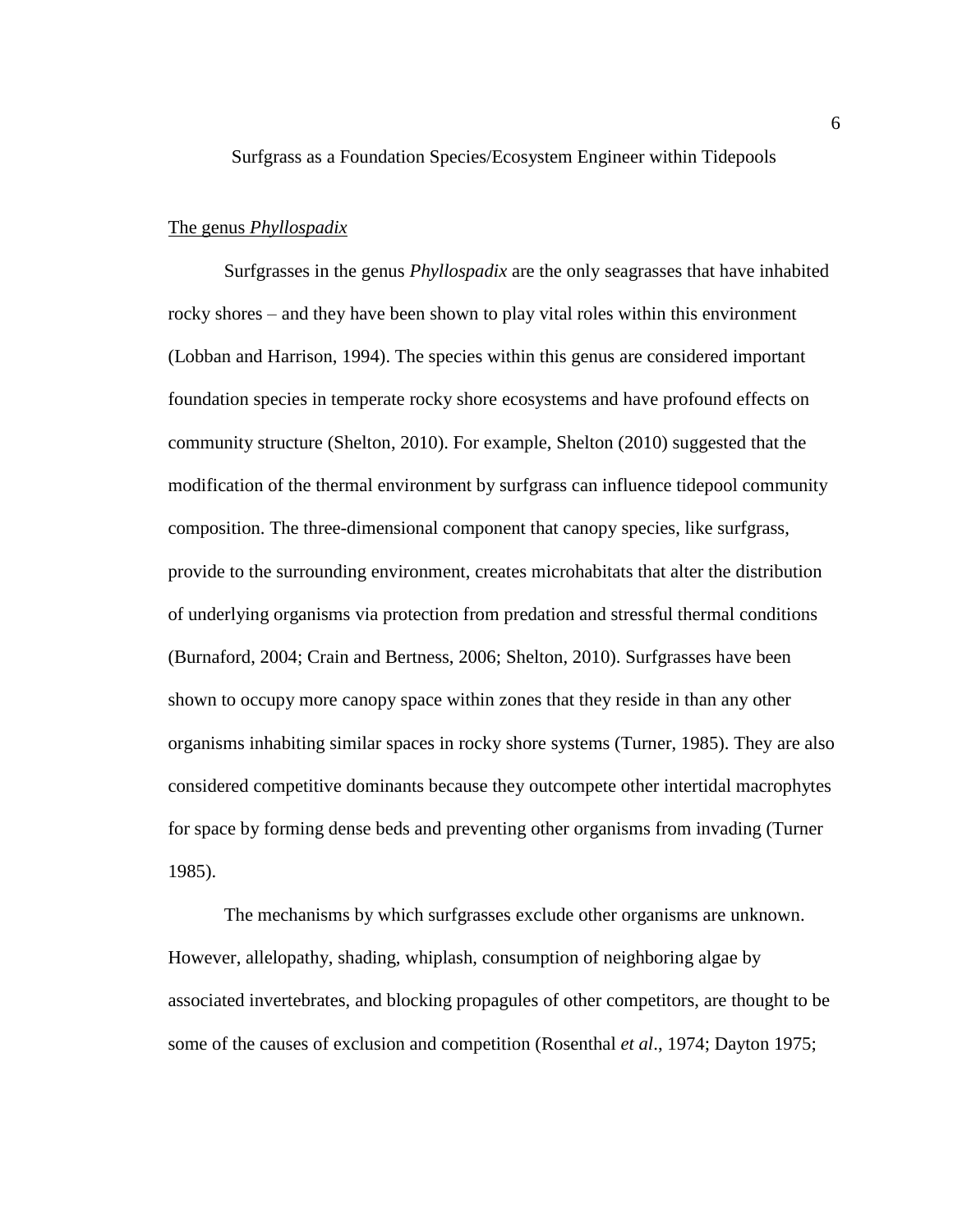## Surfgrass as a Foundation Species/Ecosystem Engineer within Tidepools

### The genus *Phyllospadix*

Surfgrasses in the genus *Phyllospadix* are the only seagrasses that have inhabited rocky shores – and they have been shown to play vital roles within this environment (Lobban and Harrison, 1994). The species within this genus are considered important foundation species in temperate rocky shore ecosystems and have profound effects on community structure (Shelton, 2010). For example, Shelton (2010) suggested that the modification of the thermal environment by surfgrass can influence tidepool community composition. The three-dimensional component that canopy species, like surfgrass, provide to the surrounding environment, creates microhabitats that alter the distribution of underlying organisms via protection from predation and stressful thermal conditions (Burnaford, 2004; Crain and Bertness, 2006; Shelton, 2010). Surfgrasses have been shown to occupy more canopy space within zones that they reside in than any other organisms inhabiting similar spaces in rocky shore systems (Turner, 1985). They are also considered competitive dominants because they outcompete other intertidal macrophytes for space by forming dense beds and preventing other organisms from invading (Turner 1985).

The mechanisms by which surfgrasses exclude other organisms are unknown. However, allelopathy, shading, whiplash, consumption of neighboring algae by associated invertebrates, and blocking propagules of other competitors, are thought to be some of the causes of exclusion and competition (Rosenthal *et al*., 1974; Dayton 1975;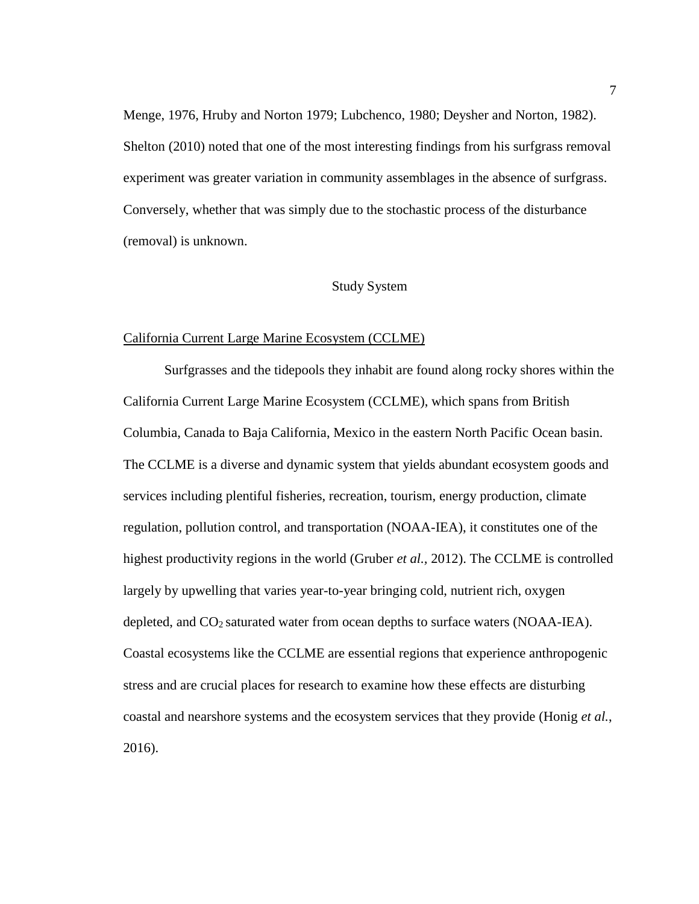Menge, 1976, Hruby and Norton 1979; Lubchenco, 1980; Deysher and Norton, 1982). Shelton (2010) noted that one of the most interesting findings from his surfgrass removal experiment was greater variation in community assemblages in the absence of surfgrass. Conversely, whether that was simply due to the stochastic process of the disturbance (removal) is unknown.

## Study System

### California Current Large Marine Ecosystem (CCLME)

Surfgrasses and the tidepools they inhabit are found along rocky shores within the California Current Large Marine Ecosystem (CCLME), which spans from British Columbia, Canada to Baja California, Mexico in the eastern North Pacific Ocean basin. The CCLME is a diverse and dynamic system that yields abundant ecosystem goods and services including plentiful fisheries, recreation, tourism, energy production, climate regulation, pollution control, and transportation (NOAA-IEA), it constitutes one of the highest productivity regions in the world (Gruber *et al.,* 2012). The CCLME is controlled largely by upwelling that varies year-to-year bringing cold, nutrient rich, oxygen depleted, and $CO_2$ saturated water from ocean depths to surface waters (NOAA-IEA). Coastal ecosystems like the CCLME are essential regions that experience anthropogenic stress and are crucial places for research to examine how these effects are disturbing coastal and nearshore systems and the ecosystem services that they provide (Honig *et al.*, 2016).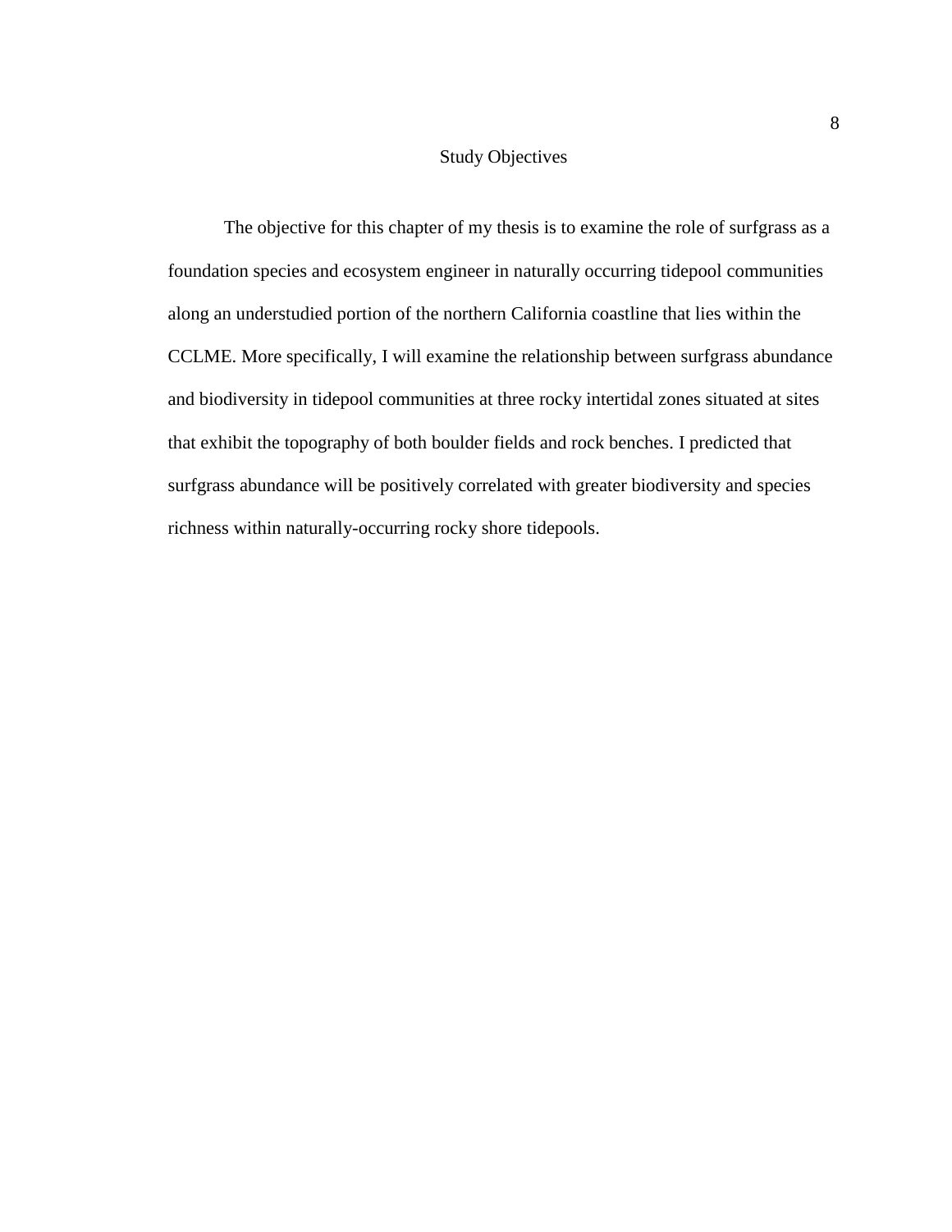## Study Objectives

The objective for this chapter of my thesis is to examine the role of surfgrass as a foundation species and ecosystem engineer in naturally occurring tidepool communities along an understudied portion of the northern California coastline that lies within the CCLME. More specifically, I will examine the relationship between surfgrass abundance and biodiversity in tidepool communities at three rocky intertidal zones situated at sites that exhibit the topography of both boulder fields and rock benches. I predicted that surfgrass abundance will be positively correlated with greater biodiversity and species richness within naturally-occurring rocky shore tidepools.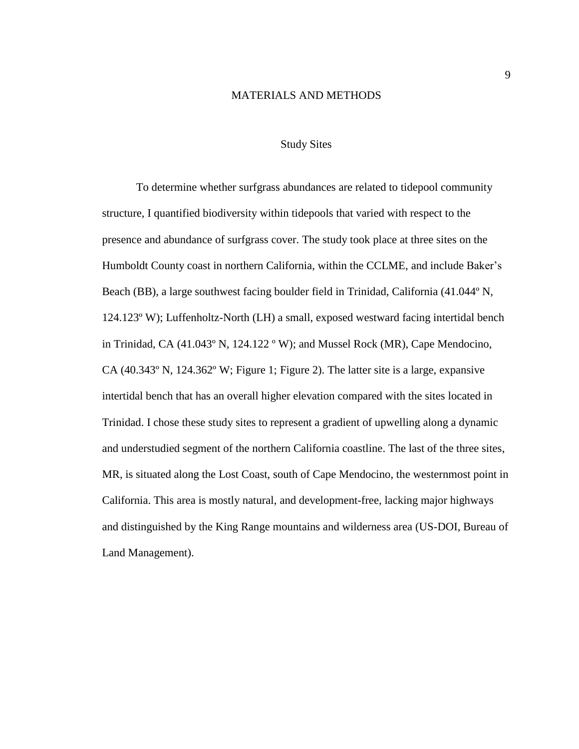# MATERIALS AND METHODS

## Study Sites

To determine whether surfgrass abundances are related to tidepool community structure, I quantified biodiversity within tidepools that varied with respect to the presence and abundance of surfgrass cover. The study took place at three sites on the Humboldt County coast in northern California, within the CCLME, and include Baker's Beach (BB), a large southwest facing boulder field in Trinidad, California (41.044º N, 124.123º W); Luffenholtz-North (LH) a small, exposed westward facing intertidal bench in Trinidad, CA (41.043º N, 124.122 º W); and Mussel Rock (MR), Cape Mendocino, CA (40.343º N, 124.362º W; Figure 1; Figure 2). The latter site is a large, expansive intertidal bench that has an overall higher elevation compared with the sites located in Trinidad. I chose these study sites to represent a gradient of upwelling along a dynamic and understudied segment of the northern California coastline. The last of the three sites, MR, is situated along the Lost Coast, south of Cape Mendocino, the westernmost point in California. This area is mostly natural, and development-free, lacking major highways and distinguished by the King Range mountains and wilderness area (US-DOI, Bureau of Land Management).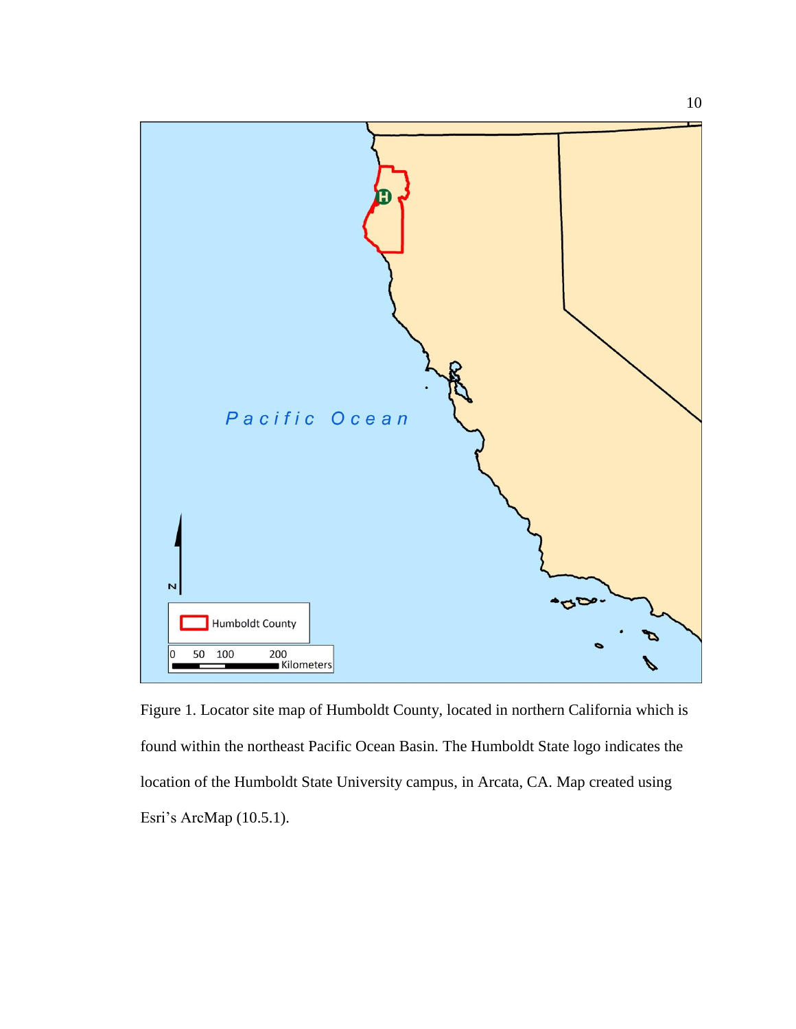Figure 1. Locator site map of Humboldt County, located in northern California which is found within the northeast Pacific Ocean Basin. The Humboldt State logo indicates the location of the Humboldt State University campus, in Arcata, CA. Map created using Esri's ArcMap (10.5.1).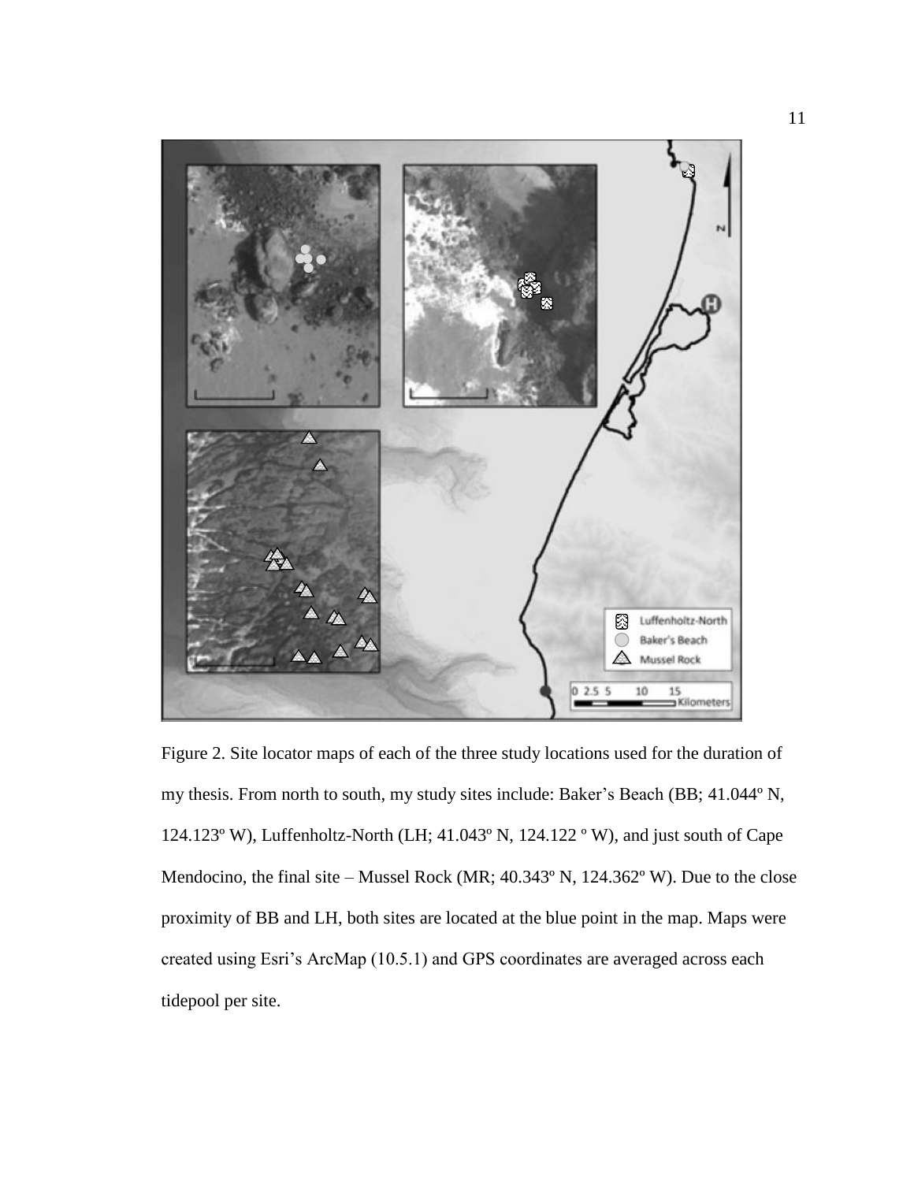Figure 2. Site locator maps of each of the three study locations used for the duration of my thesis. From north to south, my study sites include: Baker's Beach (BB; 41.044º N, 124.123º W), Luffenholtz-North (LH; 41.043º N, 124.122 º W), and just south of Cape Mendocino, the final site – Mussel Rock (MR; 40.343º N, 124.362º W). Due to the close proximity of BB and LH, both sites are located at the blue point in the map. Maps were created using Esri's ArcMap (10.5.1) and GPS coordinates are averaged across each tidepool per site.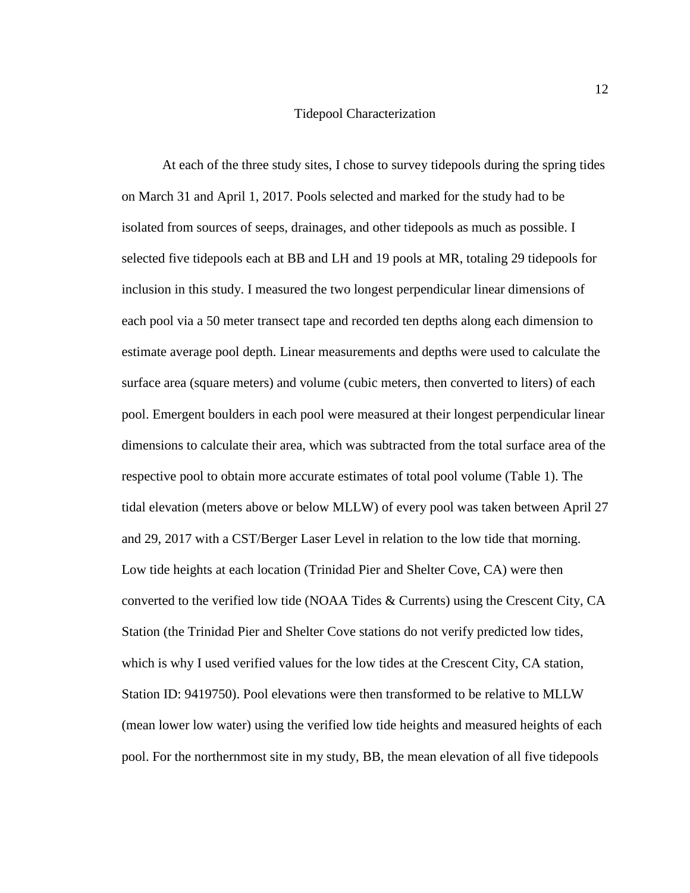## Tidepool Characterization

At each of the three study sites, I chose to survey tidepools during the spring tides on March 31 and April 1, 2017. Pools selected and marked for the study had to be isolated from sources of seeps, drainages, and other tidepools as much as possible. I selected five tidepools each at BB and LH and 19 pools at MR, totaling 29 tidepools for inclusion in this study. I measured the two longest perpendicular linear dimensions of each pool via a 50 meter transect tape and recorded ten depths along each dimension to estimate average pool depth. Linear measurements and depths were used to calculate the surface area (square meters) and volume (cubic meters, then converted to liters) of each pool. Emergent boulders in each pool were measured at their longest perpendicular linear dimensions to calculate their area, which was subtracted from the total surface area of the respective pool to obtain more accurate estimates of total pool volume (Table 1). The tidal elevation (meters above or below MLLW) of every pool was taken between April 27 and 29, 2017 with a CST/Berger Laser Level in relation to the low tide that morning. Low tide heights at each location (Trinidad Pier and Shelter Cove, CA) were then converted to the verified low tide (NOAA Tides & Currents) using the Crescent City, CA Station (the Trinidad Pier and Shelter Cove stations do not verify predicted low tides, which is why I used verified values for the low tides at the Crescent City, CA station, Station ID: 9419750). Pool elevations were then transformed to be relative to MLLW (mean lower low water) using the verified low tide heights and measured heights of each pool. For the northernmost site in my study, BB, the mean elevation of all five tidepools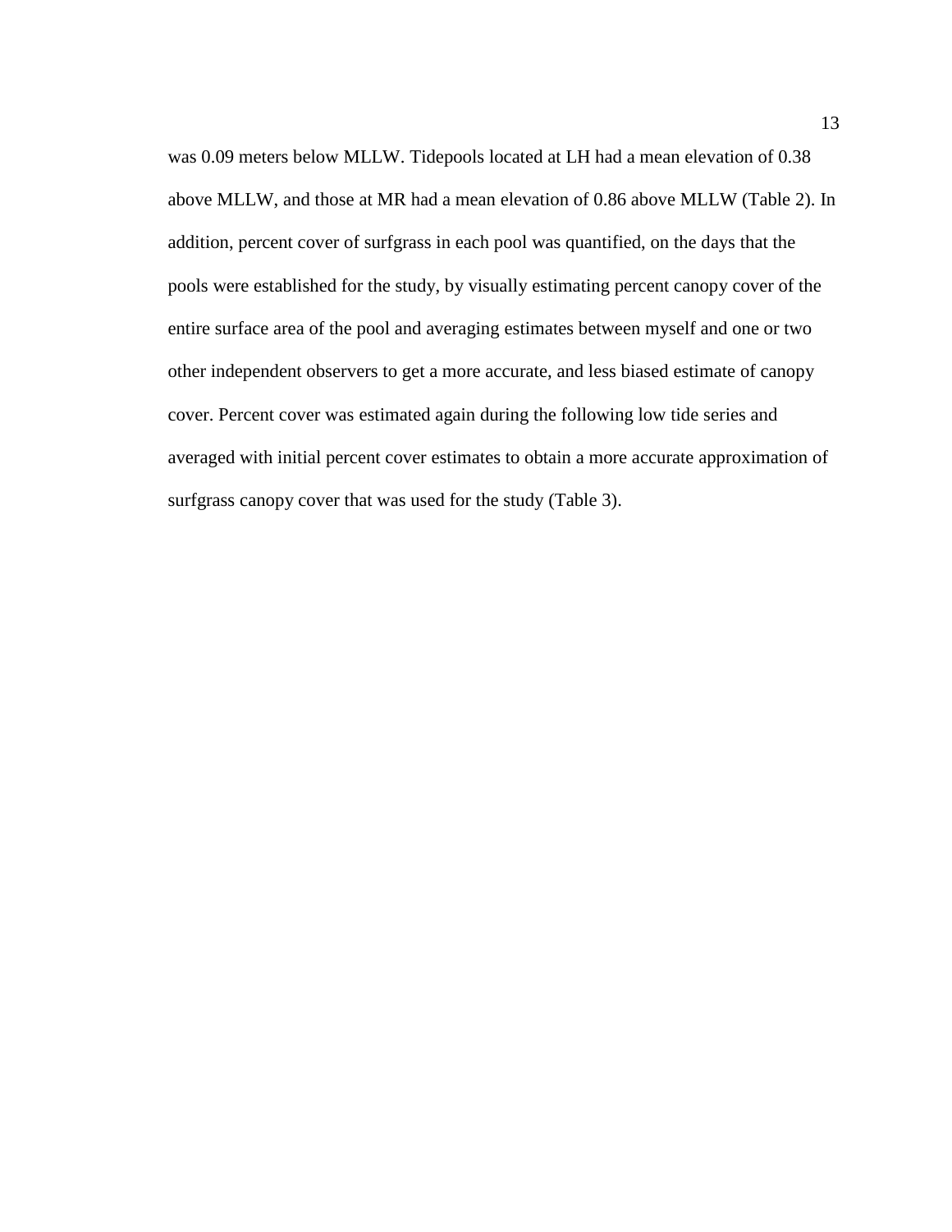was 0.09 meters below MLLW. Tidepools located at LH had a mean elevation of 0.38 above MLLW, and those at MR had a mean elevation of 0.86 above MLLW (Table 2). In addition, percent cover of surfgrass in each pool was quantified, on the days that the pools were established for the study, by visually estimating percent canopy cover of the entire surface area of the pool and averaging estimates between myself and one or two other independent observers to get a more accurate, and less biased estimate of canopy cover. Percent cover was estimated again during the following low tide series and averaged with initial percent cover estimates to obtain a more accurate approximation of surfgrass canopy cover that was used for the study (Table 3).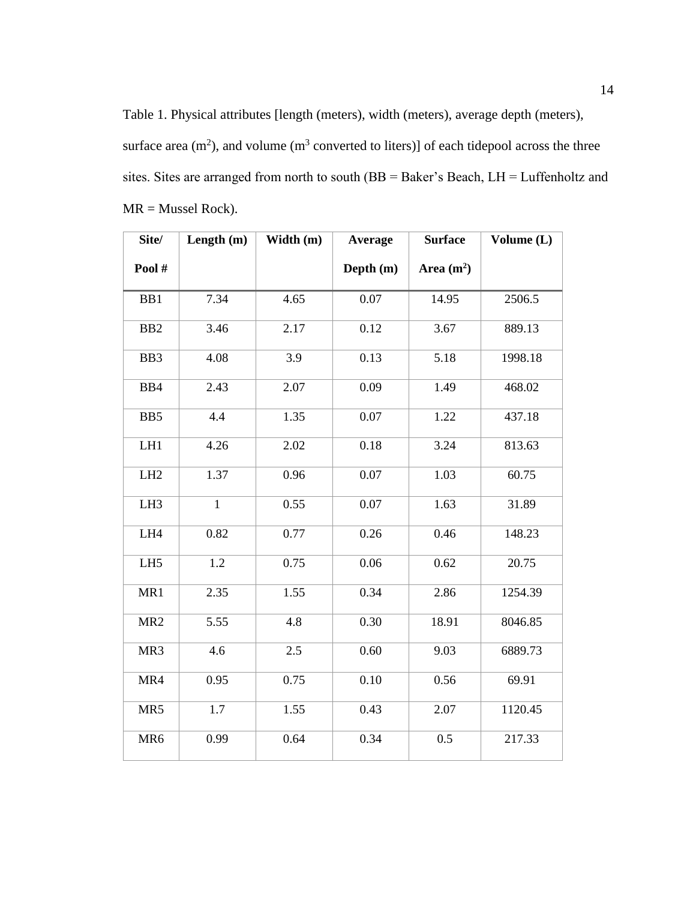Table 1. Physical attributes [length (meters), width (meters), average depth (meters), surface area ($m^2$), and volume ($m^3$ converted to liters)] of each tidepool across the three sites. Sites are arranged from north to south (BB = Baker's Beach, LH = Luffenholtz and MR = Mussel Rock).

| Site/ Pool # | Length (m) | Width (m) | Average Depth (m) | Surface Area ($m^2$) | Volume (L) |
|---|---|---|---|---|---|
| BB1 | 7.34 | 4.65 | 0.07 | 14.95 | 2506.5 |
| BB2 | 3.46 | 2.17 | 0.12 | 3.67 | 889.13 |
| BB3 | 4.08 | 3.9 | 0.13 | 5.18 | 1998.18 |
| BB4 | 2.43 | 2.07 | 0.09 | 1.49 | 468.02 |
| BB5 | 4.4 | 1.35 | 0.07 | 1.22 | 437.18 |
| LH1 | 4.26 | 2.02 | 0.18 | 3.24 | 813.63 |
| LH2 | 1.37 | 0.96 | 0.07 | 1.03 | 60.75 |
| LH3 | 1 | 0.55 | 0.07 | 1.63 | 31.89 |
| LH4 | 0.82 | 0.77 | 0.26 | 0.46 | 148.23 |
| LH5 | 1.2 | 0.75 | 0.06 | 0.62 | 20.75 |
| MR1 | 2.35 | 1.55 | 0.34 | 2.86 | 1254.39 |
| MR2 | 5.55 | 4.8 | 0.30 | 18.91 | 8046.85 |
| MR3 | 4.6 | 2.5 | 0.60 | 9.03 | 6889.73 |
| MR4 | 0.95 | 0.75 | 0.10 | 0.56 | 69.91 |
| MR5 | 1.7 | 1.55 | 0.43 | 2.07 | 1120.45 |
| MR6 | 0.99 | 0.64 | 0.34 | 0.5 | 217.33 |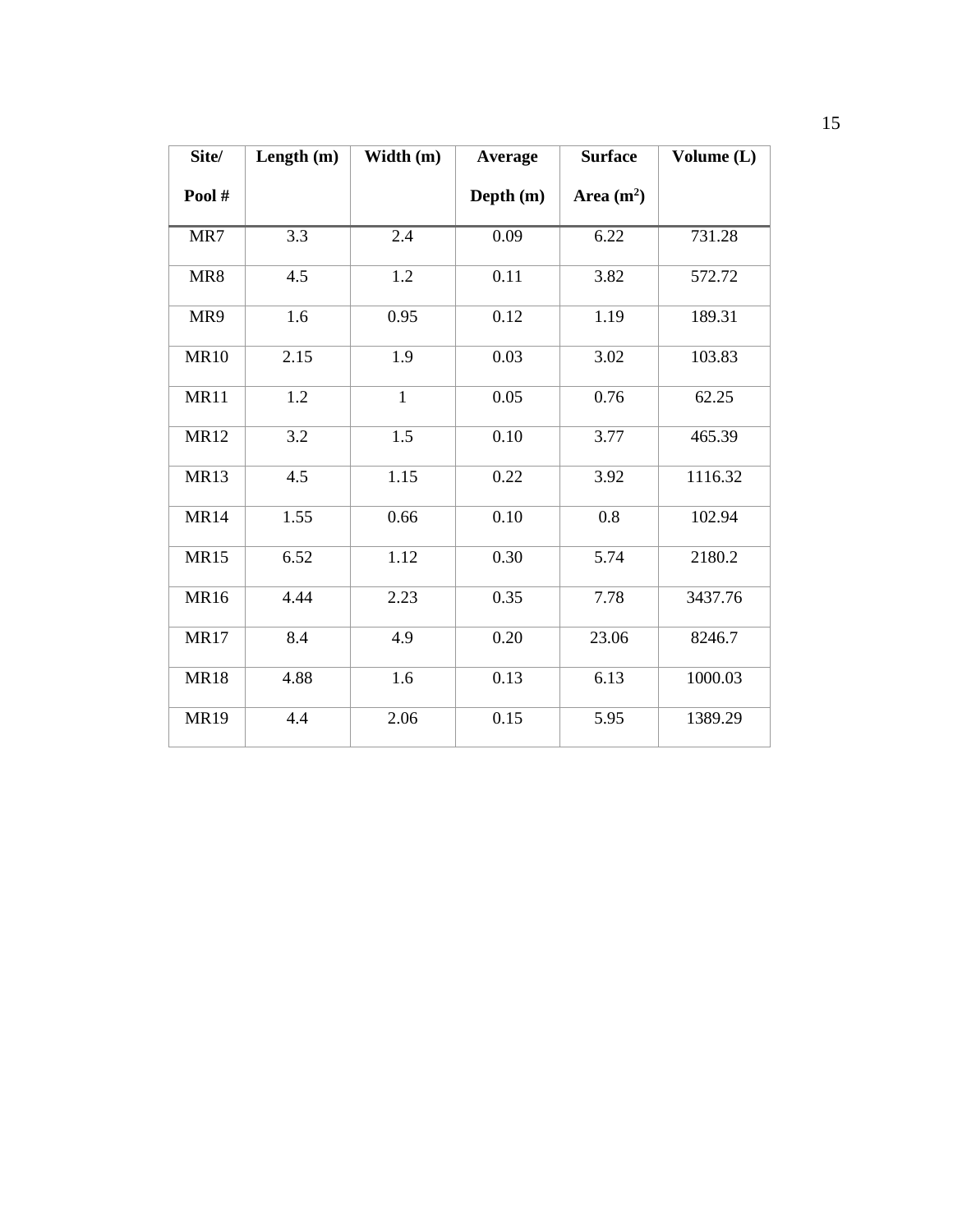| Site/ Pool # | Length (m) | Width (m) | Average Depth (m) | Surface Area ($m^2$) | Volume (L) |
| --- | --- | --- | --- | --- | --- |
| MR7 | 3.3 | 2.4 | 0.09 | 6.22 | 731.28 |
| MR8 | 4.5 | 1.2 | 0.11 | 3.82 | 572.72 |
| MR9 | 1.6 | 0.95 | 0.12 | 1.19 | 189.31 |
| MR10 | 2.15 | 1.9 | 0.03 | 3.02 | 103.83 |
| MR11 | 1.2 | 1 | 0.05 | 0.76 | 62.25 |
| MR12 | 3.2 | 1.5 | 0.10 | 3.77 | 465.39 |
| MR13 | 4.5 | 1.15 | 0.22 | 3.92 | 1116.32 |
| MR14 | 1.55 | 0.66 | 0.10 | 0.8 | 102.94 |
| MR15 | 6.52 | 1.12 | 0.30 | 5.74 | 2180.2 |
| MR16 | 4.44 | 2.23 | 0.35 | 7.78 | 3437.76 |
| MR17 | 8.4 | 4.9 | 0.20 | 23.06 | 8246.7 |
| MR18 | 4.88 | 1.6 | 0.13 | 6.13 | 1000.03 |
| MR19 | 4.4 | 2.06 | 0.15 | 5.95 | 1389.29 |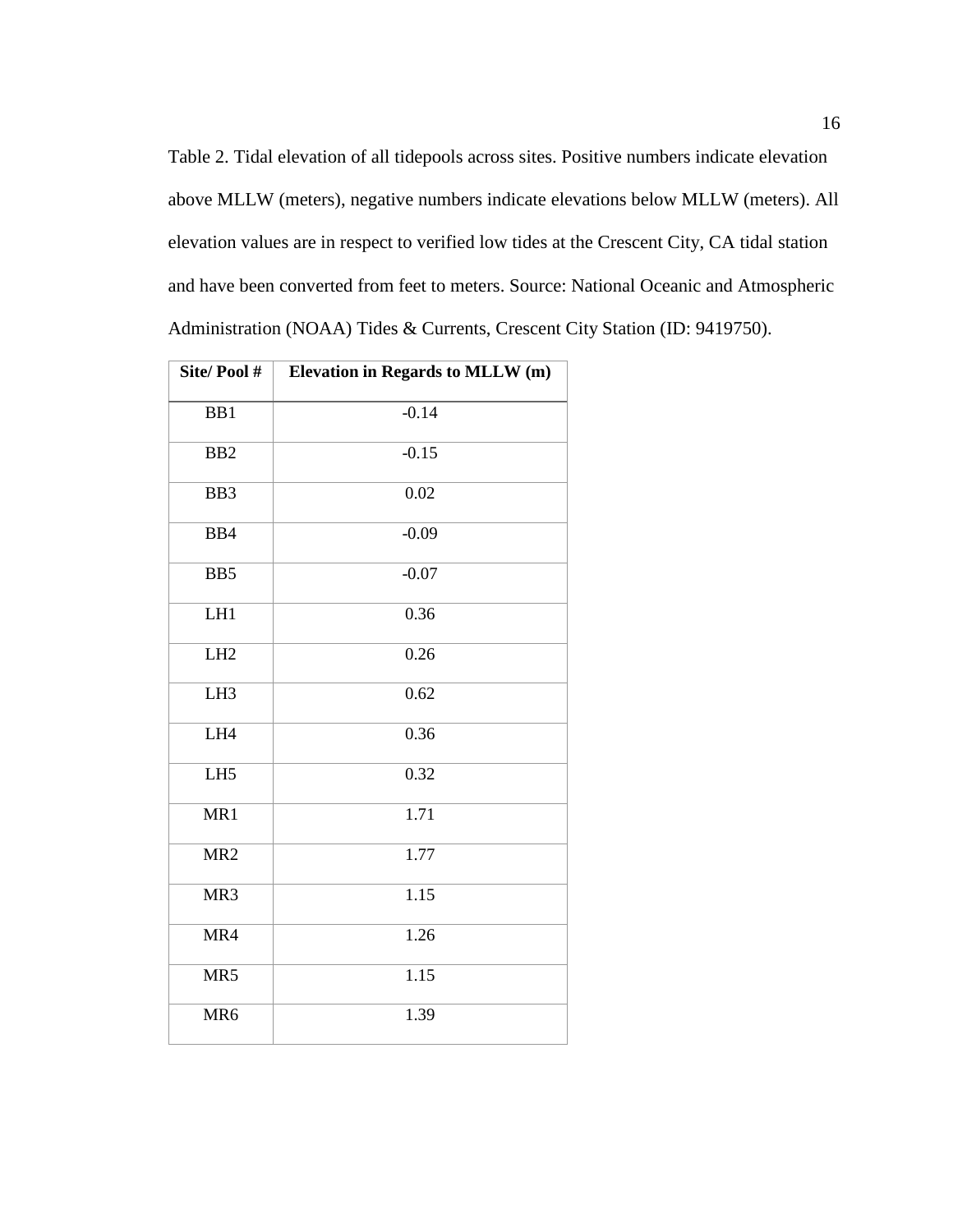Table 2. Tidal elevation of all tidepools across sites. Positive numbers indicate elevation above MLLW (meters), negative numbers indicate elevations below MLLW (meters). All elevation values are in respect to verified low tides at the Crescent City, CA tidal station and have been converted from feet to meters. Source: National Oceanic and Atmospheric Administration (NOAA) Tides & Currents, Crescent City Station (ID: 9419750).

| Site/ Pool # | Elevation in Regards to MLLW (m) |
|---|---|
| BB1 | -0.14 |
| BB2 | -0.15 |
| BB3 | 0.02 |
| BB4 | -0.09 |
| BB5 | -0.07 |
| LH1 | 0.36 |
| LH2 | 0.26 |
| LH3 | 0.62 |
| LH4 | 0.36 |
| LH5 | 0.32 |
| MR1 | 1.71 |
| MR2 | 1.77 |
| MR3 | 1.15 |
| MR4 | 1.26 |
| MR5 | 1.15 |
| MR6 | 1.39 |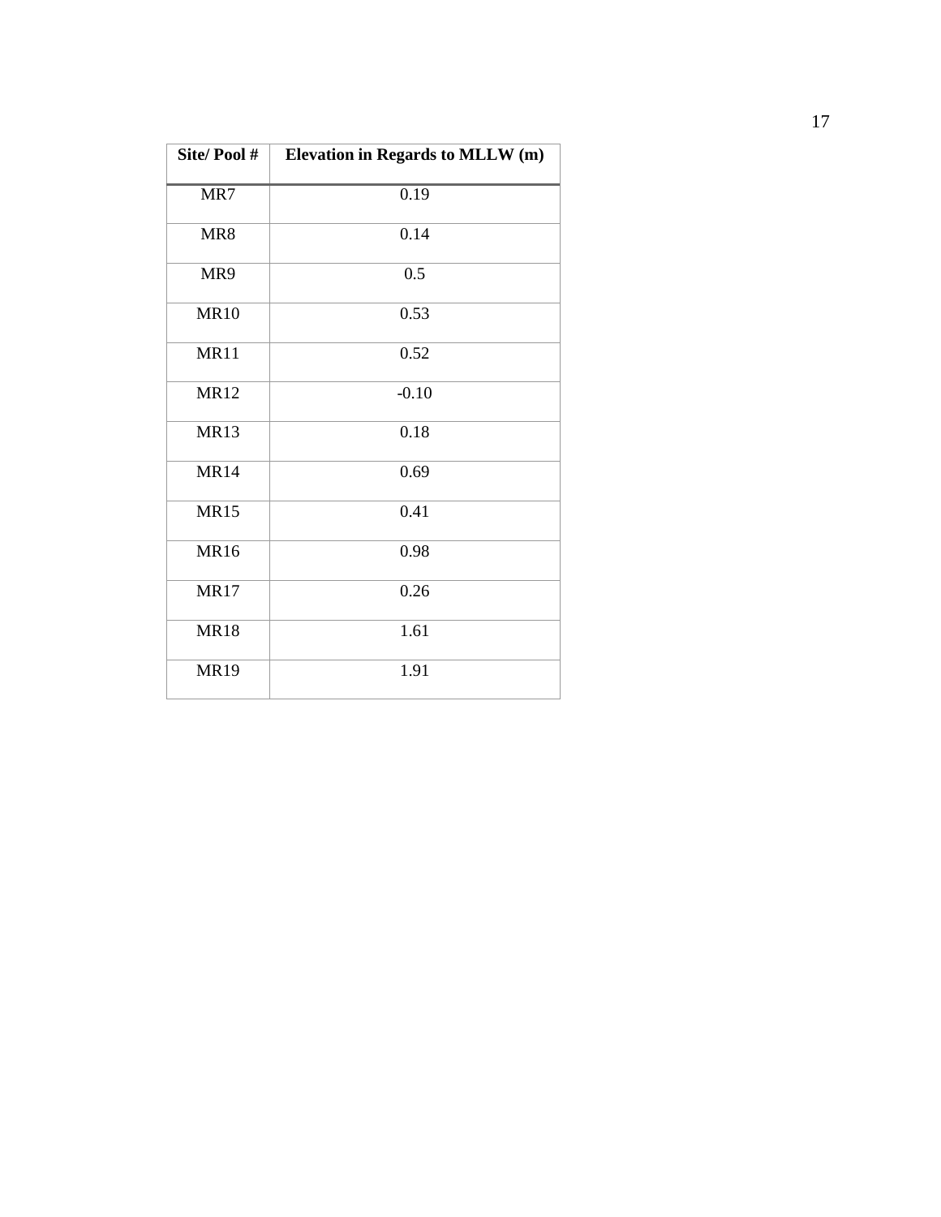| Site/ Pool # | Elevation in Regards to MLLW (m) |
| --- | --- |
| MR7 | 0.19 |
| MR8 | 0.14 |
| MR9 | 0.5 |
| MR10 | 0.53 |
| MR11 | 0.52 |
| MR12 | -0.10 |
| MR13 | 0.18 |
| MR14 | 0.69 |
| MR15 | 0.41 |
| MR16 | 0.98 |
| MR17 | 0.26 |
| MR18 | 1.61 |
| MR19 | 1.91 |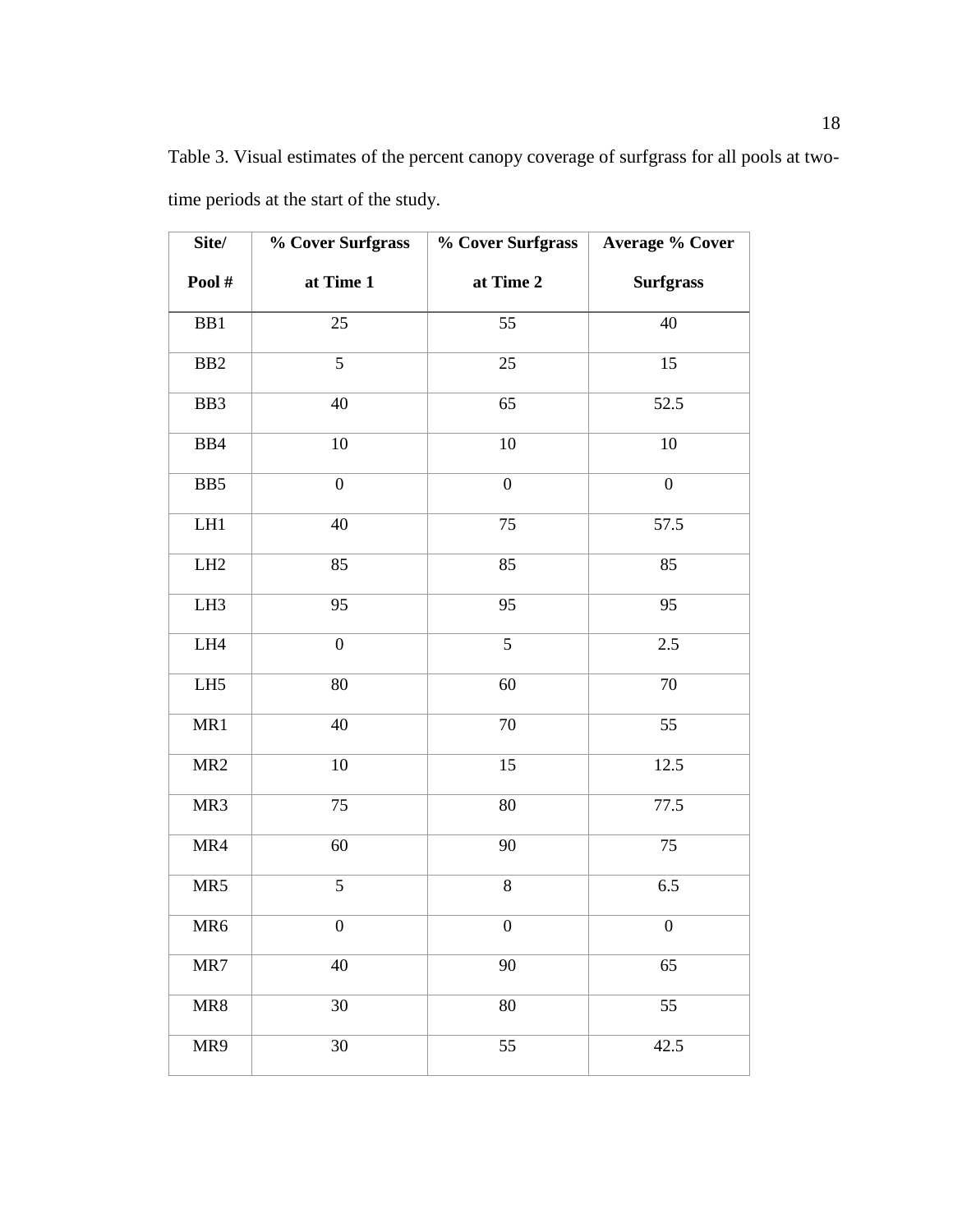Table 3. Visual estimates of the percent canopy coverage of surfgrass for all pools at two-time periods at the start of the study.

| Site/ Pool # | % Cover Surfgrass at Time 1 | % Cover Surfgrass at Time 2 | Average % Cover Surfgrass |
|---|---|---|---|
| BB1 | 25 | 55 | 40 |
| BB2 | 5 | 25 | 15 |
| BB3 | 40 | 65 | 52.5 |
| BB4 | 10 | 10 | 10 |
| BB5 | 0 | 0 | 0 |
| LH1 | 40 | 75 | 57.5 |
| LH2 | 85 | 85 | 85 |
| LH3 | 95 | 95 | 95 |
| LH4 | 0 | 5 | 2.5 |
| LH5 | 80 | 60 | 70 |
| MR1 | 40 | 70 | 55 |
| MR2 | 10 | 15 | 12.5 |
| MR3 | 75 | 80 | 77.5 |
| MR4 | 60 | 90 | 75 |
| MR5 | 5 | 8 | 6.5 |
| MR6 | 0 | 0 | 0 |
| MR7 | 40 | 90 | 65 |
| MR8 | 30 | 80 | 55 |
| MR9 | 30 | 55 | 42.5 |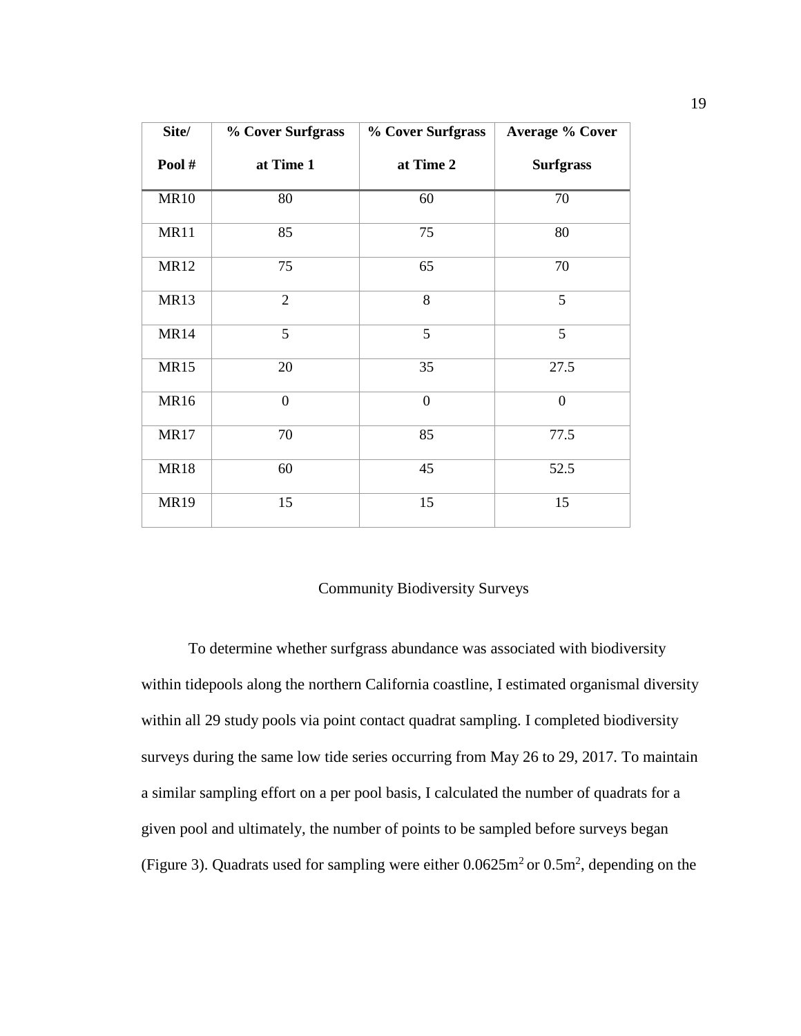| Site/ Pool # | % Cover Surfgrass at Time 1 | % Cover Surfgrass at Time 2 | Average % Cover Surfgrass |
|---|---|---|---|
| MR10 | 80 | 60 | 70 |
| MR11 | 85 | 75 | 80 |
| MR12 | 75 | 65 | 70 |
| MR13 | 2 | 8 | 5 |
| MR14 | 5 | 5 | 5 |
| MR15 | 20 | 35 | 27.5 |
| MR16 | 0 | 0 | 0 |
| MR17 | 70 | 85 | 77.5 |
| MR18 | 60 | 45 | 52.5 |
| MR19 | 15 | 15 | 15 |

## Community Biodiversity Surveys

To determine whether surfgrass abundance was associated with biodiversity within tidepools along the northern California coastline, I estimated organismal diversity within all 29 study pools via point contact quadrat sampling. I completed biodiversity surveys during the same low tide series occurring from May 26 to 29, 2017. To maintain a similar sampling effort on a per pool basis, I calculated the number of quadrats for a given pool and ultimately, the number of points to be sampled before surveys began (Figure 3). Quadrats used for sampling were either $0.0625\text{m}^2$ or $0.5\text{m}^2$, depending on the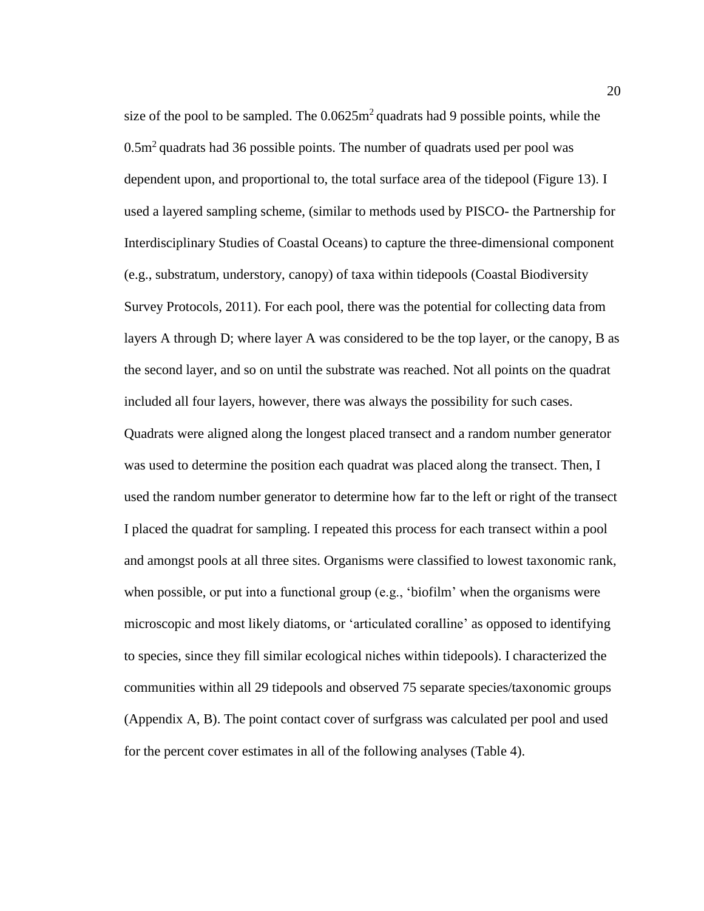size of the pool to be sampled. The $0.0625m^2$ quadrats had 9 possible points, while the $0.5m^2$ quadrats had 36 possible points. The number of quadrats used per pool was dependent upon, and proportional to, the total surface area of the tidepool (Figure 13). I used a layered sampling scheme, (similar to methods used by PISCO- the Partnership for Interdisciplinary Studies of Coastal Oceans) to capture the three-dimensional component (e.g., substratum, understory, canopy) of taxa within tidepools (Coastal Biodiversity Survey Protocols, 2011). For each pool, there was the potential for collecting data from layers A through D; where layer A was considered to be the top layer, or the canopy, B as the second layer, and so on until the substrate was reached. Not all points on the quadrat included all four layers, however, there was always the possibility for such cases. Quadrats were aligned along the longest placed transect and a random number generator was used to determine the position each quadrat was placed along the transect. Then, I used the random number generator to determine how far to the left or right of the transect I placed the quadrat for sampling. I repeated this process for each transect within a pool and amongst pools at all three sites. Organisms were classified to lowest taxonomic rank, when possible, or put into a functional group (e.g., 'biofilm' when the organisms were microscopic and most likely diatoms, or 'articulated coralline' as opposed to identifying to species, since they fill similar ecological niches within tidepools). I characterized the communities within all 29 tidepools and observed 75 separate species/taxonomic groups (Appendix A, B). The point contact cover of surfgrass was calculated per pool and used for the percent cover estimates in all of the following analyses (Table 4).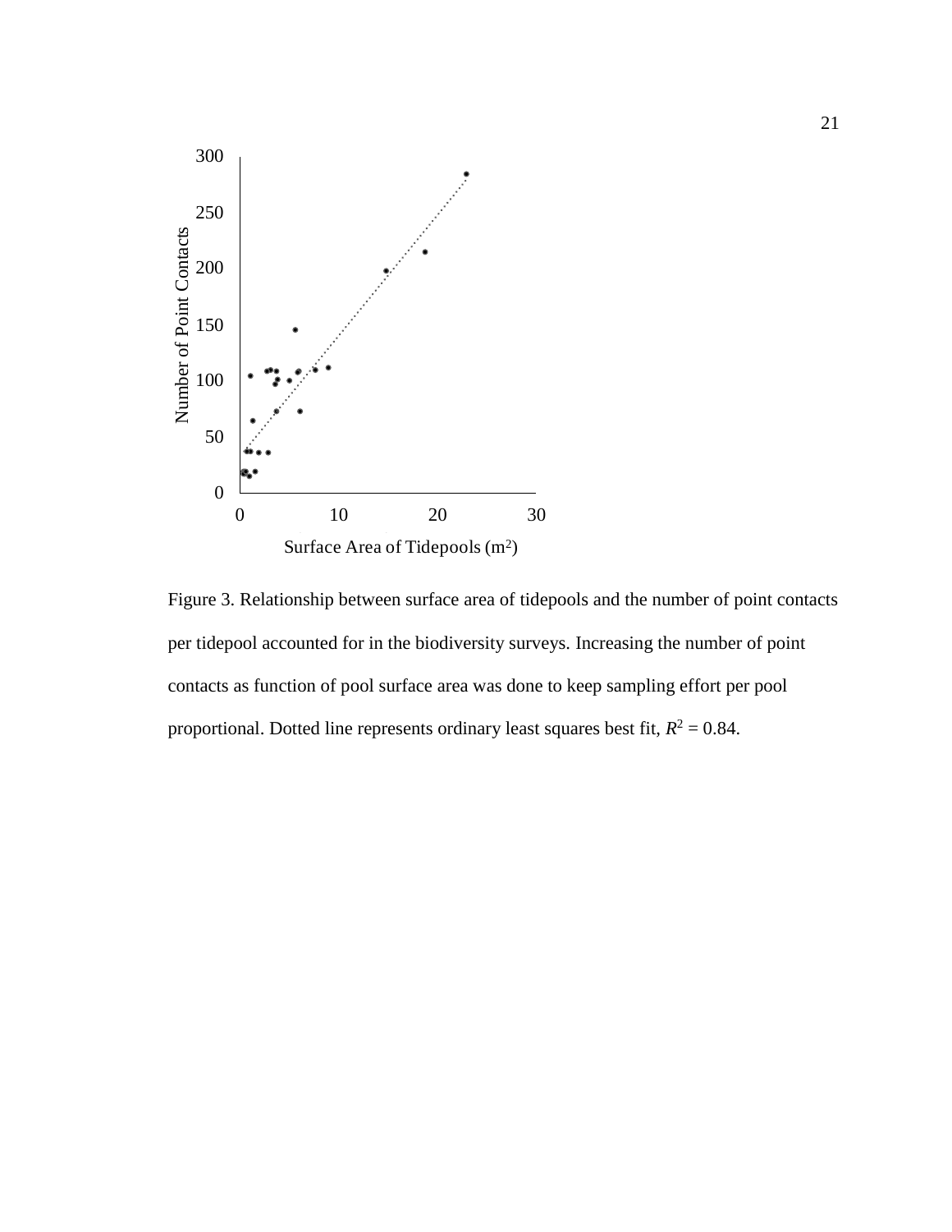Figure 3. Relationship between surface area of tidepools and the number of point contacts per tidepool accounted for in the biodiversity surveys. Increasing the number of point contacts as function of pool surface area was done to keep sampling effort per pool proportional. Dotted line represents ordinary least squares best fit, $R^2 = 0.84$.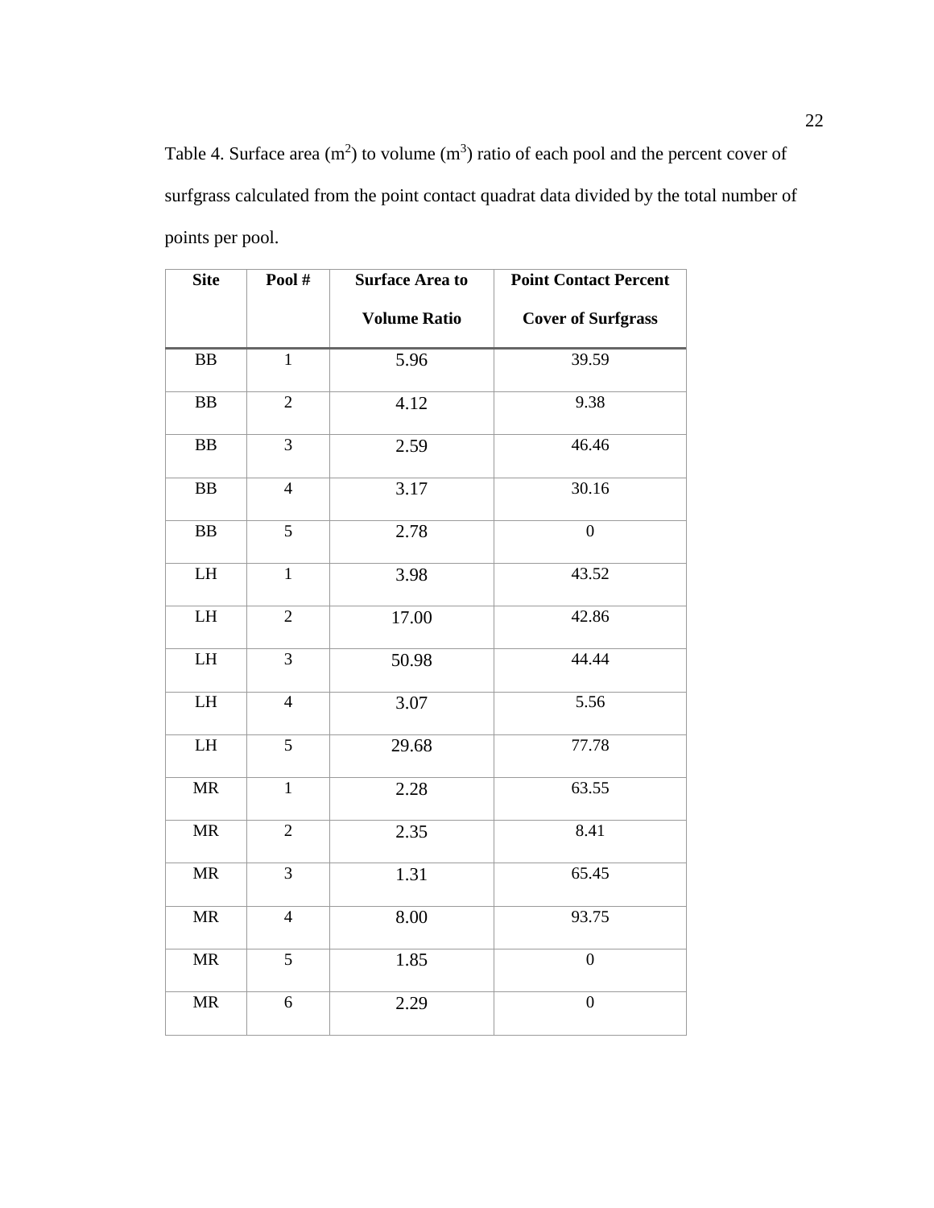Table 4. Surface area ($m^2$) to volume ($m^3$) ratio of each pool and the percent cover of surfgrass calculated from the point contact quadrat data divided by the total number of points per pool.

| Site | Pool # | Surface Area to Volume Ratio | Point Contact Percent Cover of Surfgrass |
|---|---|---|---|
| BB | 1 | 5.96 | 39.59 |
| BB | 2 | 4.12 | 9.38 |
| BB | 3 | 2.59 | 46.46 |
| BB | 4 | 3.17 | 30.16 |
| BB | 5 | 2.78 | 0 |
| LH | 1 | 3.98 | 43.52 |
| LH | 2 | 17.00 | 42.86 |
| LH | 3 | 50.98 | 44.44 |
| LH | 4 | 3.07 | 5.56 |
| LH | 5 | 29.68 | 77.78 |
| MR | 1 | 2.28 | 63.55 |
| MR | 2 | 2.35 | 8.41 |
| MR | 3 | 1.31 | 65.45 |
| MR | 4 | 8.00 | 93.75 |
| MR | 5 | 1.85 | 0 |
| MR | 6 | 2.29 | 0 |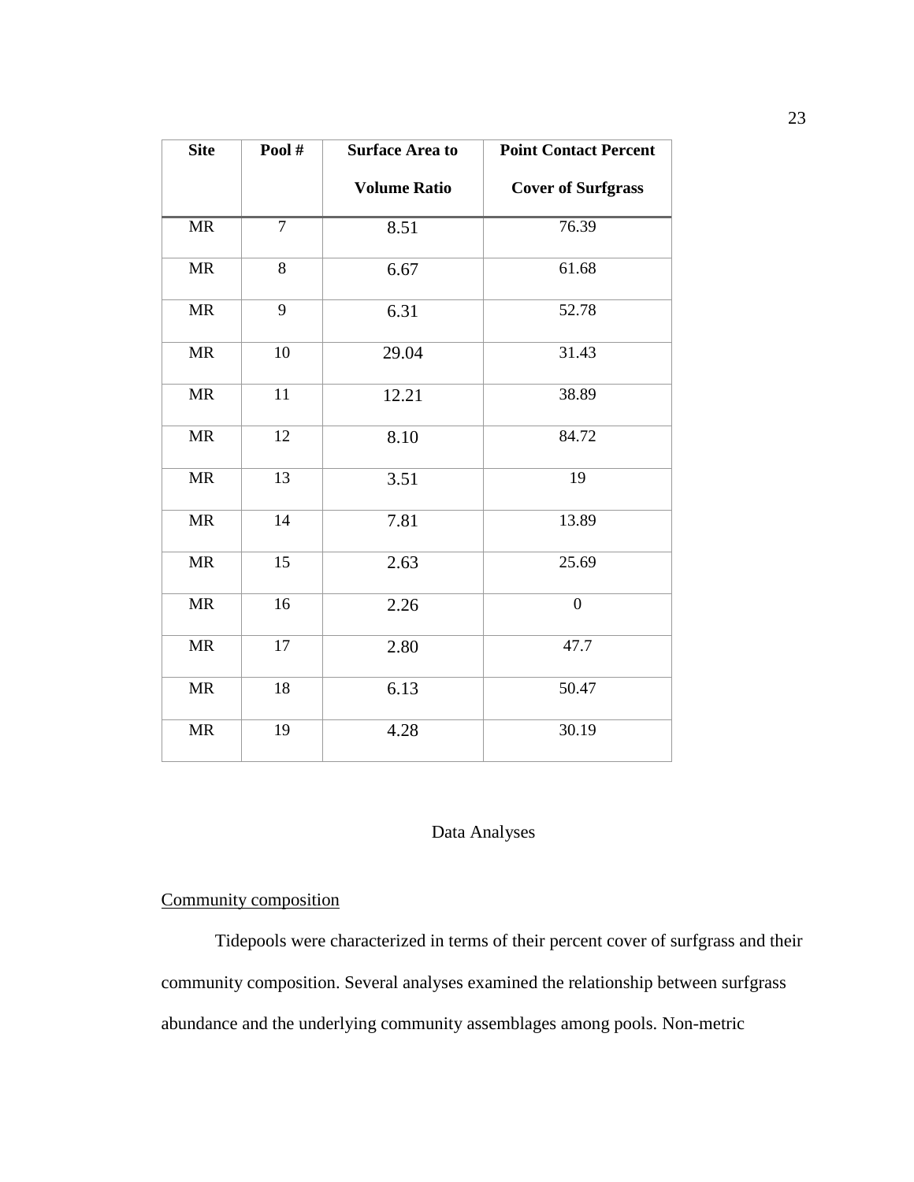| Site | Pool # | Surface Area to Volume Ratio | Point Contact Percent Cover of Surfgrass |
|---|---|---|---|
| MR | 7 | 8.51 | 76.39 |
| MR | 8 | 6.67 | 61.68 |
| MR | 9 | 6.31 | 52.78 |
| MR | 10 | 29.04 | 31.43 |
| MR | 11 | 12.21 | 38.89 |
| MR | 12 | 8.10 | 84.72 |
| MR | 13 | 3.51 | 19 |
| MR | 14 | 7.81 | 13.89 |
| MR | 15 | 2.63 | 25.69 |
| MR | 16 | 2.26 | 0 |
| MR | 17 | 2.80 | 47.7 |
| MR | 18 | 6.13 | 50.47 |
| MR | 19 | 4.28 | 30.19 |

## Data Analyses

### Community composition

Tidepools were characterized in terms of their percent cover of surfgrass and their community composition. Several analyses examined the relationship between surfgrass abundance and the underlying community assemblages among pools. Non-metric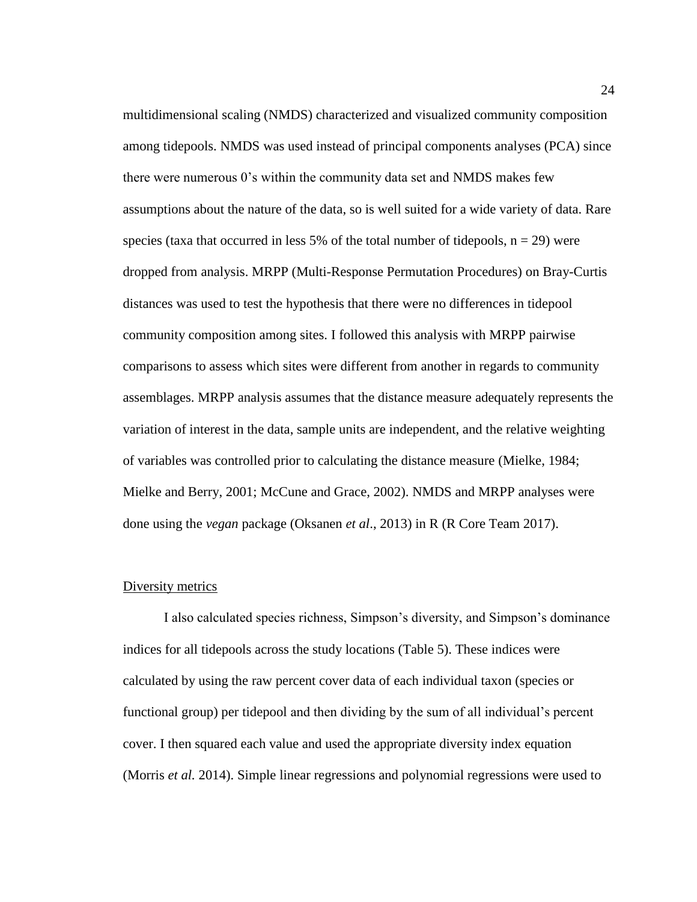multidimensional scaling (NMDS) characterized and visualized community composition among tidepools. NMDS was used instead of principal components analyses (PCA) since there were numerous 0's within the community data set and NMDS makes few assumptions about the nature of the data, so is well suited for a wide variety of data. Rare species (taxa that occurred in less 5% of the total number of tidepools, $n = 29$) were dropped from analysis. MRPP (Multi-Response Permutation Procedures) on Bray-Curtis distances was used to test the hypothesis that there were no differences in tidepool community composition among sites. I followed this analysis with MRPP pairwise comparisons to assess which sites were different from another in regards to community assemblages. MRPP analysis assumes that the distance measure adequately represents the variation of interest in the data, sample units are independent, and the relative weighting of variables was controlled prior to calculating the distance measure (Mielke, 1984; Mielke and Berry, 2001; McCune and Grace, 2002). NMDS and MRPP analyses were done using the *vegan* package (Oksanen *et al*., 2013) in R (R Core Team 2017).

## Diversity metrics

I also calculated species richness, Simpson's diversity, and Simpson's dominance indices for all tidepools across the study locations (Table 5). These indices were calculated by using the raw percent cover data of each individual taxon (species or functional group) per tidepool and then dividing by the sum of all individual's percent cover. I then squared each value and used the appropriate diversity index equation (Morris *et al.* 2014). Simple linear regressions and polynomial regressions were used to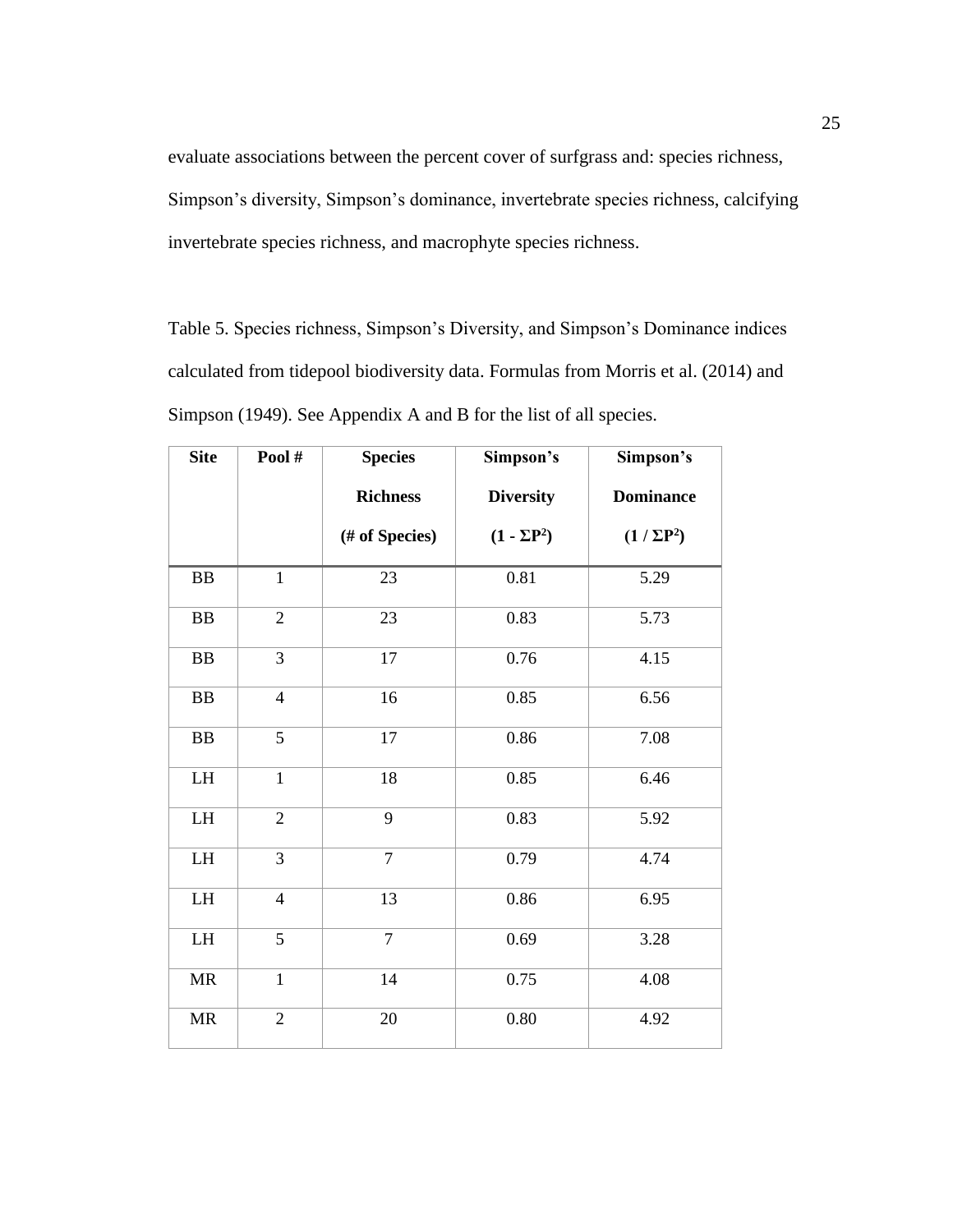evaluate associations between the percent cover of surfgrass and: species richness, Simpson's diversity, Simpson's dominance, invertebrate species richness, calcifying invertebrate species richness, and macrophyte species richness.

Table 5. Species richness, Simpson's Diversity, and Simpson's Dominance indices calculated from tidepool biodiversity data. Formulas from Morris et al. (2014) and Simpson (1949). See Appendix A and B for the list of all species.

| Site | Pool # | Species Richness (# of Species) | Simpson's Diversity ($1 - \Sigma P^2$) | Simpson's Dominance ($1 / \Sigma P^2$) |
|---|---|---|---|---|
| BB | 1 | 23 | 0.81 | 5.29 |
| BB | 2 | 23 | 0.83 | 5.73 |
| BB | 3 | 17 | 0.76 | 4.15 |
| BB | 4 | 16 | 0.85 | 6.56 |
| BB | 5 | 17 | 0.86 | 7.08 |
| LH | 1 | 18 | 0.85 | 6.46 |
| LH | 2 | 9 | 0.83 | 5.92 |
| LH | 3 | 7 | 0.79 | 4.74 |
| LH | 4 | 13 | 0.86 | 6.95 |
| LH | 5 | 7 | 0.69 | 3.28 |
| MR | 1 | 14 | 0.75 | 4.08 |
| MR | 2 | 20 | 0.80 | 4.92 |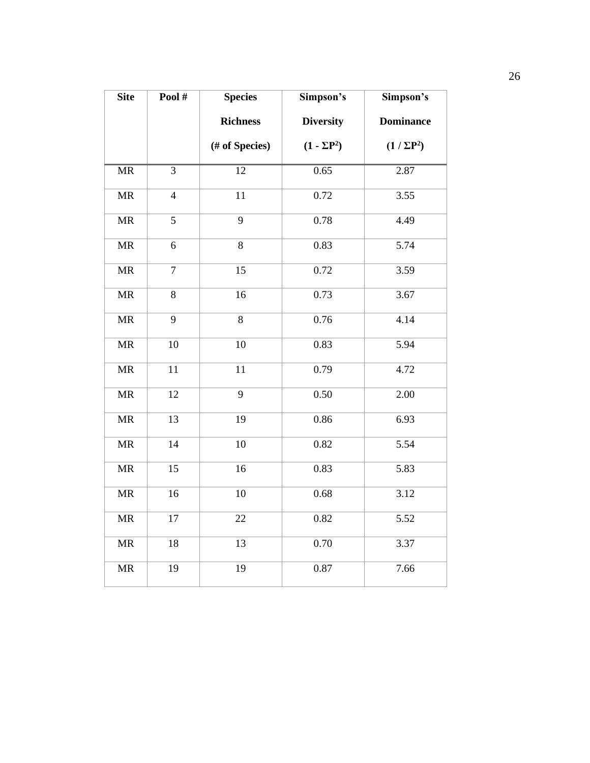| Site | Pool # | Species Richness (# of Species) | Simpson's Diversity $(1 - \Sigma P^2)$ | Simpson's Dominance $(1 / \Sigma P^2)$ |
|---|---|---|---|---|
| MR | 3 | 12 | 0.65 | 2.87 |
| MR | 4 | 11 | 0.72 | 3.55 |
| MR | 5 | 9 | 0.78 | 4.49 |
| MR | 6 | 8 | 0.83 | 5.74 |
| MR | 7 | 15 | 0.72 | 3.59 |
| MR | 8 | 16 | 0.73 | 3.67 |
| MR | 9 | 8 | 0.76 | 4.14 |
| MR | 10 | 10 | 0.83 | 5.94 |
| MR | 11 | 11 | 0.79 | 4.72 |
| MR | 12 | 9 | 0.50 | 2.00 |
| MR | 13 | 19 | 0.86 | 6.93 |
| MR | 14 | 10 | 0.82 | 5.54 |
| MR | 15 | 16 | 0.83 | 5.83 |
| MR | 16 | 10 | 0.68 | 3.12 |
| MR | 17 | 22 | 0.82 | 5.52 |
| MR | 18 | 13 | 0.70 | 3.37 |
| MR | 19 | 19 | 0.87 | 7.66 |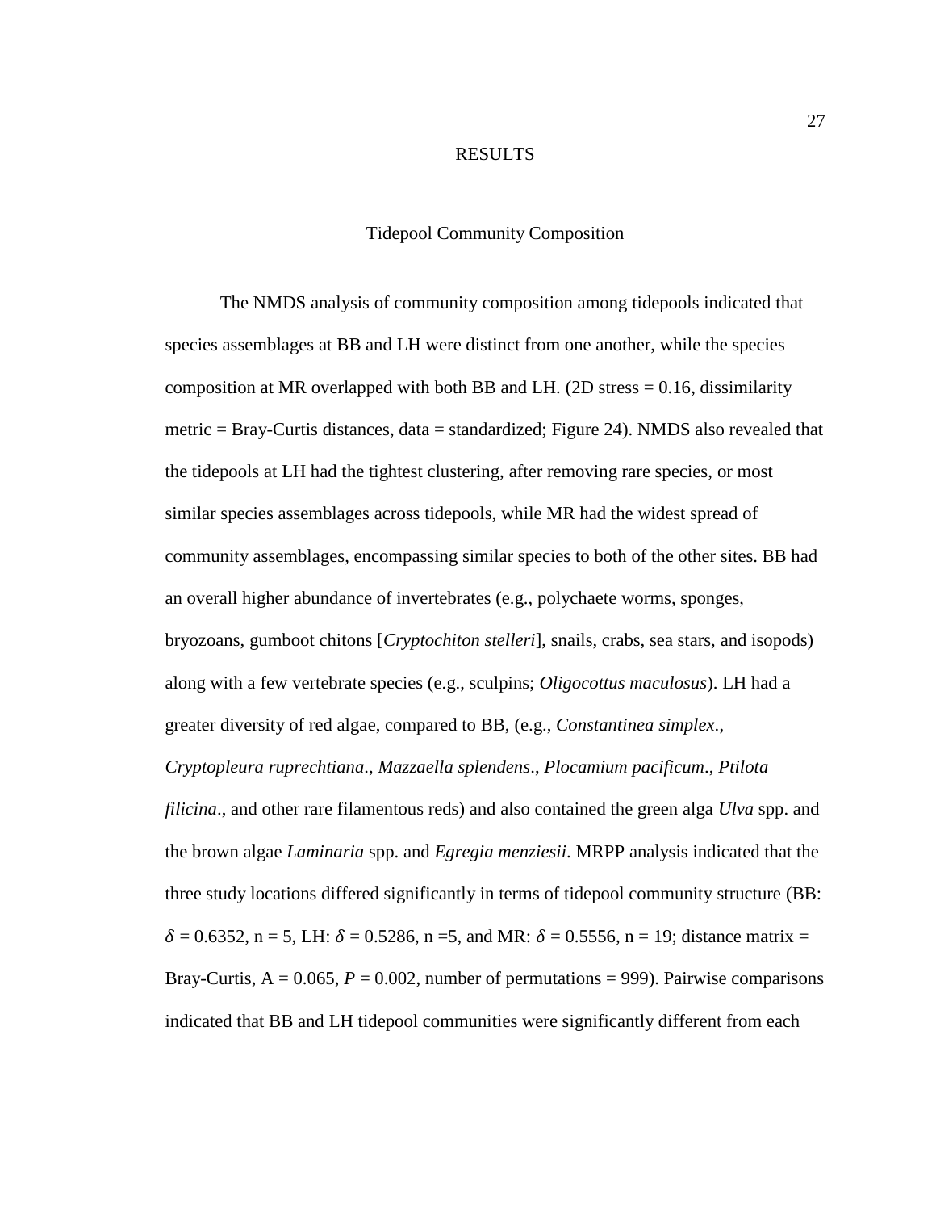# RESULTS

## Tidepool Community Composition

The NMDS analysis of community composition among tidepools indicated that species assemblages at BB and LH were distinct from one another, while the species composition at MR overlapped with both BB and LH. (2D stress = 0.16, dissimilarity metric = Bray-Curtis distances, data = standardized; Figure 24). NMDS also revealed that the tidepools at LH had the tightest clustering, after removing rare species, or most similar species assemblages across tidepools, while MR had the widest spread of community assemblages, encompassing similar species to both of the other sites. BB had an overall higher abundance of invertebrates (e.g., polychaete worms, sponges, bryozoans, gumboot chitons [*Cryptochiton stelleri*], snails, crabs, sea stars, and isopods) along with a few vertebrate species (e.g., sculpins; *Oligocottus maculosus*). LH had a greater diversity of red algae, compared to BB, (e.g., *Constantinea simplex*., *Cryptopleura ruprechtiana*., *Mazzaella splendens*., *Plocamium pacificum*., *Ptilota filicina*., and other rare filamentous reds) and also contained the green alga *Ulva* spp. and the brown algae *Laminaria* spp. and *Egregia menziesii*. MRPP analysis indicated that the three study locations differed significantly in terms of tidepool community structure (BB: $\delta = 0.6352$, n = 5, LH: $\delta = 0.5286$, n =5, and MR: $\delta = 0.5556$, n = 19; distance matrix = Bray-Curtis, A = 0.065, $P = 0.002$, number of permutations = 999). Pairwise comparisons indicated that BB and LH tidepool communities were significantly different from each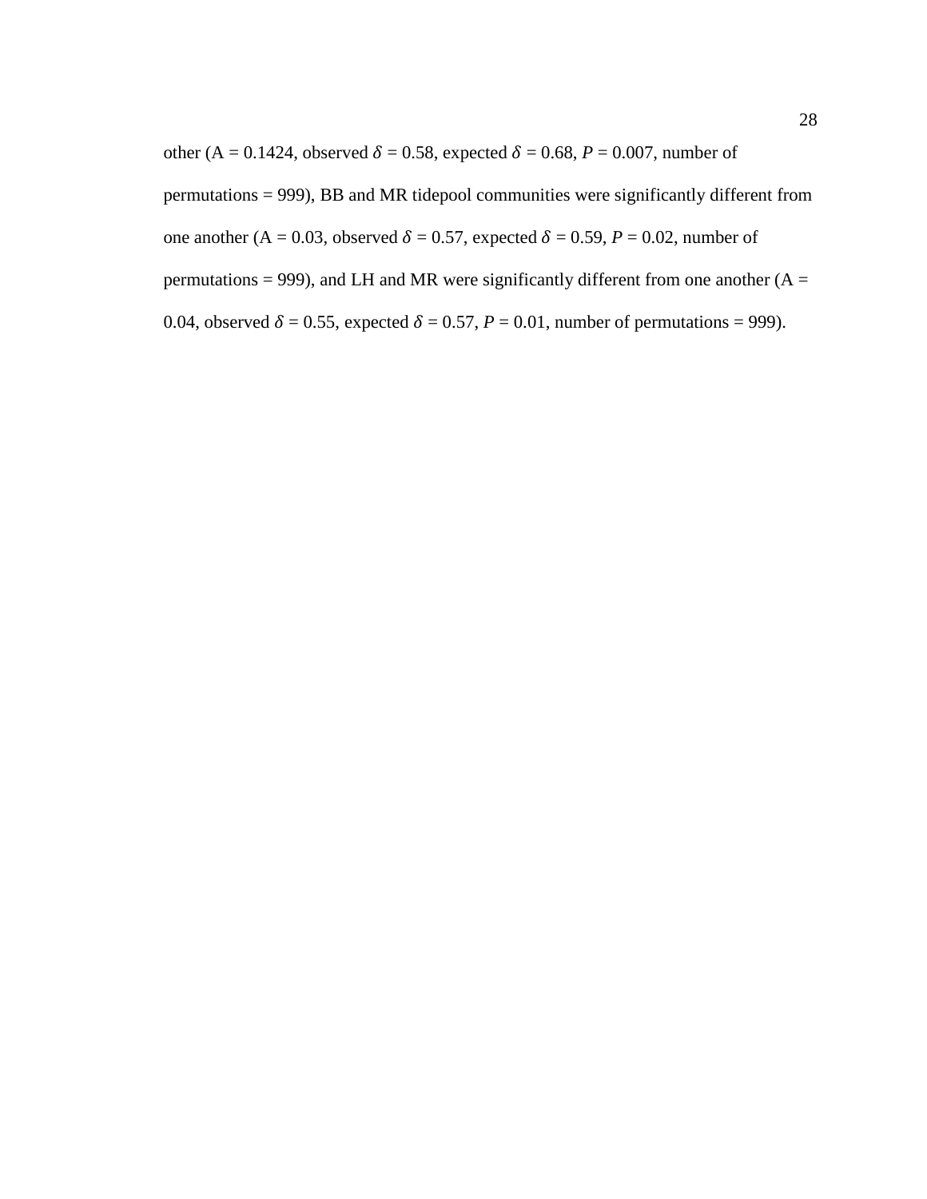other (A = 0.1424, observed $\delta = 0.58$, expected $\delta = 0.68$, $P = 0.007$, number of permutations = 999), BB and MR tidepool communities were significantly different from one another (A = 0.03, observed $\delta = 0.57$, expected $\delta = 0.59$, $P = 0.02$, number of permutations = 999), and LH and MR were significantly different from one another (A = 0.04, observed $\delta = 0.55$, expected $\delta = 0.57$, $P = 0.01$, number of permutations = 999).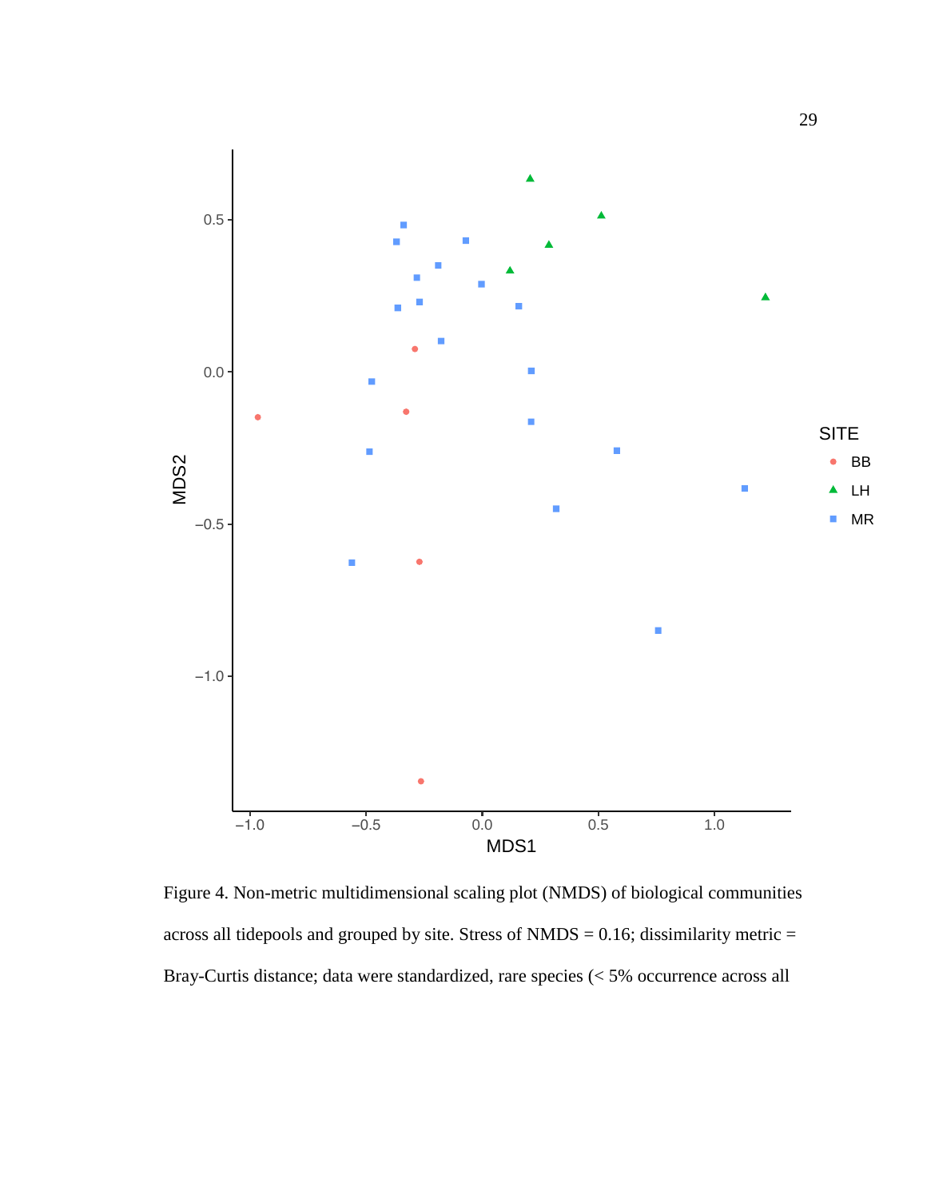Figure 4. Non-metric multidimensional scaling plot (NMDS) of biological communities across all tidepools and grouped by site. Stress of NMDS = 0.16; dissimilarity metric = Bray-Curtis distance; data were standardized, rare species (< 5% occurrence across all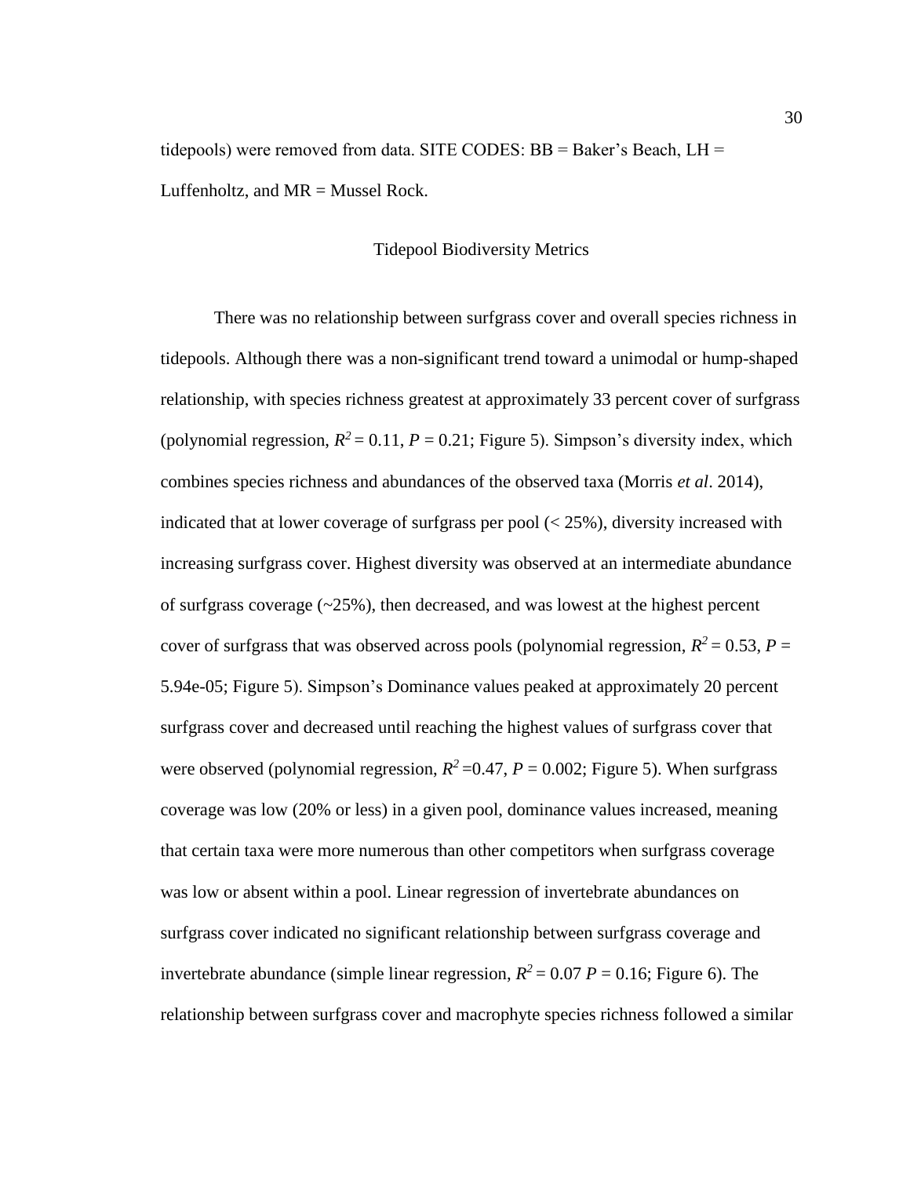tidepools) were removed from data. SITE CODES: BB = Baker's Beach, LH = Luffenholtz, and MR = Mussel Rock.

## Tidepool Biodiversity Metrics

There was no relationship between surfgrass cover and overall species richness in tidepools. Although there was a non-significant trend toward a unimodal or hump-shaped relationship, with species richness greatest at approximately 33 percent cover of surfgrass (polynomial regression, $R^2 = 0.11$, $P = 0.21$; Figure 5). Simpson's diversity index, which combines species richness and abundances of the observed taxa (Morris *et al*. 2014), indicated that at lower coverage of surfgrass per pool (< 25%), diversity increased with increasing surfgrass cover. Highest diversity was observed at an intermediate abundance of surfgrass coverage (~25%), then decreased, and was lowest at the highest percent cover of surfgrass that was observed across pools (polynomial regression, $R^2 = 0.53$, $P =$ 5.94e-05; Figure 5). Simpson's Dominance values peaked at approximately 20 percent surfgrass cover and decreased until reaching the highest values of surfgrass cover that were observed (polynomial regression, $R^2 = 0.47$, $P = 0.002$; Figure 5). When surfgrass coverage was low (20% or less) in a given pool, dominance values increased, meaning that certain taxa were more numerous than other competitors when surfgrass coverage was low or absent within a pool. Linear regression of invertebrate abundances on surfgrass cover indicated no significant relationship between surfgrass coverage and invertebrate abundance (simple linear regression, $R^2 = 0.07$ $P = 0.16$; Figure 6). The relationship between surfgrass cover and macrophyte species richness followed a similar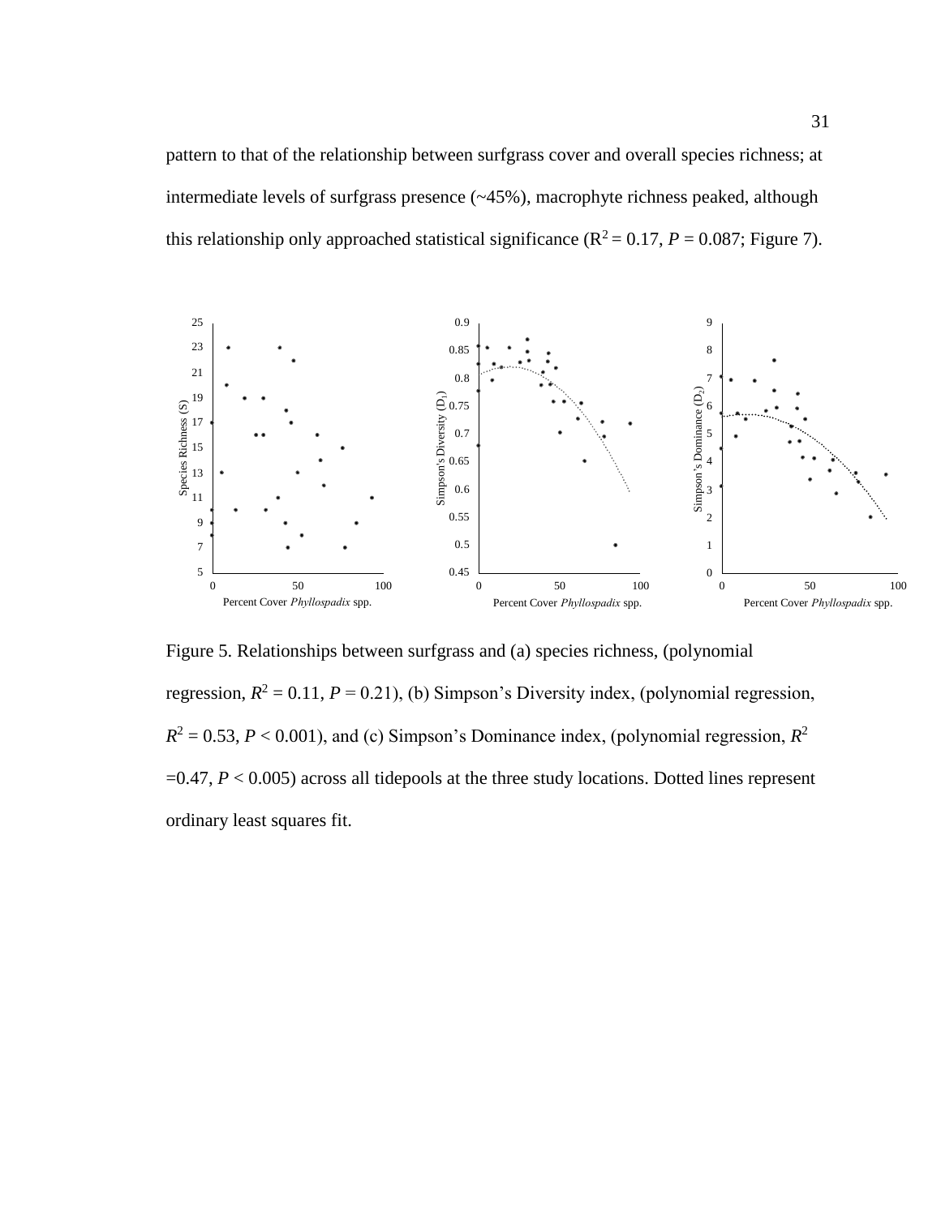pattern to that of the relationship between surfgrass cover and overall species richness; at intermediate levels of surfgrass presence (~45%), macrophyte richness peaked, although this relationship only approached statistical significance ($R^2 = 0.17$, $P = 0.087$; Figure 7).

Figure 5. Relationships between surfgrass and (a) species richness, (polynomial regression, $R^2 = 0.11$, $P = 0.21$), (b) Simpson's Diversity index, (polynomial regression, $R^2 = 0.53$, $P < 0.001$), and (c) Simpson's Dominance index, (polynomial regression, $R^2 = 0.47$, $P < 0.005$) across all tidepools at the three study locations. Dotted lines represent ordinary least squares fit.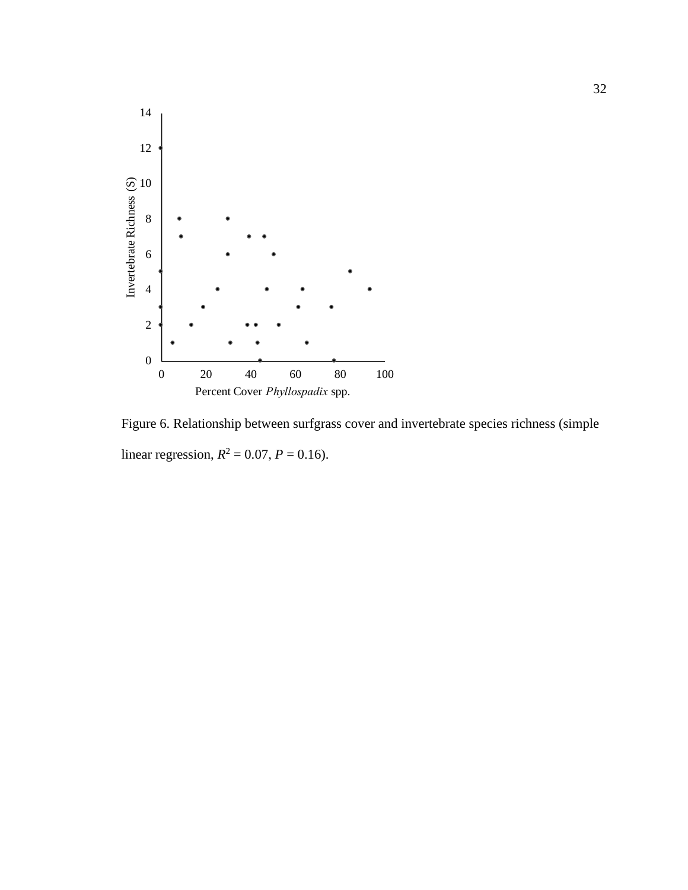Figure 6. Relationship between surfgrass cover and invertebrate species richness (simple linear regression, $R^2 = 0.07$, $P = 0.16$).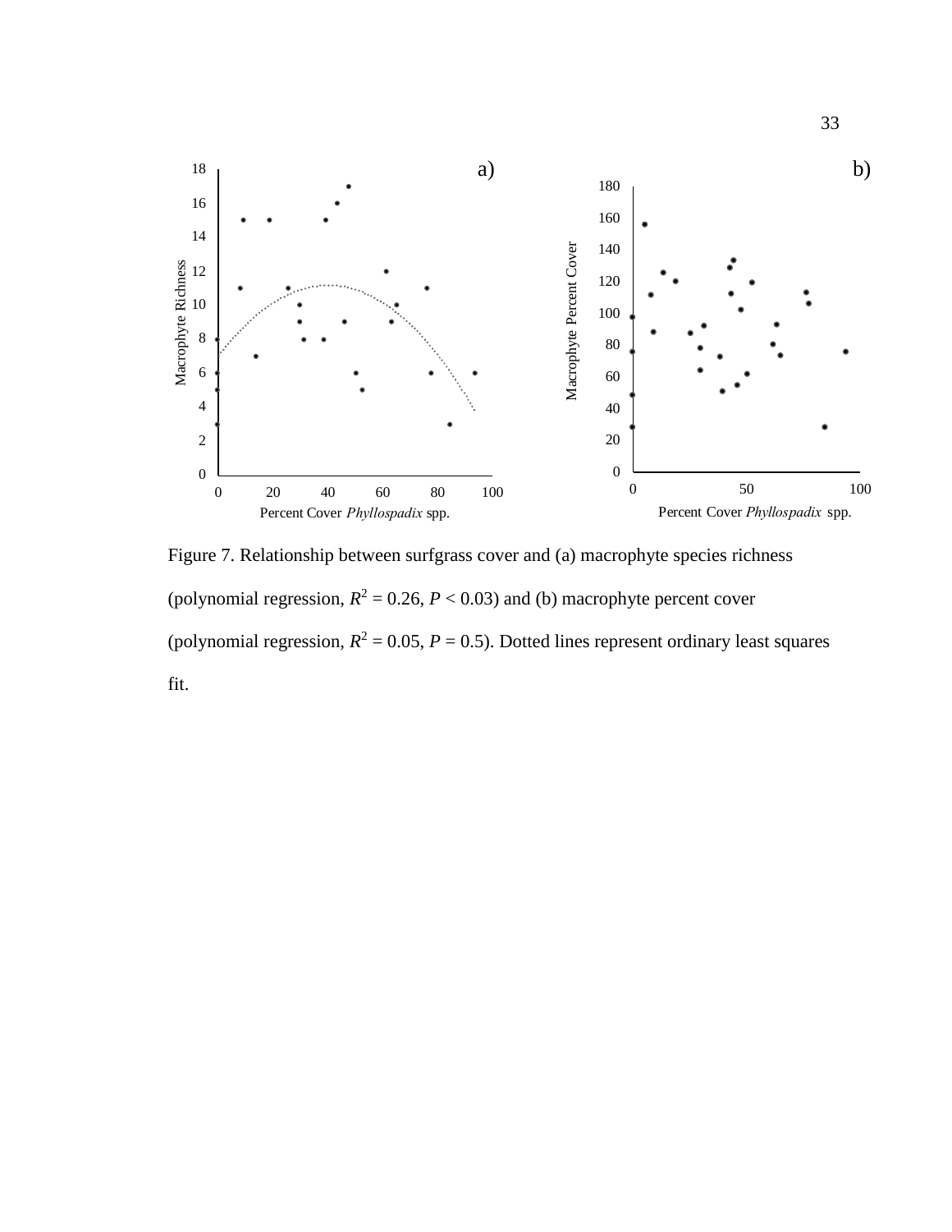Figure 7. Relationship between surfgrass cover and (a) macrophyte species richness (polynomial regression, $R^2 = 0.26$, $P < 0.03$) and (b) macrophyte percent cover (polynomial regression, $R^2 = 0.05$, $P = 0.5$). Dotted lines represent ordinary least squares fit.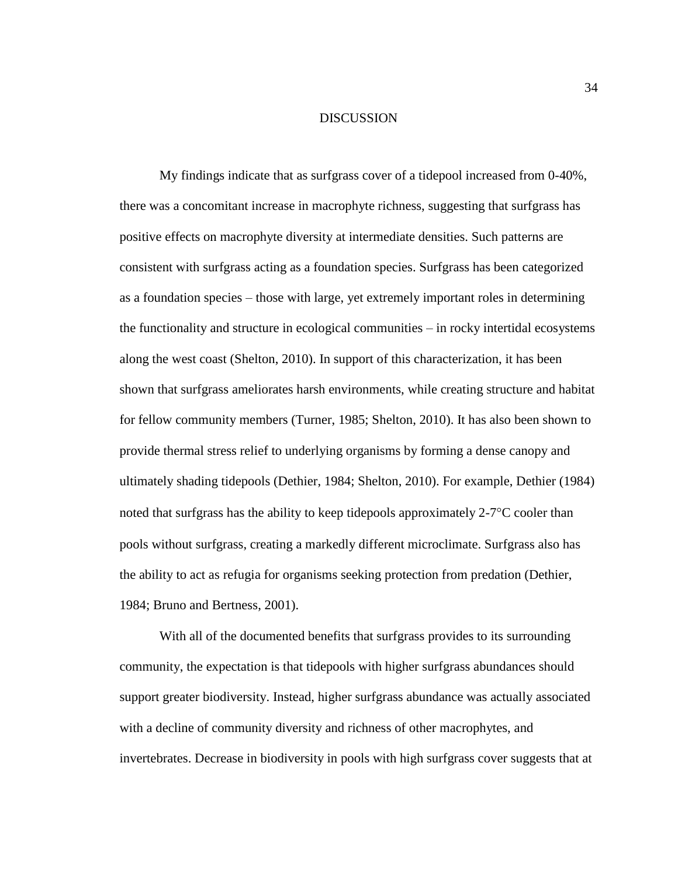# DISCUSSION

My findings indicate that as surfgrass cover of a tidepool increased from 0-40%, there was a concomitant increase in macrophyte richness, suggesting that surfgrass has positive effects on macrophyte diversity at intermediate densities. Such patterns are consistent with surfgrass acting as a foundation species. Surfgrass has been categorized as a foundation species – those with large, yet extremely important roles in determining the functionality and structure in ecological communities – in rocky intertidal ecosystems along the west coast (Shelton, 2010). In support of this characterization, it has been shown that surfgrass ameliorates harsh environments, while creating structure and habitat for fellow community members (Turner, 1985; Shelton, 2010). It has also been shown to provide thermal stress relief to underlying organisms by forming a dense canopy and ultimately shading tidepools (Dethier, 1984; Shelton, 2010). For example, Dethier (1984) noted that surfgrass has the ability to keep tidepools approximately 2-7°C cooler than pools without surfgrass, creating a markedly different microclimate. Surfgrass also has the ability to act as refugia for organisms seeking protection from predation (Dethier, 1984; Bruno and Bertness, 2001).

With all of the documented benefits that surfgrass provides to its surrounding community, the expectation is that tidepools with higher surfgrass abundances should support greater biodiversity. Instead, higher surfgrass abundance was actually associated with a decline of community diversity and richness of other macrophytes, and invertebrates. Decrease in biodiversity in pools with high surfgrass cover suggests that at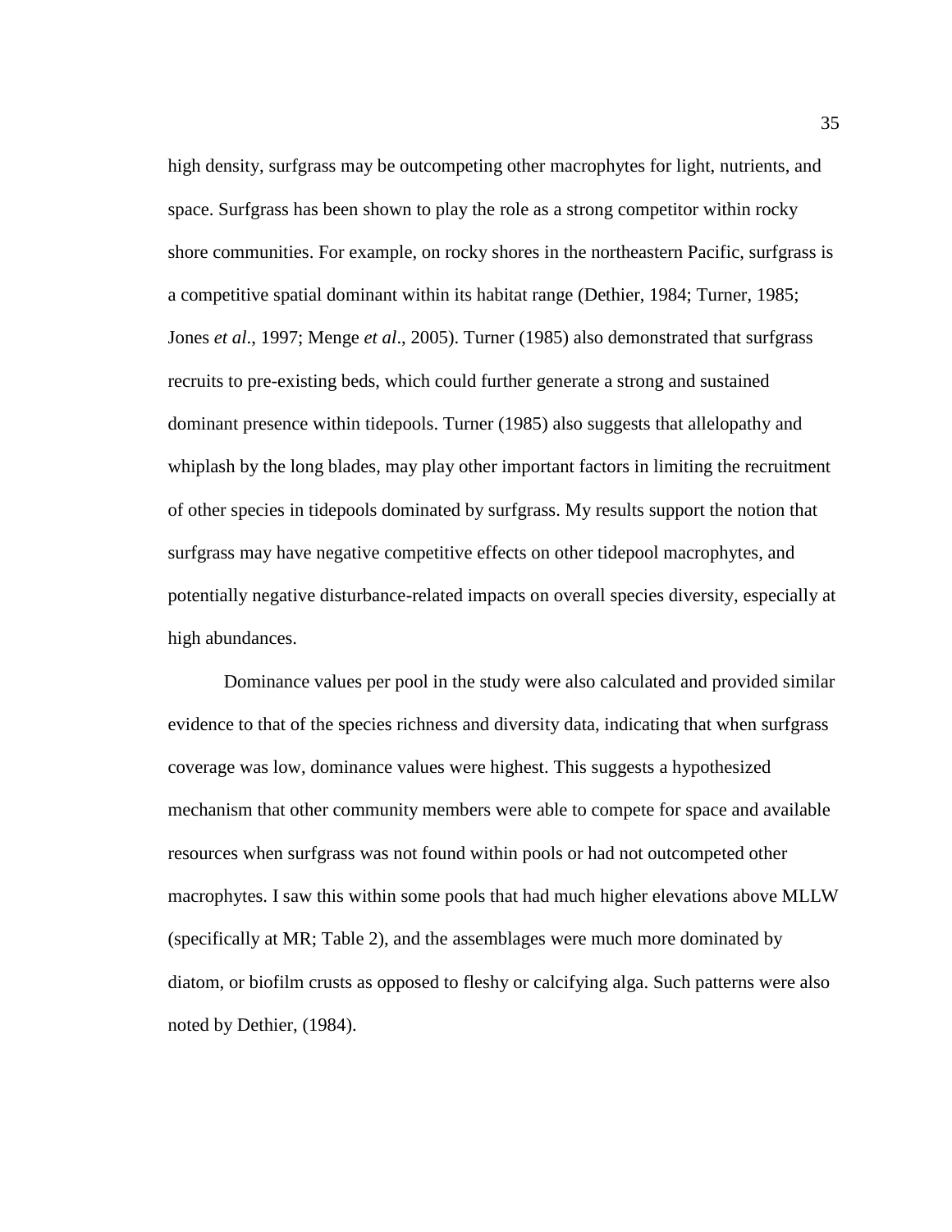high density, surfgrass may be outcompeting other macrophytes for light, nutrients, and space. Surfgrass has been shown to play the role as a strong competitor within rocky shore communities. For example, on rocky shores in the northeastern Pacific, surfgrass is a competitive spatial dominant within its habitat range (Dethier, 1984; Turner, 1985; Jones *et al*., 1997; Menge *et al*., 2005). Turner (1985) also demonstrated that surfgrass recruits to pre-existing beds, which could further generate a strong and sustained dominant presence within tidepools. Turner (1985) also suggests that allelopathy and whiplash by the long blades, may play other important factors in limiting the recruitment of other species in tidepools dominated by surfgrass. My results support the notion that surfgrass may have negative competitive effects on other tidepool macrophytes, and potentially negative disturbance-related impacts on overall species diversity, especially at high abundances.

Dominance values per pool in the study were also calculated and provided similar evidence to that of the species richness and diversity data, indicating that when surfgrass coverage was low, dominance values were highest. This suggests a hypothesized mechanism that other community members were able to compete for space and available resources when surfgrass was not found within pools or had not outcompeted other macrophytes. I saw this within some pools that had much higher elevations above MLLW (specifically at MR; Table 2), and the assemblages were much more dominated by diatom, or biofilm crusts as opposed to fleshy or calcifying alga. Such patterns were also noted by Dethier, (1984).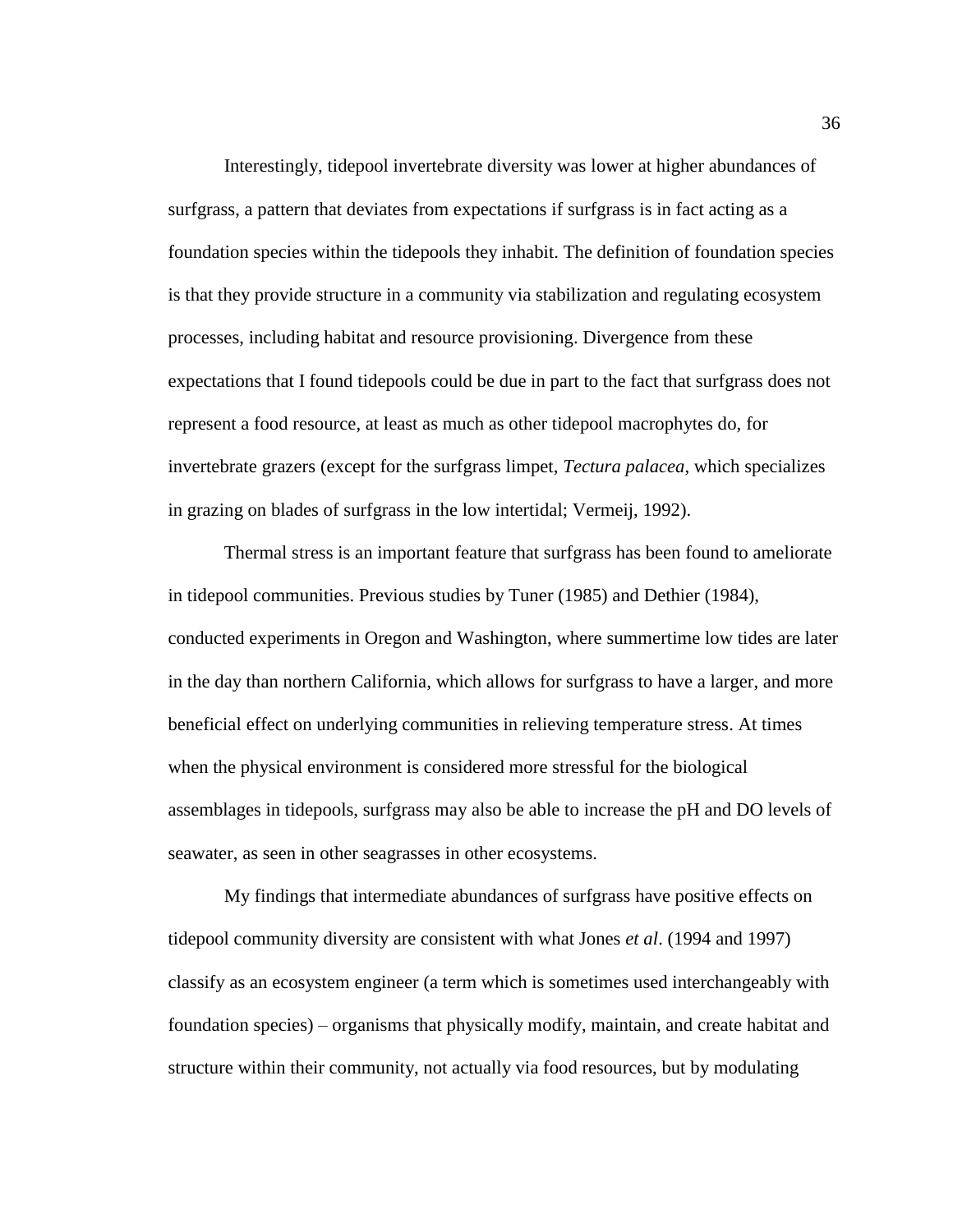Interestingly, tidepool invertebrate diversity was lower at higher abundances of surfgrass, a pattern that deviates from expectations if surfgrass is in fact acting as a foundation species within the tidepools they inhabit. The definition of foundation species is that they provide structure in a community via stabilization and regulating ecosystem processes, including habitat and resource provisioning. Divergence from these expectations that I found tidepools could be due in part to the fact that surfgrass does not represent a food resource, at least as much as other tidepool macrophytes do, for invertebrate grazers (except for the surfgrass limpet, *Tectura palacea*, which specializes in grazing on blades of surfgrass in the low intertidal; Vermeij, 1992).

Thermal stress is an important feature that surfgrass has been found to ameliorate in tidepool communities. Previous studies by Tuner (1985) and Dethier (1984), conducted experiments in Oregon and Washington, where summertime low tides are later in the day than northern California, which allows for surfgrass to have a larger, and more beneficial effect on underlying communities in relieving temperature stress. At times when the physical environment is considered more stressful for the biological assemblages in tidepools, surfgrass may also be able to increase the pH and DO levels of seawater, as seen in other seagrasses in other ecosystems.

My findings that intermediate abundances of surfgrass have positive effects on tidepool community diversity are consistent with what Jones *et al*. (1994 and 1997) classify as an ecosystem engineer (a term which is sometimes used interchangeably with foundation species) – organisms that physically modify, maintain, and create habitat and structure within their community, not actually via food resources, but by modulating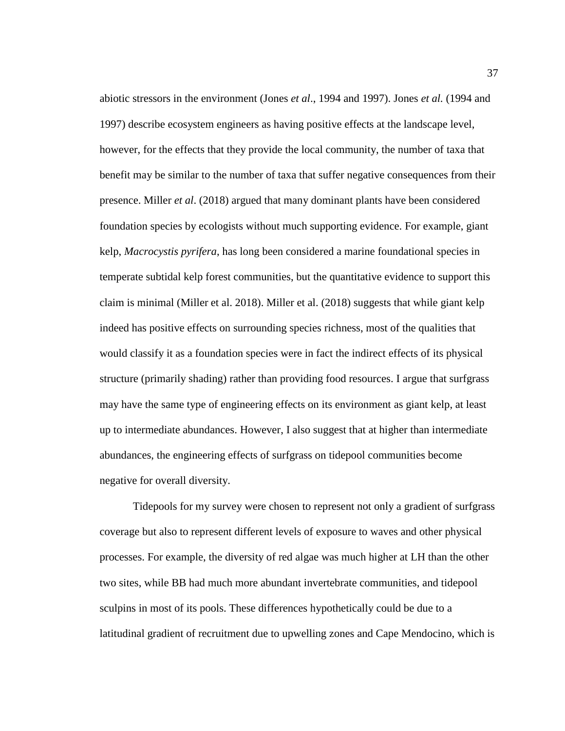abiotic stressors in the environment (Jones *et al*., 1994 and 1997). Jones *et al.* (1994 and 1997) describe ecosystem engineers as having positive effects at the landscape level, however, for the effects that they provide the local community, the number of taxa that benefit may be similar to the number of taxa that suffer negative consequences from their presence. Miller *et al*. (2018) argued that many dominant plants have been considered foundation species by ecologists without much supporting evidence. For example, giant kelp, *Macrocystis pyrifera*, has long been considered a marine foundational species in temperate subtidal kelp forest communities, but the quantitative evidence to support this claim is minimal (Miller et al. 2018). Miller et al. (2018) suggests that while giant kelp indeed has positive effects on surrounding species richness, most of the qualities that would classify it as a foundation species were in fact the indirect effects of its physical structure (primarily shading) rather than providing food resources. I argue that surfgrass may have the same type of engineering effects on its environment as giant kelp, at least up to intermediate abundances. However, I also suggest that at higher than intermediate abundances, the engineering effects of surfgrass on tidepool communities become negative for overall diversity.

Tidepools for my survey were chosen to represent not only a gradient of surfgrass coverage but also to represent different levels of exposure to waves and other physical processes. For example, the diversity of red algae was much higher at LH than the other two sites, while BB had much more abundant invertebrate communities, and tidepool sculpins in most of its pools. These differences hypothetically could be due to a latitudinal gradient of recruitment due to upwelling zones and Cape Mendocino, which is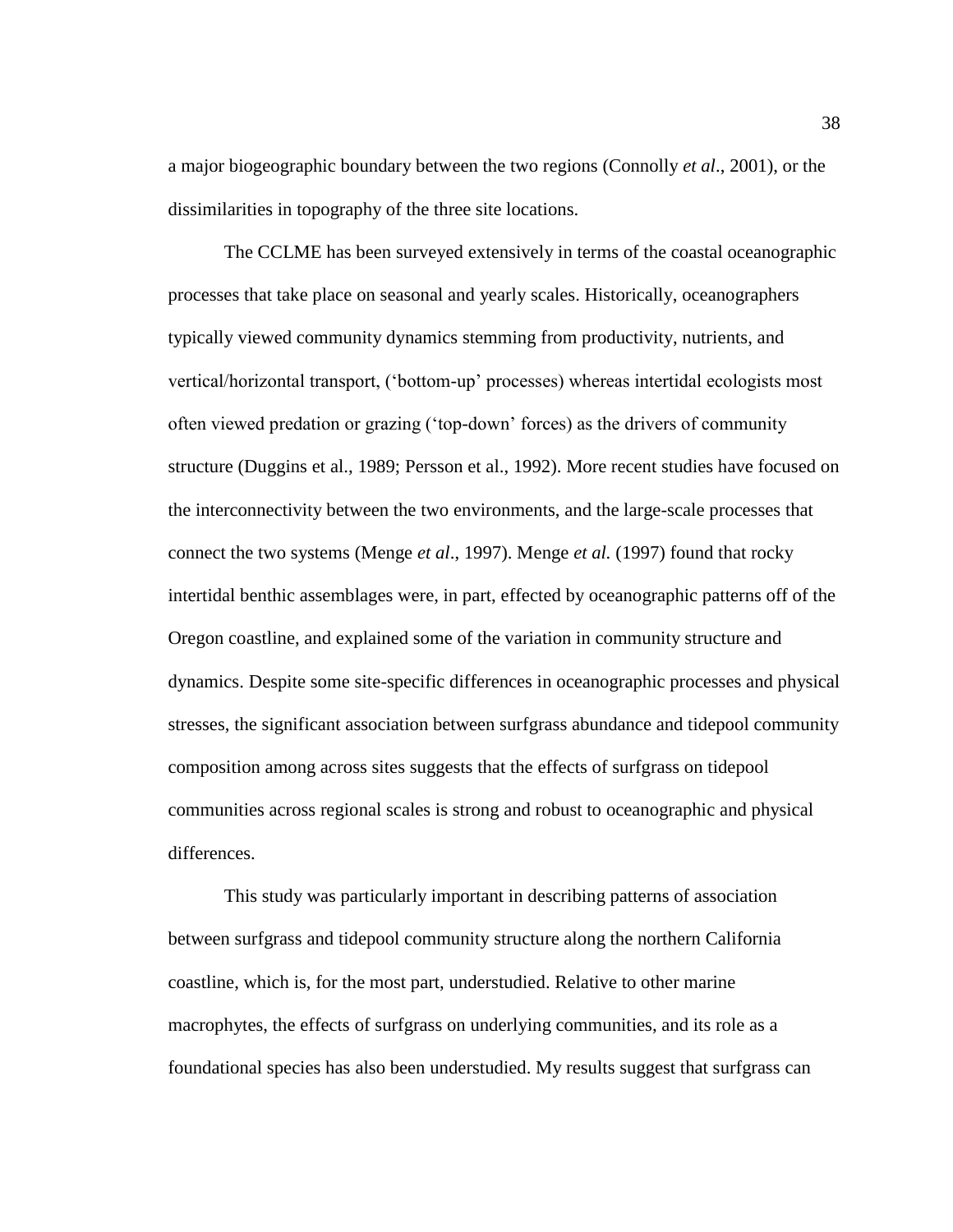a major biogeographic boundary between the two regions (Connolly *et al*., 2001), or the dissimilarities in topography of the three site locations.

The CCLME has been surveyed extensively in terms of the coastal oceanographic processes that take place on seasonal and yearly scales. Historically, oceanographers typically viewed community dynamics stemming from productivity, nutrients, and vertical/horizontal transport, ('bottom-up' processes) whereas intertidal ecologists most often viewed predation or grazing ('top-down' forces) as the drivers of community structure (Duggins et al., 1989; Persson et al., 1992). More recent studies have focused on the interconnectivity between the two environments, and the large-scale processes that connect the two systems (Menge *et al*., 1997). Menge *et al.* (1997) found that rocky intertidal benthic assemblages were, in part, effected by oceanographic patterns off of the Oregon coastline, and explained some of the variation in community structure and dynamics. Despite some site-specific differences in oceanographic processes and physical stresses, the significant association between surfgrass abundance and tidepool community composition among across sites suggests that the effects of surfgrass on tidepool communities across regional scales is strong and robust to oceanographic and physical differences.

This study was particularly important in describing patterns of association between surfgrass and tidepool community structure along the northern California coastline, which is, for the most part, understudied. Relative to other marine macrophytes, the effects of surfgrass on underlying communities, and its role as a foundational species has also been understudied. My results suggest that surfgrass can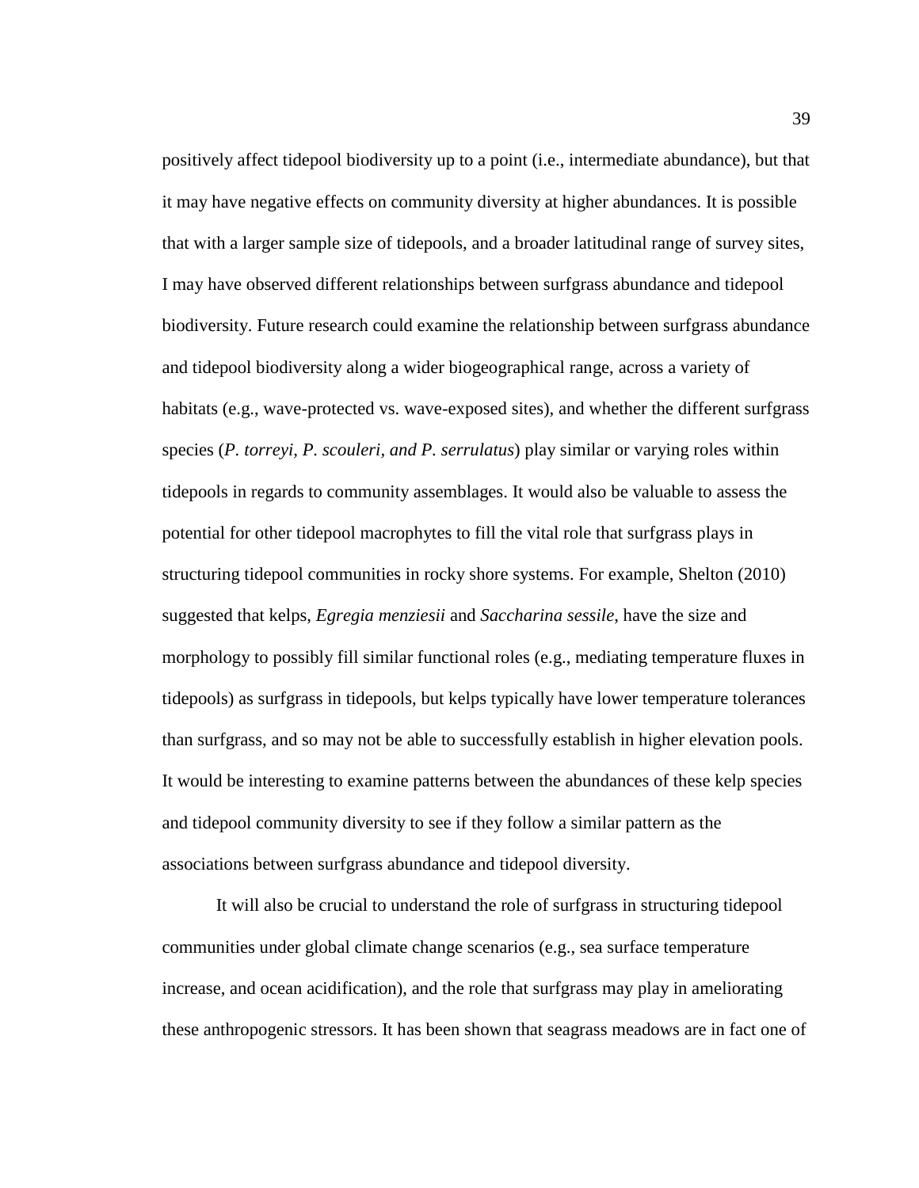positively affect tidepool biodiversity up to a point (i.e., intermediate abundance), but that it may have negative effects on community diversity at higher abundances. It is possible that with a larger sample size of tidepools, and a broader latitudinal range of survey sites, I may have observed different relationships between surfgrass abundance and tidepool biodiversity. Future research could examine the relationship between surfgrass abundance and tidepool biodiversity along a wider biogeographical range, across a variety of habitats (e.g., wave-protected vs. wave-exposed sites), and whether the different surfgrass species (*P. torreyi, P. scouleri, and P. serrulatus*) play similar or varying roles within tidepools in regards to community assemblages. It would also be valuable to assess the potential for other tidepool macrophytes to fill the vital role that surfgrass plays in structuring tidepool communities in rocky shore systems. For example, Shelton (2010) suggested that kelps, *Egregia menziesii* and *Saccharina sessile*, have the size and morphology to possibly fill similar functional roles (e.g., mediating temperature fluxes in tidepools) as surfgrass in tidepools, but kelps typically have lower temperature tolerances than surfgrass, and so may not be able to successfully establish in higher elevation pools. It would be interesting to examine patterns between the abundances of these kelp species and tidepool community diversity to see if they follow a similar pattern as the associations between surfgrass abundance and tidepool diversity.

It will also be crucial to understand the role of surfgrass in structuring tidepool communities under global climate change scenarios (e.g., sea surface temperature increase, and ocean acidification), and the role that surfgrass may play in ameliorating these anthropogenic stressors. It has been shown that seagrass meadows are in fact one of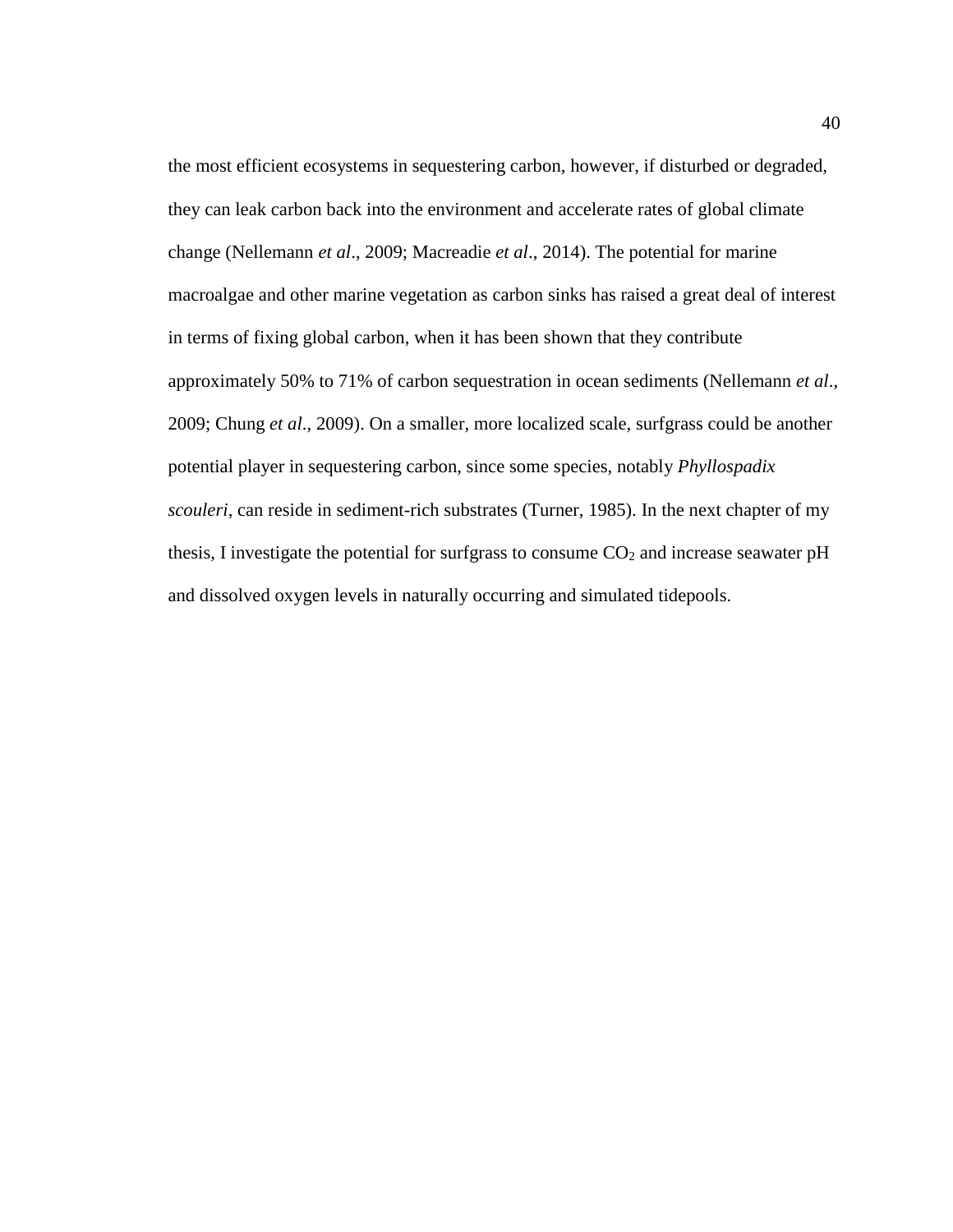the most efficient ecosystems in sequestering carbon, however, if disturbed or degraded, they can leak carbon back into the environment and accelerate rates of global climate change (Nellemann *et al*., 2009; Macreadie *et al*., 2014). The potential for marine macroalgae and other marine vegetation as carbon sinks has raised a great deal of interest in terms of fixing global carbon, when it has been shown that they contribute approximately 50% to 71% of carbon sequestration in ocean sediments (Nellemann *et al*., 2009; Chung *et al*., 2009). On a smaller, more localized scale, surfgrass could be another potential player in sequestering carbon, since some species, notably *Phyllospadix scouleri*, can reside in sediment-rich substrates (Turner, 1985). In the next chapter of my thesis, I investigate the potential for surfgrass to consume $CO_2$ and increase seawater pH and dissolved oxygen levels in naturally occurring and simulated tidepools.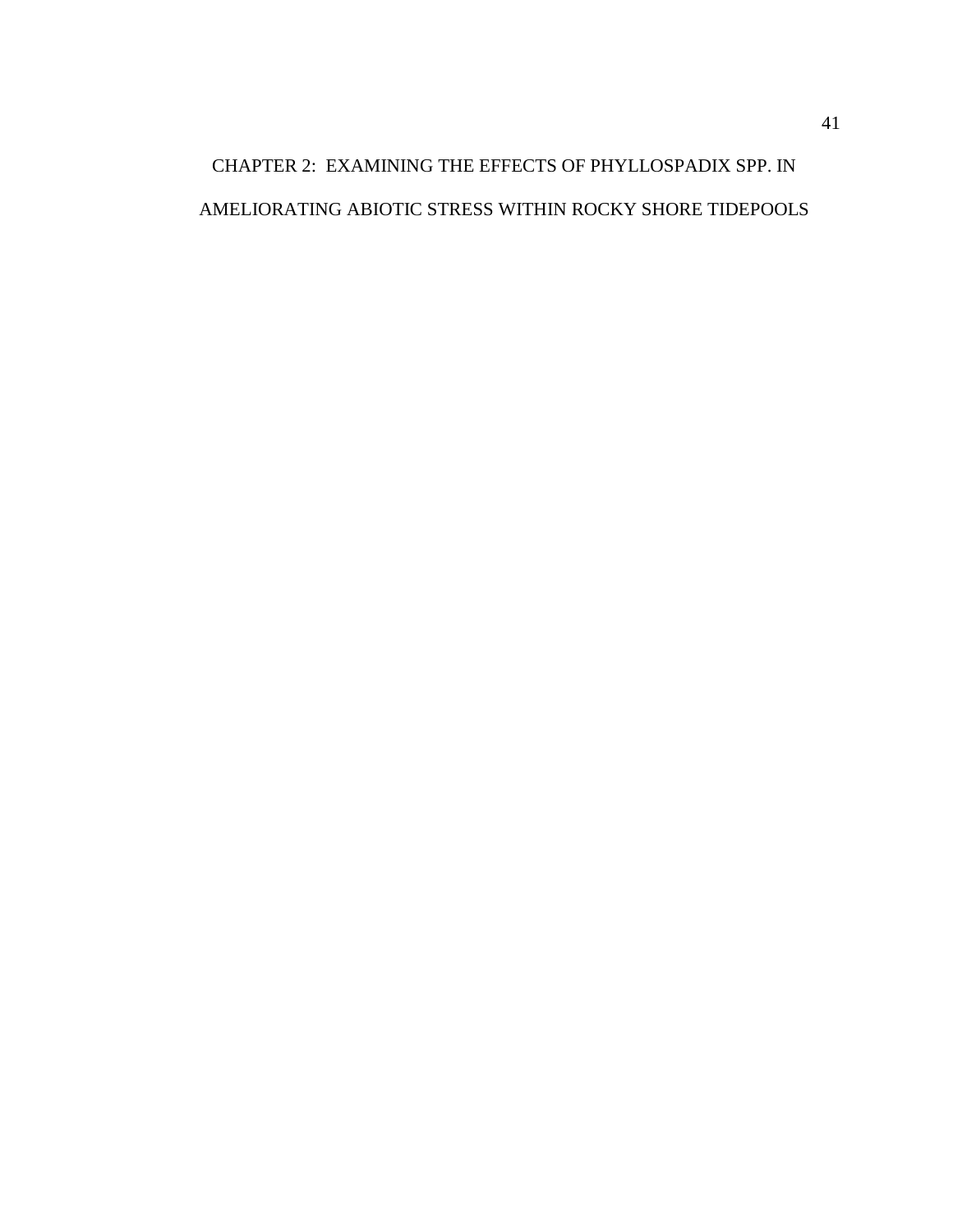# CHAPTER 2: EXAMINING THE EFFECTS OF PHYLLOSPADIX SPP. IN AMELIORATING ABIOTIC STRESS WITHIN ROCKY SHORE TIDEPOOLS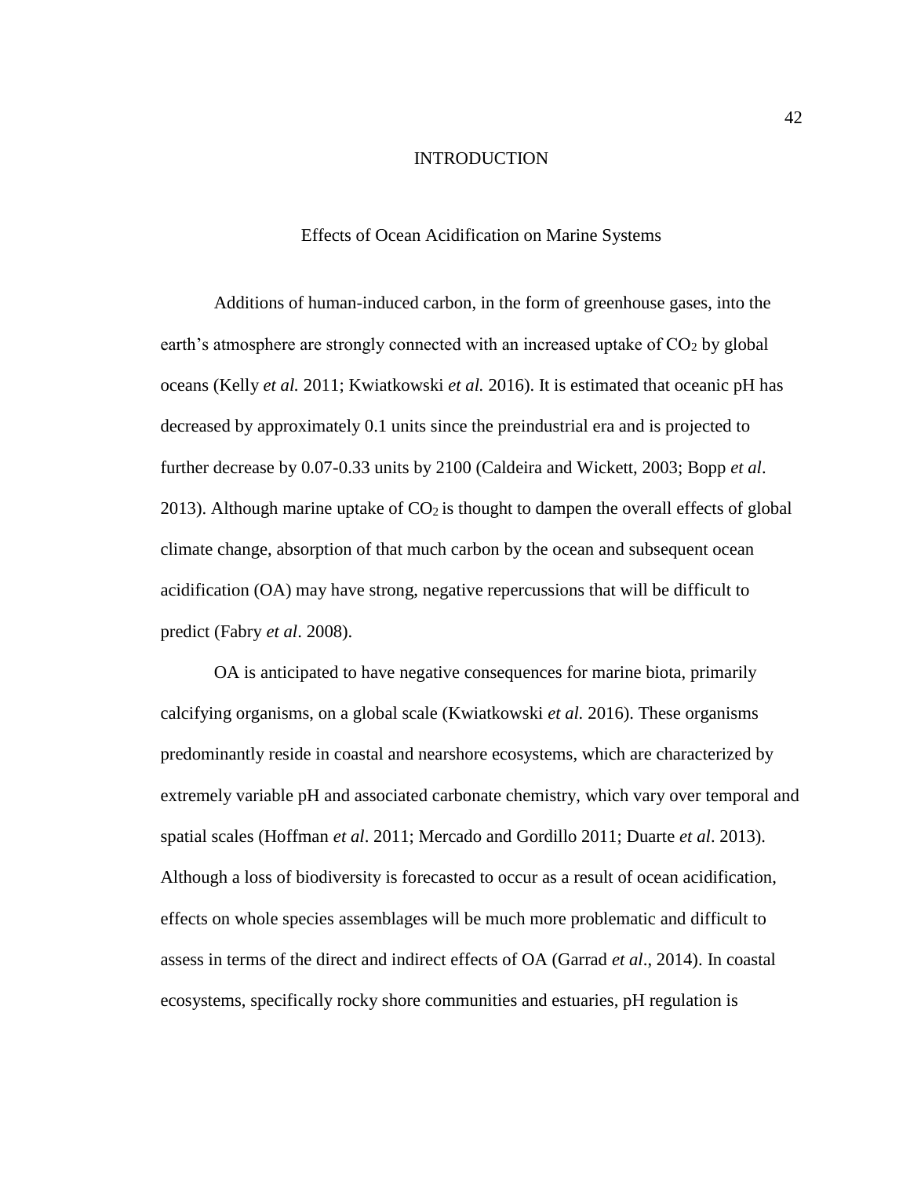# INTRODUCTION

## Effects of Ocean Acidification on Marine Systems

Additions of human-induced carbon, in the form of greenhouse gases, into the earth's atmosphere are strongly connected with an increased uptake of $CO_2$ by global oceans (Kelly *et al.* 2011; Kwiatkowski *et al.* 2016). It is estimated that oceanic pH has decreased by approximately 0.1 units since the preindustrial era and is projected to further decrease by 0.07-0.33 units by 2100 (Caldeira and Wickett, 2003; Bopp *et al*. 2013). Although marine uptake of $CO_2$ is thought to dampen the overall effects of global climate change, absorption of that much carbon by the ocean and subsequent ocean acidification (OA) may have strong, negative repercussions that will be difficult to predict (Fabry *et al*. 2008).

OA is anticipated to have negative consequences for marine biota, primarily calcifying organisms, on a global scale (Kwiatkowski *et al.* 2016). These organisms predominantly reside in coastal and nearshore ecosystems, which are characterized by extremely variable pH and associated carbonate chemistry, which vary over temporal and spatial scales (Hoffman *et al*. 2011; Mercado and Gordillo 2011; Duarte *et al*. 2013). Although a loss of biodiversity is forecasted to occur as a result of ocean acidification, effects on whole species assemblages will be much more problematic and difficult to assess in terms of the direct and indirect effects of OA (Garrad *et al*., 2014). In coastal ecosystems, specifically rocky shore communities and estuaries, pH regulation is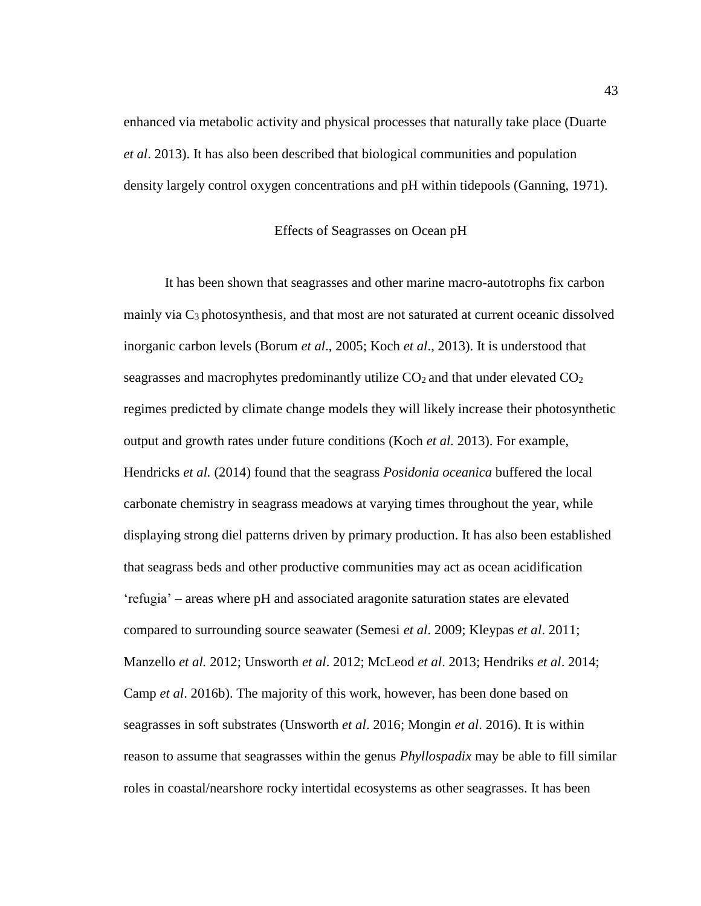enhanced via metabolic activity and physical processes that naturally take place (Duarte *et al*. 2013). It has also been described that biological communities and population density largely control oxygen concentrations and pH within tidepools (Ganning, 1971).

## Effects of Seagrasses on Ocean pH

It has been shown that seagrasses and other marine macro-autotrophs fix carbon mainly via $C_3$ photosynthesis, and that most are not saturated at current oceanic dissolved inorganic carbon levels (Borum *et al*., 2005; Koch *et al*., 2013). It is understood that seagrasses and macrophytes predominantly utilize $CO_2$ and that under elevated $CO_2$ regimes predicted by climate change models they will likely increase their photosynthetic output and growth rates under future conditions (Koch *et al.* 2013). For example, Hendricks *et al.* (2014) found that the seagrass *Posidonia oceanica* buffered the local carbonate chemistry in seagrass meadows at varying times throughout the year, while displaying strong diel patterns driven by primary production. It has also been established that seagrass beds and other productive communities may act as ocean acidification 'refugia' – areas where pH and associated aragonite saturation states are elevated compared to surrounding source seawater (Semesi *et al*. 2009; Kleypas *et al*. 2011; Manzello *et al.* 2012; Unsworth *et al*. 2012; McLeod *et al*. 2013; Hendriks *et al*. 2014; Camp *et al*. 2016b). The majority of this work, however, has been done based on seagrasses in soft substrates (Unsworth *et al*. 2016; Mongin *et al*. 2016). It is within reason to assume that seagrasses within the genus *Phyllospadix* may be able to fill similar roles in coastal/nearshore rocky intertidal ecosystems as other seagrasses. It has been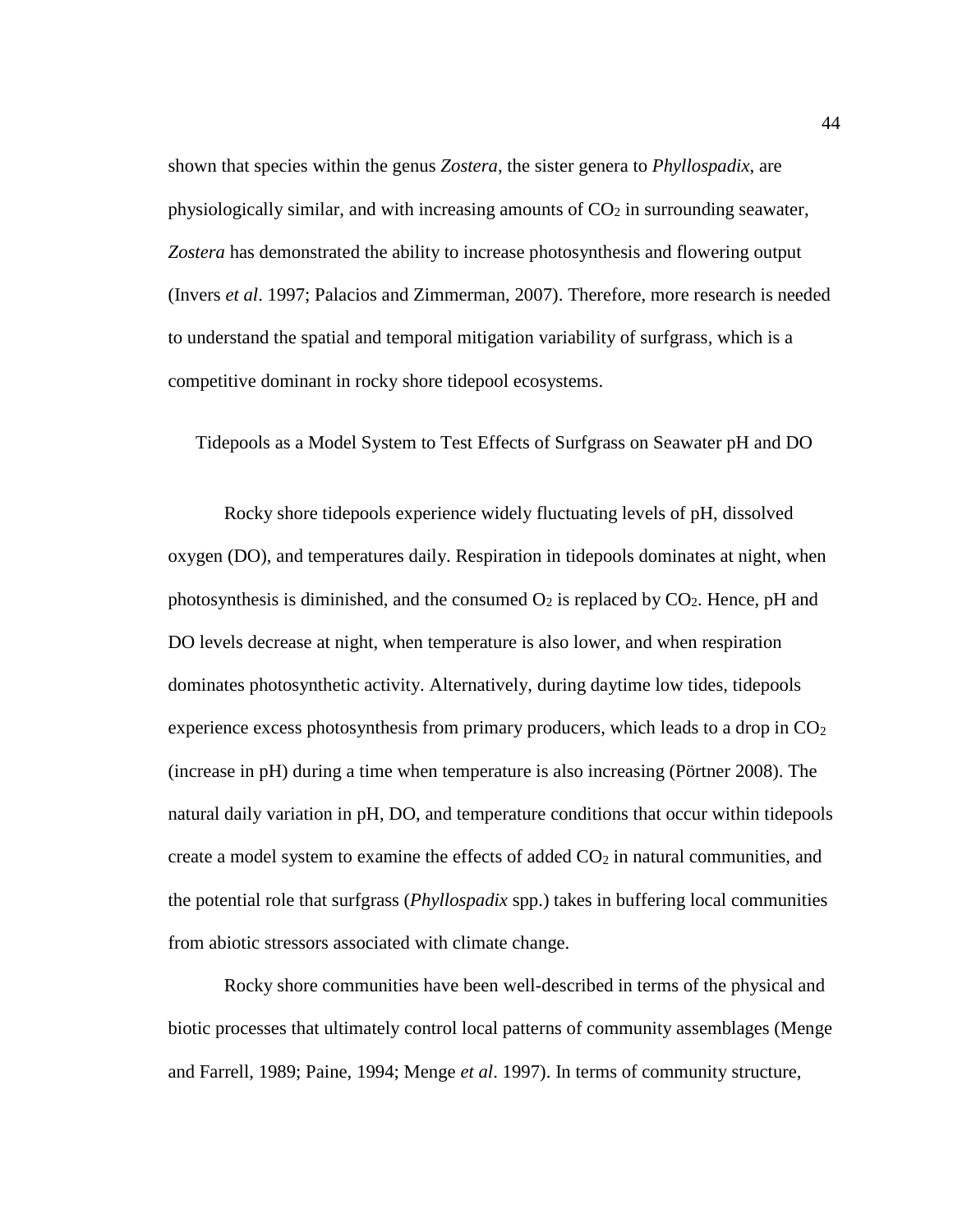shown that species within the genus *Zostera*, the sister genera to *Phyllospadix*, are physiologically similar, and with increasing amounts of $CO_2$ in surrounding seawater, *Zostera* has demonstrated the ability to increase photosynthesis and flowering output (Invers *et al*. 1997; Palacios and Zimmerman, 2007). Therefore, more research is needed to understand the spatial and temporal mitigation variability of surfgrass, which is a competitive dominant in rocky shore tidepool ecosystems.

## Tidepools as a Model System to Test Effects of Surfgrass on Seawater pH and DO

Rocky shore tidepools experience widely fluctuating levels of pH, dissolved oxygen (DO), and temperatures daily. Respiration in tidepools dominates at night, when photosynthesis is diminished, and the consumed $O_2$ is replaced by $CO_2$. Hence, pH and DO levels decrease at night, when temperature is also lower, and when respiration dominates photosynthetic activity. Alternatively, during daytime low tides, tidepools experience excess photosynthesis from primary producers, which leads to a drop in $CO_2$ (increase in pH) during a time when temperature is also increasing (Pörtner 2008). The natural daily variation in pH, DO, and temperature conditions that occur within tidepools create a model system to examine the effects of added $CO_2$ in natural communities, and the potential role that surfgrass (*Phyllospadix* spp.) takes in buffering local communities from abiotic stressors associated with climate change.

Rocky shore communities have been well-described in terms of the physical and biotic processes that ultimately control local patterns of community assemblages (Menge and Farrell, 1989; Paine, 1994; Menge *et al*. 1997). In terms of community structure,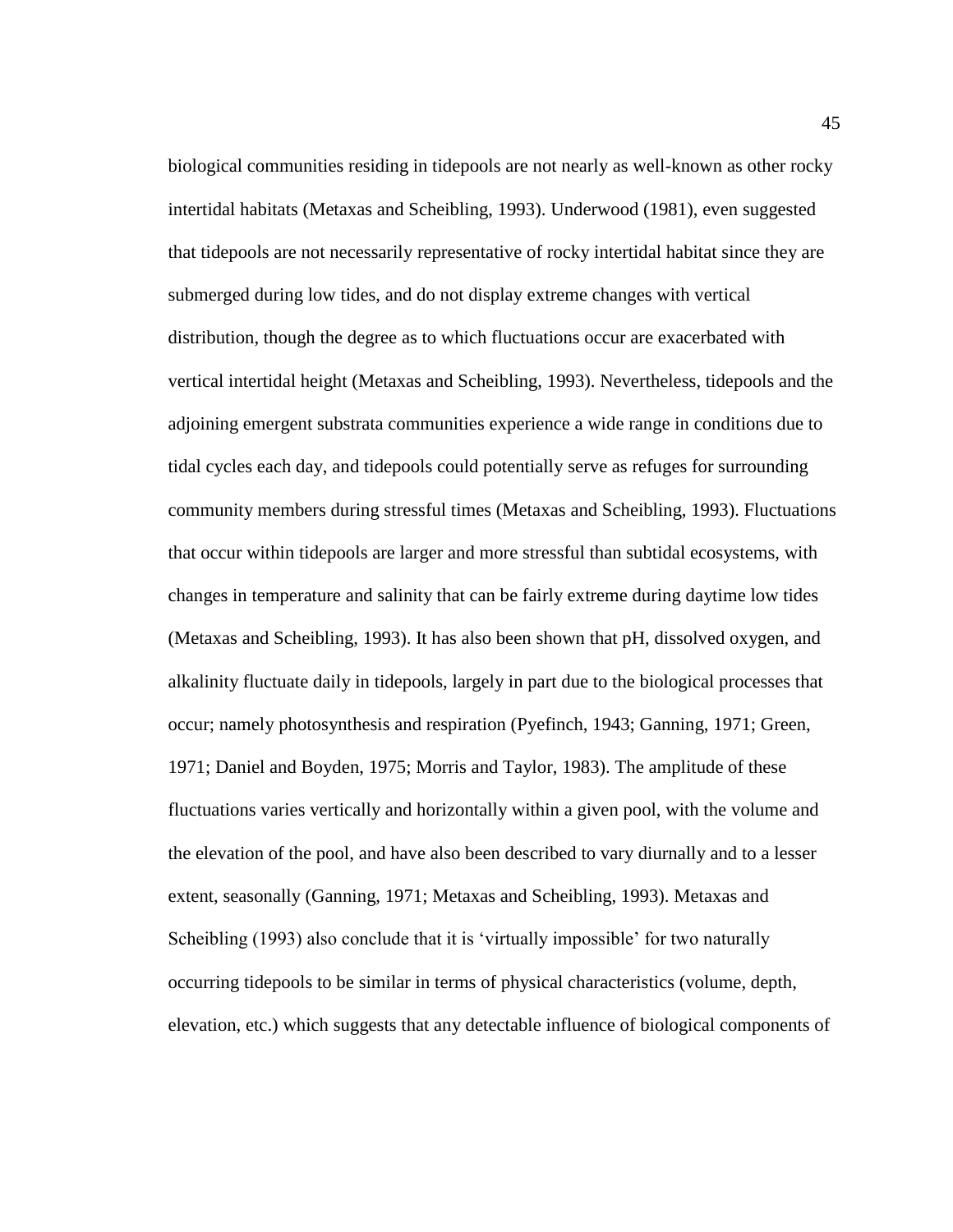biological communities residing in tidepools are not nearly as well-known as other rocky intertidal habitats (Metaxas and Scheibling, 1993). Underwood (1981), even suggested that tidepools are not necessarily representative of rocky intertidal habitat since they are submerged during low tides, and do not display extreme changes with vertical distribution, though the degree as to which fluctuations occur are exacerbated with vertical intertidal height (Metaxas and Scheibling, 1993). Nevertheless, tidepools and the adjoining emergent substrata communities experience a wide range in conditions due to tidal cycles each day, and tidepools could potentially serve as refuges for surrounding community members during stressful times (Metaxas and Scheibling, 1993). Fluctuations that occur within tidepools are larger and more stressful than subtidal ecosystems, with changes in temperature and salinity that can be fairly extreme during daytime low tides (Metaxas and Scheibling, 1993). It has also been shown that pH, dissolved oxygen, and alkalinity fluctuate daily in tidepools, largely in part due to the biological processes that occur; namely photosynthesis and respiration (Pyefinch, 1943; Ganning, 1971; Green, 1971; Daniel and Boyden, 1975; Morris and Taylor, 1983). The amplitude of these fluctuations varies vertically and horizontally within a given pool, with the volume and the elevation of the pool, and have also been described to vary diurnally and to a lesser extent, seasonally (Ganning, 1971; Metaxas and Scheibling, 1993). Metaxas and Scheibling (1993) also conclude that it is 'virtually impossible' for two naturally occurring tidepools to be similar in terms of physical characteristics (volume, depth, elevation, etc.) which suggests that any detectable influence of biological components of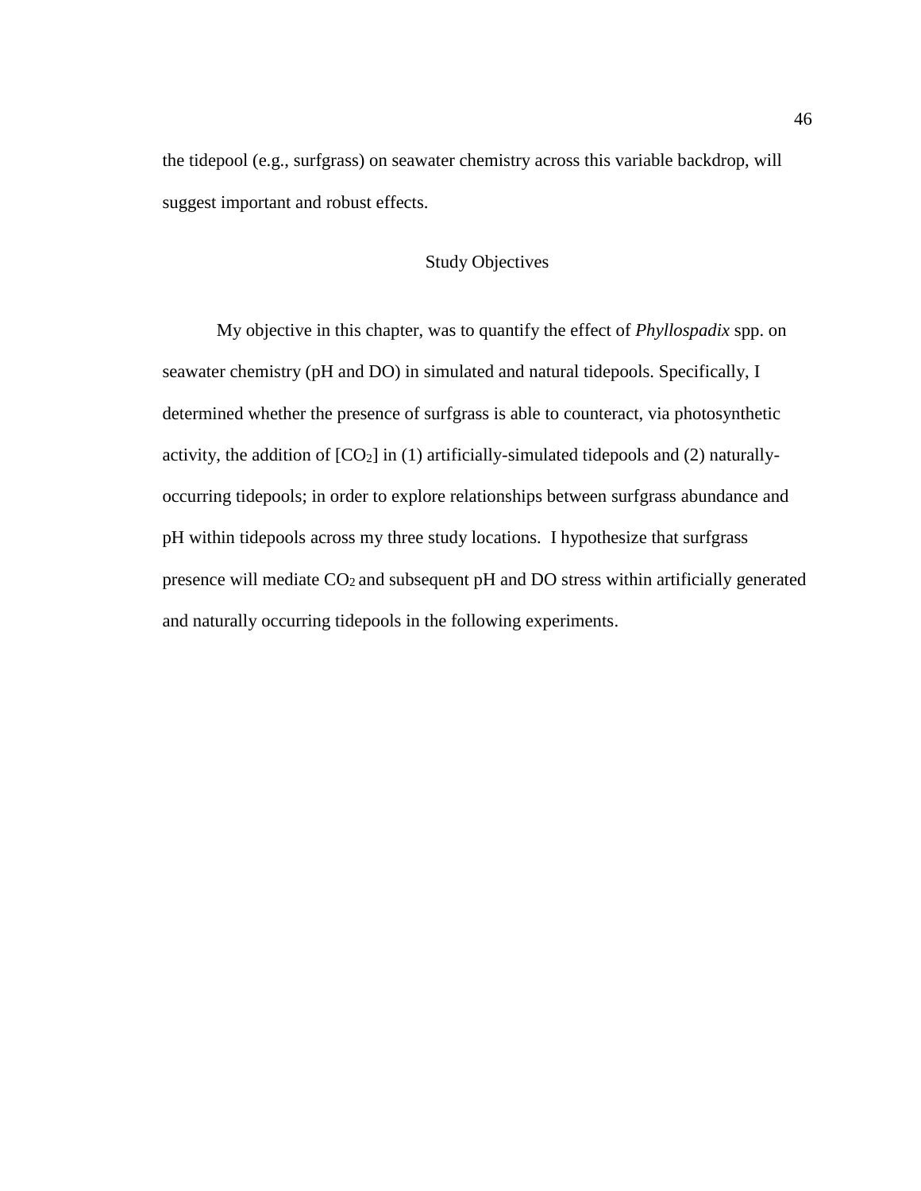the tidepool (e.g., surfgrass) on seawater chemistry across this variable backdrop, will suggest important and robust effects.

## Study Objectives

My objective in this chapter, was to quantify the effect of *Phyllospadix* spp. on seawater chemistry (pH and DO) in simulated and natural tidepools. Specifically, I determined whether the presence of surfgrass is able to counteract, via photosynthetic activity, the addition of [$CO_2$] in (1) artificially-simulated tidepools and (2) naturally-occurring tidepools; in order to explore relationships between surfgrass abundance and pH within tidepools across my three study locations. I hypothesize that surfgrass presence will mediate $CO_2$ and subsequent pH and DO stress within artificially generated and naturally occurring tidepools in the following experiments.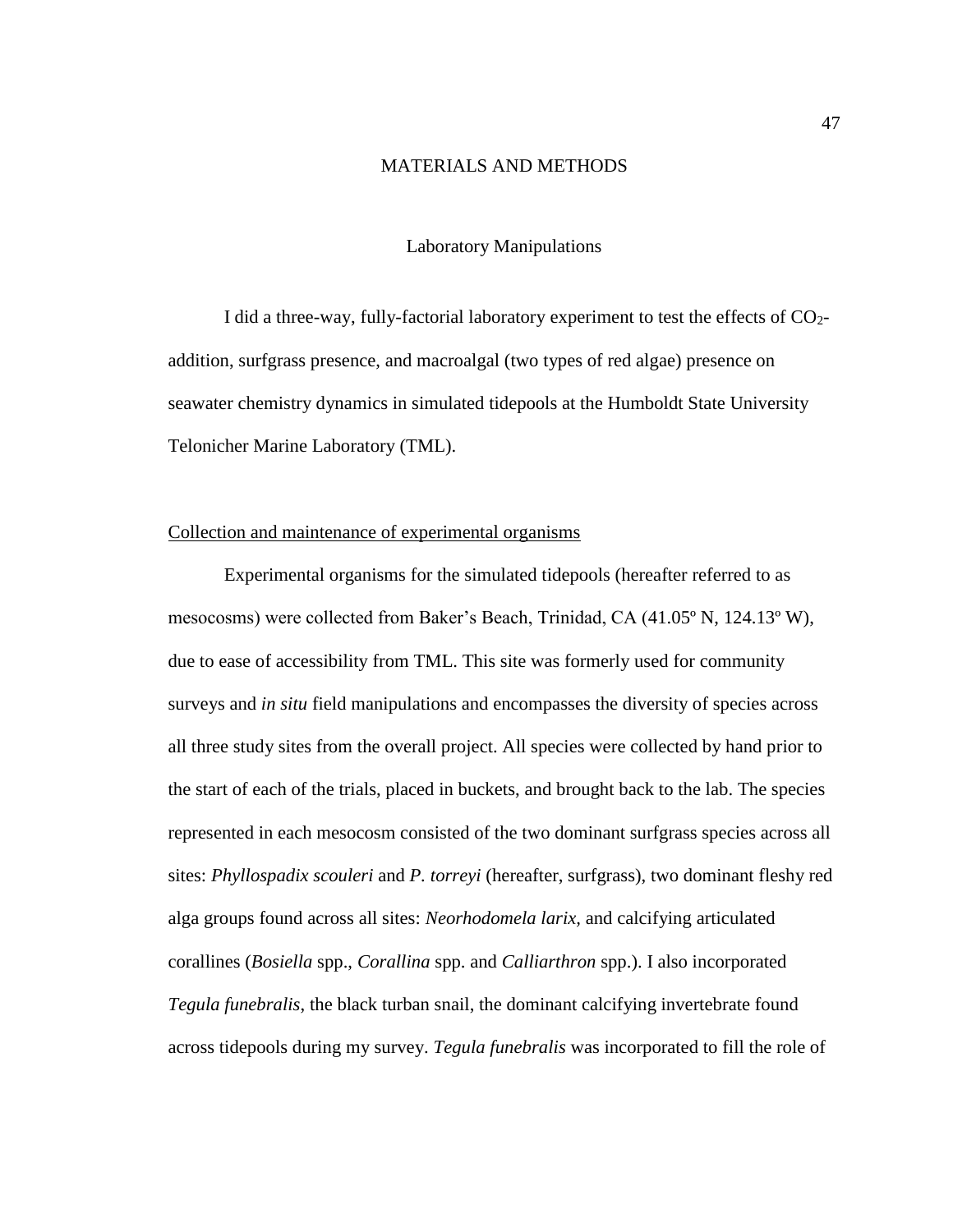# MATERIALS AND METHODS

## Laboratory Manipulations

I did a three-way, fully-factorial laboratory experiment to test the effects of $CO_2$-addition, surfgrass presence, and macroalgal (two types of red algae) presence on seawater chemistry dynamics in simulated tidepools at the Humboldt State University Telonicher Marine Laboratory (TML).

### Collection and maintenance of experimental organisms

Experimental organisms for the simulated tidepools (hereafter referred to as mesocosms) were collected from Baker's Beach, Trinidad, CA (41.05º N, 124.13º W), due to ease of accessibility from TML. This site was formerly used for community surveys and *in situ* field manipulations and encompasses the diversity of species across all three study sites from the overall project. All species were collected by hand prior to the start of each of the trials, placed in buckets, and brought back to the lab. The species represented in each mesocosm consisted of the two dominant surfgrass species across all sites: *Phyllospadix scouleri* and *P. torreyi* (hereafter, surfgrass), two dominant fleshy red alga groups found across all sites: *Neorhodomela larix,* and calcifying articulated corallines (*Bosiella* spp., *Corallina* spp. and *Calliarthron* spp.). I also incorporated *Tegula funebralis*, the black turban snail, the dominant calcifying invertebrate found across tidepools during my survey. *Tegula funebralis* was incorporated to fill the role of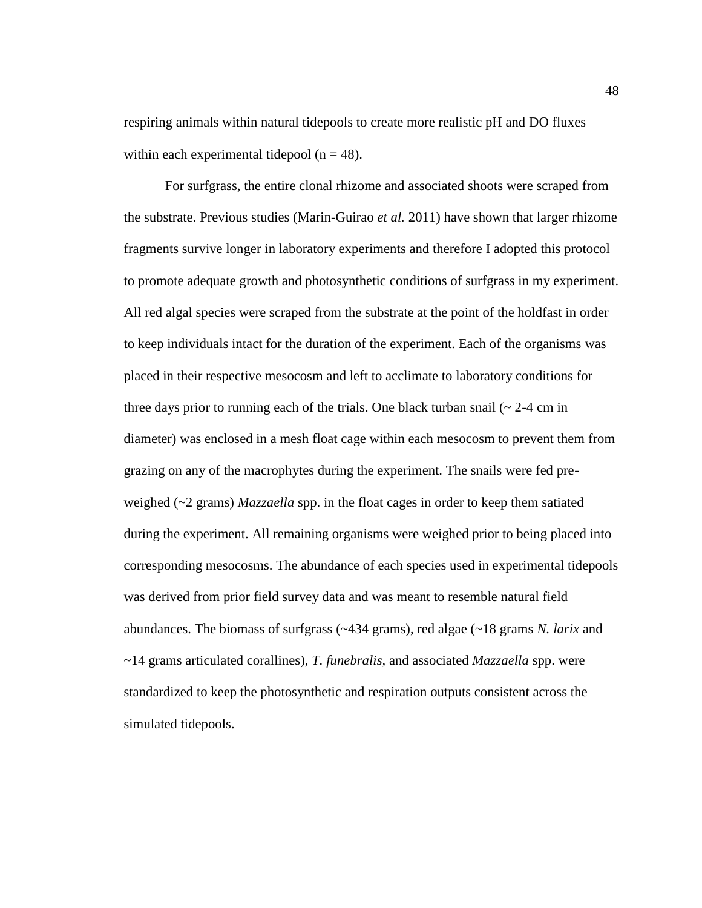respiring animals within natural tidepools to create more realistic pH and DO fluxes within each experimental tidepool (n = 48).

For surfgrass, the entire clonal rhizome and associated shoots were scraped from the substrate. Previous studies (Marin-Guirao *et al.* 2011) have shown that larger rhizome fragments survive longer in laboratory experiments and therefore I adopted this protocol to promote adequate growth and photosynthetic conditions of surfgrass in my experiment. All red algal species were scraped from the substrate at the point of the holdfast in order to keep individuals intact for the duration of the experiment. Each of the organisms was placed in their respective mesocosm and left to acclimate to laboratory conditions for three days prior to running each of the trials. One black turban snail (~ 2-4 cm in diameter) was enclosed in a mesh float cage within each mesocosm to prevent them from grazing on any of the macrophytes during the experiment. The snails were fed pre-weighed (~2 grams) *Mazzaella* spp. in the float cages in order to keep them satiated during the experiment. All remaining organisms were weighed prior to being placed into corresponding mesocosms. The abundance of each species used in experimental tidepools was derived from prior field survey data and was meant to resemble natural field abundances. The biomass of surfgrass (~434 grams), red algae (~18 grams *N. larix* and ~14 grams articulated corallines), *T. funebralis,* and associated *Mazzaella* spp. were standardized to keep the photosynthetic and respiration outputs consistent across the simulated tidepools.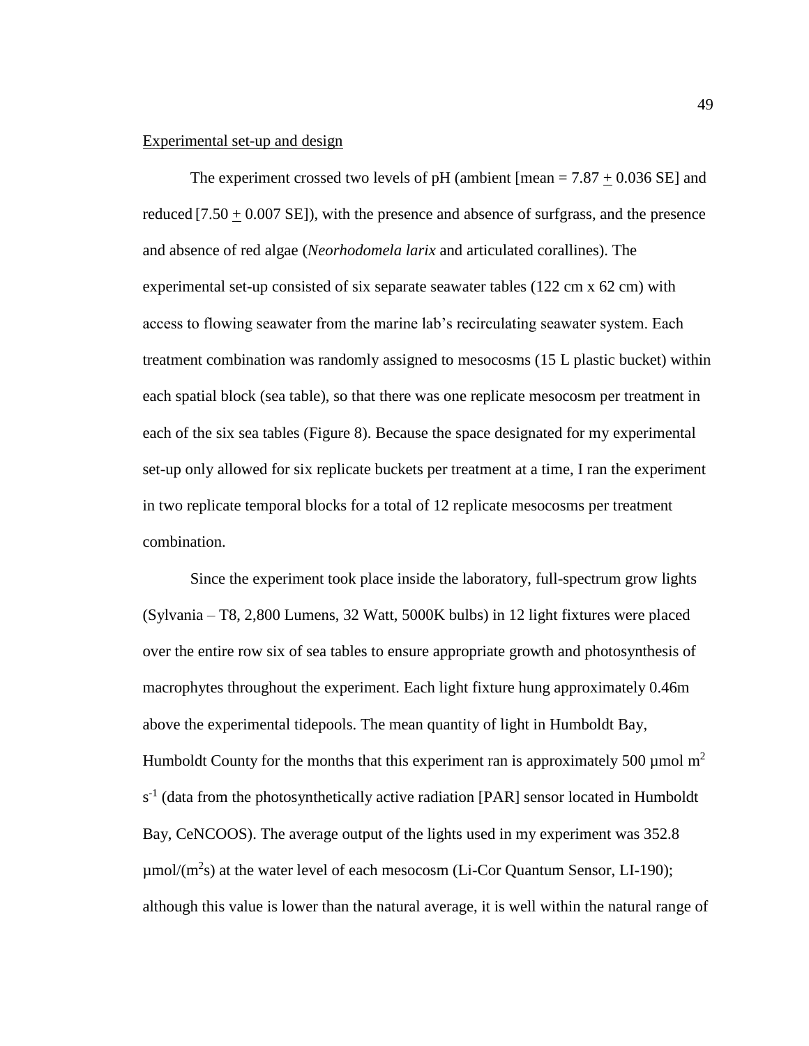Experimental set-up and design

The experiment crossed two levels of pH (ambient [mean = 7.87 ± 0.036 SE] and reduced [7.50 ± 0.007 SE]), with the presence and absence of surfgrass, and the presence and absence of red algae (*Neorhodomela larix* and articulated corallines). The experimental set-up consisted of six separate seawater tables (122 cm x 62 cm) with access to flowing seawater from the marine lab's recirculating seawater system. Each treatment combination was randomly assigned to mesocosms (15 L plastic bucket) within each spatial block (sea table), so that there was one replicate mesocosm per treatment in each of the six sea tables (Figure 8). Because the space designated for my experimental set-up only allowed for six replicate buckets per treatment at a time, I ran the experiment in two replicate temporal blocks for a total of 12 replicate mesocosms per treatment combination.

Since the experiment took place inside the laboratory, full-spectrum grow lights (Sylvania – T8, 2,800 Lumens, 32 Watt, 5000K bulbs) in 12 light fixtures were placed over the entire row six of sea tables to ensure appropriate growth and photosynthesis of macrophytes throughout the experiment. Each light fixture hung approximately 0.46m above the experimental tidepools. The mean quantity of light in Humboldt Bay, Humboldt County for the months that this experiment ran is approximately 500 µmol $m^2$ $s^{-1}$ (data from the photosynthetically active radiation [PAR] sensor located in Humboldt Bay, CeNCOOS). The average output of the lights used in my experiment was 352.8 µmol/($m^2$s) at the water level of each mesocosm (Li-Cor Quantum Sensor, LI-190); although this value is lower than the natural average, it is well within the natural range of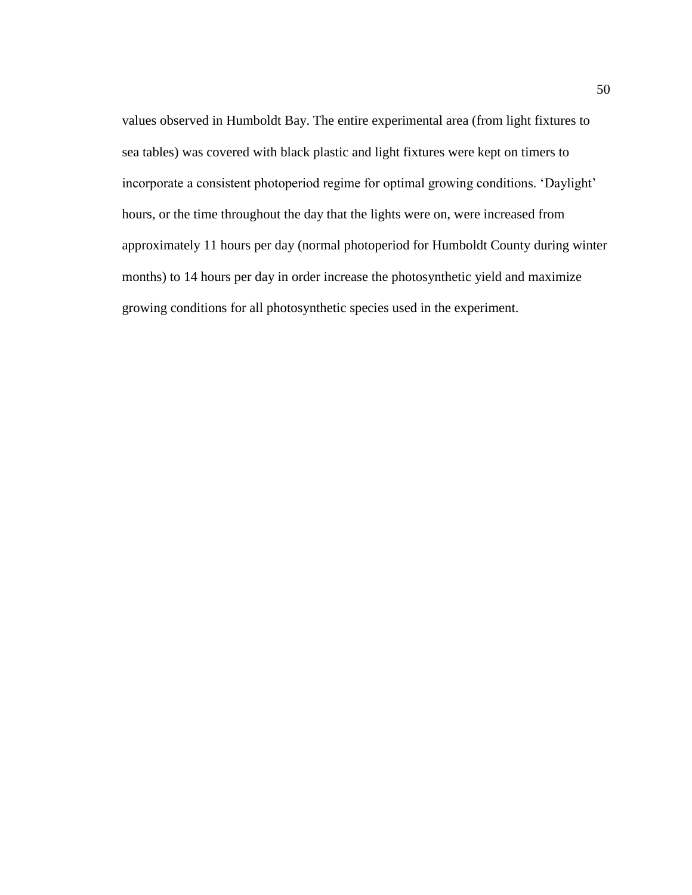values observed in Humboldt Bay. The entire experimental area (from light fixtures to sea tables) was covered with black plastic and light fixtures were kept on timers to incorporate a consistent photoperiod regime for optimal growing conditions. ‘Daylight’ hours, or the time throughout the day that the lights were on, were increased from approximately 11 hours per day (normal photoperiod for Humboldt County during winter months) to 14 hours per day in order increase the photosynthetic yield and maximize growing conditions for all photosynthetic species used in the experiment.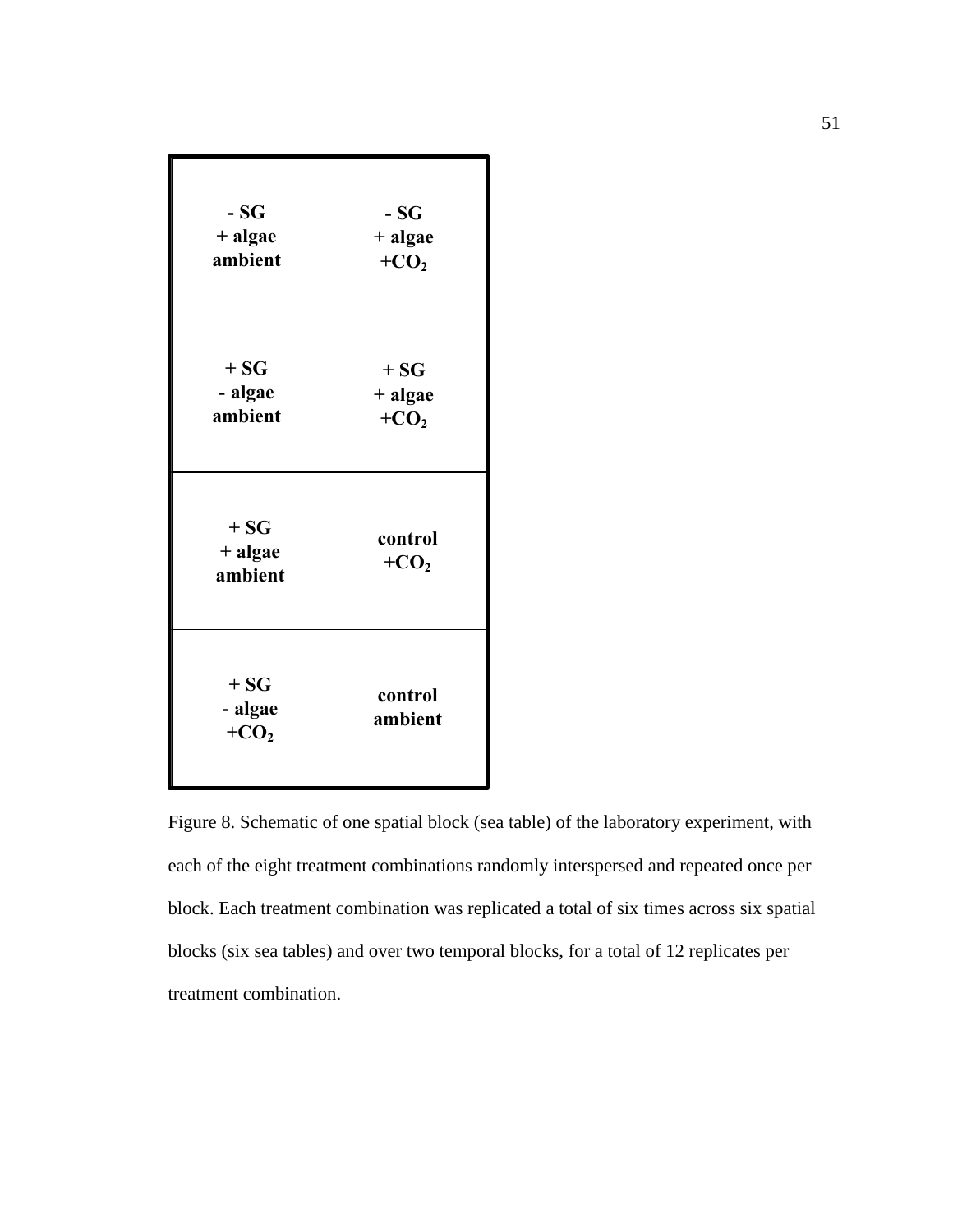| | |
|---|---|
| **- SG**<br>**+ algae**<br>**ambient** | **- SG**<br>**+ algae**<br>**+$CO_2$** |
| **+ SG**<br>**- algae**<br>**ambient** | **+ SG**<br>**+ algae**<br>**+$CO_2$** |
| **+ SG**<br>**+ algae**<br>**ambient** | **control**<br>**+$CO_2$** |
| **+ SG**<br>**- algae**<br>**+$CO_2$** | **control**<br>**ambient** |

Figure 8. Schematic of one spatial block (sea table) of the laboratory experiment, with each of the eight treatment combinations randomly interspersed and repeated once per block. Each treatment combination was replicated a total of six times across six spatial blocks (six sea tables) and over two temporal blocks, for a total of 12 replicates per treatment combination.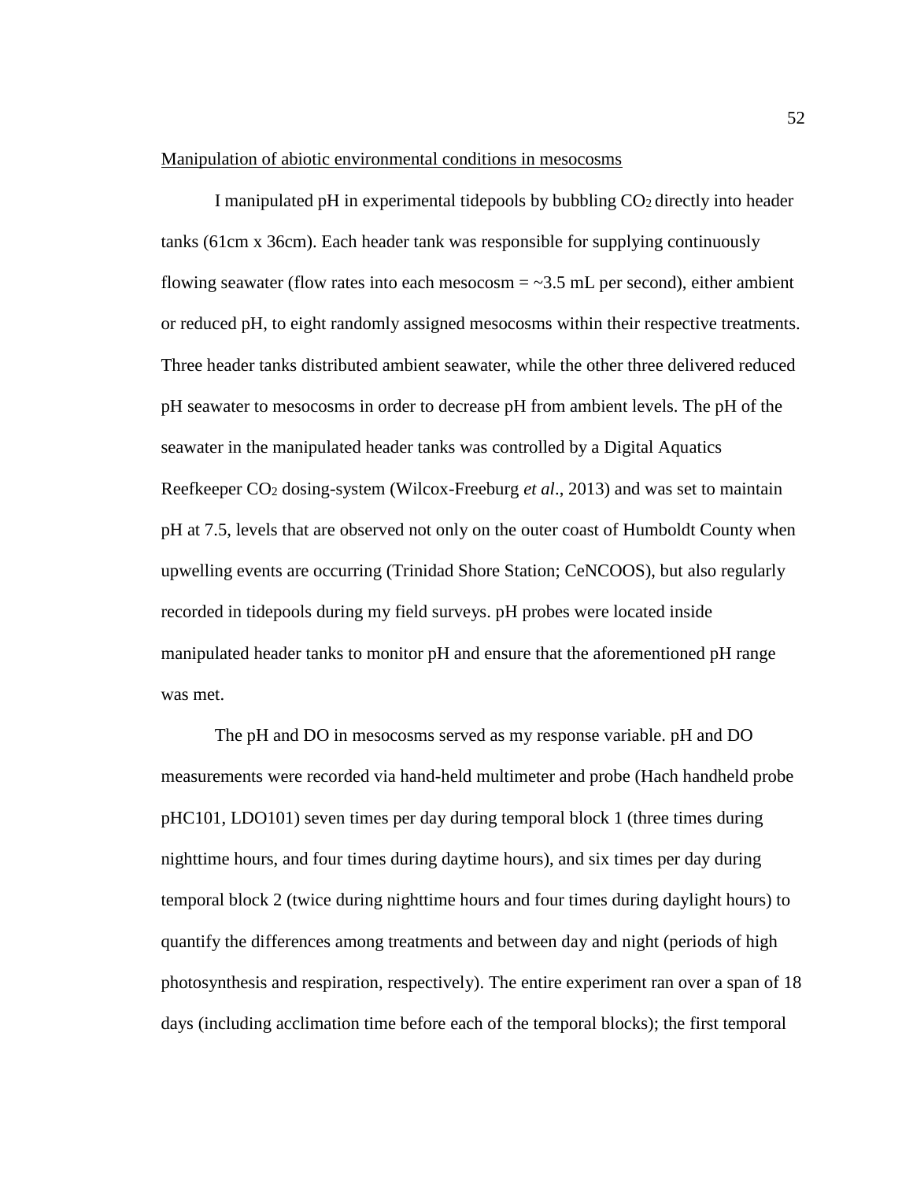Manipulation of abiotic environmental conditions in mesocosms

I manipulated pH in experimental tidepools by bubbling $CO_2$ directly into header tanks (61cm x 36cm). Each header tank was responsible for supplying continuously flowing seawater (flow rates into each mesocosm = ~3.5 mL per second), either ambient or reduced pH, to eight randomly assigned mesocosms within their respective treatments. Three header tanks distributed ambient seawater, while the other three delivered reduced pH seawater to mesocosms in order to decrease pH from ambient levels. The pH of the seawater in the manipulated header tanks was controlled by a Digital Aquatics Reefkeeper $CO_2$ dosing-system (Wilcox-Freeburg *et al*., 2013) and was set to maintain pH at 7.5, levels that are observed not only on the outer coast of Humboldt County when upwelling events are occurring (Trinidad Shore Station; CeNCOOS), but also regularly recorded in tidepools during my field surveys. pH probes were located inside manipulated header tanks to monitor pH and ensure that the aforementioned pH range was met.

The pH and DO in mesocosms served as my response variable. pH and DO measurements were recorded via hand-held multimeter and probe (Hach handheld probe pHC101, LDO101) seven times per day during temporal block 1 (three times during nighttime hours, and four times during daytime hours), and six times per day during temporal block 2 (twice during nighttime hours and four times during daylight hours) to quantify the differences among treatments and between day and night (periods of high photosynthesis and respiration, respectively). The entire experiment ran over a span of 18 days (including acclimation time before each of the temporal blocks); the first temporal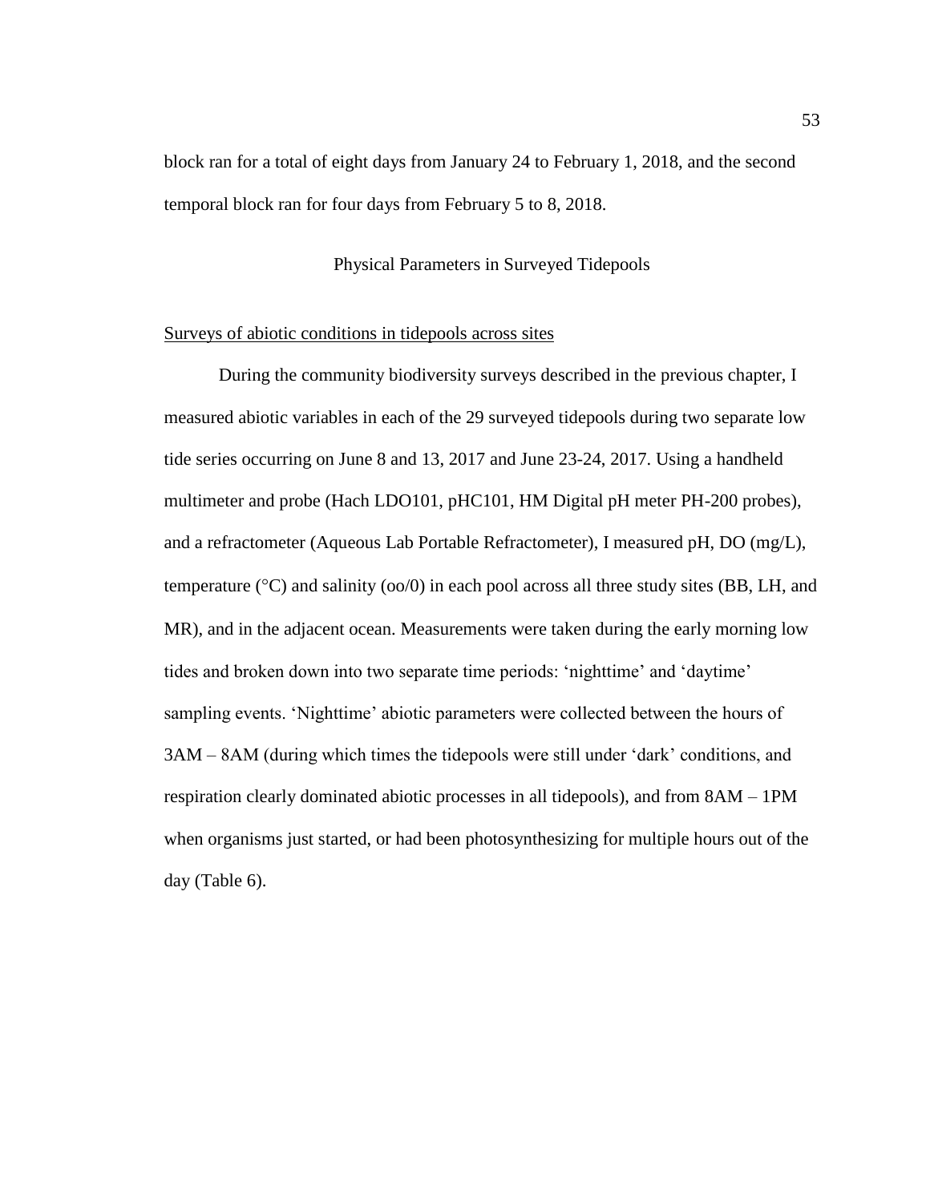block ran for a total of eight days from January 24 to February 1, 2018, and the second temporal block ran for four days from February 5 to 8, 2018.

## Physical Parameters in Surveyed Tidepools

### Surveys of abiotic conditions in tidepools across sites

During the community biodiversity surveys described in the previous chapter, I measured abiotic variables in each of the 29 surveyed tidepools during two separate low tide series occurring on June 8 and 13, 2017 and June 23-24, 2017. Using a handheld multimeter and probe (Hach LDO101, pHC101, HM Digital pH meter PH-200 probes), and a refractometer (Aqueous Lab Portable Refractometer), I measured pH, DO (mg/L), temperature (°C) and salinity (oo/0) in each pool across all three study sites (BB, LH, and MR), and in the adjacent ocean. Measurements were taken during the early morning low tides and broken down into two separate time periods: 'nighttime' and 'daytime' sampling events. 'Nighttime' abiotic parameters were collected between the hours of 3AM – 8AM (during which times the tidepools were still under 'dark' conditions, and respiration clearly dominated abiotic processes in all tidepools), and from 8AM – 1PM when organisms just started, or had been photosynthesizing for multiple hours out of the day (Table 6).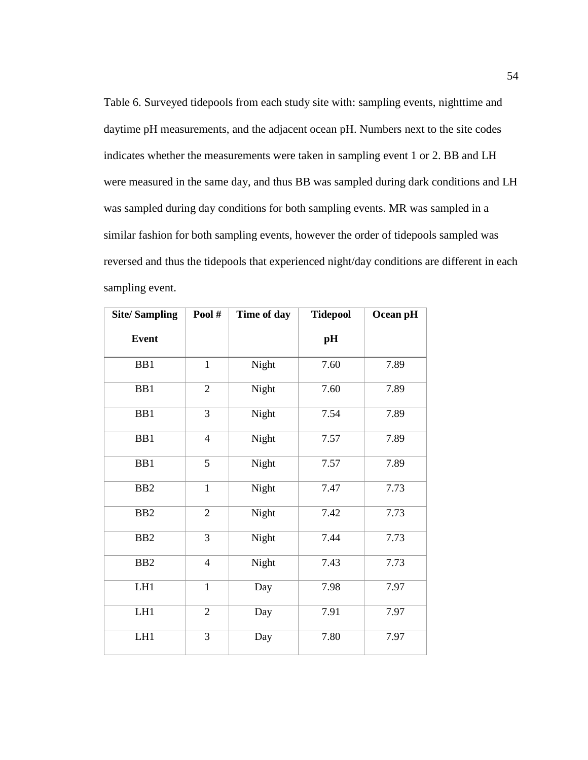Table 6. Surveyed tidepools from each study site with: sampling events, nighttime and daytime pH measurements, and the adjacent ocean pH. Numbers next to the site codes indicates whether the measurements were taken in sampling event 1 or 2. BB and LH were measured in the same day, and thus BB was sampled during dark conditions and LH was sampled during day conditions for both sampling events. MR was sampled in a similar fashion for both sampling events, however the order of tidepools sampled was reversed and thus the tidepools that experienced night/day conditions are different in each sampling event.

| Site/ Sampling Event | Pool # | Time of day | Tidepool pH | Ocean pH |
|---|---|---|---|---|
| BB1 | 1 | Night | 7.60 | 7.89 |
| BB1 | 2 | Night | 7.60 | 7.89 |
| BB1 | 3 | Night | 7.54 | 7.89 |
| BB1 | 4 | Night | 7.57 | 7.89 |
| BB1 | 5 | Night | 7.57 | 7.89 |
| BB2 | 1 | Night | 7.47 | 7.73 |
| BB2 | 2 | Night | 7.42 | 7.73 |
| BB2 | 3 | Night | 7.44 | 7.73 |
| BB2 | 4 | Night | 7.43 | 7.73 |
| LH1 | 1 | Day | 7.98 | 7.97 |
| LH1 | 2 | Day | 7.91 | 7.97 |
| LH1 | 3 | Day | 7.80 | 7.97 |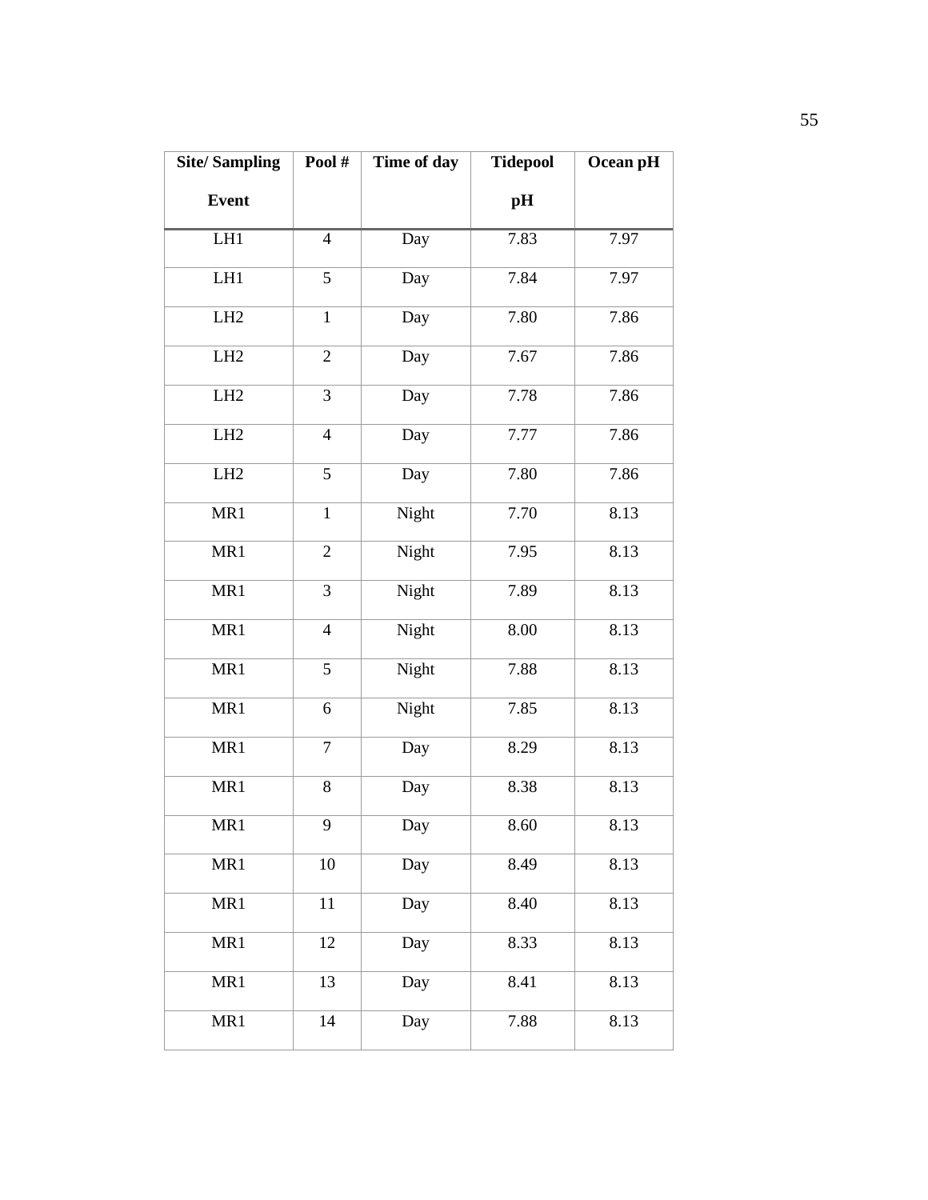| Site/ Sampling Event | Pool # | Time of day | Tidepool pH | Ocean pH |
|---|---|---|---|---|
| LH1 | 4 | Day | 7.83 | 7.97 |
| LH1 | 5 | Day | 7.84 | 7.97 |
| LH2 | 1 | Day | 7.80 | 7.86 |
| LH2 | 2 | Day | 7.67 | 7.86 |
| LH2 | 3 | Day | 7.78 | 7.86 |
| LH2 | 4 | Day | 7.77 | 7.86 |
| LH2 | 5 | Day | 7.80 | 7.86 |
| MR1 | 1 | Night | 7.70 | 8.13 |
| MR1 | 2 | Night | 7.95 | 8.13 |
| MR1 | 3 | Night | 7.89 | 8.13 |
| MR1 | 4 | Night | 8.00 | 8.13 |
| MR1 | 5 | Night | 7.88 | 8.13 |
| MR1 | 6 | Night | 7.85 | 8.13 |
| MR1 | 7 | Day | 8.29 | 8.13 |
| MR1 | 8 | Day | 8.38 | 8.13 |
| MR1 | 9 | Day | 8.60 | 8.13 |
| MR1 | 10 | Day | 8.49 | 8.13 |
| MR1 | 11 | Day | 8.40 | 8.13 |
| MR1 | 12 | Day | 8.33 | 8.13 |
| MR1 | 13 | Day | 8.41 | 8.13 |
| MR1 | 14 | Day | 7.88 | 8.13 |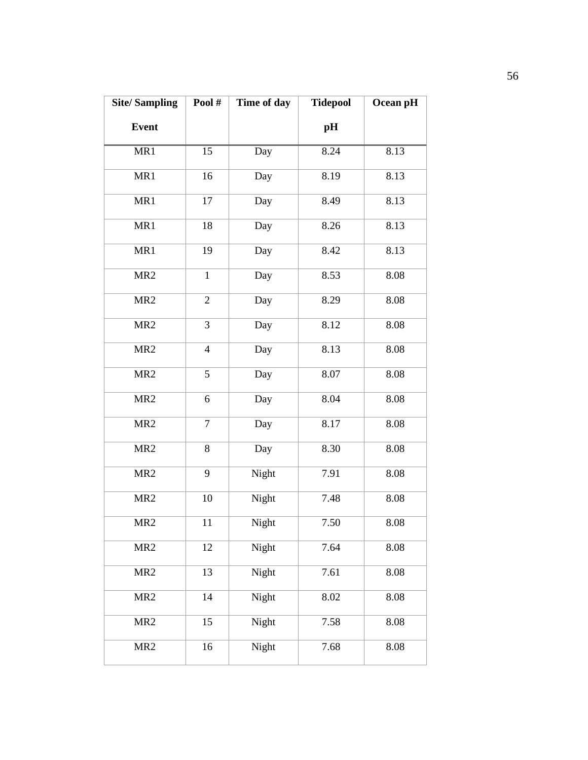| Site/ Sampling Event | Pool # | Time of day | Tidepool pH | Ocean pH |
|---|---|---|---|---|
| MR1 | 15 | Day | 8.24 | 8.13 |
| MR1 | 16 | Day | 8.19 | 8.13 |
| MR1 | 17 | Day | 8.49 | 8.13 |
| MR1 | 18 | Day | 8.26 | 8.13 |
| MR1 | 19 | Day | 8.42 | 8.13 |
| MR2 | 1 | Day | 8.53 | 8.08 |
| MR2 | 2 | Day | 8.29 | 8.08 |
| MR2 | 3 | Day | 8.12 | 8.08 |
| MR2 | 4 | Day | 8.13 | 8.08 |
| MR2 | 5 | Day | 8.07 | 8.08 |
| MR2 | 6 | Day | 8.04 | 8.08 |
| MR2 | 7 | Day | 8.17 | 8.08 |
| MR2 | 8 | Day | 8.30 | 8.08 |
| MR2 | 9 | Night | 7.91 | 8.08 |
| MR2 | 10 | Night | 7.48 | 8.08 |
| MR2 | 11 | Night | 7.50 | 8.08 |
| MR2 | 12 | Night | 7.64 | 8.08 |
| MR2 | 13 | Night | 7.61 | 8.08 |
| MR2 | 14 | Night | 8.02 | 8.08 |
| MR2 | 15 | Night | 7.58 | 8.08 |
| MR2 | 16 | Night | 7.68 | 8.08 |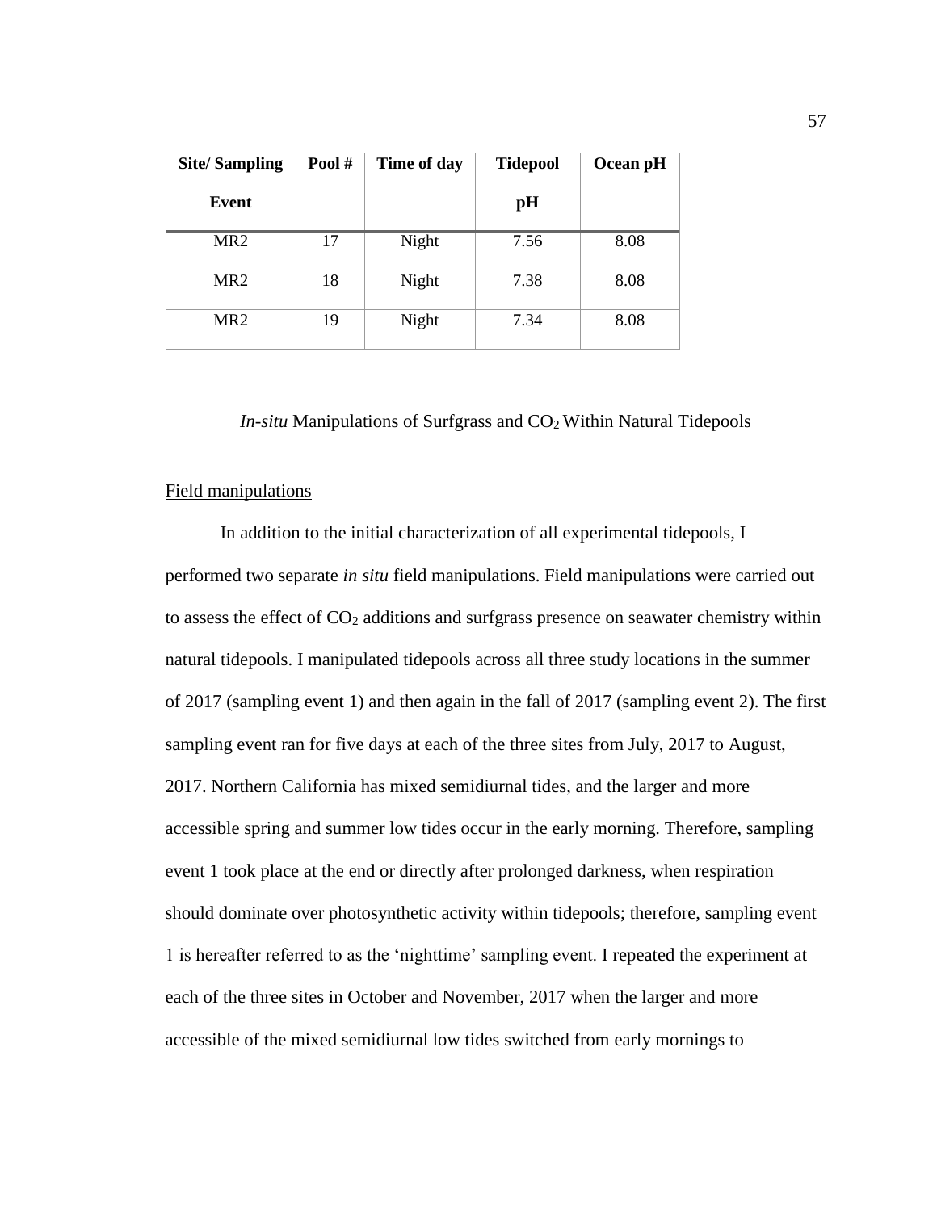| Site/ Sampling Event | Pool # | Time of day | Tidepool pH | Ocean pH |
|---|---|---|---|---|
| MR2 | 17 | Night | 7.56 | 8.08 |
| MR2 | 18 | Night | 7.38 | 8.08 |
| MR2 | 19 | Night | 7.34 | 8.08 |

## *In-situ* Manipulations of Surfgrass and $CO_2$ Within Natural Tidepools

### Field manipulations

In addition to the initial characterization of all experimental tidepools, I performed two separate *in situ* field manipulations. Field manipulations were carried out to assess the effect of $CO_2$ additions and surfgrass presence on seawater chemistry within natural tidepools. I manipulated tidepools across all three study locations in the summer of 2017 (sampling event 1) and then again in the fall of 2017 (sampling event 2). The first sampling event ran for five days at each of the three sites from July, 2017 to August, 2017. Northern California has mixed semidiurnal tides, and the larger and more accessible spring and summer low tides occur in the early morning. Therefore, sampling event 1 took place at the end or directly after prolonged darkness, when respiration should dominate over photosynthetic activity within tidepools; therefore, sampling event 1 is hereafter referred to as the 'nighttime' sampling event. I repeated the experiment at each of the three sites in October and November, 2017 when the larger and more accessible of the mixed semidiurnal low tides switched from early mornings to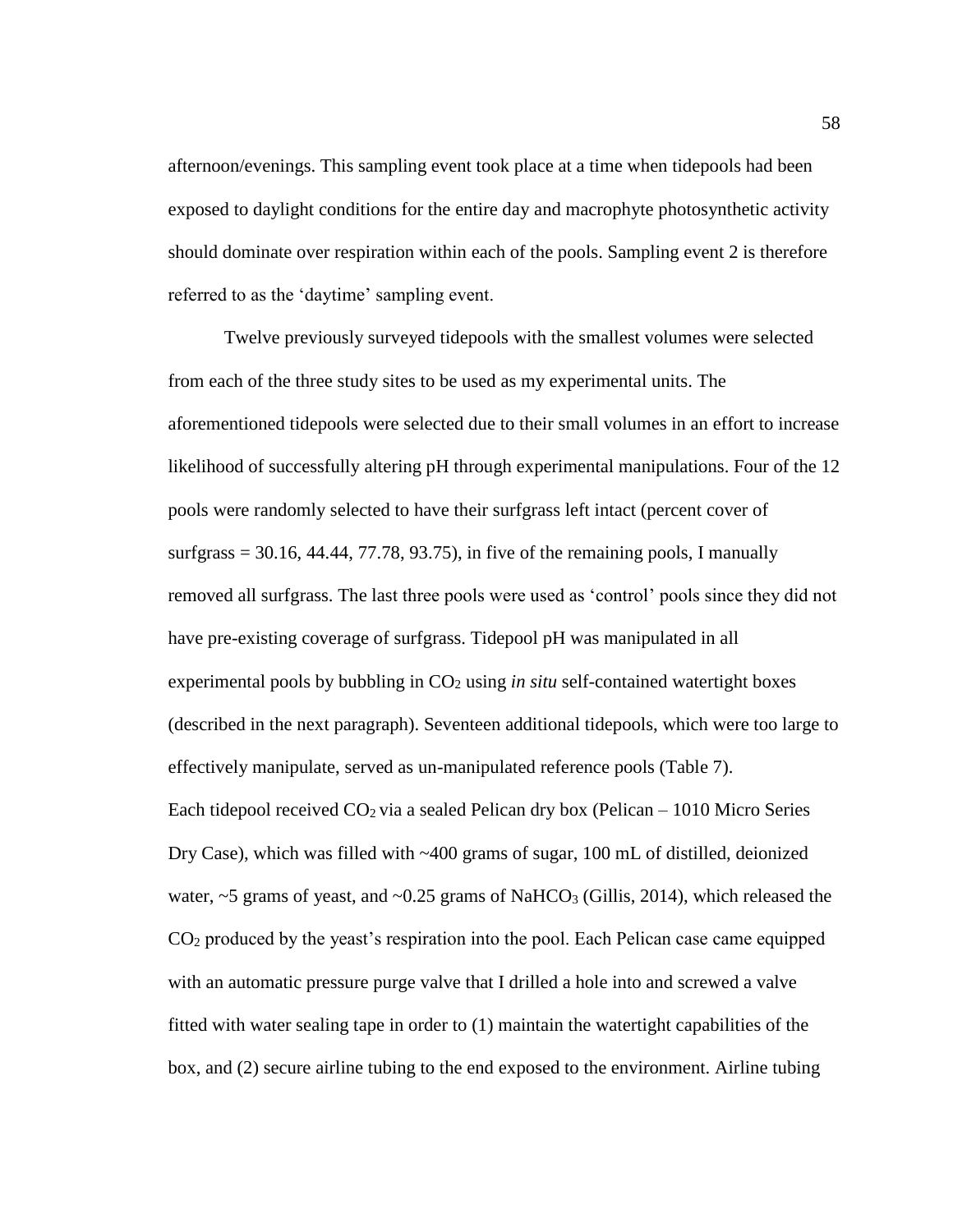afternoon/evenings. This sampling event took place at a time when tidepools had been exposed to daylight conditions for the entire day and macrophyte photosynthetic activity should dominate over respiration within each of the pools. Sampling event 2 is therefore referred to as the 'daytime' sampling event.

Twelve previously surveyed tidepools with the smallest volumes were selected from each of the three study sites to be used as my experimental units. The aforementioned tidepools were selected due to their small volumes in an effort to increase likelihood of successfully altering pH through experimental manipulations. Four of the 12 pools were randomly selected to have their surfgrass left intact (percent cover of surfgrass = 30.16, 44.44, 77.78, 93.75), in five of the remaining pools, I manually removed all surfgrass. The last three pools were used as 'control' pools since they did not have pre-existing coverage of surfgrass. Tidepool pH was manipulated in all experimental pools by bubbling in $CO_2$ using *in situ* self-contained watertight boxes (described in the next paragraph). Seventeen additional tidepools, which were too large to effectively manipulate, served as un-manipulated reference pools (Table 7).

Each tidepool received $CO_2$ via a sealed Pelican dry box (Pelican – 1010 Micro Series Dry Case), which was filled with ~400 grams of sugar, 100 mL of distilled, deionized water, ~5 grams of yeast, and ~0.25 grams of $NaHCO_3$ (Gillis, 2014), which released the $CO_2$ produced by the yeast's respiration into the pool. Each Pelican case came equipped with an automatic pressure purge valve that I drilled a hole into and screwed a valve fitted with water sealing tape in order to (1) maintain the watertight capabilities of the box, and (2) secure airline tubing to the end exposed to the environment. Airline tubing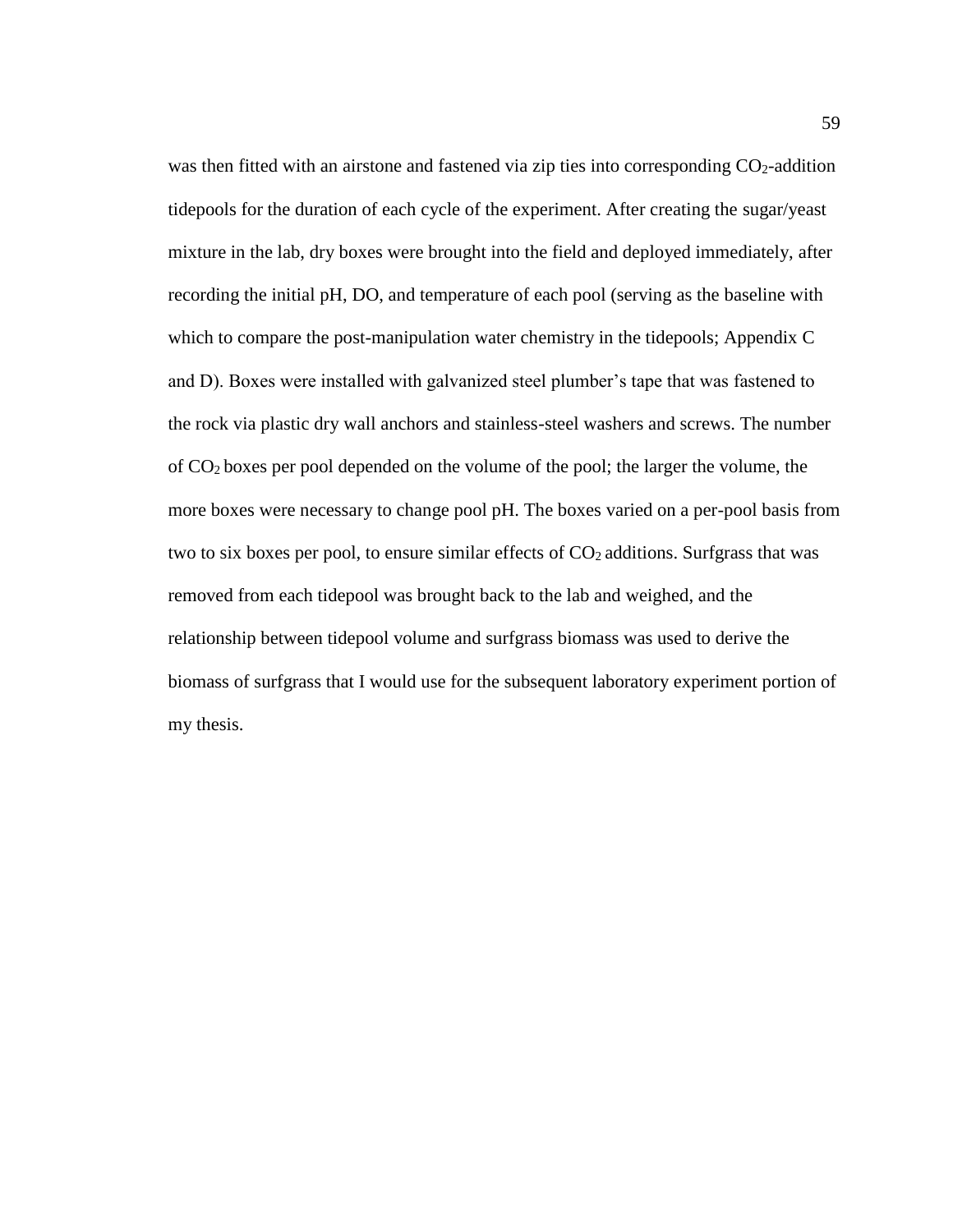was then fitted with an airstone and fastened via zip ties into corresponding $CO_2$-addition tidepools for the duration of each cycle of the experiment. After creating the sugar/yeast mixture in the lab, dry boxes were brought into the field and deployed immediately, after recording the initial pH, DO, and temperature of each pool (serving as the baseline with which to compare the post-manipulation water chemistry in the tidepools; Appendix C and D). Boxes were installed with galvanized steel plumber's tape that was fastened to the rock via plastic dry wall anchors and stainless-steel washers and screws. The number of $CO_2$ boxes per pool depended on the volume of the pool; the larger the volume, the more boxes were necessary to change pool pH. The boxes varied on a per-pool basis from two to six boxes per pool, to ensure similar effects of $CO_2$ additions. Surfgrass that was removed from each tidepool was brought back to the lab and weighed, and the relationship between tidepool volume and surfgrass biomass was used to derive the biomass of surfgrass that I would use for the subsequent laboratory experiment portion of my thesis.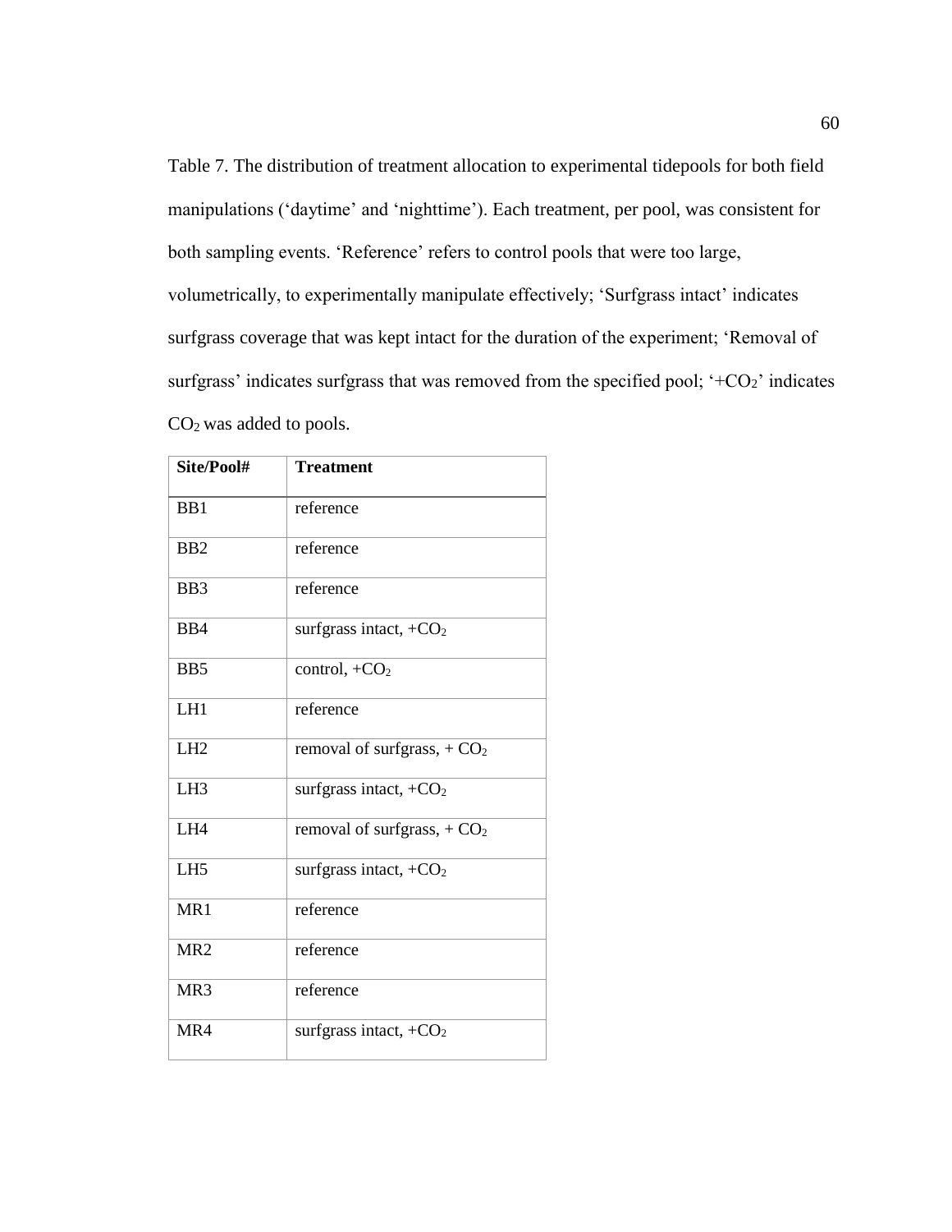Table 7. The distribution of treatment allocation to experimental tidepools for both field manipulations ('daytime' and 'nighttime'). Each treatment, per pool, was consistent for both sampling events. 'Reference' refers to control pools that were too large, volumetrically, to experimentally manipulate effectively; 'Surfgrass intact' indicates surfgrass coverage that was kept intact for the duration of the experiment; 'Removal of surfgrass' indicates surfgrass that was removed from the specified pool; '+$CO_2$' indicates $CO_2$ was added to pools.

| **Site/Pool#** | **Treatment** |
|---|---|
| BB1 | reference |
| BB2 | reference |
| BB3 | reference |
| BB4 | surfgrass intact, +$CO_2$ |
| BB5 | control, +$CO_2$ |
| LH1 | reference |
| LH2 | removal of surfgrass, + $CO_2$ |
| LH3 | surfgrass intact, +$CO_2$ |
| LH4 | removal of surfgrass, + $CO_2$ |
| LH5 | surfgrass intact, +$CO_2$ |
| MR1 | reference |
| MR2 | reference |
| MR3 | reference |
| MR4 | surfgrass intact, +$CO_2$ |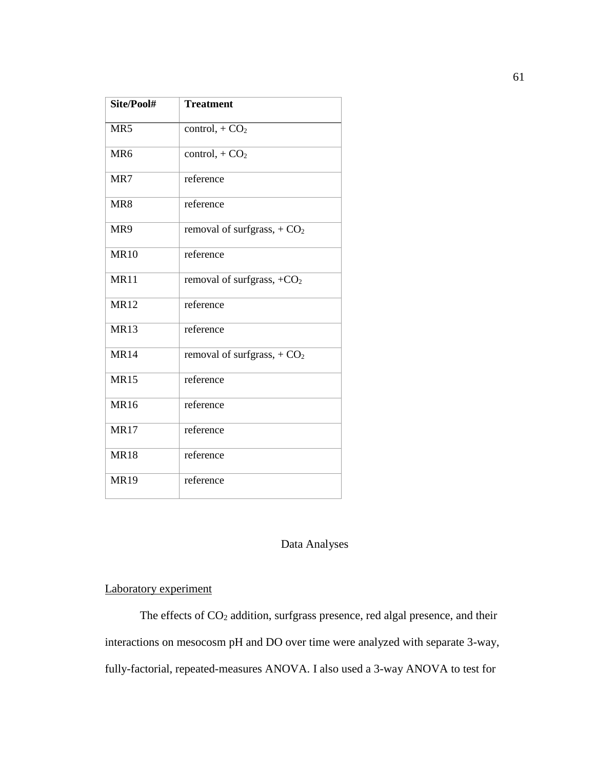| **Site/Pool#** | **Treatment** |
|---|---|
| MR5 | control, + $CO_2$ |
| MR6 | control, + $CO_2$ |
| MR7 | reference |
| MR8 | reference |
| MR9 | removal of surfgrass, + $CO_2$ |
| MR10 | reference |
| MR11 | removal of surfgrass, +$CO_2$ |
| MR12 | reference |
| MR13 | reference |
| MR14 | removal of surfgrass, + $CO_2$ |
| MR15 | reference |
| MR16 | reference |
| MR17 | reference |
| MR18 | reference |
| MR19 | reference |

## Data Analyses

### Laboratory experiment

The effects of $CO_2$ addition, surfgrass presence, red algal presence, and their interactions on mesocosm pH and DO over time were analyzed with separate 3-way, fully-factorial, repeated-measures ANOVA. I also used a 3-way ANOVA to test for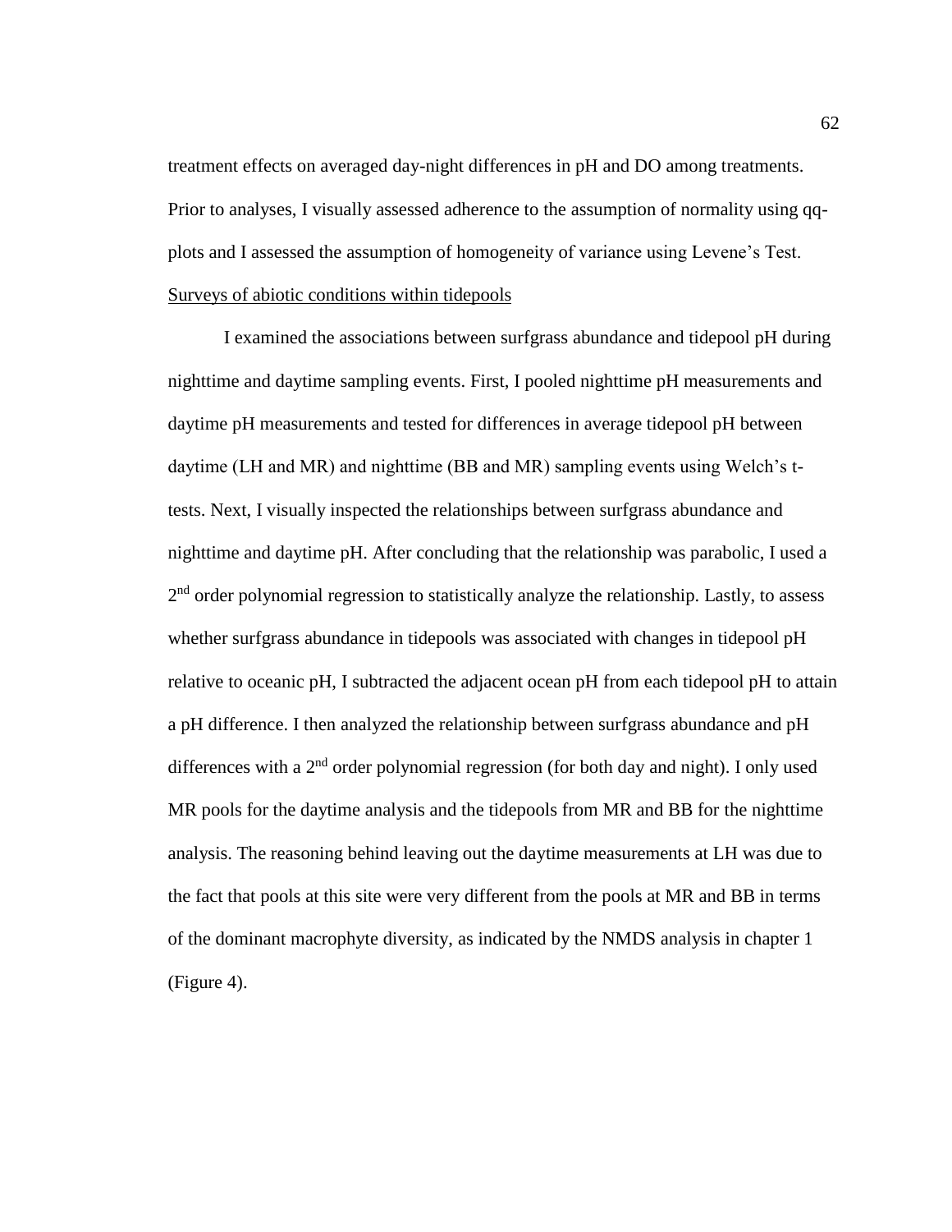treatment effects on averaged day-night differences in pH and DO among treatments. Prior to analyses, I visually assessed adherence to the assumption of normality using qq-plots and I assessed the assumption of homogeneity of variance using Levene's Test.

Surveys of abiotic conditions within tidepools

I examined the associations between surfgrass abundance and tidepool pH during nighttime and daytime sampling events. First, I pooled nighttime pH measurements and daytime pH measurements and tested for differences in average tidepool pH between daytime (LH and MR) and nighttime (BB and MR) sampling events using Welch's t-tests. Next, I visually inspected the relationships between surfgrass abundance and nighttime and daytime pH. After concluding that the relationship was parabolic, I used a $2^{nd}$ order polynomial regression to statistically analyze the relationship. Lastly, to assess whether surfgrass abundance in tidepools was associated with changes in tidepool pH relative to oceanic pH, I subtracted the adjacent ocean pH from each tidepool pH to attain a pH difference. I then analyzed the relationship between surfgrass abundance and pH differences with a $2^{nd}$ order polynomial regression (for both day and night). I only used MR pools for the daytime analysis and the tidepools from MR and BB for the nighttime analysis. The reasoning behind leaving out the daytime measurements at LH was due to the fact that pools at this site were very different from the pools at MR and BB in terms of the dominant macrophyte diversity, as indicated by the NMDS analysis in chapter 1 (Figure 4).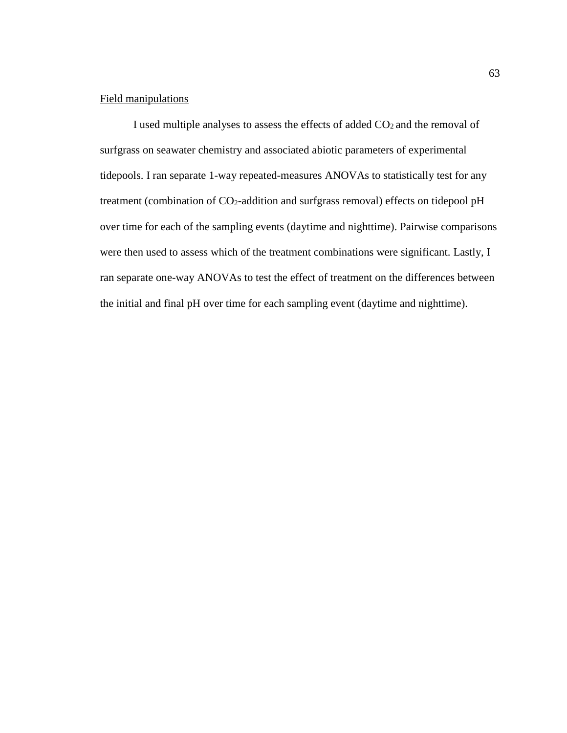Field manipulations

I used multiple analyses to assess the effects of added $CO_2$ and the removal of surfgrass on seawater chemistry and associated abiotic parameters of experimental tidepools. I ran separate 1-way repeated-measures ANOVAs to statistically test for any treatment (combination of $CO_2$-addition and surfgrass removal) effects on tidepool pH over time for each of the sampling events (daytime and nighttime). Pairwise comparisons were then used to assess which of the treatment combinations were significant. Lastly, I ran separate one-way ANOVAs to test the effect of treatment on the differences between the initial and final pH over time for each sampling event (daytime and nighttime).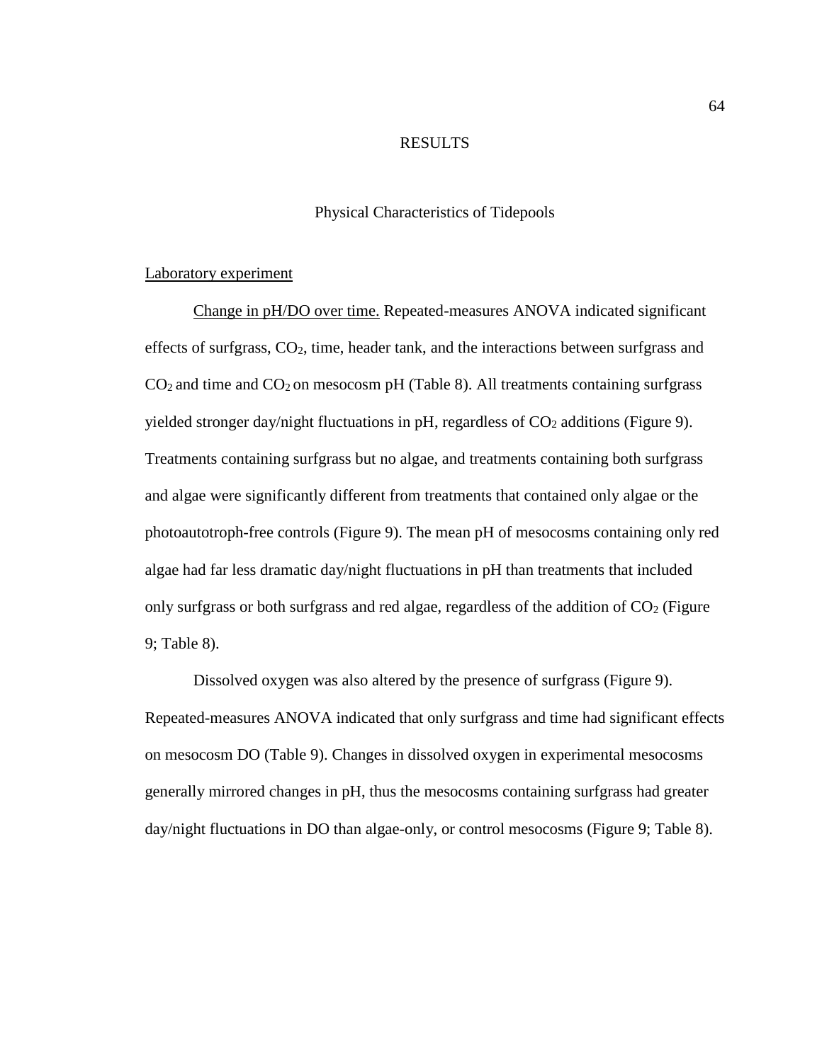# RESULTS

## Physical Characteristics of Tidepools

### Laboratory experiment

Change in pH/DO over time. Repeated-measures ANOVA indicated significant effects of surfgrass, $CO_2$, time, header tank, and the interactions between surfgrass and $CO_2$ and time and $CO_2$ on mesocosm pH (Table 8). All treatments containing surfgrass yielded stronger day/night fluctuations in pH, regardless of $CO_2$ additions (Figure 9). Treatments containing surfgrass but no algae, and treatments containing both surfgrass and algae were significantly different from treatments that contained only algae or the photoautotroph-free controls (Figure 9). The mean pH of mesocosms containing only red algae had far less dramatic day/night fluctuations in pH than treatments that included only surfgrass or both surfgrass and red algae, regardless of the addition of $CO_2$ (Figure 9; Table 8).

Dissolved oxygen was also altered by the presence of surfgrass (Figure 9). Repeated-measures ANOVA indicated that only surfgrass and time had significant effects on mesocosm DO (Table 9). Changes in dissolved oxygen in experimental mesocosms generally mirrored changes in pH, thus the mesocosms containing surfgrass had greater day/night fluctuations in DO than algae-only, or control mesocosms (Figure 9; Table 8).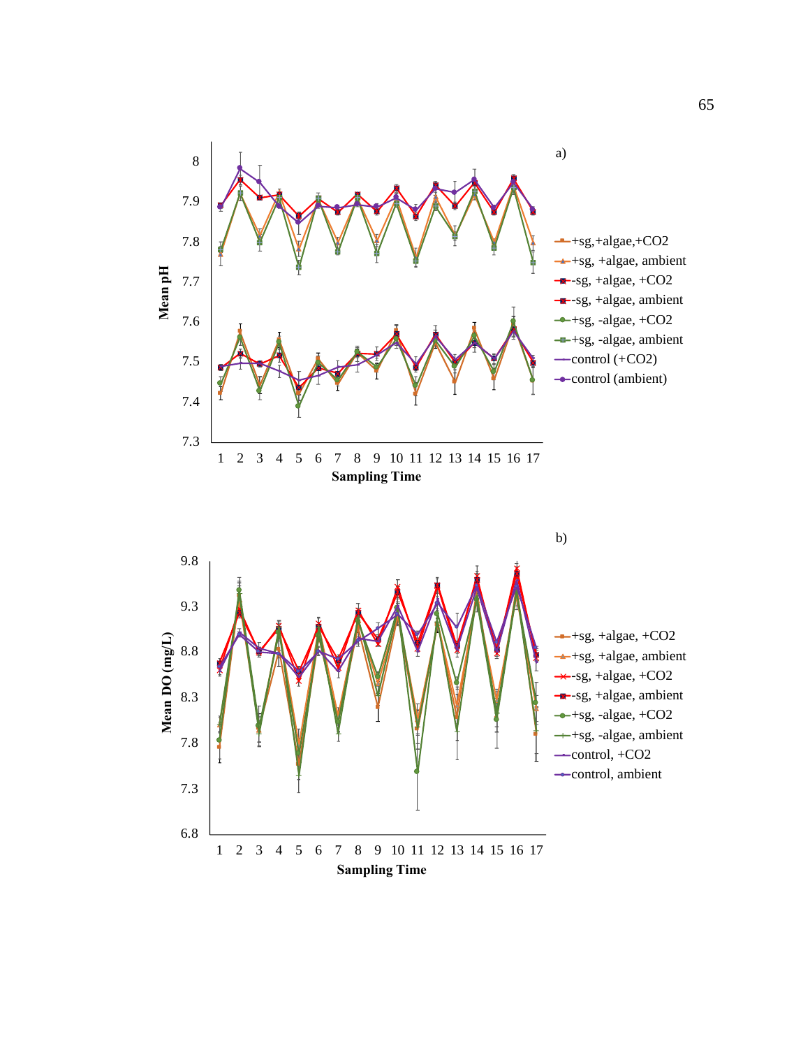a)

Mean pH

Sampling Time

- +sg,+algae,+CO2
- +sg, +algae, ambient
- -sg, +algae, +CO2
- -sg, +algae, ambient
- +sg, -algae, +CO2
- +sg, -algae, ambient
- control (+CO2)
- control (ambient)

b)

Mean DO (mg/L)

Sampling Time

- +sg, +algae, +CO2
- +sg, +algae, ambient
- -sg, +algae, +CO2
- -sg, +algae, ambient
- +sg, -algae, +CO2
- +sg, -algae, ambient
- control, +CO2
- control, ambient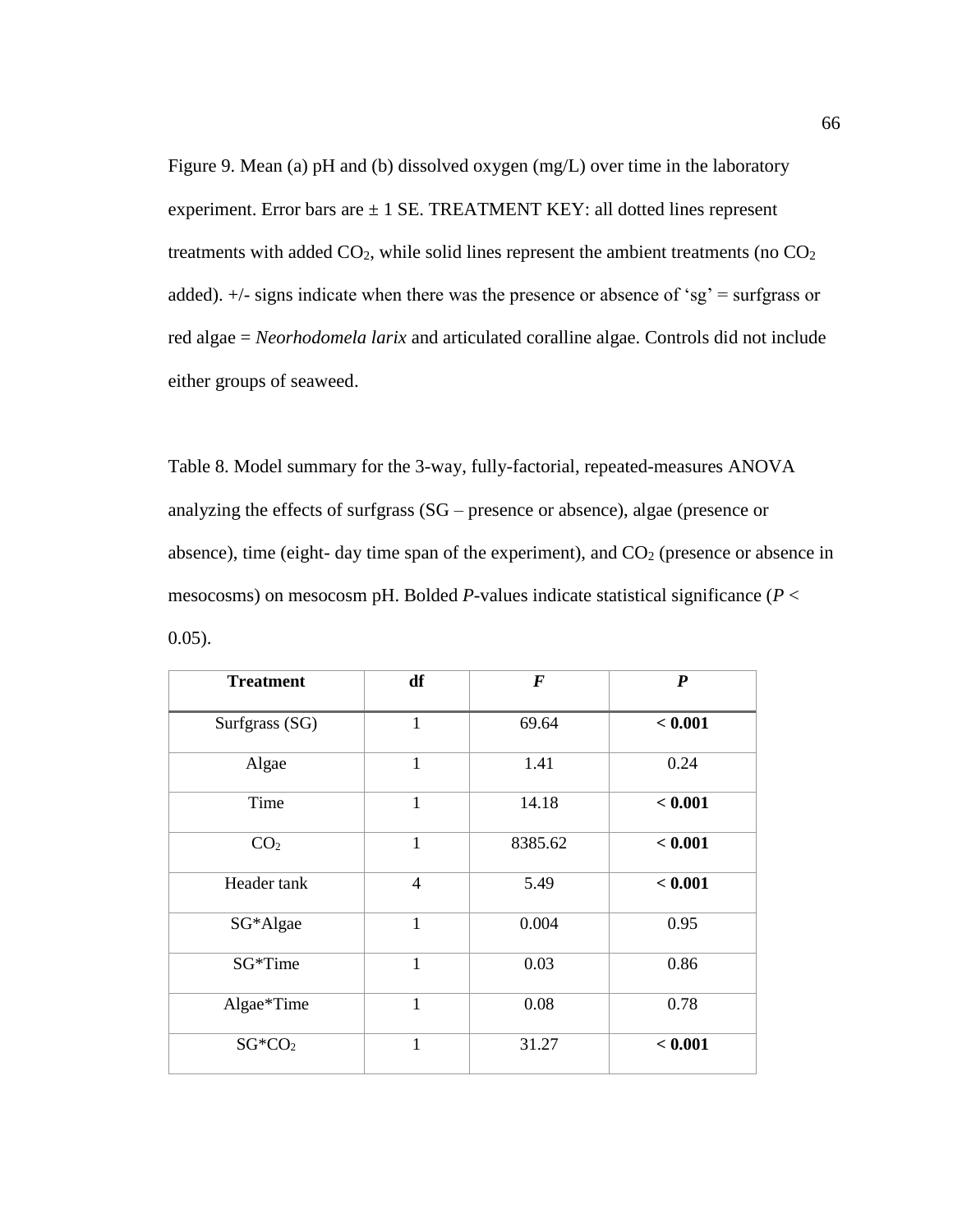Figure 9. Mean (a) pH and (b) dissolved oxygen (mg/L) over time in the laboratory experiment. Error bars are ± 1 SE. TREATMENT KEY: all dotted lines represent treatments with added $CO_2$, while solid lines represent the ambient treatments (no $CO_2$ added). +/- signs indicate when there was the presence or absence of 'sg' = surfgrass or red algae = *Neorhodomela larix* and articulated coralline algae. Controls did not include either groups of seaweed.

Table 8. Model summary for the 3-way, fully-factorial, repeated-measures ANOVA analyzing the effects of surfgrass (SG – presence or absence), algae (presence or absence), time (eight- day time span of the experiment), and $CO_2$ (presence or absence in mesocosms) on mesocosm pH. Bolded *P*-values indicate statistical significance ($P < 0.05$).

| **Treatment** | **df** | ***F*** | ***P*** |
|---|---|---|---|
| Surfgrass (SG) | 1 | 69.64 | **< 0.001** |
| Algae | 1 | 1.41 | 0.24 |
| Time | 1 | 14.18 | **< 0.001** |
| $CO_2$ | 1 | 8385.62 | **< 0.001** |
| Header tank | 4 | 5.49 | **< 0.001** |
| SG*Algae | 1 | 0.004 | 0.95 |
| SG*Time | 1 | 0.03 | 0.86 |
| Algae*Time | 1 | 0.08 | 0.78 |
| SG*$CO_2$ | 1 | 31.27 | **< 0.001** |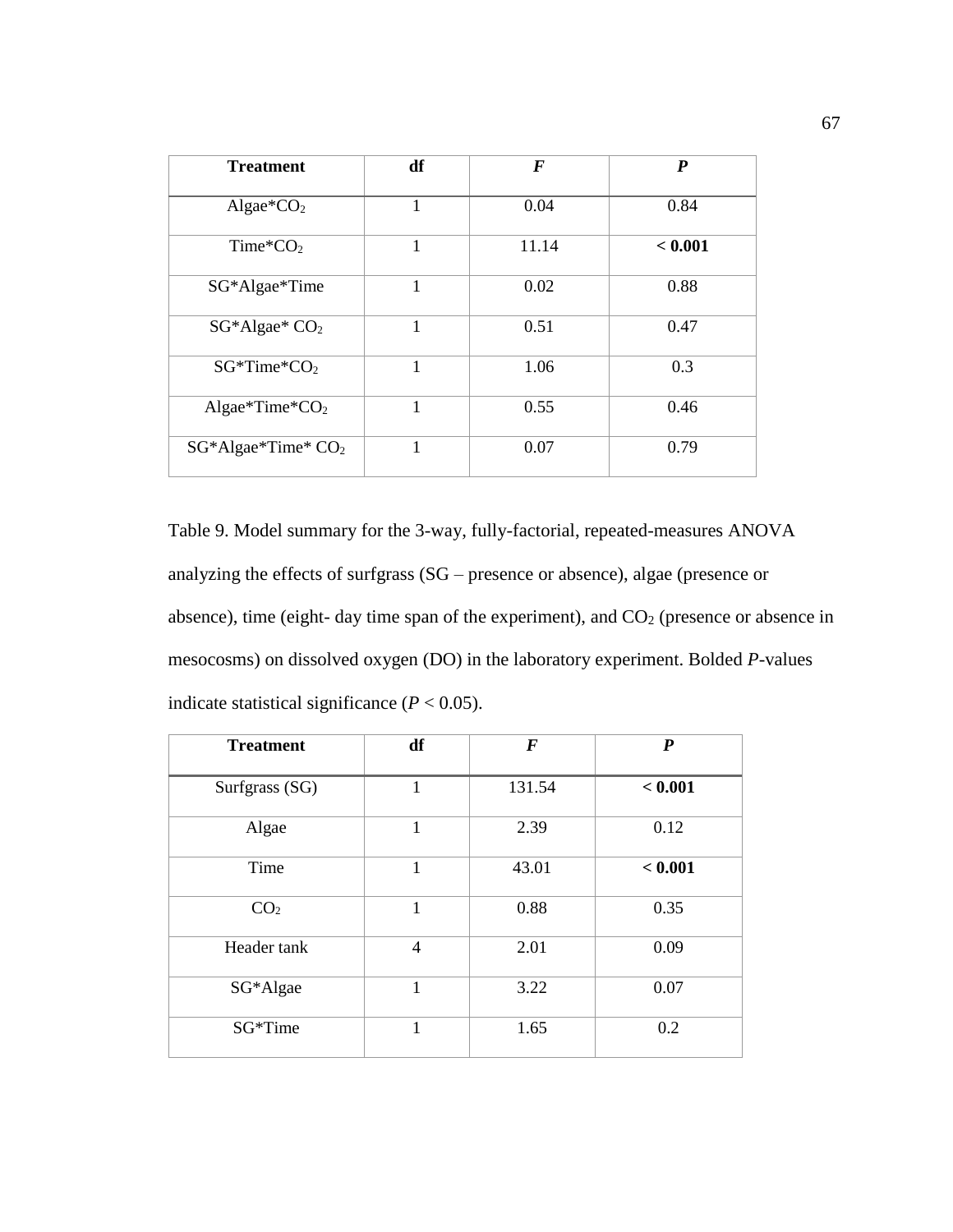| **Treatment** | **df** | ***F*** | ***P*** |
|---|---|---|---|
| Algae*$CO_2$ | 1 | 0.04 | 0.84 |
| Time*$CO_2$ | 1 | 11.14 | **< 0.001** |
| SG*Algae*Time | 1 | 0.02 | 0.88 |
| SG*Algae* $CO_2$ | 1 | 0.51 | 0.47 |
| SG*Time*$CO_2$ | 1 | 1.06 | 0.3 |
| Algae*Time*$CO_2$ | 1 | 0.55 | 0.46 |
| SG*Algae*Time* $CO_2$ | 1 | 0.07 | 0.79 |

Table 9. Model summary for the 3-way, fully-factorial, repeated-measures ANOVA analyzing the effects of surfgrass (SG – presence or absence), algae (presence or absence), time (eight- day time span of the experiment), and $CO_2$ (presence or absence in mesocosms) on dissolved oxygen (DO) in the laboratory experiment. Bolded *P*-values indicate statistical significance ($P < 0.05$).

| **Treatment** | **df** | ***F*** | ***P*** |
|---|---|---|---|
| Surfgrass (SG) | 1 | 131.54 | **< 0.001** |
| Algae | 1 | 2.39 | 0.12 |
| Time | 1 | 43.01 | **< 0.001** |
| $CO_2$ | 1 | 0.88 | 0.35 |
| Header tank | 4 | 2.01 | 0.09 |
| SG*Algae | 1 | 3.22 | 0.07 |
| SG*Time | 1 | 1.65 | 0.2 |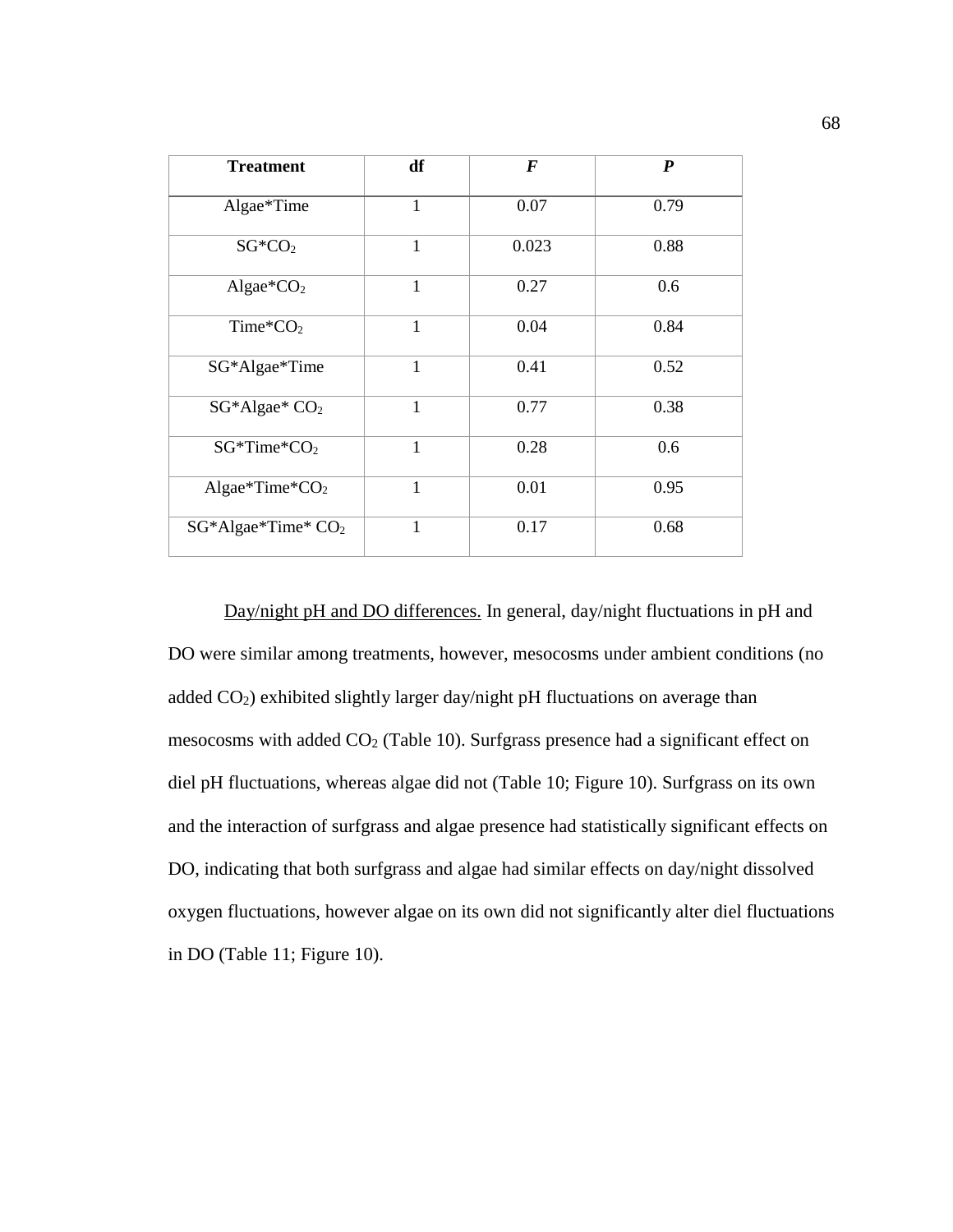| **Treatment** | **df** | ***F*** | ***P*** |
|---|---|---|---|
| Algae*Time | 1 | 0.07 | 0.79 |
| SG*$CO_2$ | 1 | 0.023 | 0.88 |
| Algae*$CO_2$ | 1 | 0.27 | 0.6 |
| Time*$CO_2$ | 1 | 0.04 | 0.84 |
| SG*Algae*Time | 1 | 0.41 | 0.52 |
| SG*Algae* $CO_2$ | 1 | 0.77 | 0.38 |
| SG*Time*$CO_2$ | 1 | 0.28 | 0.6 |
| Algae*Time*$CO_2$ | 1 | 0.01 | 0.95 |
| SG*Algae*Time* $CO_2$ | 1 | 0.17 | 0.68 |

<u>Day/night pH and DO differences.</u> In general, day/night fluctuations in pH and DO were similar among treatments, however, mesocosms under ambient conditions (no added $CO_2$) exhibited slightly larger day/night pH fluctuations on average than mesocosms with added $CO_2$ (Table 10). Surfgrass presence had a significant effect on diel pH fluctuations, whereas algae did not (Table 10; Figure 10). Surfgrass on its own and the interaction of surfgrass and algae presence had statistically significant effects on DO, indicating that both surfgrass and algae had similar effects on day/night dissolved oxygen fluctuations, however algae on its own did not significantly alter diel fluctuations in DO (Table 11; Figure 10).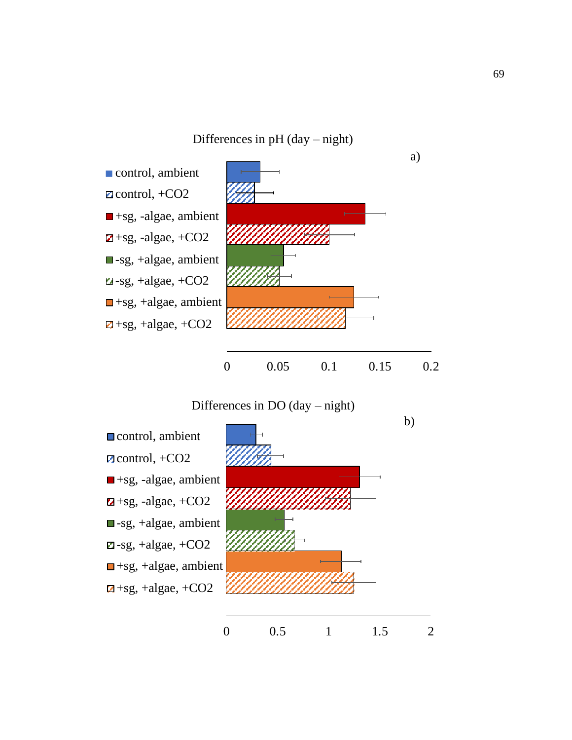Differences in pH (day – night)

a)

- control, ambient
- control, +CO2
- +sg, -algae, ambient
- +sg, -algae, +CO2
- -sg, +algae, ambient
- -sg, +algae, +CO2
- +sg, +algae, ambient
- +sg, +algae, +CO2

0 0.05 0.1 0.15 0.2

Differences in DO (day – night)

b)

- control, ambient
- control, +CO2
- +sg, -algae, ambient
- +sg, -algae, +CO2
- -sg, +algae, ambient
- -sg, +algae, +CO2
- +sg, +algae, ambient
- +sg, +algae, +CO2

0 0.5 1 1.5 2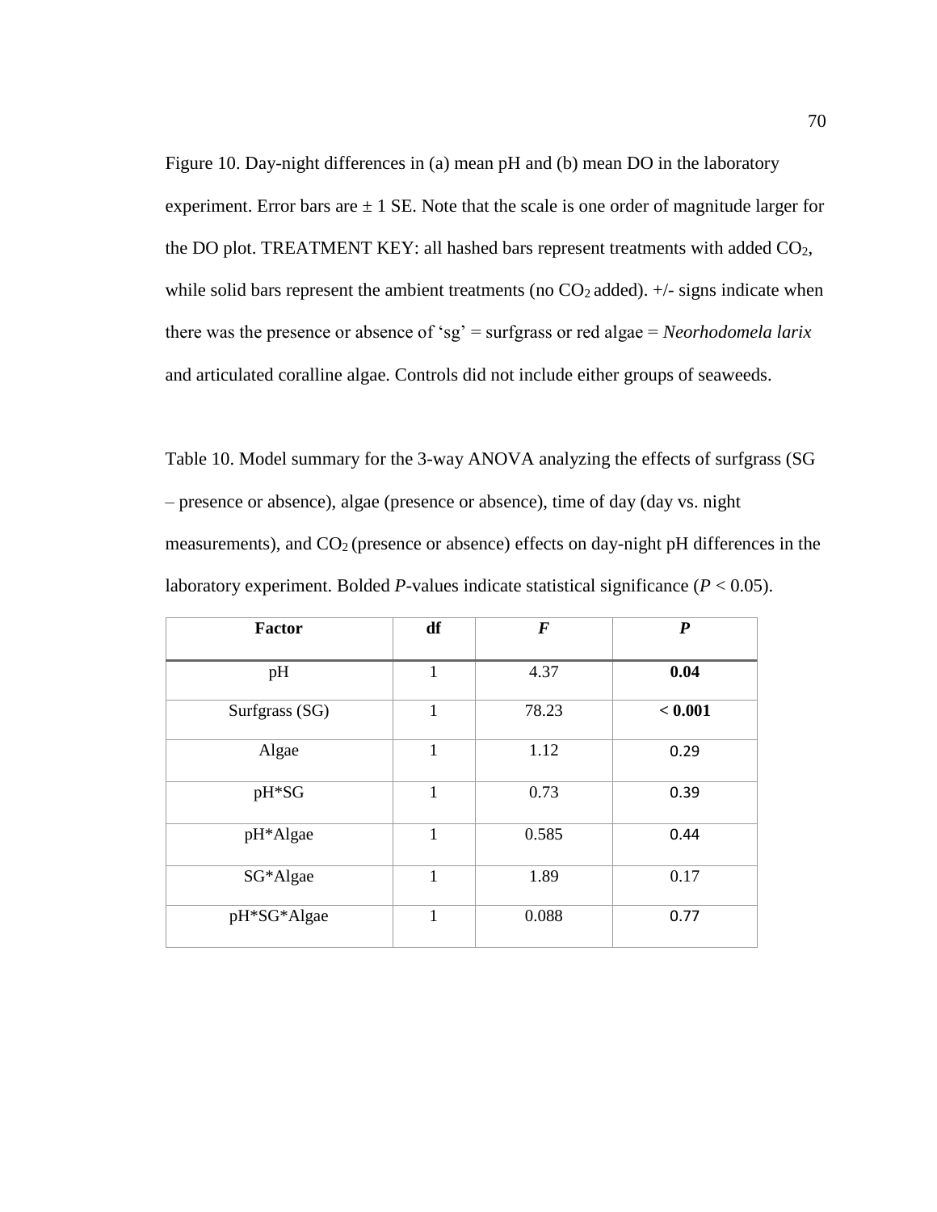Figure 10. Day-night differences in (a) mean pH and (b) mean DO in the laboratory experiment. Error bars are ± 1 SE. Note that the scale is one order of magnitude larger for the DO plot. TREATMENT KEY: all hashed bars represent treatments with added $CO_2$, while solid bars represent the ambient treatments (no $CO_2$ added). +/- signs indicate when there was the presence or absence of 'sg' = surfgrass or red algae = *Neorhodomela larix* and articulated coralline algae. Controls did not include either groups of seaweeds.

Table 10. Model summary for the 3-way ANOVA analyzing the effects of surfgrass (SG – presence or absence), algae (presence or absence), time of day (day vs. night measurements), and $CO_2$ (presence or absence) effects on day-night pH differences in the laboratory experiment. Bolded *P*-values indicate statistical significance ($P < 0.05$).

| Factor | df | *F* | *P* |
|---|---|---|---|
| pH | 1 | 4.37 | **0.04** |
| Surfgrass (SG) | 1 | 78.23 | **< 0.001** |
| Algae | 1 | 1.12 | 0.29 |
| pH*SG | 1 | 0.73 | 0.39 |
| pH*Algae | 1 | 0.585 | 0.44 |
| SG*Algae | 1 | 1.89 | 0.17 |
| pH*SG*Algae | 1 | 0.088 | 0.77 |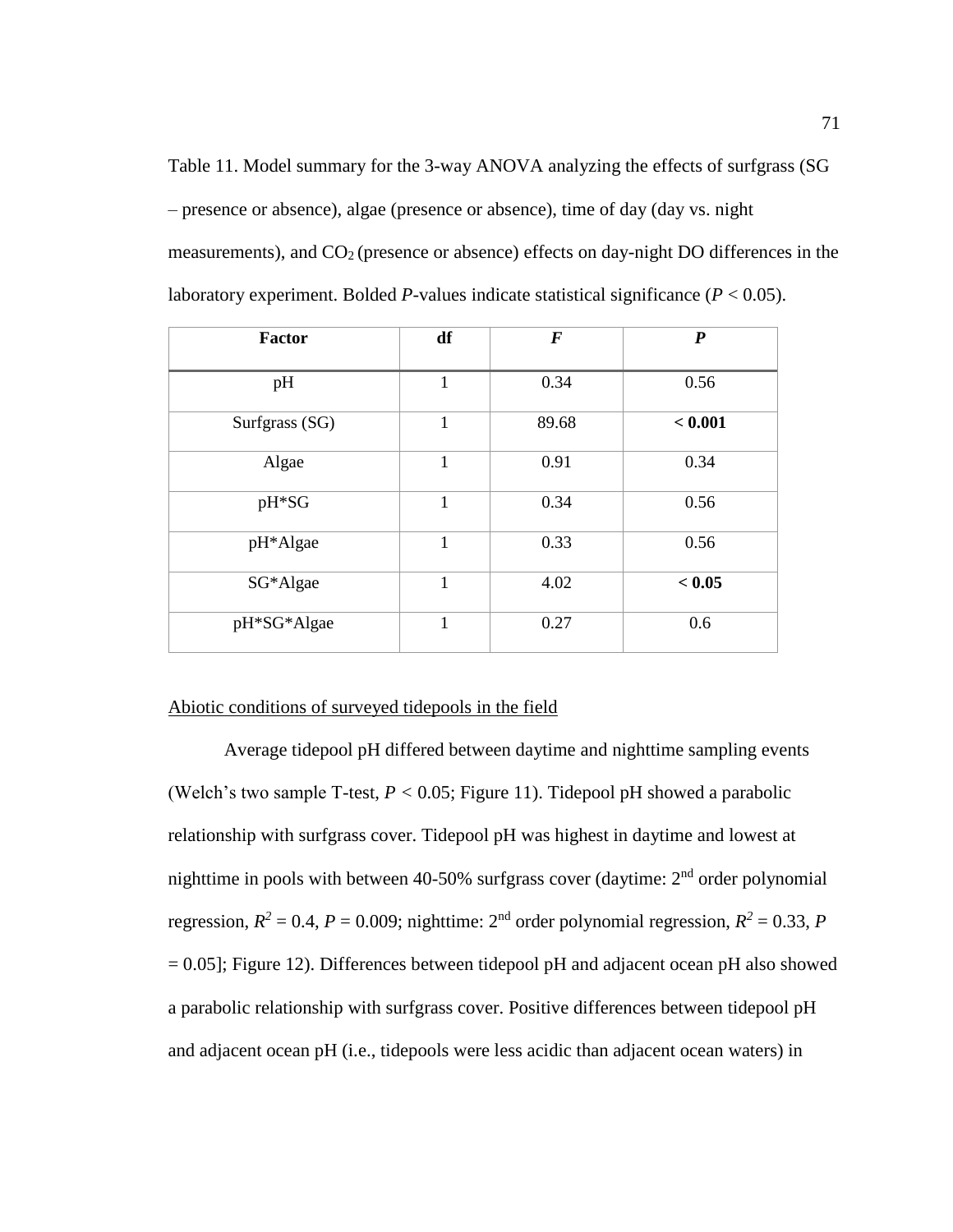Table 11. Model summary for the 3-way ANOVA analyzing the effects of surfgrass (SG – presence or absence), algae (presence or absence), time of day (day vs. night measurements), and $CO_2$ (presence or absence) effects on day-night DO differences in the laboratory experiment. Bolded *P*-values indicate statistical significance ($P < 0.05$).

| Factor | df | *F* | *P* |
|---|---|---|---|
| pH | 1 | 0.34 | 0.56 |
| Surfgrass (SG) | 1 | 89.68 | **< 0.001** |
| Algae | 1 | 0.91 | 0.34 |
| pH*SG | 1 | 0.34 | 0.56 |
| pH*Algae | 1 | 0.33 | 0.56 |
| SG*Algae | 1 | 4.02 | **< 0.05** |
| pH*SG*Algae | 1 | 0.27 | 0.6 |

Abiotic conditions of surveyed tidepools in the field

Average tidepool pH differed between daytime and nighttime sampling events (Welch's two sample T-test, $P < 0.05$; Figure 11). Tidepool pH showed a parabolic relationship with surfgrass cover. Tidepool pH was highest in daytime and lowest at nighttime in pools with between 40-50% surfgrass cover (daytime: 2nd order polynomial regression, $R^2 = 0.4$, $P = 0.009$; nighttime: 2nd order polynomial regression, $R^2 = 0.33$, $P = 0.05$]; Figure 12). Differences between tidepool pH and adjacent ocean pH also showed a parabolic relationship with surfgrass cover. Positive differences between tidepool pH and adjacent ocean pH (i.e., tidepools were less acidic than adjacent ocean waters) in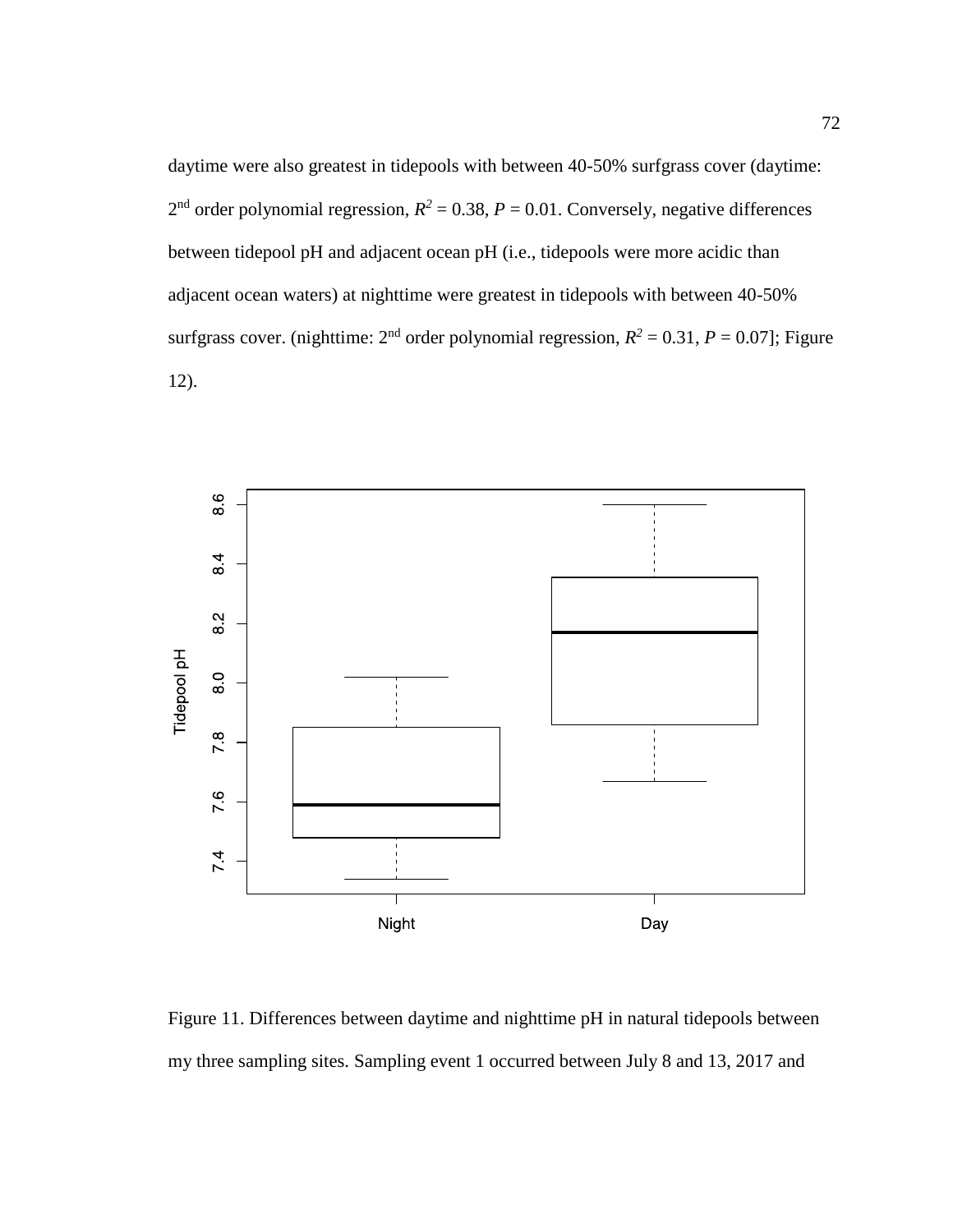daytime were also greatest in tidepools with between 40-50% surfgrass cover (daytime: $2^{nd}$ order polynomial regression, $R^2 = 0.38$, $P = 0.01$. Conversely, negative differences between tidepool pH and adjacent ocean pH (i.e., tidepools were more acidic than adjacent ocean waters) at nighttime were greatest in tidepools with between 40-50% surfgrass cover. (nighttime: $2^{nd}$ order polynomial regression, $R^2 = 0.31$, $P = 0.07$]; Figure 12).

Figure 11. Differences between daytime and nighttime pH in natural tidepools between my three sampling sites. Sampling event 1 occurred between July 8 and 13, 2017 and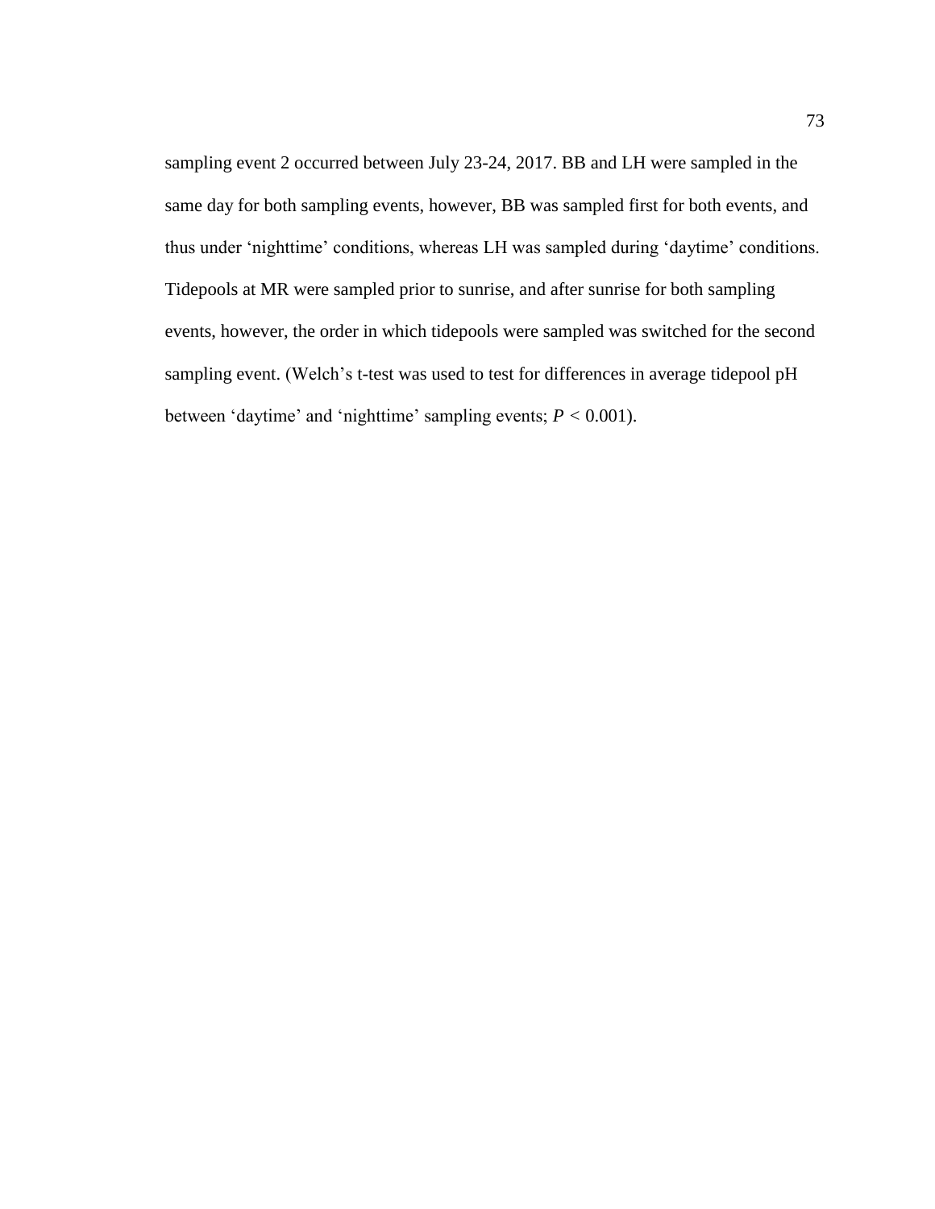sampling event 2 occurred between July 23-24, 2017. BB and LH were sampled in the same day for both sampling events, however, BB was sampled first for both events, and thus under 'nighttime' conditions, whereas LH was sampled during 'daytime' conditions. Tidepools at MR were sampled prior to sunrise, and after sunrise for both sampling events, however, the order in which tidepools were sampled was switched for the second sampling event. (Welch's t-test was used to test for differences in average tidepool pH between 'daytime' and 'nighttime' sampling events; $P < 0.001$).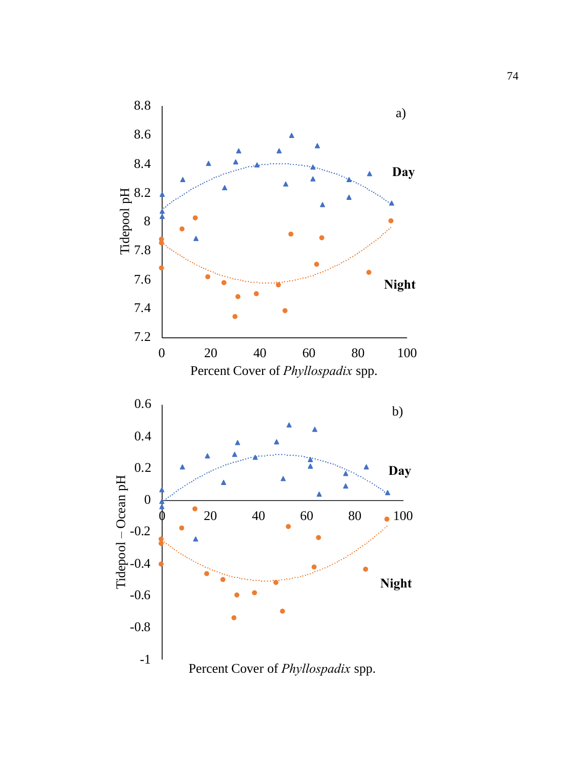a)

Tidepool pH

Day

Night

Percent Cover of *Phyllospadix* spp.

b)

Tidepool – Ocean pH

Day

Night

Percent Cover of *Phyllospadix* spp.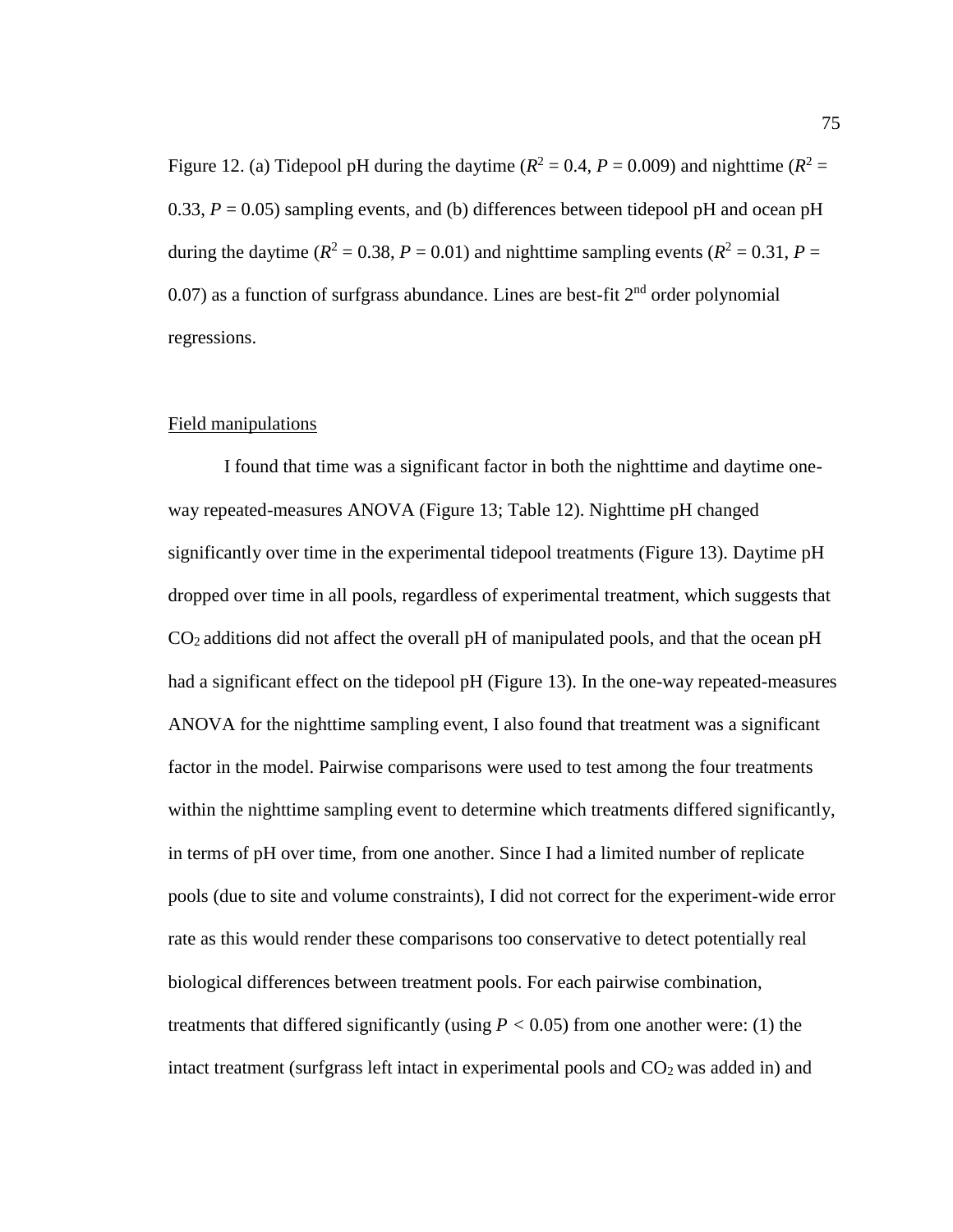Figure 12. (a) Tidepool pH during the daytime ($R^2 = 0.4$, $P = 0.009$) and nighttime ($R^2 = 0.33$, $P = 0.05$) sampling events, and (b) differences between tidepool pH and ocean pH during the daytime ($R^2 = 0.38$, $P = 0.01$) and nighttime sampling events ($R^2 = 0.31$, $P = 0.07$) as a function of surfgrass abundance. Lines are best-fit 2nd order polynomial regressions.

Field manipulations

I found that time was a significant factor in both the nighttime and daytime one-way repeated-measures ANOVA (Figure 13; Table 12). Nighttime pH changed significantly over time in the experimental tidepool treatments (Figure 13). Daytime pH dropped over time in all pools, regardless of experimental treatment, which suggests that $CO_2$ additions did not affect the overall pH of manipulated pools, and that the ocean pH had a significant effect on the tidepool pH (Figure 13). In the one-way repeated-measures ANOVA for the nighttime sampling event, I also found that treatment was a significant factor in the model. Pairwise comparisons were used to test among the four treatments within the nighttime sampling event to determine which treatments differed significantly, in terms of pH over time, from one another. Since I had a limited number of replicate pools (due to site and volume constraints), I did not correct for the experiment-wide error rate as this would render these comparisons too conservative to detect potentially real biological differences between treatment pools. For each pairwise combination, treatments that differed significantly (using $P < 0.05$) from one another were: (1) the intact treatment (surfgrass left intact in experimental pools and $CO_2$ was added in) and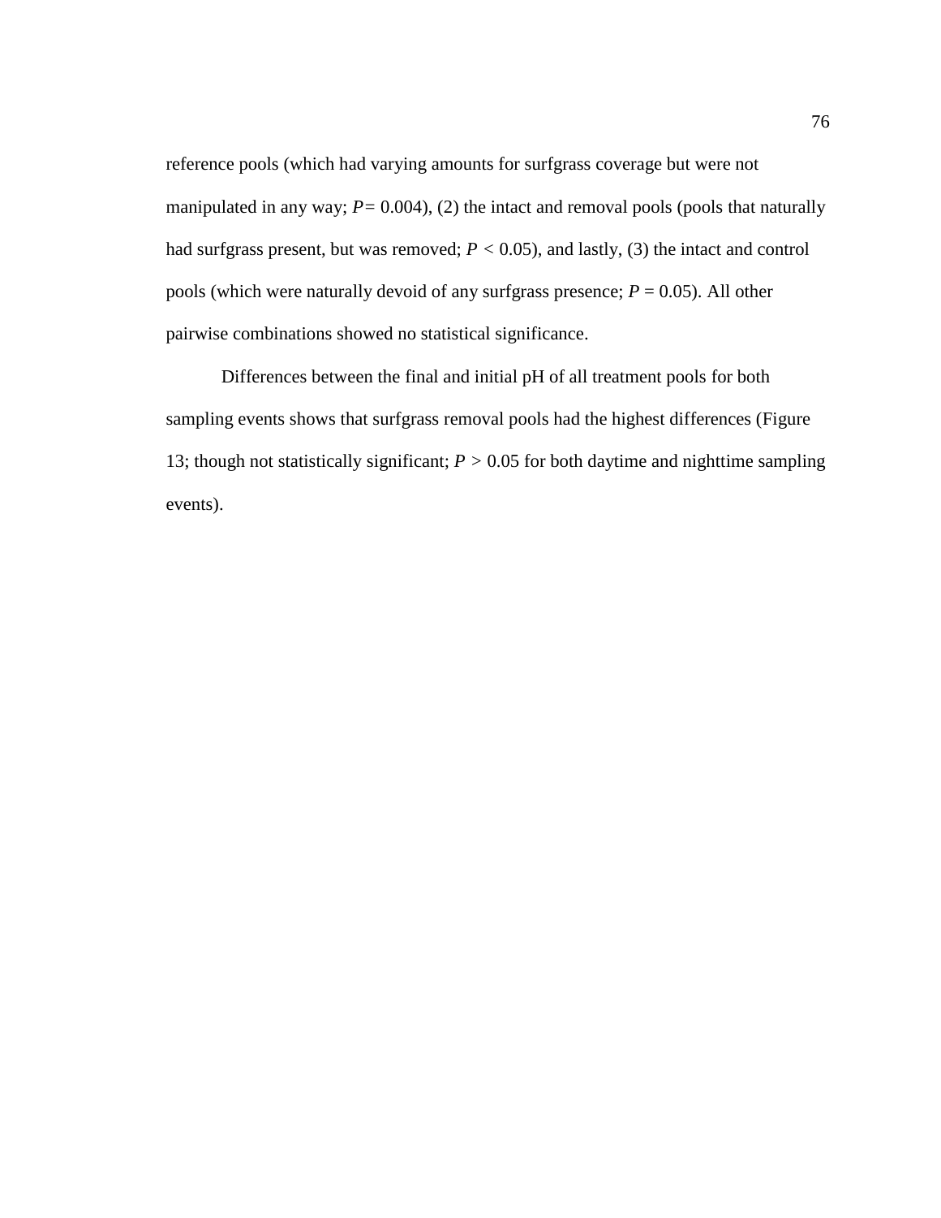reference pools (which had varying amounts for surfgrass coverage but were not manipulated in any way; $P = 0.004$), (2) the intact and removal pools (pools that naturally had surfgrass present, but was removed; $P < 0.05$), and lastly, (3) the intact and control pools (which were naturally devoid of any surfgrass presence; $P = 0.05$). All other pairwise combinations showed no statistical significance.

Differences between the final and initial pH of all treatment pools for both sampling events shows that surfgrass removal pools had the highest differences (Figure 13; though not statistically significant; $P > 0.05$ for both daytime and nighttime sampling events).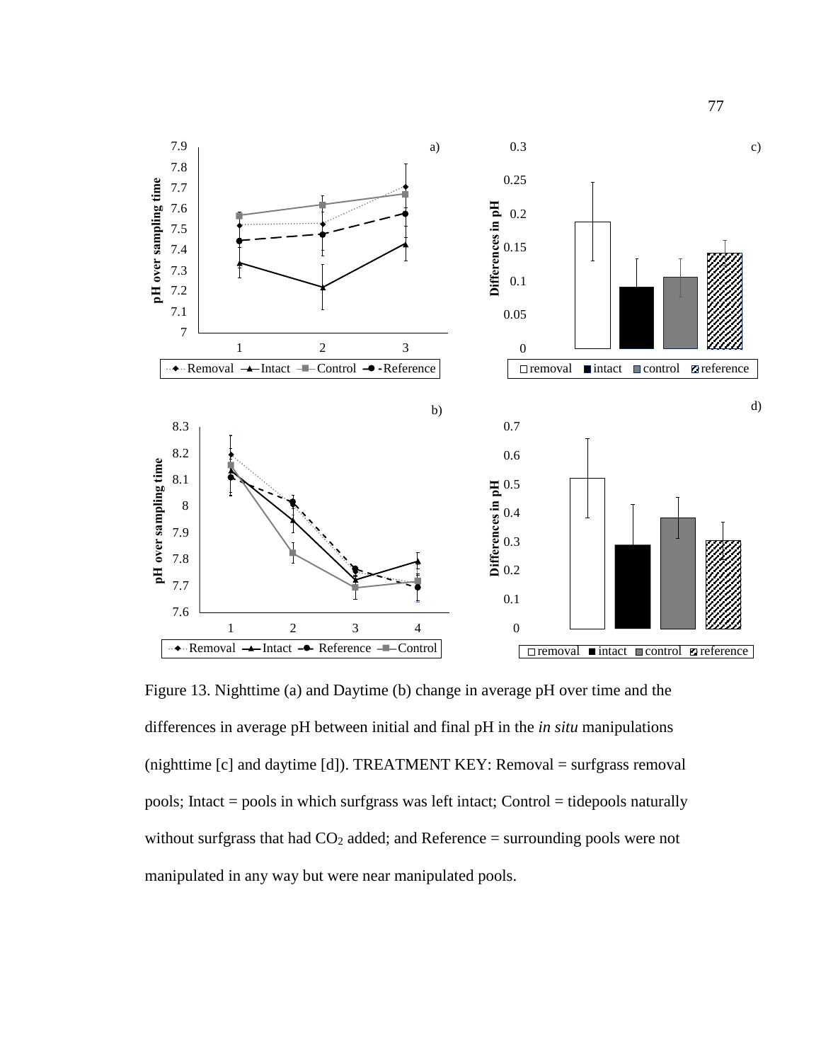Figure 13. Nighttime (a) and Daytime (b) change in average pH over time and the differences in average pH between initial and final pH in the *in situ* manipulations (nighttime [c] and daytime [d]). TREATMENT KEY: Removal = surfgrass removal pools; Intact = pools in which surfgrass was left intact; Control = tidepools naturally without surfgrass that had $CO_2$ added; and Reference = surrounding pools were not manipulated in any way but were near manipulated pools.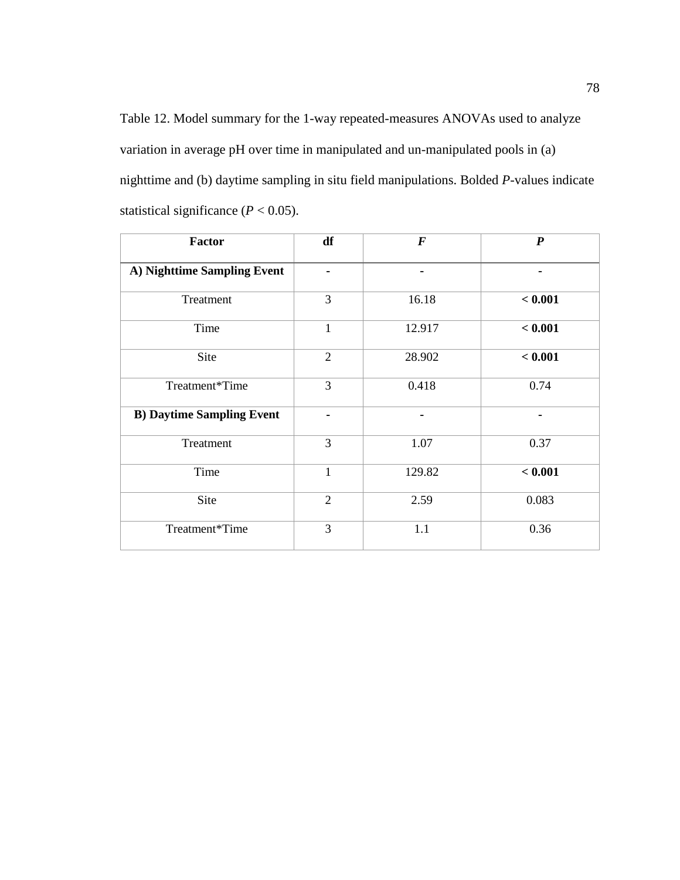Table 12. Model summary for the 1-way repeated-measures ANOVAs used to analyze variation in average pH over time in manipulated and un-manipulated pools in (a) nighttime and (b) daytime sampling in situ field manipulations. Bolded *P*-values indicate statistical significance ($P < 0.05$).

| Factor | df | *F* | *P* |
|---|---|---|---|
| **A) Nighttime Sampling Event** | **-** | **-** | **-** |
| Treatment | 3 | 16.18 | **< 0.001** |
| Time | 1 | 12.917 | **< 0.001** |
| Site | 2 | 28.902 | **< 0.001** |
| Treatment*Time | 3 | 0.418 | 0.74 |
| **B) Daytime Sampling Event** | **-** | **-** | **-** |
| Treatment | 3 | 1.07 | 0.37 |
| Time | 1 | 129.82 | **< 0.001** |
| Site | 2 | 2.59 | 0.083 |
| Treatment*Time | 3 | 1.1 | 0.36 |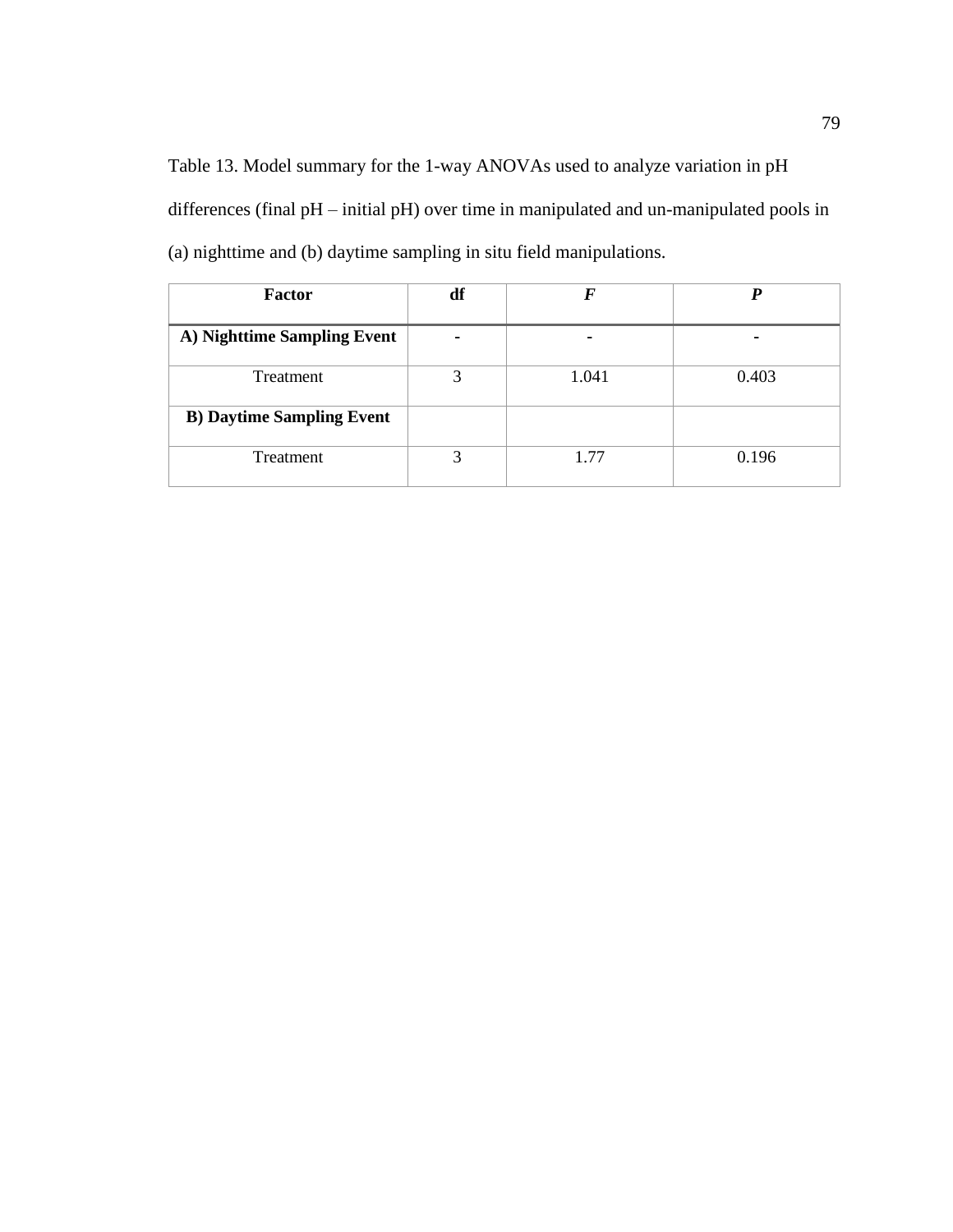Table 13. Model summary for the 1-way ANOVAs used to analyze variation in pH differences (final pH – initial pH) over time in manipulated and un-manipulated pools in (a) nighttime and (b) daytime sampling in situ field manipulations.

| **Factor** | **df** | ***F*** | ***P*** |
|---|---|---|---|
| **A) Nighttime Sampling Event** | **-** | **-** | **-** |
| Treatment | 3 | 1.041 | 0.403 |
| **B) Daytime Sampling Event** | | | |
| Treatment | 3 | 1.77 | 0.196 |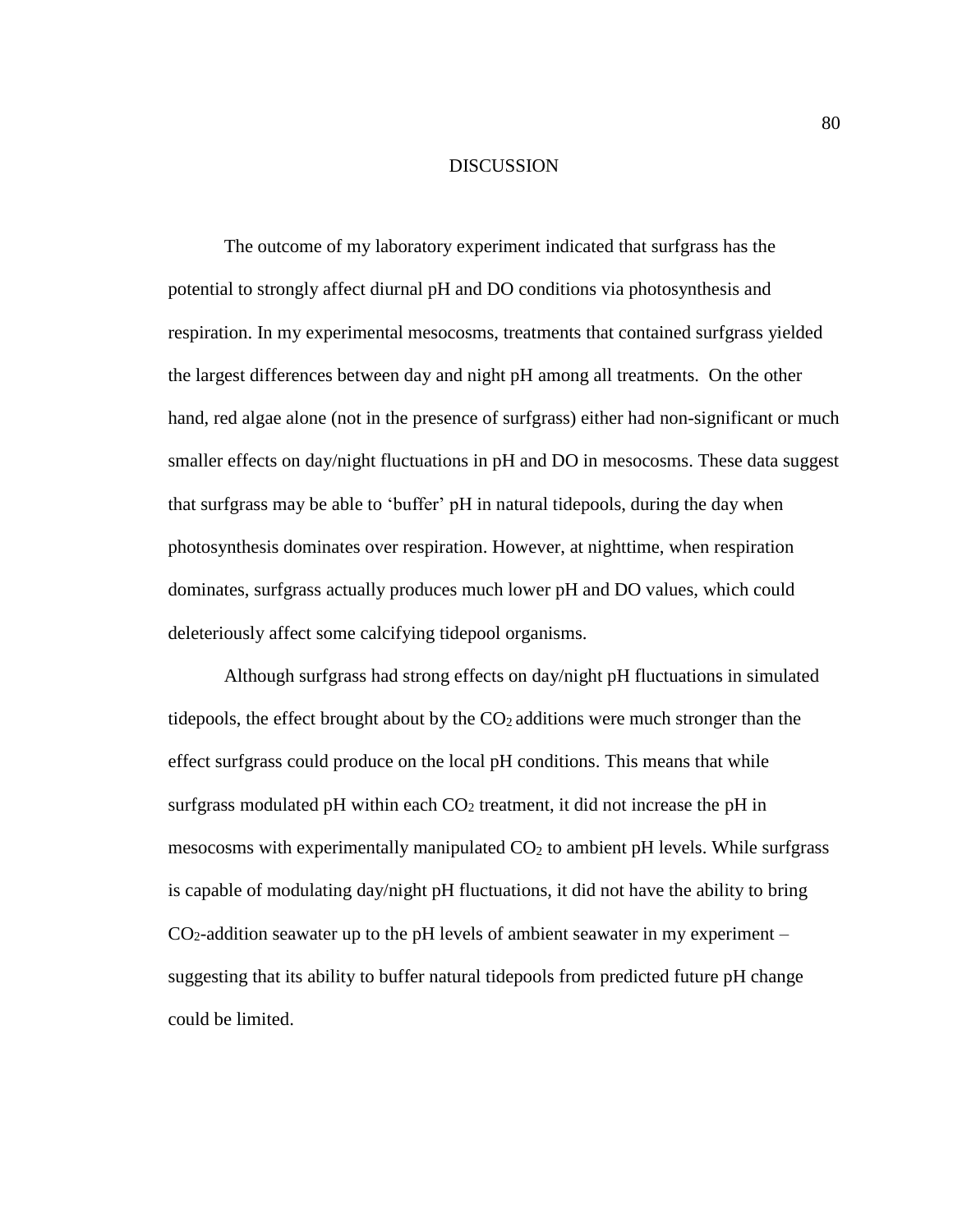# DISCUSSION

The outcome of my laboratory experiment indicated that surfgrass has the potential to strongly affect diurnal pH and DO conditions via photosynthesis and respiration. In my experimental mesocosms, treatments that contained surfgrass yielded the largest differences between day and night pH among all treatments. On the other hand, red algae alone (not in the presence of surfgrass) either had non-significant or much smaller effects on day/night fluctuations in pH and DO in mesocosms. These data suggest that surfgrass may be able to 'buffer' pH in natural tidepools, during the day when photosynthesis dominates over respiration. However, at nighttime, when respiration dominates, surfgrass actually produces much lower pH and DO values, which could deleteriously affect some calcifying tidepool organisms.

Although surfgrass had strong effects on day/night pH fluctuations in simulated tidepools, the effect brought about by the $CO_2$ additions were much stronger than the effect surfgrass could produce on the local pH conditions. This means that while surfgrass modulated pH within each $CO_2$ treatment, it did not increase the pH in mesocosms with experimentally manipulated $CO_2$ to ambient pH levels. While surfgrass is capable of modulating day/night pH fluctuations, it did not have the ability to bring $CO_2$-addition seawater up to the pH levels of ambient seawater in my experiment – suggesting that its ability to buffer natural tidepools from predicted future pH change could be limited.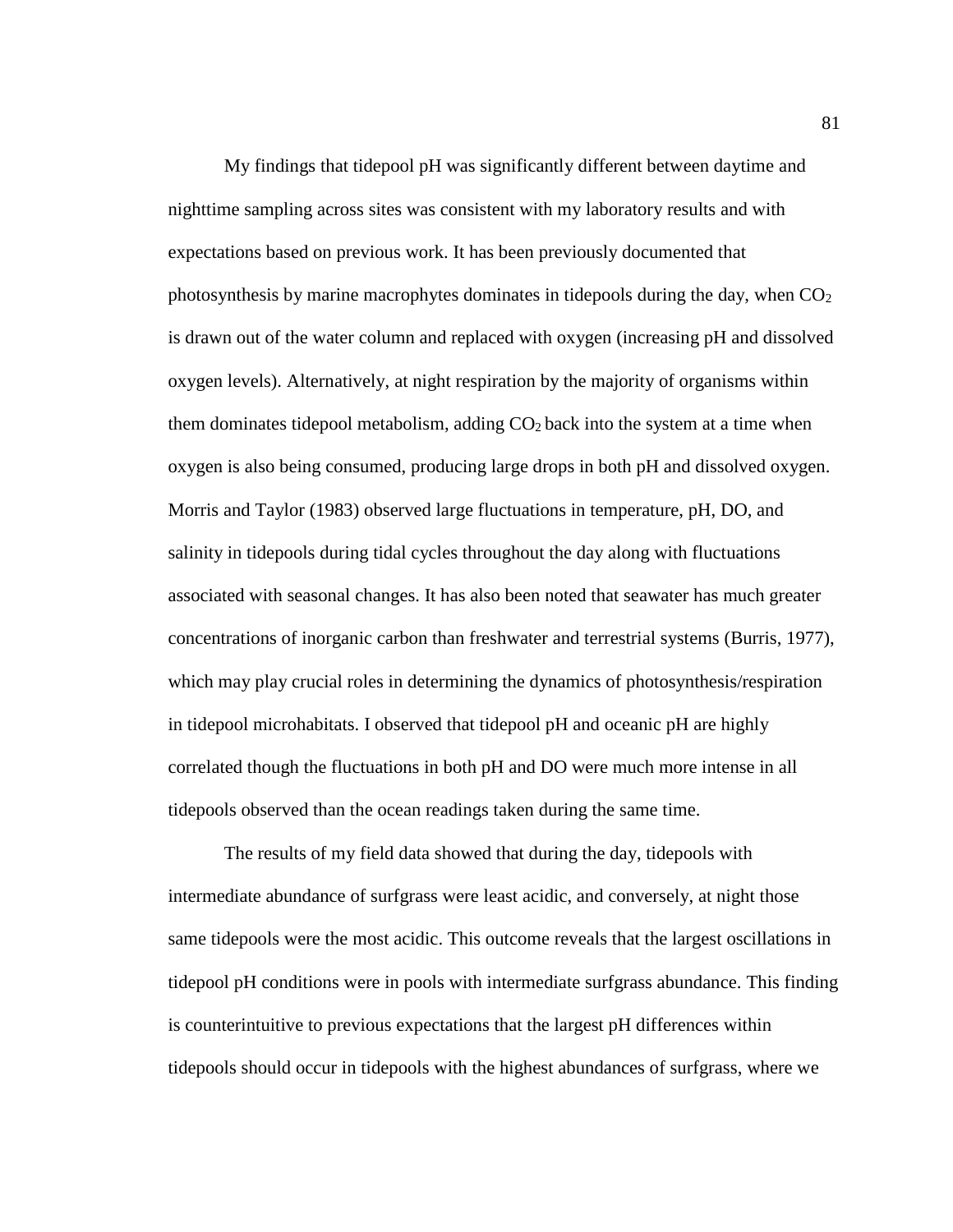My findings that tidepool pH was significantly different between daytime and nighttime sampling across sites was consistent with my laboratory results and with expectations based on previous work. It has been previously documented that photosynthesis by marine macrophytes dominates in tidepools during the day, when $CO_2$ is drawn out of the water column and replaced with oxygen (increasing pH and dissolved oxygen levels). Alternatively, at night respiration by the majority of organisms within them dominates tidepool metabolism, adding $CO_2$ back into the system at a time when oxygen is also being consumed, producing large drops in both pH and dissolved oxygen. Morris and Taylor (1983) observed large fluctuations in temperature, pH, DO, and salinity in tidepools during tidal cycles throughout the day along with fluctuations associated with seasonal changes. It has also been noted that seawater has much greater concentrations of inorganic carbon than freshwater and terrestrial systems (Burris, 1977), which may play crucial roles in determining the dynamics of photosynthesis/respiration in tidepool microhabitats. I observed that tidepool pH and oceanic pH are highly correlated though the fluctuations in both pH and DO were much more intense in all tidepools observed than the ocean readings taken during the same time.

The results of my field data showed that during the day, tidepools with intermediate abundance of surfgrass were least acidic, and conversely, at night those same tidepools were the most acidic. This outcome reveals that the largest oscillations in tidepool pH conditions were in pools with intermediate surfgrass abundance. This finding is counterintuitive to previous expectations that the largest pH differences within tidepools should occur in tidepools with the highest abundances of surfgrass, where we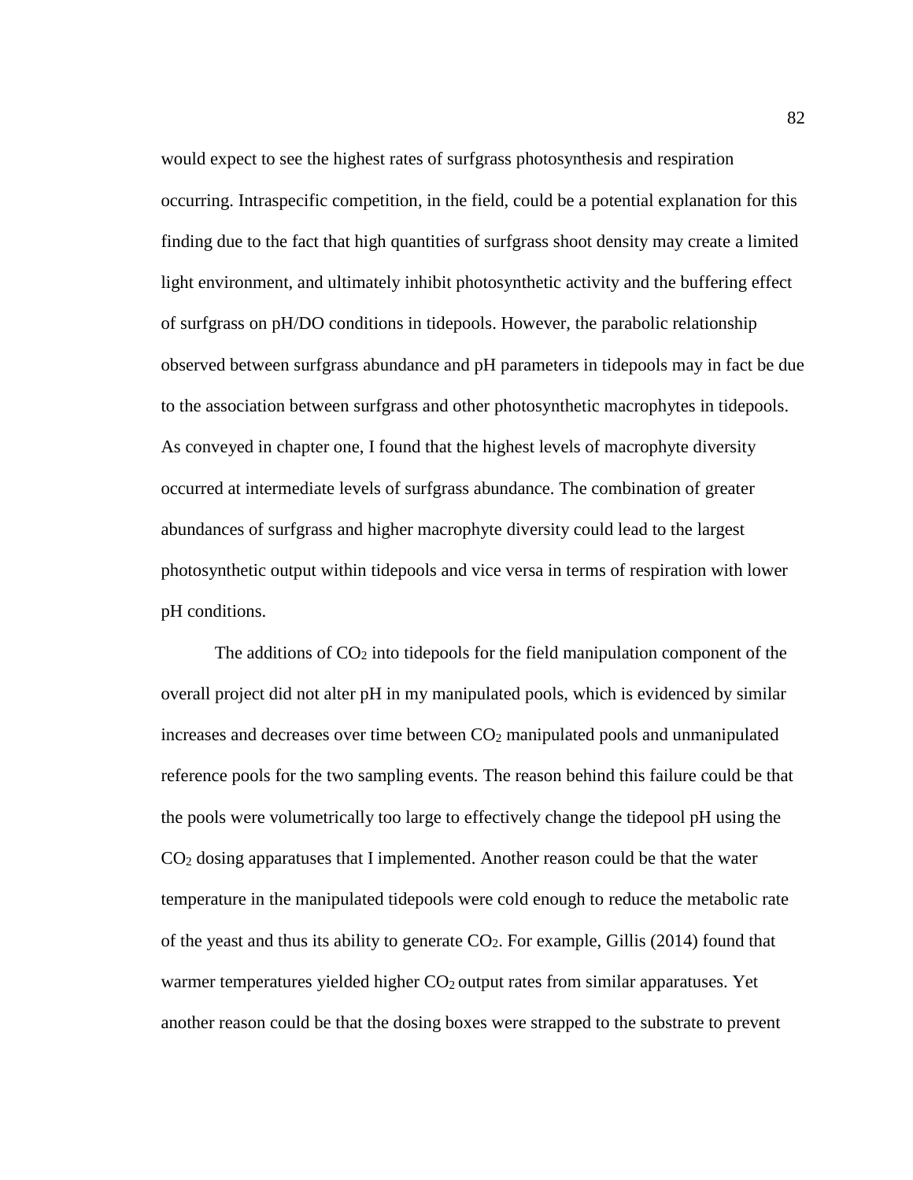would expect to see the highest rates of surfgrass photosynthesis and respiration occurring. Intraspecific competition, in the field, could be a potential explanation for this finding due to the fact that high quantities of surfgrass shoot density may create a limited light environment, and ultimately inhibit photosynthetic activity and the buffering effect of surfgrass on pH/DO conditions in tidepools. However, the parabolic relationship observed between surfgrass abundance and pH parameters in tidepools may in fact be due to the association between surfgrass and other photosynthetic macrophytes in tidepools. As conveyed in chapter one, I found that the highest levels of macrophyte diversity occurred at intermediate levels of surfgrass abundance. The combination of greater abundances of surfgrass and higher macrophyte diversity could lead to the largest photosynthetic output within tidepools and vice versa in terms of respiration with lower pH conditions.

The additions of $CO_2$ into tidepools for the field manipulation component of the overall project did not alter pH in my manipulated pools, which is evidenced by similar increases and decreases over time between $CO_2$ manipulated pools and unmanipulated reference pools for the two sampling events. The reason behind this failure could be that the pools were volumetrically too large to effectively change the tidepool pH using the $CO_2$ dosing apparatuses that I implemented. Another reason could be that the water temperature in the manipulated tidepools were cold enough to reduce the metabolic rate of the yeast and thus its ability to generate $CO_2$. For example, Gillis (2014) found that warmer temperatures yielded higher $CO_2$ output rates from similar apparatuses. Yet another reason could be that the dosing boxes were strapped to the substrate to prevent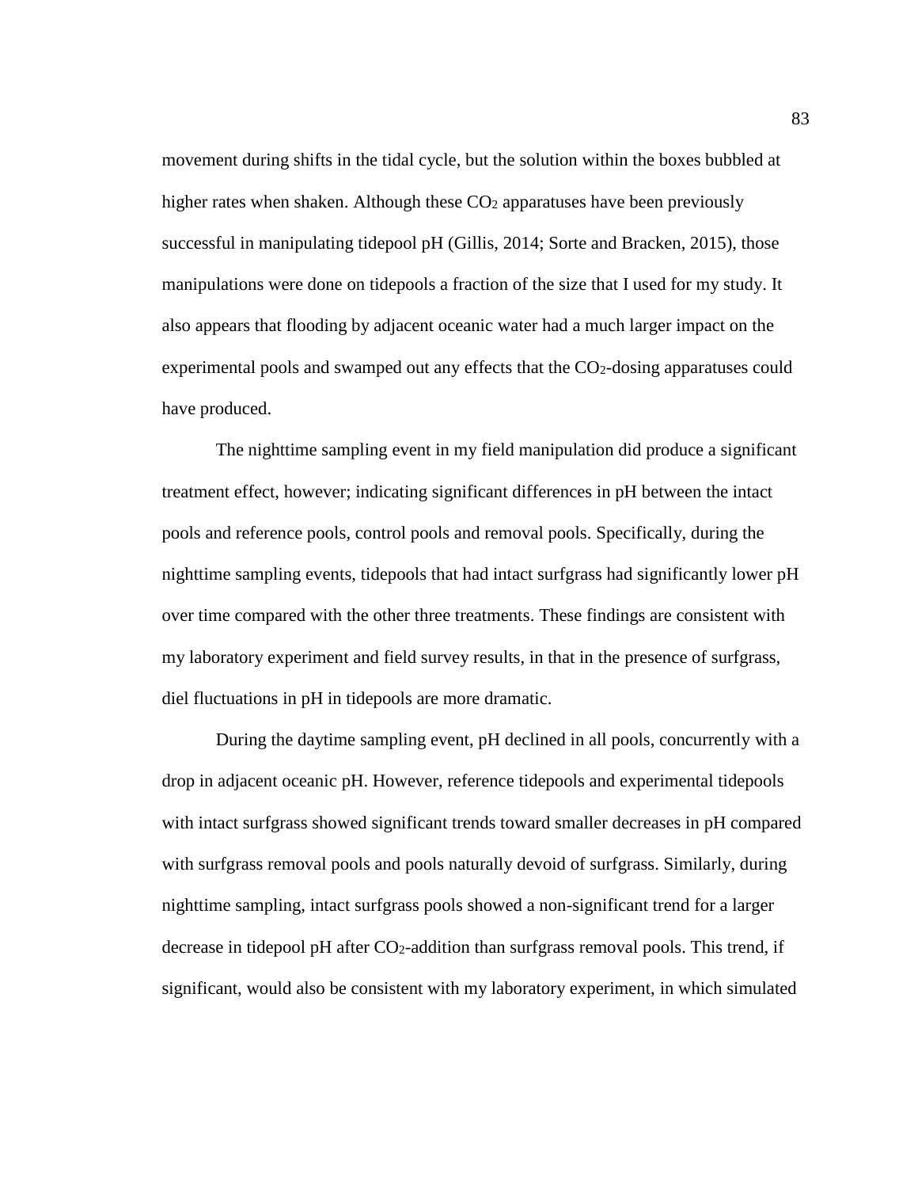movement during shifts in the tidal cycle, but the solution within the boxes bubbled at higher rates when shaken. Although these $CO_2$ apparatuses have been previously successful in manipulating tidepool pH (Gillis, 2014; Sorte and Bracken, 2015), those manipulations were done on tidepools a fraction of the size that I used for my study. It also appears that flooding by adjacent oceanic water had a much larger impact on the experimental pools and swamped out any effects that the $CO_2$-dosing apparatuses could have produced.

The nighttime sampling event in my field manipulation did produce a significant treatment effect, however; indicating significant differences in pH between the intact pools and reference pools, control pools and removal pools. Specifically, during the nighttime sampling events, tidepools that had intact surfgrass had significantly lower pH over time compared with the other three treatments. These findings are consistent with my laboratory experiment and field survey results, in that in the presence of surfgrass, diel fluctuations in pH in tidepools are more dramatic.

During the daytime sampling event, pH declined in all pools, concurrently with a drop in adjacent oceanic pH. However, reference tidepools and experimental tidepools with intact surfgrass showed significant trends toward smaller decreases in pH compared with surfgrass removal pools and pools naturally devoid of surfgrass. Similarly, during nighttime sampling, intact surfgrass pools showed a non-significant trend for a larger decrease in tidepool pH after $CO_2$-addition than surfgrass removal pools. This trend, if significant, would also be consistent with my laboratory experiment, in which simulated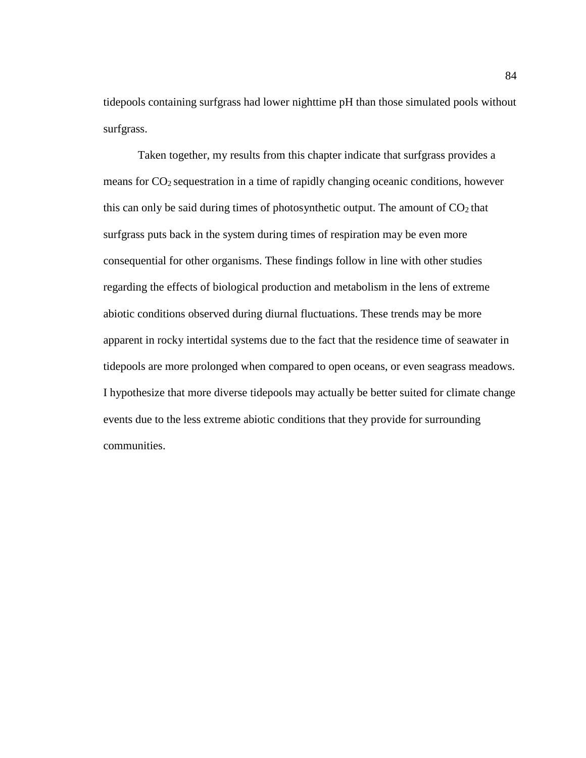tidepools containing surfgrass had lower nighttime pH than those simulated pools without surfgrass.

Taken together, my results from this chapter indicate that surfgrass provides a means for $CO_2$ sequestration in a time of rapidly changing oceanic conditions, however this can only be said during times of photosynthetic output. The amount of $CO_2$ that surfgrass puts back in the system during times of respiration may be even more consequential for other organisms. These findings follow in line with other studies regarding the effects of biological production and metabolism in the lens of extreme abiotic conditions observed during diurnal fluctuations. These trends may be more apparent in rocky intertidal systems due to the fact that the residence time of seawater in tidepools are more prolonged when compared to open oceans, or even seagrass meadows. I hypothesize that more diverse tidepools may actually be better suited for climate change events due to the less extreme abiotic conditions that they provide for surrounding communities.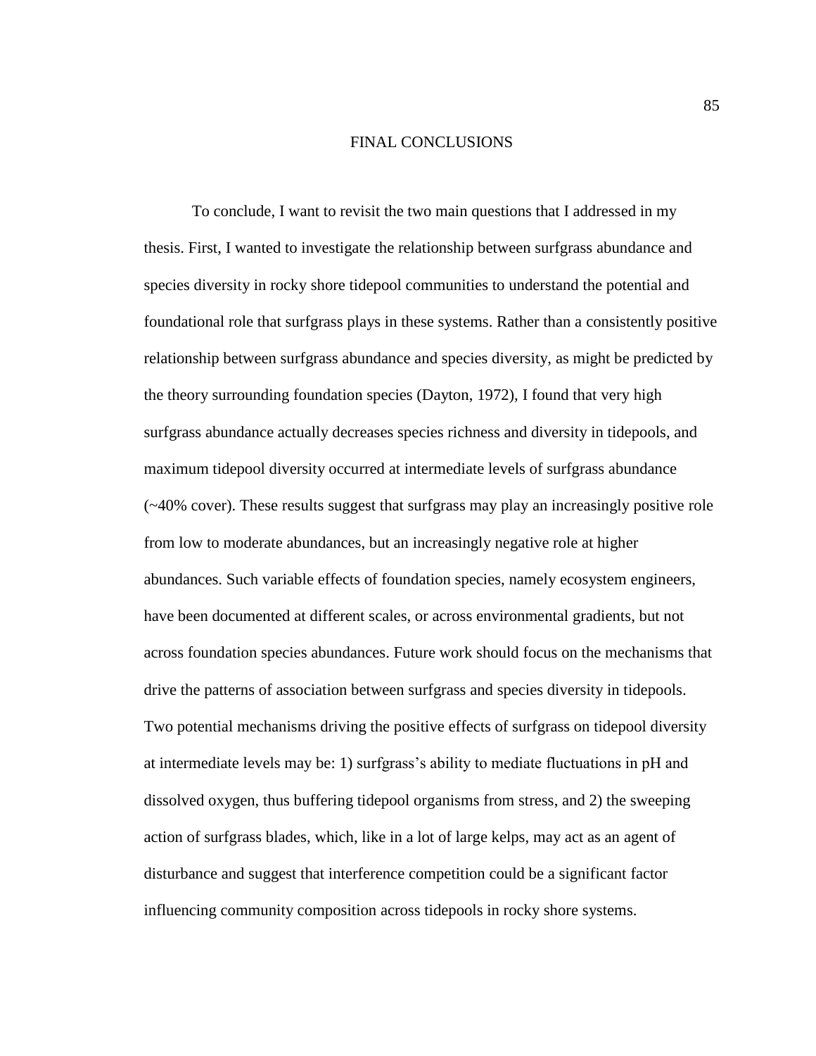# FINAL CONCLUSIONS

To conclude, I want to revisit the two main questions that I addressed in my thesis. First, I wanted to investigate the relationship between surfgrass abundance and species diversity in rocky shore tidepool communities to understand the potential and foundational role that surfgrass plays in these systems. Rather than a consistently positive relationship between surfgrass abundance and species diversity, as might be predicted by the theory surrounding foundation species (Dayton, 1972), I found that very high surfgrass abundance actually decreases species richness and diversity in tidepools, and maximum tidepool diversity occurred at intermediate levels of surfgrass abundance (~40% cover). These results suggest that surfgrass may play an increasingly positive role from low to moderate abundances, but an increasingly negative role at higher abundances. Such variable effects of foundation species, namely ecosystem engineers, have been documented at different scales, or across environmental gradients, but not across foundation species abundances. Future work should focus on the mechanisms that drive the patterns of association between surfgrass and species diversity in tidepools. Two potential mechanisms driving the positive effects of surfgrass on tidepool diversity at intermediate levels may be: 1) surfgrass's ability to mediate fluctuations in pH and dissolved oxygen, thus buffering tidepool organisms from stress, and 2) the sweeping action of surfgrass blades, which, like in a lot of large kelps, may act as an agent of disturbance and suggest that interference competition could be a significant factor influencing community composition across tidepools in rocky shore systems.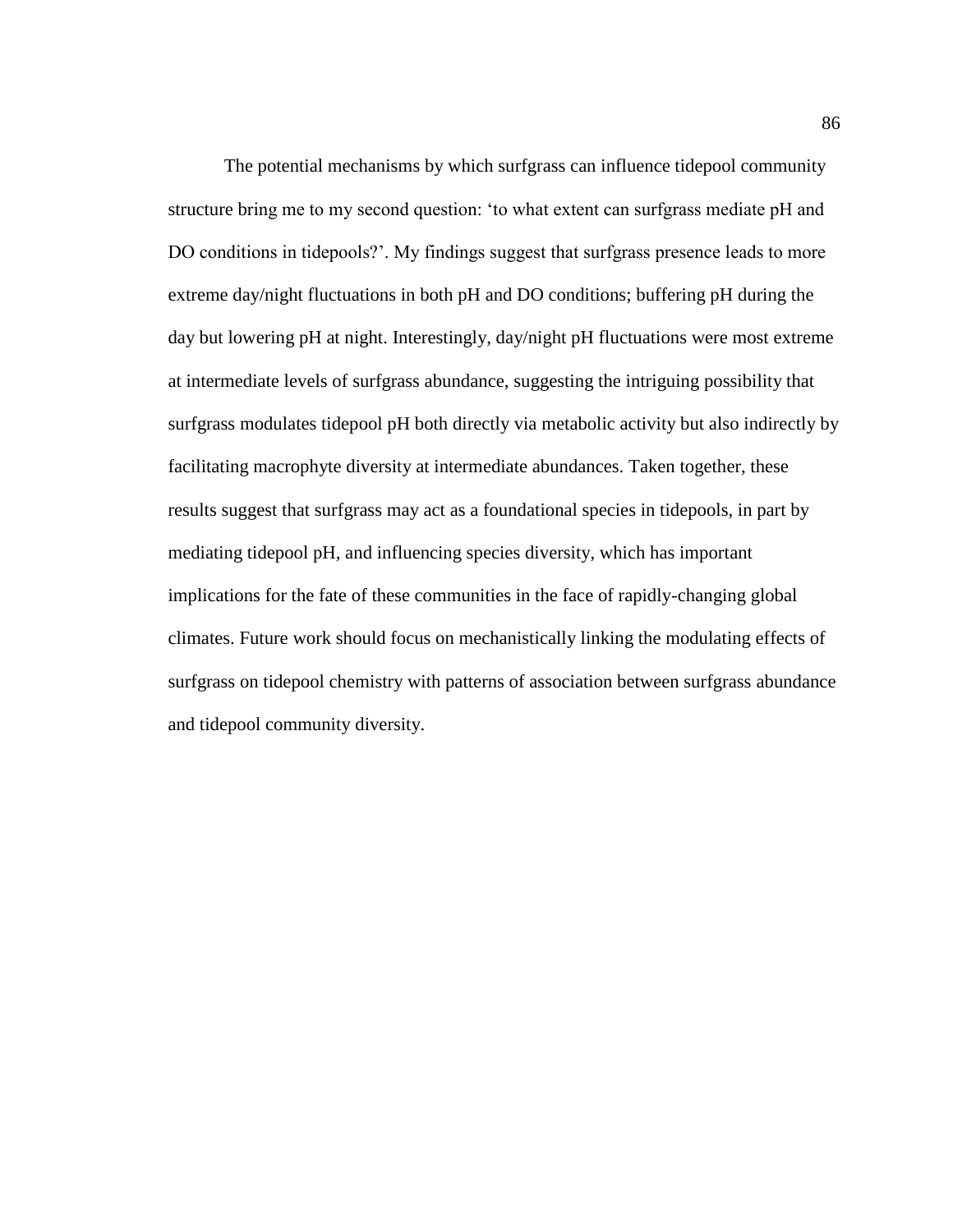The potential mechanisms by which surfgrass can influence tidepool community structure bring me to my second question: 'to what extent can surfgrass mediate pH and DO conditions in tidepools?'. My findings suggest that surfgrass presence leads to more extreme day/night fluctuations in both pH and DO conditions; buffering pH during the day but lowering pH at night. Interestingly, day/night pH fluctuations were most extreme at intermediate levels of surfgrass abundance, suggesting the intriguing possibility that surfgrass modulates tidepool pH both directly via metabolic activity but also indirectly by facilitating macrophyte diversity at intermediate abundances. Taken together, these results suggest that surfgrass may act as a foundational species in tidepools, in part by mediating tidepool pH, and influencing species diversity, which has important implications for the fate of these communities in the face of rapidly-changing global climates. Future work should focus on mechanistically linking the modulating effects of surfgrass on tidepool chemistry with patterns of association between surfgrass abundance and tidepool community diversity.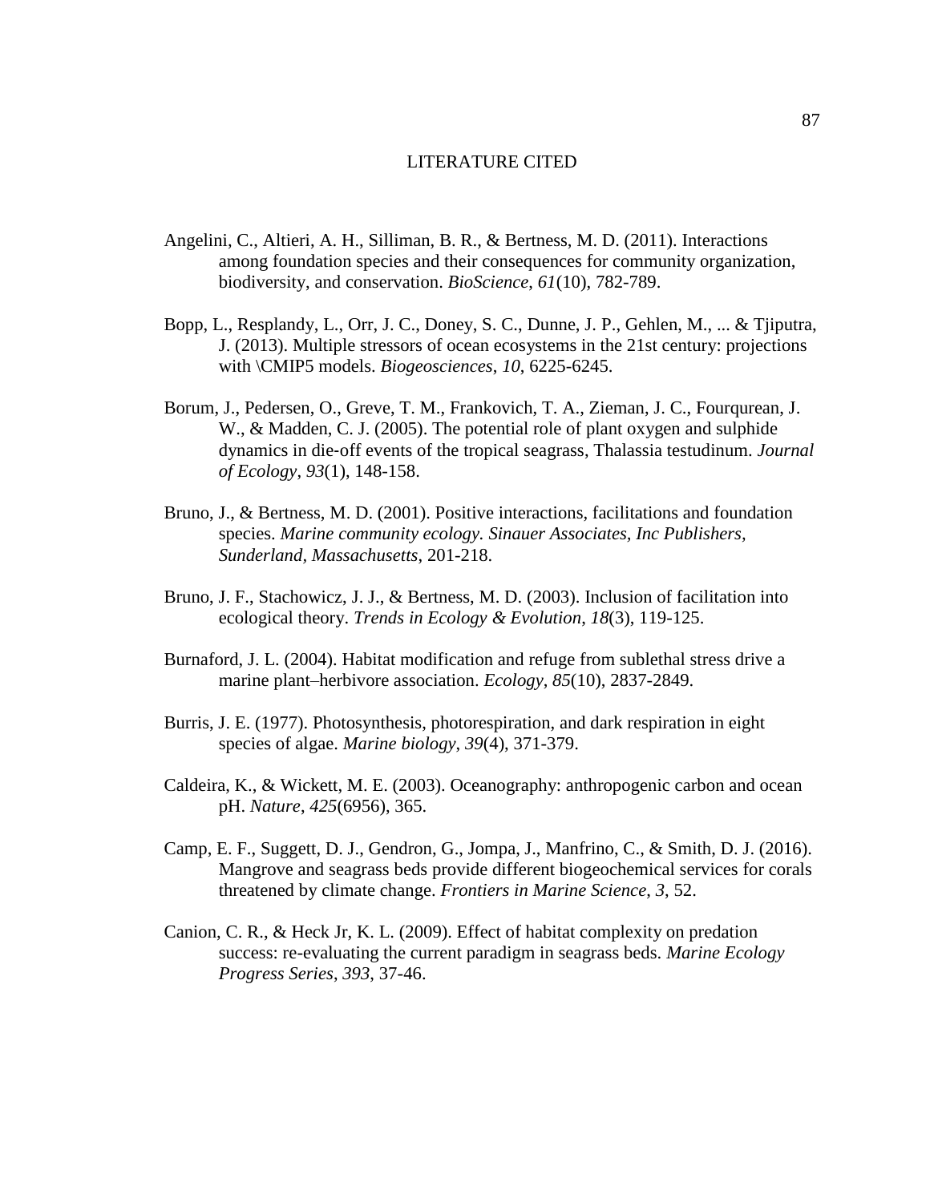# LITERATURE CITED

Angelini, C., Altieri, A. H., Silliman, B. R., & Bertness, M. D. (2011). Interactions among foundation species and their consequences for community organization, biodiversity, and conservation. *BioScience*, *61*(10), 782-789.

Bopp, L., Resplandy, L., Orr, J. C., Doney, S. C., Dunne, J. P., Gehlen, M., ... & Tjiputra, J. (2013). Multiple stressors of ocean ecosystems in the 21st century: projections with \CMIP5 models. *Biogeosciences*, *10*, 6225-6245.

Borum, J., Pedersen, O., Greve, T. M., Frankovich, T. A., Zieman, J. C., Fourqurean, J. W., & Madden, C. J. (2005). The potential role of plant oxygen and sulphide dynamics in die‐off events of the tropical seagrass, Thalassia testudinum. *Journal of Ecology*, *93*(1), 148-158.

Bruno, J., & Bertness, M. D. (2001). Positive interactions, facilitations and foundation species. *Marine community ecology. Sinauer Associates, Inc Publishers, Sunderland, Massachusetts*, 201-218.

Bruno, J. F., Stachowicz, J. J., & Bertness, M. D. (2003). Inclusion of facilitation into ecological theory. *Trends in Ecology & Evolution*, *18*(3), 119-125.

Burnaford, J. L. (2004). Habitat modification and refuge from sublethal stress drive a marine plant–herbivore association. *Ecology*, *85*(10), 2837-2849.

Burris, J. E. (1977). Photosynthesis, photorespiration, and dark respiration in eight species of algae. *Marine biology*, *39*(4), 371-379.

Caldeira, K., & Wickett, M. E. (2003). Oceanography: anthropogenic carbon and ocean pH. *Nature*, *425*(6956), 365.

Camp, E. F., Suggett, D. J., Gendron, G., Jompa, J., Manfrino, C., & Smith, D. J. (2016). Mangrove and seagrass beds provide different biogeochemical services for corals threatened by climate change. *Frontiers in Marine Science*, *3*, 52.

Canion, C. R., & Heck Jr, K. L. (2009). Effect of habitat complexity on predation success: re-evaluating the current paradigm in seagrass beds. *Marine Ecology Progress Series*, *393*, 37-46.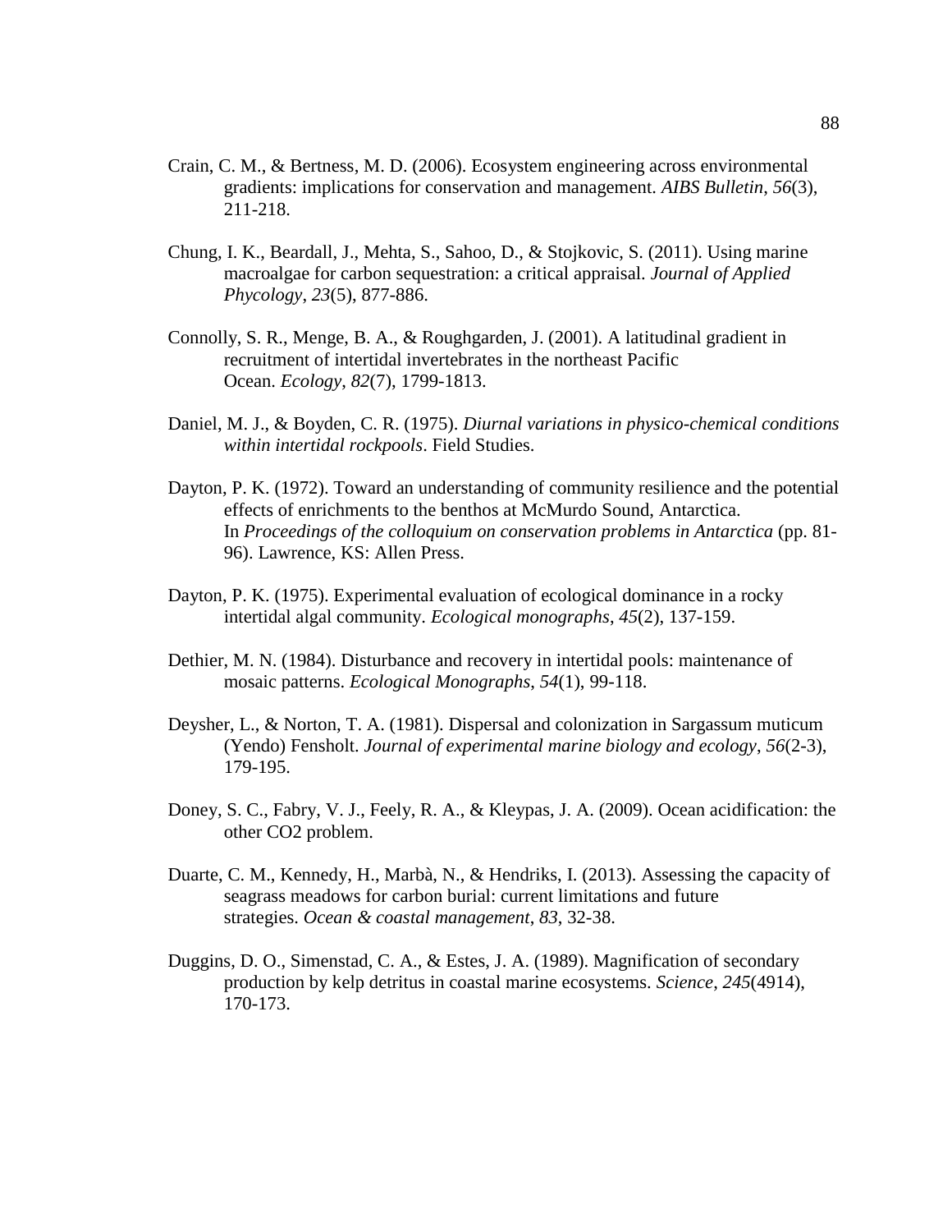Crain, C. M., & Bertness, M. D. (2006). Ecosystem engineering across environmental gradients: implications for conservation and management. *AIBS Bulletin*, *56*(3), 211-218.

Chung, I. K., Beardall, J., Mehta, S., Sahoo, D., & Stojkovic, S. (2011). Using marine macroalgae for carbon sequestration: a critical appraisal. *Journal of Applied Phycology*, *23*(5), 877-886.

Connolly, S. R., Menge, B. A., & Roughgarden, J. (2001). A latitudinal gradient in recruitment of intertidal invertebrates in the northeast Pacific Ocean. *Ecology*, *82*(7), 1799-1813.

Daniel, M. J., & Boyden, C. R. (1975). *Diurnal variations in physico-chemical conditions within intertidal rockpools*. Field Studies.

Dayton, P. K. (1972). Toward an understanding of community resilience and the potential effects of enrichments to the benthos at McMurdo Sound, Antarctica. In *Proceedings of the colloquium on conservation problems in Antarctica* (pp. 81-96). Lawrence, KS: Allen Press.

Dayton, P. K. (1975). Experimental evaluation of ecological dominance in a rocky intertidal algal community. *Ecological monographs*, *45*(2), 137-159.

Dethier, M. N. (1984). Disturbance and recovery in intertidal pools: maintenance of mosaic patterns. *Ecological Monographs*, *54*(1), 99-118.

Deysher, L., & Norton, T. A. (1981). Dispersal and colonization in Sargassum muticum (Yendo) Fensholt. *Journal of experimental marine biology and ecology*, *56*(2-3), 179-195.

Doney, S. C., Fabry, V. J., Feely, R. A., & Kleypas, J. A. (2009). Ocean acidification: the other CO2 problem.

Duarte, C. M., Kennedy, H., Marbà, N., & Hendriks, I. (2013). Assessing the capacity of seagrass meadows for carbon burial: current limitations and future strategies. *Ocean & coastal management*, *83*, 32-38.

Duggins, D. O., Simenstad, C. A., & Estes, J. A. (1989). Magnification of secondary production by kelp detritus in coastal marine ecosystems. *Science*, *245*(4914), 170-173.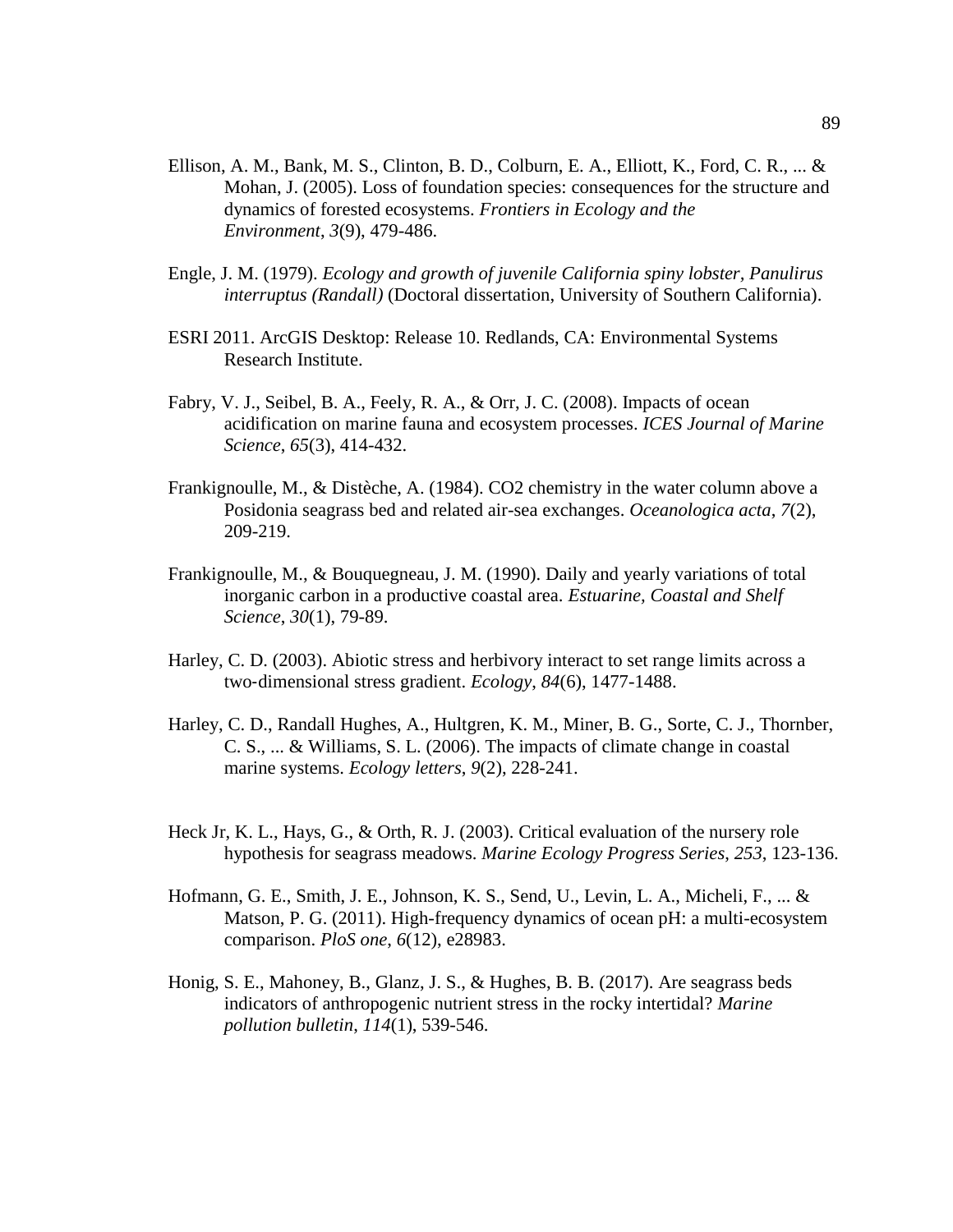Ellison, A. M., Bank, M. S., Clinton, B. D., Colburn, E. A., Elliott, K., Ford, C. R., ... & Mohan, J. (2005). Loss of foundation species: consequences for the structure and dynamics of forested ecosystems. *Frontiers in Ecology and the Environment*, *3*(9), 479-486.

Engle, J. M. (1979). *Ecology and growth of juvenile California spiny lobster, Panulirus interruptus (Randall)* (Doctoral dissertation, University of Southern California).

ESRI 2011. ArcGIS Desktop: Release 10. Redlands, CA: Environmental Systems Research Institute.

Fabry, V. J., Seibel, B. A., Feely, R. A., & Orr, J. C. (2008). Impacts of ocean acidification on marine fauna and ecosystem processes. *ICES Journal of Marine Science*, *65*(3), 414-432.

Frankignoulle, M., & Distèche, A. (1984). CO2 chemistry in the water column above a Posidonia seagrass bed and related air-sea exchanges. *Oceanologica acta*, *7*(2), 209-219.

Frankignoulle, M., & Bouquegneau, J. M. (1990). Daily and yearly variations of total inorganic carbon in a productive coastal area. *Estuarine, Coastal and Shelf Science*, *30*(1), 79-89.

Harley, C. D. (2003). Abiotic stress and herbivory interact to set range limits across a two-dimensional stress gradient. *Ecology*, *84*(6), 1477-1488.

Harley, C. D., Randall Hughes, A., Hultgren, K. M., Miner, B. G., Sorte, C. J., Thornber, C. S., ... & Williams, S. L. (2006). The impacts of climate change in coastal marine systems. *Ecology letters*, *9*(2), 228-241.

Heck Jr, K. L., Hays, G., & Orth, R. J. (2003). Critical evaluation of the nursery role hypothesis for seagrass meadows. *Marine Ecology Progress Series*, *253*, 123-136.

Hofmann, G. E., Smith, J. E., Johnson, K. S., Send, U., Levin, L. A., Micheli, F., ... & Matson, P. G. (2011). High-frequency dynamics of ocean pH: a multi-ecosystem comparison. *PloS one*, *6*(12), e28983.

Honig, S. E., Mahoney, B., Glanz, J. S., & Hughes, B. B. (2017). Are seagrass beds indicators of anthropogenic nutrient stress in the rocky intertidal? *Marine pollution bulletin*, *114*(1), 539-546.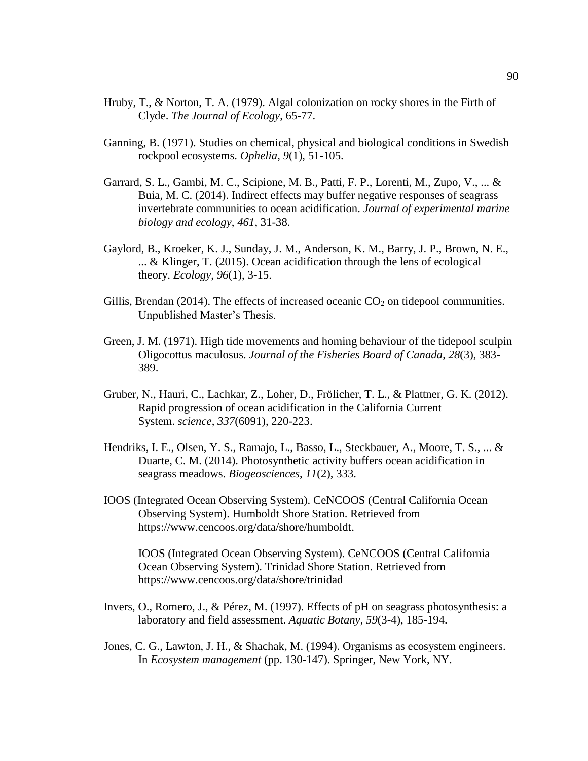Hruby, T., & Norton, T. A. (1979). Algal colonization on rocky shores in the Firth of Clyde. *The Journal of Ecology*, 65-77.

Ganning, B. (1971). Studies on chemical, physical and biological conditions in Swedish rockpool ecosystems. *Ophelia*, *9*(1), 51-105.

Garrard, S. L., Gambi, M. C., Scipione, M. B., Patti, F. P., Lorenti, M., Zupo, V., ... & Buia, M. C. (2014). Indirect effects may buffer negative responses of seagrass invertebrate communities to ocean acidification. *Journal of experimental marine biology and ecology*, *461*, 31-38.

Gaylord, B., Kroeker, K. J., Sunday, J. M., Anderson, K. M., Barry, J. P., Brown, N. E., ... & Klinger, T. (2015). Ocean acidification through the lens of ecological theory. *Ecology*, *96*(1), 3-15.

Gillis, Brendan (2014). The effects of increased oceanic $CO_2$ on tidepool communities. Unpublished Master's Thesis.

Green, J. M. (1971). High tide movements and homing behaviour of the tidepool sculpin Oligocottus maculosus. *Journal of the Fisheries Board of Canada*, *28*(3), 383-389.

Gruber, N., Hauri, C., Lachkar, Z., Loher, D., Frölicher, T. L., & Plattner, G. K. (2012). Rapid progression of ocean acidification in the California Current System. *science*, *337*(6091), 220-223.

Hendriks, I. E., Olsen, Y. S., Ramajo, L., Basso, L., Steckbauer, A., Moore, T. S., ... & Duarte, C. M. (2014). Photosynthetic activity buffers ocean acidification in seagrass meadows. *Biogeosciences*, *11*(2), 333.

IOOS (Integrated Ocean Observing System). CeNCOOS (Central California Ocean Observing System). Humboldt Shore Station. Retrieved from https://www.cencoos.org/data/shore/humboldt.

IOOS (Integrated Ocean Observing System). CeNCOOS (Central California Ocean Observing System). Trinidad Shore Station. Retrieved from https://www.cencoos.org/data/shore/trinidad

Invers, O., Romero, J., & Pérez, M. (1997). Effects of pH on seagrass photosynthesis: a laboratory and field assessment. *Aquatic Botany*, *59*(3-4), 185-194.

Jones, C. G., Lawton, J. H., & Shachak, M. (1994). Organisms as ecosystem engineers. In *Ecosystem management* (pp. 130-147). Springer, New York, NY.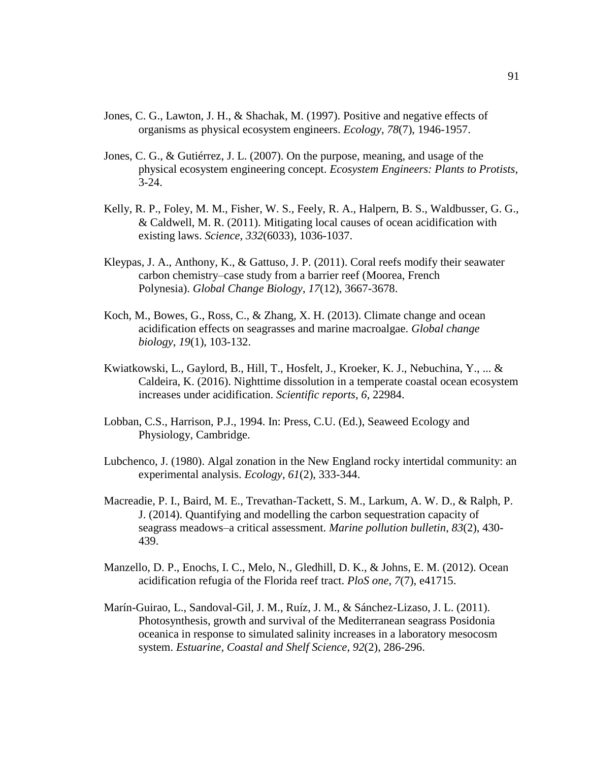Jones, C. G., Lawton, J. H., & Shachak, M. (1997). Positive and negative effects of organisms as physical ecosystem engineers. *Ecology*, *78*(7), 1946-1957.

Jones, C. G., & Gutiérrez, J. L. (2007). On the purpose, meaning, and usage of the physical ecosystem engineering concept. *Ecosystem Engineers: Plants to Protists*, 3-24.

Kelly, R. P., Foley, M. M., Fisher, W. S., Feely, R. A., Halpern, B. S., Waldbusser, G. G., & Caldwell, M. R. (2011). Mitigating local causes of ocean acidification with existing laws. *Science*, *332*(6033), 1036-1037.

Kleypas, J. A., Anthony, K., & Gattuso, J. P. (2011). Coral reefs modify their seawater carbon chemistry–case study from a barrier reef (Moorea, French Polynesia). *Global Change Biology*, *17*(12), 3667-3678.

Koch, M., Bowes, G., Ross, C., & Zhang, X. H. (2013). Climate change and ocean acidification effects on seagrasses and marine macroalgae. *Global change biology*, *19*(1), 103-132.

Kwiatkowski, L., Gaylord, B., Hill, T., Hosfelt, J., Kroeker, K. J., Nebuchina, Y., ... & Caldeira, K. (2016). Nighttime dissolution in a temperate coastal ocean ecosystem increases under acidification. *Scientific reports*, *6*, 22984.

Lobban, C.S., Harrison, P.J., 1994. In: Press, C.U. (Ed.), Seaweed Ecology and Physiology, Cambridge.

Lubchenco, J. (1980). Algal zonation in the New England rocky intertidal community: an experimental analysis. *Ecology*, *61*(2), 333-344.

Macreadie, P. I., Baird, M. E., Trevathan-Tackett, S. M., Larkum, A. W. D., & Ralph, P. J. (2014). Quantifying and modelling the carbon sequestration capacity of seagrass meadows–a critical assessment. *Marine pollution bulletin*, *83*(2), 430-439.

Manzello, D. P., Enochs, I. C., Melo, N., Gledhill, D. K., & Johns, E. M. (2012). Ocean acidification refugia of the Florida reef tract. *PloS one*, *7*(7), e41715.

Marín-Guirao, L., Sandoval-Gil, J. M., Ruíz, J. M., & Sánchez-Lizaso, J. L. (2011). Photosynthesis, growth and survival of the Mediterranean seagrass Posidonia oceanica in response to simulated salinity increases in a laboratory mesocosm system. *Estuarine, Coastal and Shelf Science*, *92*(2), 286-296.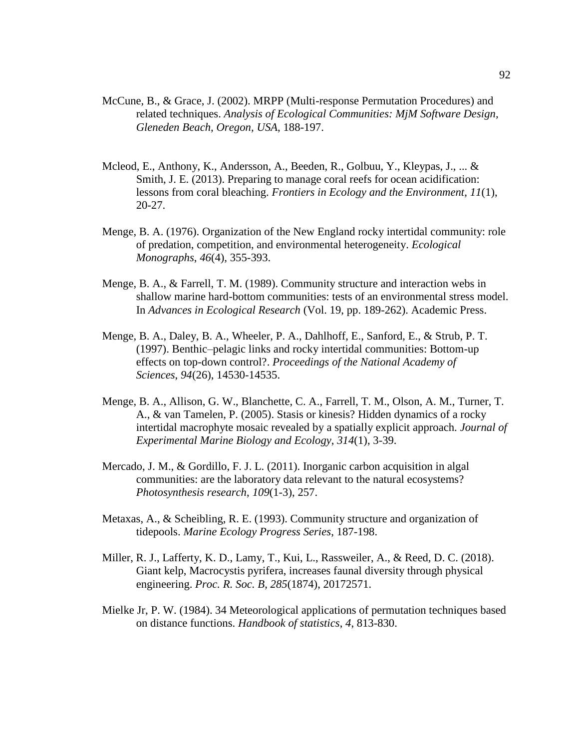McCune, B., & Grace, J. (2002). MRPP (Multi-response Permutation Procedures) and related techniques. *Analysis of Ecological Communities: MjM Software Design, Gleneden Beach, Oregon, USA*, 188-197.

Mcleod, E., Anthony, K., Andersson, A., Beeden, R., Golbuu, Y., Kleypas, J., ... & Smith, J. E. (2013). Preparing to manage coral reefs for ocean acidification: lessons from coral bleaching. *Frontiers in Ecology and the Environment*, *11*(1), 20-27.

Menge, B. A. (1976). Organization of the New England rocky intertidal community: role of predation, competition, and environmental heterogeneity. *Ecological Monographs*, *46*(4), 355-393.

Menge, B. A., & Farrell, T. M. (1989). Community structure and interaction webs in shallow marine hard-bottom communities: tests of an environmental stress model. In *Advances in Ecological Research* (Vol. 19, pp. 189-262). Academic Press.

Menge, B. A., Daley, B. A., Wheeler, P. A., Dahlhoff, E., Sanford, E., & Strub, P. T. (1997). Benthic–pelagic links and rocky intertidal communities: Bottom-up effects on top-down control?. *Proceedings of the National Academy of Sciences*, *94*(26), 14530-14535.

Menge, B. A., Allison, G. W., Blanchette, C. A., Farrell, T. M., Olson, A. M., Turner, T. A., & van Tamelen, P. (2005). Stasis or kinesis? Hidden dynamics of a rocky intertidal macrophyte mosaic revealed by a spatially explicit approach. *Journal of Experimental Marine Biology and Ecology*, *314*(1), 3-39.

Mercado, J. M., & Gordillo, F. J. L. (2011). Inorganic carbon acquisition in algal communities: are the laboratory data relevant to the natural ecosystems? *Photosynthesis research*, *109*(1-3), 257.

Metaxas, A., & Scheibling, R. E. (1993). Community structure and organization of tidepools. *Marine Ecology Progress Series*, 187-198.

Miller, R. J., Lafferty, K. D., Lamy, T., Kui, L., Rassweiler, A., & Reed, D. C. (2018). Giant kelp, Macrocystis pyrifera, increases faunal diversity through physical engineering. *Proc. R. Soc. B*, *285*(1874), 20172571.

Mielke Jr, P. W. (1984). 34 Meteorological applications of permutation techniques based on distance functions. *Handbook of statistics*, *4*, 813-830.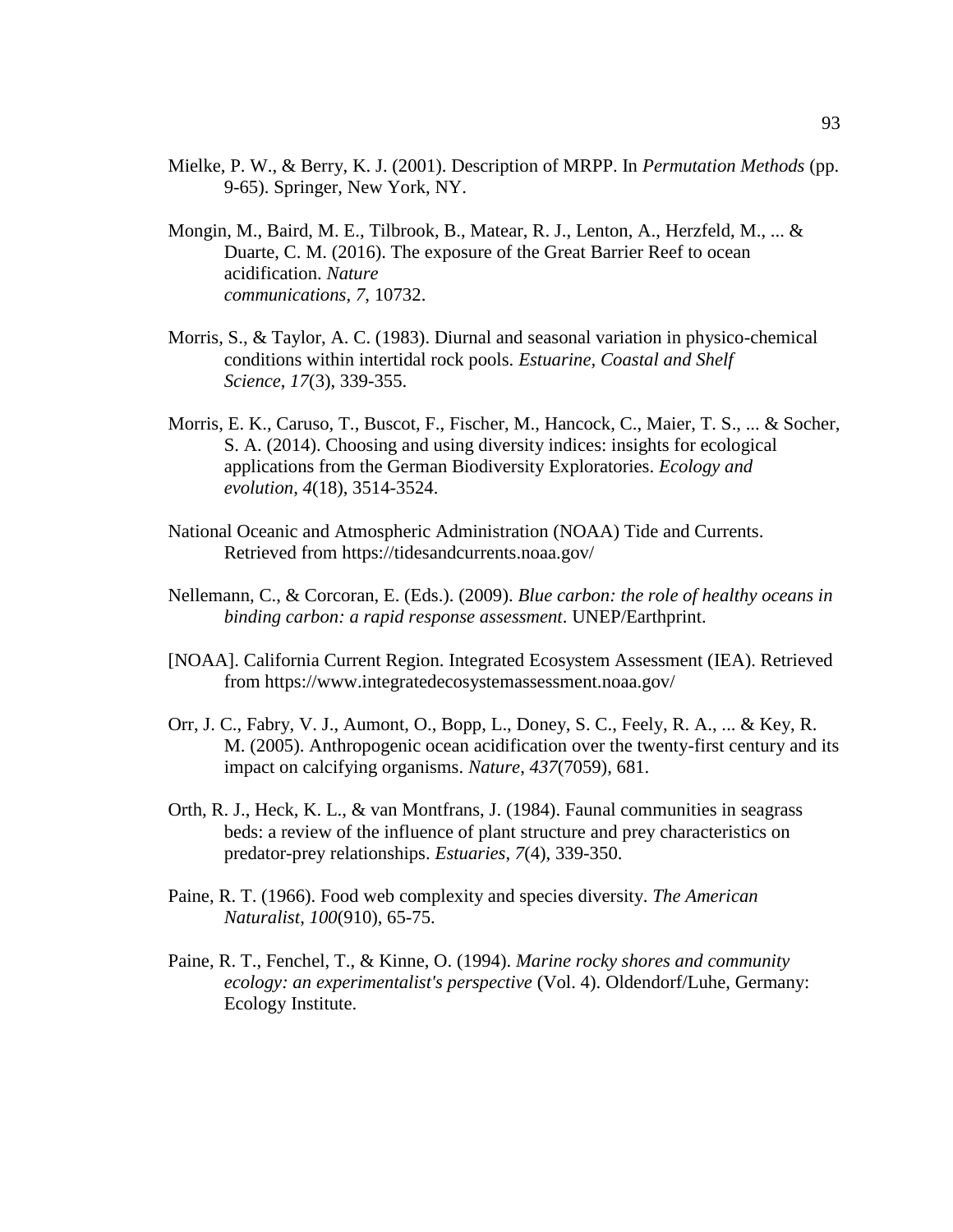Mielke, P. W., & Berry, K. J. (2001). Description of MRPP. In *Permutation Methods* (pp. 9-65). Springer, New York, NY.

Mongin, M., Baird, M. E., Tilbrook, B., Matear, R. J., Lenton, A., Herzfeld, M., ... & Duarte, C. M. (2016). The exposure of the Great Barrier Reef to ocean acidification. *Nature communications*, *7*, 10732.

Morris, S., & Taylor, A. C. (1983). Diurnal and seasonal variation in physico-chemical conditions within intertidal rock pools. *Estuarine, Coastal and Shelf Science*, *17*(3), 339-355.

Morris, E. K., Caruso, T., Buscot, F., Fischer, M., Hancock, C., Maier, T. S., ... & Socher, S. A. (2014). Choosing and using diversity indices: insights for ecological applications from the German Biodiversity Exploratories. *Ecology and evolution*, *4*(18), 3514-3524.

National Oceanic and Atmospheric Administration (NOAA) Tide and Currents. Retrieved from https://tidesandcurrents.noaa.gov/

Nellemann, C., & Corcoran, E. (Eds.). (2009). *Blue carbon: the role of healthy oceans in binding carbon: a rapid response assessment*. UNEP/Earthprint.

[NOAA]. California Current Region. Integrated Ecosystem Assessment (IEA). Retrieved from https://www.integratedecosystemassessment.noaa.gov/

Orr, J. C., Fabry, V. J., Aumont, O., Bopp, L., Doney, S. C., Feely, R. A., ... & Key, R. M. (2005). Anthropogenic ocean acidification over the twenty-first century and its impact on calcifying organisms. *Nature*, *437*(7059), 681.

Orth, R. J., Heck, K. L., & van Montfrans, J. (1984). Faunal communities in seagrass beds: a review of the influence of plant structure and prey characteristics on predator-prey relationships. *Estuaries*, *7*(4), 339-350.

Paine, R. T. (1966). Food web complexity and species diversity. *The American Naturalist*, *100*(910), 65-75.

Paine, R. T., Fenchel, T., & Kinne, O. (1994). *Marine rocky shores and community ecology: an experimentalist's perspective* (Vol. 4). Oldendorf/Luhe, Germany: Ecology Institute.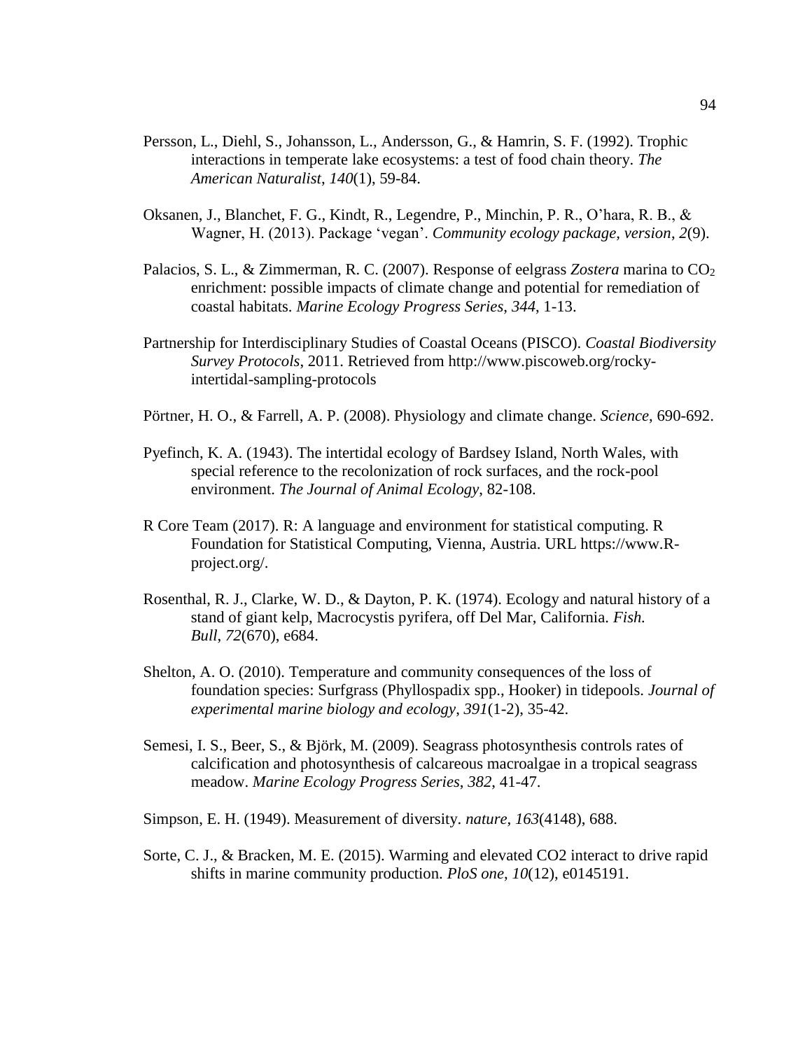Persson, L., Diehl, S., Johansson, L., Andersson, G., & Hamrin, S. F. (1992). Trophic interactions in temperate lake ecosystems: a test of food chain theory. *The American Naturalist*, *140*(1), 59-84.

Oksanen, J., Blanchet, F. G., Kindt, R., Legendre, P., Minchin, P. R., O'hara, R. B., & Wagner, H. (2013). Package 'vegan'. *Community ecology package, version*, *2*(9).

Palacios, S. L., & Zimmerman, R. C. (2007). Response of eelgrass *Zostera* marina to $CO_2$ enrichment: possible impacts of climate change and potential for remediation of coastal habitats. *Marine Ecology Progress Series*, *344*, 1-13.

Partnership for Interdisciplinary Studies of Coastal Oceans (PISCO). *Coastal Biodiversity Survey Protocols*, 2011. Retrieved from http://www.piscoweb.org/rocky-intertidal-sampling-protocols

Pörtner, H. O., & Farrell, A. P. (2008). Physiology and climate change. *Science*, 690-692.

Pyefinch, K. A. (1943). The intertidal ecology of Bardsey Island, North Wales, with special reference to the recolonization of rock surfaces, and the rock-pool environment. *The Journal of Animal Ecology*, 82-108.

R Core Team (2017). R: A language and environment for statistical computing. R Foundation for Statistical Computing, Vienna, Austria. URL https://www.R-project.org/.

Rosenthal, R. J., Clarke, W. D., & Dayton, P. K. (1974). Ecology and natural history of a stand of giant kelp, Macrocystis pyrifera, off Del Mar, California. *Fish. Bull*, *72*(670), e684.

Shelton, A. O. (2010). Temperature and community consequences of the loss of foundation species: Surfgrass (Phyllospadix spp., Hooker) in tidepools. *Journal of experimental marine biology and ecology*, *391*(1-2), 35-42.

Semesi, I. S., Beer, S., & Björk, M. (2009). Seagrass photosynthesis controls rates of calcification and photosynthesis of calcareous macroalgae in a tropical seagrass meadow. *Marine Ecology Progress Series*, *382*, 41-47.

Simpson, E. H. (1949). Measurement of diversity. *nature*, *163*(4148), 688.

Sorte, C. J., & Bracken, M. E. (2015). Warming and elevated CO2 interact to drive rapid shifts in marine community production. *PloS one*, *10*(12), e0145191.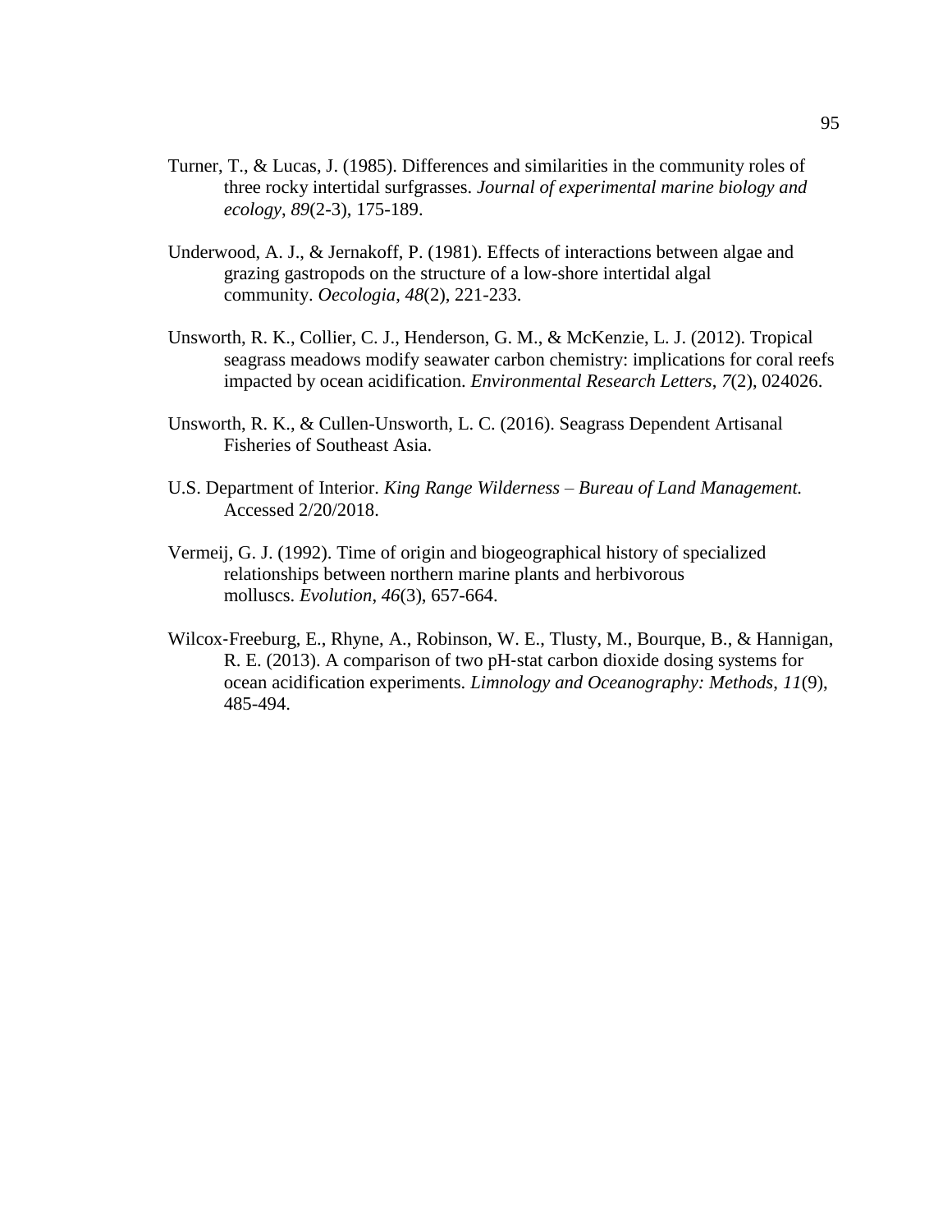Turner, T., & Lucas, J. (1985). Differences and similarities in the community roles of three rocky intertidal surfgrasses. *Journal of experimental marine biology and ecology*, *89*(2-3), 175-189.

Underwood, A. J., & Jernakoff, P. (1981). Effects of interactions between algae and grazing gastropods on the structure of a low-shore intertidal algal community. *Oecologia*, *48*(2), 221-233.

Unsworth, R. K., Collier, C. J., Henderson, G. M., & McKenzie, L. J. (2012). Tropical seagrass meadows modify seawater carbon chemistry: implications for coral reefs impacted by ocean acidification. *Environmental Research Letters*, *7*(2), 024026.

Unsworth, R. K., & Cullen-Unsworth, L. C. (2016). Seagrass Dependent Artisanal Fisheries of Southeast Asia.

U.S. Department of Interior. *King Range Wilderness – Bureau of Land Management.* Accessed 2/20/2018.

Vermeij, G. J. (1992). Time of origin and biogeographical history of specialized relationships between northern marine plants and herbivorous molluscs. *Evolution*, *46*(3), 657-664.

Wilcox‐Freeburg, E., Rhyne, A., Robinson, W. E., Tlusty, M., Bourque, B., & Hannigan, R. E. (2013). A comparison of two pH‐stat carbon dioxide dosing systems for ocean acidification experiments. *Limnology and Oceanography: Methods*, *11*(9), 485-494.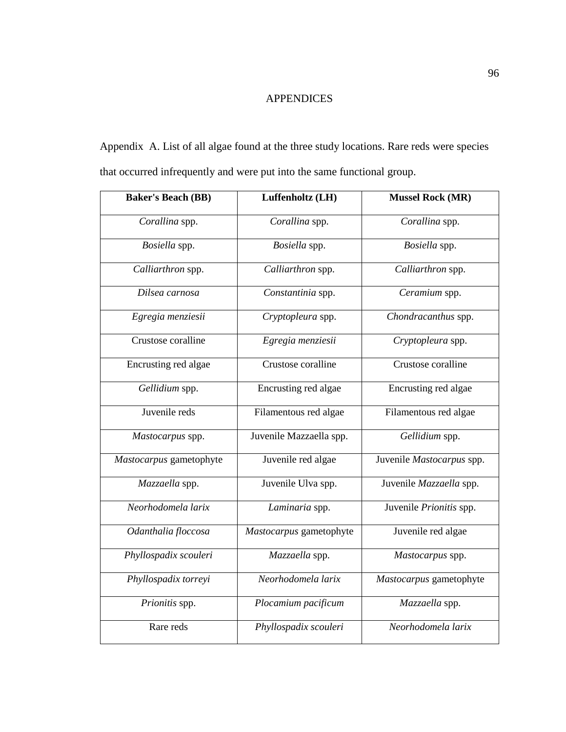# APPENDICES

Appendix A. List of all algae found at the three study locations. Rare reds were species that occurred infrequently and were put into the same functional group.

| **Baker's Beach (BB)** | **Luffenholtz (LH)** | **Mussel Rock (MR)** |
|---|---|---|
| *Corallina* spp. | *Corallina* spp. | *Corallina* spp. |
| *Bosiella* spp. | *Bosiella* spp. | *Bosiella* spp. |
| *Calliarthron* spp. | *Calliarthron* spp. | *Calliarthron* spp. |
| *Dilsea carnosa* | *Constantinia* spp. | *Ceramium* spp. |
| *Egregia menziesii* | *Cryptopleura* spp. | *Chondracanthus* spp. |
| Crustose coralline | *Egregia menziesii* | *Cryptopleura* spp. |
| Encrusting red algae | Crustose coralline | Crustose coralline |
| *Gellidium* spp. | Encrusting red algae | Encrusting red algae |
| Juvenile reds | Filamentous red algae | Filamentous red algae |
| *Mastocarpus* spp. | Juvenile Mazzaella spp. | *Gellidium* spp. |
| *Mastocarpus* gametophyte | Juvenile red algae | Juvenile *Mastocarpus* spp. |
| *Mazzaella* spp. | Juvenile Ulva spp. | Juvenile *Mazzaella* spp. |
| *Neorhodomela larix* | *Laminaria* spp. | Juvenile *Prionitis* spp. |
| *Odanthalia floccosa* | *Mastocarpus* gametophyte | Juvenile red algae |
| *Phyllospadix scouleri* | *Mazzaella* spp. | *Mastocarpus* spp. |
| *Phyllospadix torreyi* | *Neorhodomela larix* | *Mastocarpus* gametophyte |
| *Prionitis* spp. | *Plocamium pacificum* | *Mazzaella* spp. |
| Rare reds | *Phyllospadix scouleri* | *Neorhodomela larix* |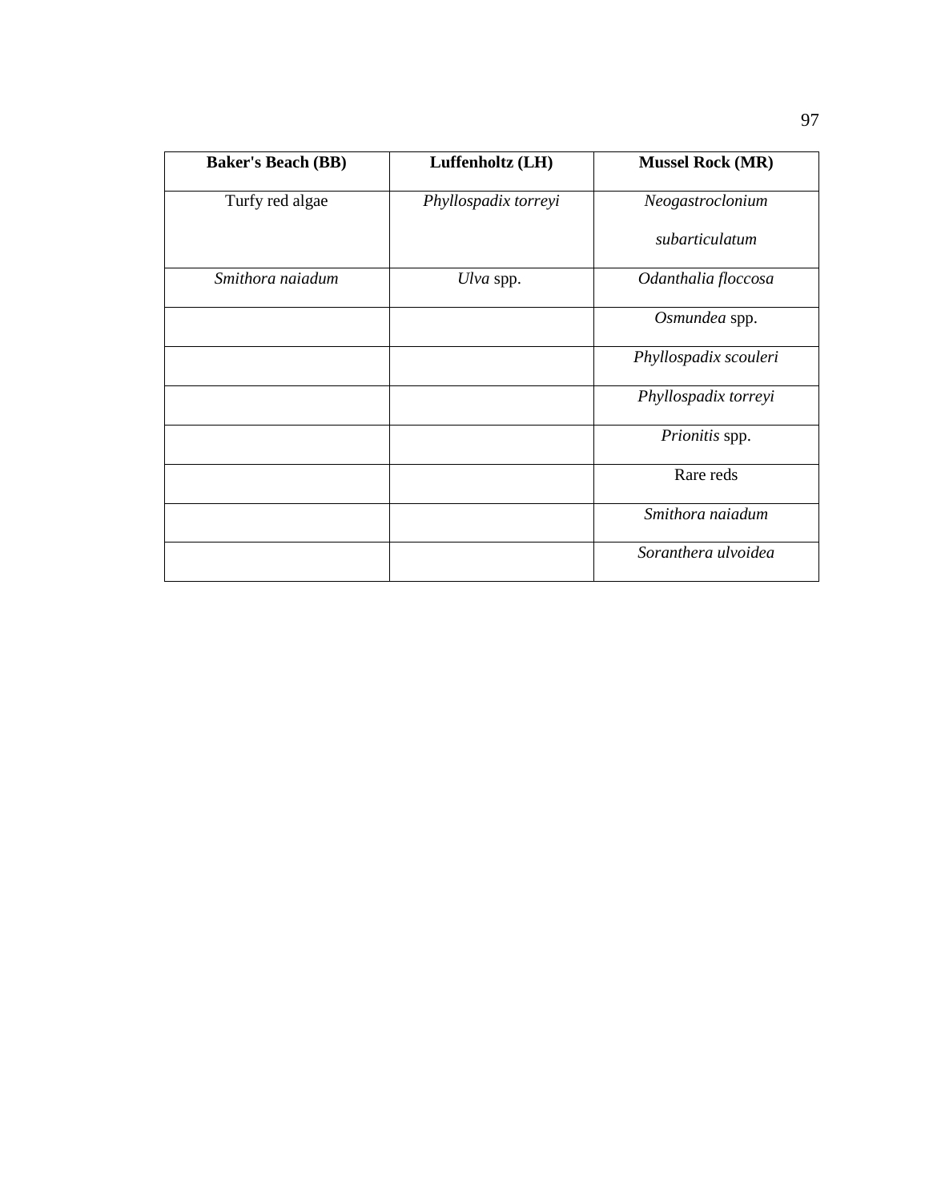| **Baker's Beach (BB)** | **Luffenholtz (LH)** | **Mussel Rock (MR)** |
|---|---|---|
| Turfy red algae | *Phyllospadix torreyi* | *Neogastroclonium subarticulatum* |
| *Smithora naiadum* | *Ulva* spp. | *Odanthalia floccosa* |
| | | *Osmundea* spp. |
| | | *Phyllospadix scouleri* |
| | | *Phyllospadix torreyi* |
| | | *Prionitis* spp. |
| | | Rare reds |
| | | *Smithora naiadum* |
| | | *Soranthera ulvoidea* |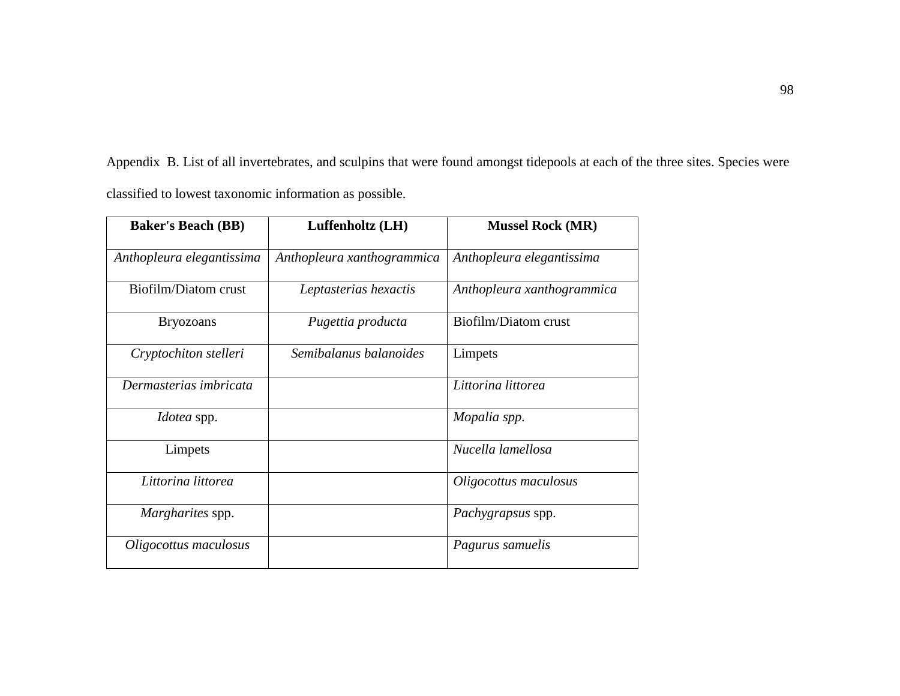Appendix B. List of all invertebrates, and sculpins that were found amongst tidepools at each of the three sites. Species were classified to lowest taxonomic information as possible.

| **Baker's Beach (BB)** | **Luffenholtz (LH)** | **Mussel Rock (MR)** |
|---|---|---|
| *Anthopleura elegantissima* | *Anthopleura xanthogrammica* | *Anthopleura elegantissima* |
| Biofilm/Diatom crust | *Leptasterias hexactis* | *Anthopleura xanthogrammica* |
| Bryozoans | *Pugettia producta* | Biofilm/Diatom crust |
| *Cryptochiton stelleri* | *Semibalanus balanoides* | Limpets |
| *Dermasterias imbricata* | | *Littorina littorea* |
| *Idotea* spp. | | *Mopalia spp.* |
| Limpets | | *Nucella lamellosa* |
| *Littorina littorea* | | *Oligocottus maculosus* |
| *Margharites* spp. | | *Pachygrapsus* spp. |
| *Oligocottus maculosus* | | *Pagurus samuelis* |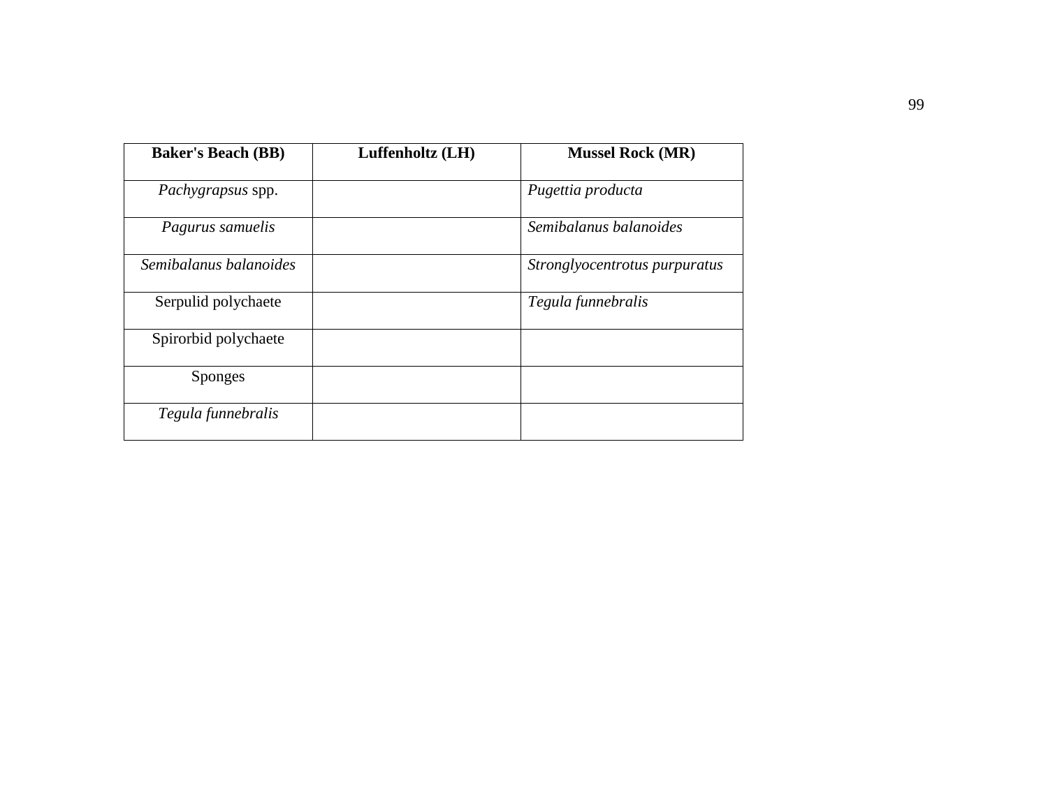| Baker's Beach (BB) | Luffenholtz (LH) | Mussel Rock (MR) |
| --- | --- | --- |
| *Pachygrapsus* spp. | | *Pugettia producta* |
| *Pagurus samuelis* | | *Semibalanus balanoides* |
| *Semibalanus balanoides* | | *Stronglyocentrotus purpuratus* |
| Serpulid polychaete | | *Tegula funnebralis* |
| Spirorbid polychaete | | |
| Sponges | | |
| *Tegula funnebralis* | | |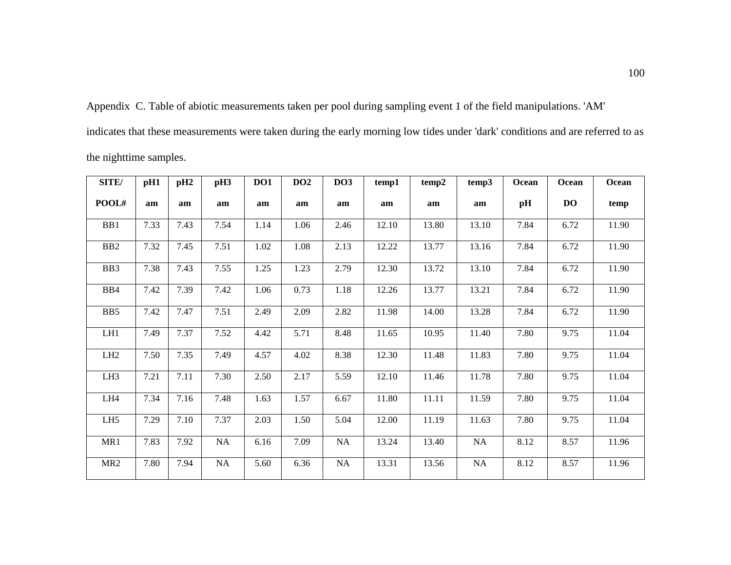Appendix C. Table of abiotic measurements taken per pool during sampling event 1 of the field manipulations. 'AM' indicates that these measurements were taken during the early morning low tides under 'dark' conditions and are referred to as the nighttime samples.

| SITE/ POOL# | pH1 am | pH2 am | pH3 am | DO1 am | DO2 am | DO3 am | temp1 am | temp2 am | temp3 am | Ocean pH | Ocean DO | Ocean temp |
|---|---|---|---|---|---|---|---|---|---|---|---|---|
| BB1 | 7.33 | 7.43 | 7.54 | 1.14 | 1.06 | 2.46 | 12.10 | 13.80 | 13.10 | 7.84 | 6.72 | 11.90 |
| BB2 | 7.32 | 7.45 | 7.51 | 1.02 | 1.08 | 2.13 | 12.22 | 13.77 | 13.16 | 7.84 | 6.72 | 11.90 |
| BB3 | 7.38 | 7.43 | 7.55 | 1.25 | 1.23 | 2.79 | 12.30 | 13.72 | 13.10 | 7.84 | 6.72 | 11.90 |
| BB4 | 7.42 | 7.39 | 7.42 | 1.06 | 0.73 | 1.18 | 12.26 | 13.77 | 13.21 | 7.84 | 6.72 | 11.90 |
| BB5 | 7.42 | 7.47 | 7.51 | 2.49 | 2.09 | 2.82 | 11.98 | 14.00 | 13.28 | 7.84 | 6.72 | 11.90 |
| LH1 | 7.49 | 7.37 | 7.52 | 4.42 | 5.71 | 8.48 | 11.65 | 10.95 | 11.40 | 7.80 | 9.75 | 11.04 |
| LH2 | 7.50 | 7.35 | 7.49 | 4.57 | 4.02 | 8.38 | 12.30 | 11.48 | 11.83 | 7.80 | 9.75 | 11.04 |
| LH3 | 7.21 | 7.11 | 7.30 | 2.50 | 2.17 | 5.59 | 12.10 | 11.46 | 11.78 | 7.80 | 9.75 | 11.04 |
| LH4 | 7.34 | 7.16 | 7.48 | 1.63 | 1.57 | 6.67 | 11.80 | 11.11 | 11.59 | 7.80 | 9.75 | 11.04 |
| LH5 | 7.29 | 7.10 | 7.37 | 2.03 | 1.50 | 5.04 | 12.00 | 11.19 | 11.63 | 7.80 | 9.75 | 11.04 |
| MR1 | 7.83 | 7.92 | NA | 6.16 | 7.09 | NA | 13.24 | 13.40 | NA | 8.12 | 8.57 | 11.96 |
| MR2 | 7.80 | 7.94 | NA | 5.60 | 6.36 | NA | 13.31 | 13.56 | NA | 8.12 | 8.57 | 11.96 |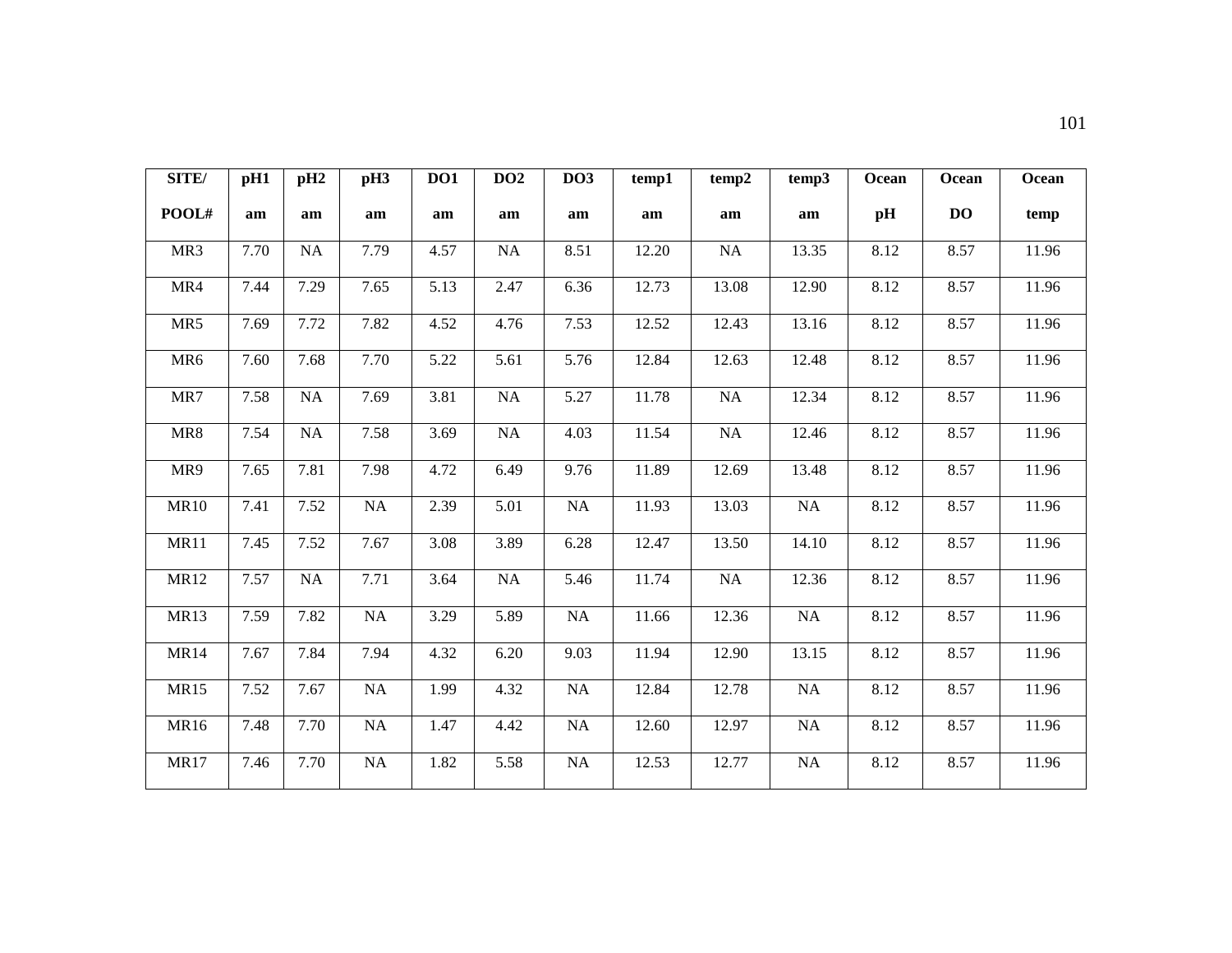| SITE/ POOL# | pH1 am | pH2 am | pH3 am | DO1 am | DO2 am | DO3 am | temp1 am | temp2 am | temp3 am | Ocean pH | Ocean DO | Ocean temp |
|---|---|---|---|---|---|---|---|---|---|---|---|---|
| MR3 | 7.70 | NA | 7.79 | 4.57 | NA | 8.51 | 12.20 | NA | 13.35 | 8.12 | 8.57 | 11.96 |
| MR4 | 7.44 | 7.29 | 7.65 | 5.13 | 2.47 | 6.36 | 12.73 | 13.08 | 12.90 | 8.12 | 8.57 | 11.96 |
| MR5 | 7.69 | 7.72 | 7.82 | 4.52 | 4.76 | 7.53 | 12.52 | 12.43 | 13.16 | 8.12 | 8.57 | 11.96 |
| MR6 | 7.60 | 7.68 | 7.70 | 5.22 | 5.61 | 5.76 | 12.84 | 12.63 | 12.48 | 8.12 | 8.57 | 11.96 |
| MR7 | 7.58 | NA | 7.69 | 3.81 | NA | 5.27 | 11.78 | NA | 12.34 | 8.12 | 8.57 | 11.96 |
| MR8 | 7.54 | NA | 7.58 | 3.69 | NA | 4.03 | 11.54 | NA | 12.46 | 8.12 | 8.57 | 11.96 |
| MR9 | 7.65 | 7.81 | 7.98 | 4.72 | 6.49 | 9.76 | 11.89 | 12.69 | 13.48 | 8.12 | 8.57 | 11.96 |
| MR10 | 7.41 | 7.52 | NA | 2.39 | 5.01 | NA | 11.93 | 13.03 | NA | 8.12 | 8.57 | 11.96 |
| MR11 | 7.45 | 7.52 | 7.67 | 3.08 | 3.89 | 6.28 | 12.47 | 13.50 | 14.10 | 8.12 | 8.57 | 11.96 |
| MR12 | 7.57 | NA | 7.71 | 3.64 | NA | 5.46 | 11.74 | NA | 12.36 | 8.12 | 8.57 | 11.96 |
| MR13 | 7.59 | 7.82 | NA | 3.29 | 5.89 | NA | 11.66 | 12.36 | NA | 8.12 | 8.57 | 11.96 |
| MR14 | 7.67 | 7.84 | 7.94 | 4.32 | 6.20 | 9.03 | 11.94 | 12.90 | 13.15 | 8.12 | 8.57 | 11.96 |
| MR15 | 7.52 | 7.67 | NA | 1.99 | 4.32 | NA | 12.84 | 12.78 | NA | 8.12 | 8.57 | 11.96 |
| MR16 | 7.48 | 7.70 | NA | 1.47 | 4.42 | NA | 12.60 | 12.97 | NA | 8.12 | 8.57 | 11.96 |
| MR17 | 7.46 | 7.70 | NA | 1.82 | 5.58 | NA | 12.53 | 12.77 | NA | 8.12 | 8.57 | 11.96 |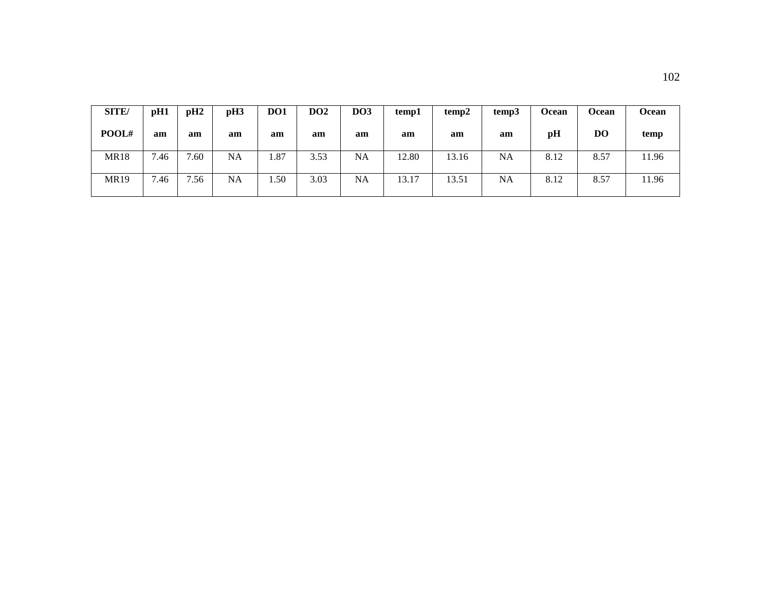| SITE/ POOL# | pH1 am | pH2 am | pH3 am | DO1 am | DO2 am | DO3 am | temp1 am | temp2 am | temp3 am | Ocean pH | Ocean DO | Ocean temp |
|---|---|---|---|---|---|---|---|---|---|---|---|---|
| MR18 | 7.46 | 7.60 | NA | 1.87 | 3.53 | NA | 12.80 | 13.16 | NA | 8.12 | 8.57 | 11.96 |
| MR19 | 7.46 | 7.56 | NA | 1.50 | 3.03 | NA | 13.17 | 13.51 | NA | 8.12 | 8.57 | 11.96 |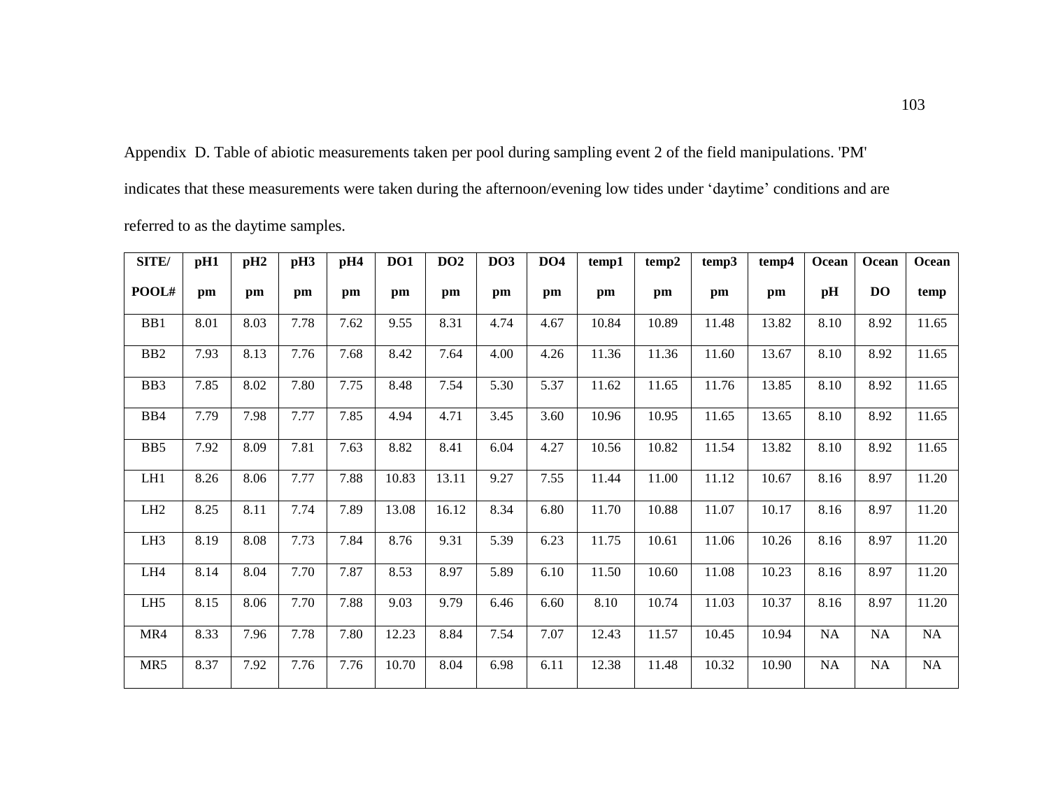Appendix D. Table of abiotic measurements taken per pool during sampling event 2 of the field manipulations. 'PM' indicates that these measurements were taken during the afternoon/evening low tides under ‘daytime’ conditions and are referred to as the daytime samples.

| SITE/ POOL# | pH1 pm | pH2 pm | pH3 pm | pH4 pm | DO1 pm | DO2 pm | DO3 pm | DO4 pm | temp1 pm | temp2 pm | temp3 pm | temp4 pm | Ocean pH | Ocean DO | Ocean temp |
|---|---|---|---|---|---|---|---|---|---|---|---|---|---|---|---|
| BB1 | 8.01 | 8.03 | 7.78 | 7.62 | 9.55 | 8.31 | 4.74 | 4.67 | 10.84 | 10.89 | 11.48 | 13.82 | 8.10 | 8.92 | 11.65 |
| BB2 | 7.93 | 8.13 | 7.76 | 7.68 | 8.42 | 7.64 | 4.00 | 4.26 | 11.36 | 11.36 | 11.60 | 13.67 | 8.10 | 8.92 | 11.65 |
| BB3 | 7.85 | 8.02 | 7.80 | 7.75 | 8.48 | 7.54 | 5.30 | 5.37 | 11.62 | 11.65 | 11.76 | 13.85 | 8.10 | 8.92 | 11.65 |
| BB4 | 7.79 | 7.98 | 7.77 | 7.85 | 4.94 | 4.71 | 3.45 | 3.60 | 10.96 | 10.95 | 11.65 | 13.65 | 8.10 | 8.92 | 11.65 |
| BB5 | 7.92 | 8.09 | 7.81 | 7.63 | 8.82 | 8.41 | 6.04 | 4.27 | 10.56 | 10.82 | 11.54 | 13.82 | 8.10 | 8.92 | 11.65 |
| LH1 | 8.26 | 8.06 | 7.77 | 7.88 | 10.83 | 13.11 | 9.27 | 7.55 | 11.44 | 11.00 | 11.12 | 10.67 | 8.16 | 8.97 | 11.20 |
| LH2 | 8.25 | 8.11 | 7.74 | 7.89 | 13.08 | 16.12 | 8.34 | 6.80 | 11.70 | 10.88 | 11.07 | 10.17 | 8.16 | 8.97 | 11.20 |
| LH3 | 8.19 | 8.08 | 7.73 | 7.84 | 8.76 | 9.31 | 5.39 | 6.23 | 11.75 | 10.61 | 11.06 | 10.26 | 8.16 | 8.97 | 11.20 |
| LH4 | 8.14 | 8.04 | 7.70 | 7.87 | 8.53 | 8.97 | 5.89 | 6.10 | 11.50 | 10.60 | 11.08 | 10.23 | 8.16 | 8.97 | 11.20 |
| LH5 | 8.15 | 8.06 | 7.70 | 7.88 | 9.03 | 9.79 | 6.46 | 6.60 | 8.10 | 10.74 | 11.03 | 10.37 | 8.16 | 8.97 | 11.20 |
| MR4 | 8.33 | 7.96 | 7.78 | 7.80 | 12.23 | 8.84 | 7.54 | 7.07 | 12.43 | 11.57 | 10.45 | 10.94 | NA | NA | NA |
| MR5 | 8.37 | 7.92 | 7.76 | 7.76 | 10.70 | 8.04 | 6.98 | 6.11 | 12.38 | 11.48 | 10.32 | 10.90 | NA | NA | NA |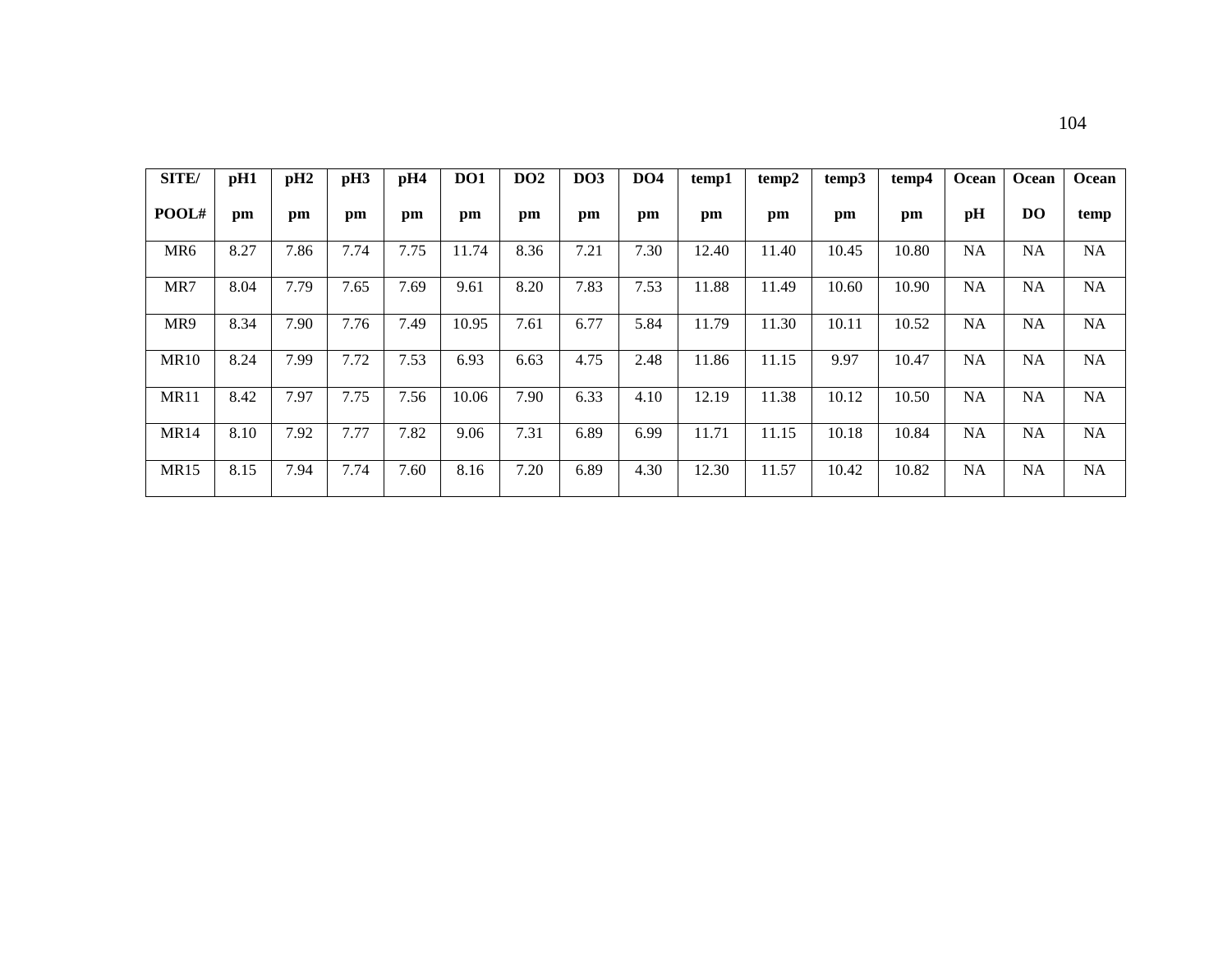| SITE/ POOL# | pH1 pm | pH2 pm | pH3 pm | pH4 pm | DO1 pm | DO2 pm | DO3 pm | DO4 pm | temp1 pm | temp2 pm | temp3 pm | temp4 pm | Ocean pH | Ocean DO | Ocean temp |
|---|---|---|---|---|---|---|---|---|---|---|---|---|---|---|---|
| MR6 | 8.27 | 7.86 | 7.74 | 7.75 | 11.74 | 8.36 | 7.21 | 7.30 | 12.40 | 11.40 | 10.45 | 10.80 | NA | NA | NA |
| MR7 | 8.04 | 7.79 | 7.65 | 7.69 | 9.61 | 8.20 | 7.83 | 7.53 | 11.88 | 11.49 | 10.60 | 10.90 | NA | NA | NA |
| MR9 | 8.34 | 7.90 | 7.76 | 7.49 | 10.95 | 7.61 | 6.77 | 5.84 | 11.79 | 11.30 | 10.11 | 10.52 | NA | NA | NA |
| MR10 | 8.24 | 7.99 | 7.72 | 7.53 | 6.93 | 6.63 | 4.75 | 2.48 | 11.86 | 11.15 | 9.97 | 10.47 | NA | NA | NA |
| MR11 | 8.42 | 7.97 | 7.75 | 7.56 | 10.06 | 7.90 | 6.33 | 4.10 | 12.19 | 11.38 | 10.12 | 10.50 | NA | NA | NA |
| MR14 | 8.10 | 7.92 | 7.77 | 7.82 | 9.06 | 7.31 | 6.89 | 6.99 | 11.71 | 11.15 | 10.18 | 10.84 | NA | NA | NA |
| MR15 | 8.15 | 7.94 | 7.74 | 7.60 | 8.16 | 7.20 | 6.89 | 4.30 | 12.30 | 11.57 | 10.42 | 10.82 | NA | NA | NA |